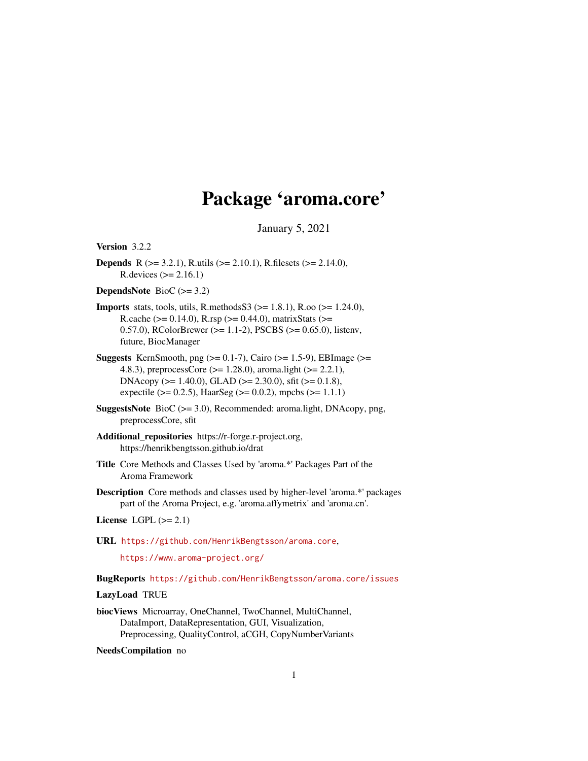# Package 'aroma.core'

January 5, 2021

**Version** 3.2.2

**Depends** R (>= 3.2.1), R.utils (>= 2.10.1), R.filesets (>= 2.14.0), R.devices (>= 2.16.1)

**DependsNote** BioC (>= 3.2)

**Imports** stats, tools, utils, R.methodsS3 (>= 1.8.1), R.oo (>= 1.24.0), R.cache (>= 0.14.0), R.rsp (>= 0.44.0), matrixStats (>= 0.57.0), RColorBrewer (>= 1.1-2), PSCBS (>= 0.65.0), listenv, future, BiocManager

**Suggests** KernSmooth, png (>= 0.1-7), Cairo (>= 1.5-9), EBImage (>= 4.8.3), preprocessCore (>= 1.28.0), aroma.light (>= 2.2.1), DNAcopy (>= 1.40.0), GLAD (>= 2.30.0), sfit (>= 0.1.8), expectile (>= 0.2.5), HaarSeg (>= 0.0.2), mpcbs (>= 1.1.1)

**SuggestsNote** BioC (>= 3.0), Recommended: aroma.light, DNAcopy, png, preprocessCore, sfit

**Additional_repositories** https://r-forge.r-project.org, https://henrikbengtsson.github.io/drat

**Title** Core Methods and Classes Used by 'aroma.*' Packages Part of the Aroma Framework

**Description** Core methods and classes used by higher-level 'aroma.*' packages part of the Aroma Project, e.g. 'aroma.affymetrix' and 'aroma.cn'.

**License** LGPL (>= 2.1)

**URL** https://github.com/HenrikBengtsson/aroma.core,

https://www.aroma-project.org/

**BugReports** https://github.com/HenrikBengtsson/aroma.core/issues

**LazyLoad** TRUE

**biocViews** Microarray, OneChannel, TwoChannel, MultiChannel, DataImport, DataRepresentation, GUI, Visualization, Preprocessing, QualityControl, aCGH, CopyNumberVariants

**NeedsCompilation** no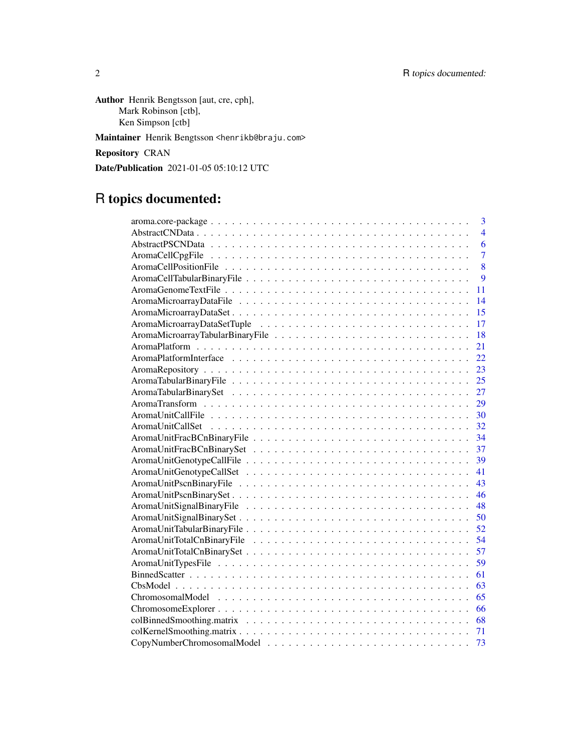**Author** Henrik Bengtsson [aut, cre, cph],
Mark Robinson [ctb],
Ken Simpson [ctb]

**Maintainer** Henrik Bengtsson <henrikb@braju.com>

**Repository** CRAN

**Date/Publication** 2021-01-05 05:10:12 UTC

# R topics documented:

| | |
|---|---|
| aroma.core-package | 3 |
| AbstractCNData | 4 |
| AbstractPSCNData | 6 |
| AromaCellCpgFile | 7 |
| AromaCellPositionFile | 8 |
| AromaCellTabularBinaryFile | 9 |
| AromaGenomeTextFile | 11 |
| AromaMicroarrayDataFile | 14 |
| AromaMicroarrayDataSet | 15 |
| AromaMicroarrayDataSetTuple | 17 |
| AromaMicroarrayTabularBinaryFile | 18 |
| AromaPlatform | 21 |
| AromaPlatformInterface | 22 |
| AromaRepository | 23 |
| AromaTabularBinaryFile | 25 |
| AromaTabularBinarySet | 27 |
| AromaTransform | 29 |
| AromaUnitCallFile | 30 |
| AromaUnitCallSet | 32 |
| AromaUnitFracBCnBinaryFile | 34 |
| AromaUnitFracBCnBinarySet | 37 |
| AromaUnitGenotypeCallFile | 39 |
| AromaUnitGenotypeCallSet | 41 |
| AromaUnitPscnBinaryFile | 43 |
| AromaUnitPscnBinarySet | 46 |
| AromaUnitSignalBinaryFile | 48 |
| AromaUnitSignalBinarySet | 50 |
| AromaUnitTabularBinaryFile | 52 |
| AromaUnitTotalCnBinaryFile | 54 |
| AromaUnitTotalCnBinarySet | 57 |
| AromaUnitTypesFile | 59 |
| BinnedScatter | 61 |
| CbsModel | 63 |
| ChromosomalModel | 65 |
| ChromosomeExplorer | 66 |
| colBinnedSmoothing.matrix | 68 |
| colKernelSmoothing.matrix | 71 |
| CopyNumberChromosomalModel | 73 |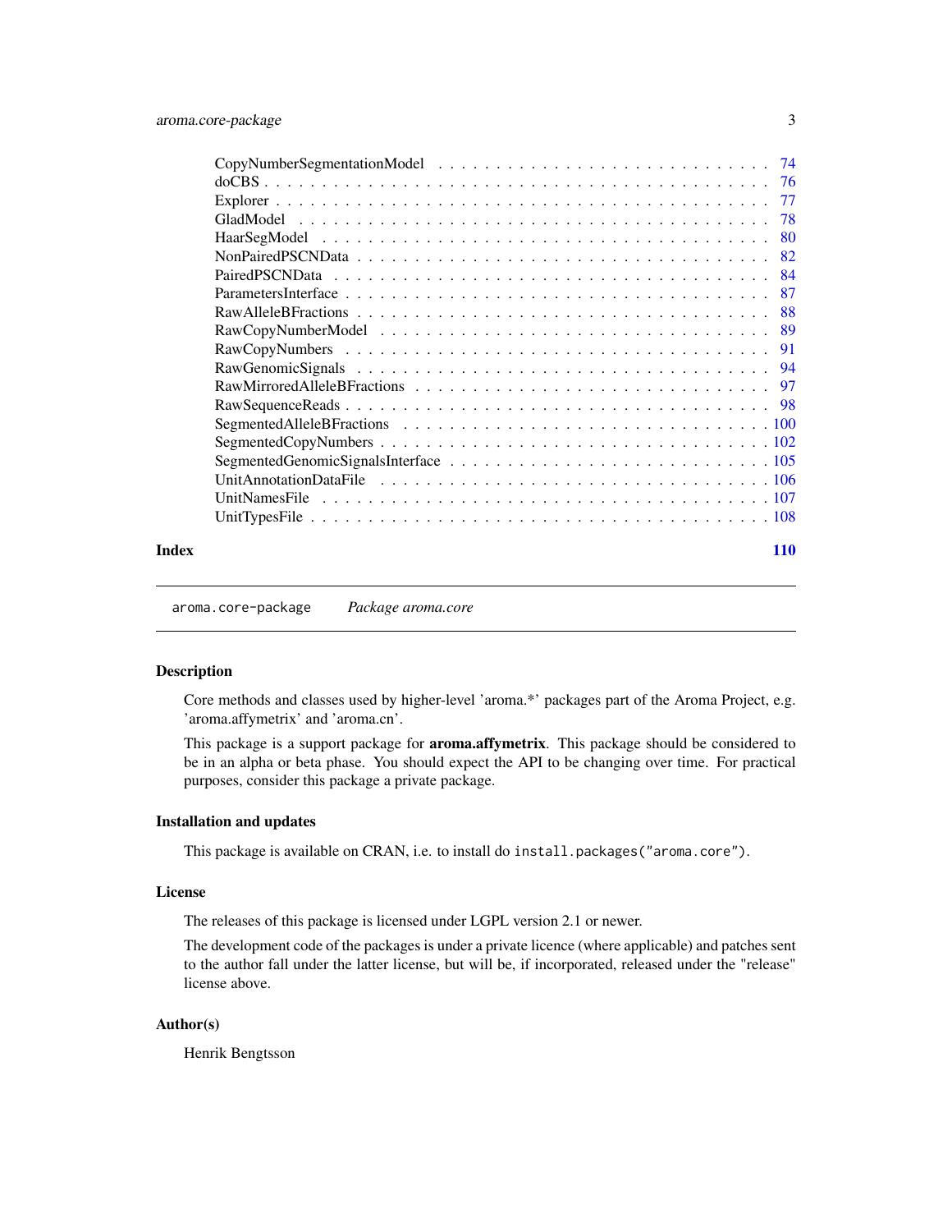| | |
|---|---|
| CopyNumberSegmentationModel | 74 |
| doCBS | 76 |
| Explorer | 77 |
| GladModel | 78 |
| HaarSegModel | 80 |
| NonPairedPSCNData | 82 |
| PairedPSCNData | 84 |
| ParametersInterface | 87 |
| RawAlleleBFractions | 88 |
| RawCopyNumberModel | 89 |
| RawCopyNumbers | 91 |
| RawGenomicSignals | 94 |
| RawMirroredAlleleBFractions | 97 |
| RawSequenceReads | 98 |
| SegmentedAlleleBFractions | 100 |
| SegmentedCopyNumbers | 102 |
| SegmentedGenomicSignalsInterface | 105 |
| UnitAnnotationDataFile | 106 |
| UnitNamesFile | 107 |
| UnitTypesFile | 108 |

**Index** **110**

---

`aroma.core-package` *Package aroma.core*

---

### Description

Core methods and classes used by higher-level 'aroma.*' packages part of the Aroma Project, e.g. 'aroma.affymetrix' and 'aroma.cn'.

This package is a support package for **aroma.affymetrix**. This package should be considered to be in an alpha or beta phase. You should expect the API to be changing over time. For practical purposes, consider this package a private package.

### Installation and updates

This package is available on CRAN, i.e. to install do `install.packages("aroma.core")`.

### License

The releases of this package is licensed under LGPL version 2.1 or newer.

The development code of the packages is under a private licence (where applicable) and patches sent to the author fall under the latter license, but will be, if incorporated, released under the "release" license above.

### Author(s)

Henrik Bengtsson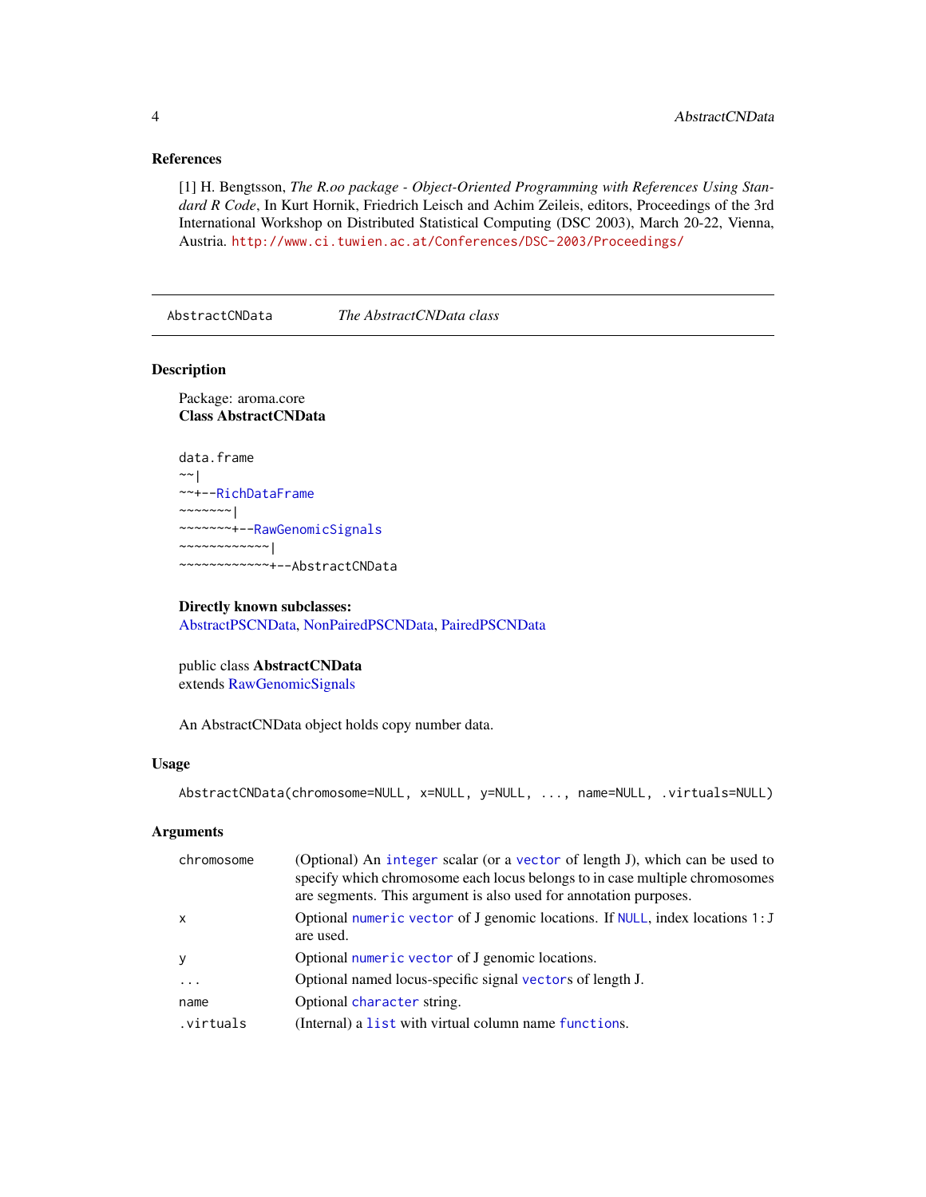## References

[1] H. Bengtsson, *The R.oo package - Object-Oriented Programming with References Using Standard R Code*, In Kurt Hornik, Friedrich Leisch and Achim Zeileis, editors, Proceedings of the 3rd International Workshop on Distributed Statistical Computing (DSC 2003), March 20-22, Vienna, Austria. http://www.ci.tuwien.ac.at/Conferences/DSC-2003/Proceedings/

---

`AbstractCNData` *The AbstractCNData class*

---

## Description

Package: aroma.core
**Class AbstractCNData**

```
data.frame
~~|
~~+--RichDataFrame
~~~~~~~|
~~~~~~~+--RawGenomicSignals
~~~~~~~~~~~~|
~~~~~~~~~~~~+--AbstractCNData
```

**Directly known subclasses:**
AbstractPSCNData, NonPairedPSCNData, PairedPSCNData

public class **AbstractCNData**
extends RawGenomicSignals

An AbstractCNData object holds copy number data.

## Usage

```
AbstractCNData(chromosome=NULL, x=NULL, y=NULL, ..., name=NULL, .virtuals=NULL)
```

## Arguments

| | |
|---|---|
| `chromosome` | (Optional) An `integer` scalar (or a `vector` of length J), which can be used to specify which chromosome each locus belongs to in case multiple chromosomes are segments. This argument is also used for annotation purposes. |
| `x` | Optional `numeric` `vector` of J genomic locations. If `NULL`, index locations `1:J` are used. |
| `y` | Optional `numeric` `vector` of J genomic locations. |
| `...` | Optional named locus-specific signal `vector`s of length J. |
| `name` | Optional `character` string. |
| `.virtuals` | (Internal) a `list` with virtual column name `function`s. |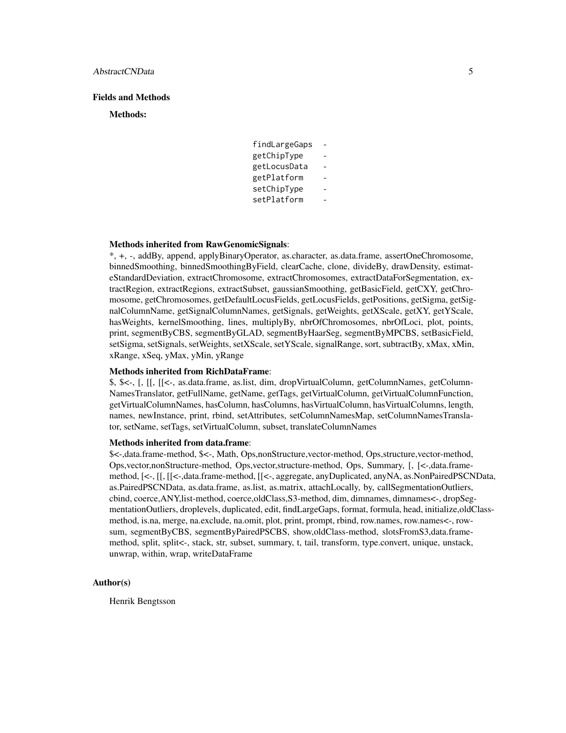## Fields and Methods

**Methods:**

| | |
|---|---|
| findLargeGaps | - |
| getChipType | - |
| getLocusData | - |
| getPlatform | - |
| setChipType | - |
| setPlatform | - |

**Methods inherited from RawGenomicSignals**:
*, +, -, addBy, append, applyBinaryOperator, as.character, as.data.frame, assertOneChromosome, binnedSmoothing, binnedSmoothingByField, clearCache, clone, divideBy, drawDensity, estimateStandardDeviation, extractChromosome, extractChromosomes, extractDataForSegmentation, extractRegion, extractRegions, extractSubset, gaussianSmoothing, getBasicField, getCXY, getChromosome, getChromosomes, getDefaultLocusFields, getLocusFields, getPositions, getSigma, getSignalColumnName, getSignalColumnNames, getSignals, getWeights, getXScale, getXY, getYScale, hasWeights, kernelSmoothing, lines, multiplyBy, nbrOfChromosomes, nbrOfLoci, plot, points, print, segmentByCBS, segmentByGLAD, segmentByHaarSeg, segmentByMPCBS, setBasicField, setSigma, setSignals, setWeights, setXScale, setYScale, signalRange, sort, subtractBy, xMax, xMin, xRange, xSeq, yMax, yMin, yRange

**Methods inherited from RichDataFrame**:
$, $<-, [, [[, [[<-, as.data.frame, as.list, dim, dropVirtualColumn, getColumnNames, getColumnNamesTranslator, getFullName, getName, getTags, getVirtualColumn, getVirtualColumnFunction, getVirtualColumnNames, hasColumn, hasColumns, hasVirtualColumn, hasVirtualColumns, length, names, newInstance, print, rbind, setAttributes, setColumnNamesMap, setColumnNamesTranslator, setName, setTags, setVirtualColumn, subset, translateColumnNames

**Methods inherited from data.frame**:
$<-,data.frame-method, $<-, Math, Ops,nonStructure,vector-method, Ops,structure,vector-method, Ops,vector,nonStructure-method, Ops,vector,structure-method, Ops, Summary, [, [<-,data.frame-method, [<-, [[, [[<-,data.frame-method, [[<-, aggregate, anyDuplicated, anyNA, as.NonPairedPSCNData, as.PairedPSCNData, as.data.frame, as.list, as.matrix, attachLocally, by, callSegmentationOutliers, cbind, coerce,ANY,list-method, coerce,oldClass,S3-method, dim, dimnames, dimnames<-, dropSegmentationOutliers, droplevels, duplicated, edit, findLargeGaps, format, formula, head, initialize,oldClass-method, is.na, merge, na.exclude, na.omit, plot, print, prompt, rbind, row.names, row.names<-, rowsum, segmentByCBS, segmentByPairedPSCBS, show,oldClass-method, slotsFromS3,data.frame-method, split, split<-, stack, str, subset, summary, t, tail, transform, type.convert, unique, unstack, unwrap, within, wrap, writeDataFrame

## Author(s)

Henrik Bengtsson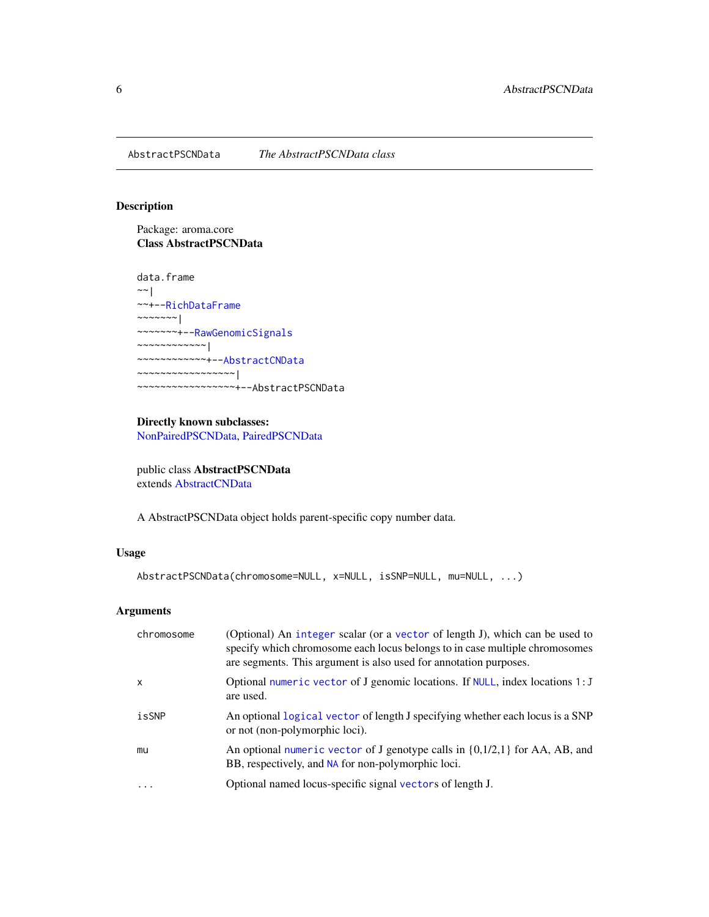AbstractPSCNData *The AbstractPSCNData class*

## Description

Package: aroma.core
**Class AbstractPSCNData**

```
data.frame
~~|
~~+--RichDataFrame
~~~~~~~|
~~~~~~~+--RawGenomicSignals
~~~~~~~~~~~~|
~~~~~~~~~~~~+--AbstractCNData
~~~~~~~~~~~~~~~~~|
~~~~~~~~~~~~~~~~~+--AbstractPSCNData
```

**Directly known subclasses:**
NonPairedPSCNData, PairedPSCNData

public class **AbstractPSCNData**
extends AbstractCNData

A AbstractPSCNData object holds parent-specific copy number data.

## Usage

```
AbstractPSCNData(chromosome=NULL, x=NULL, isSNP=NULL, mu=NULL, ...)
```

## Arguments

| | |
|---|---|
| chromosome | (Optional) An integer scalar (or a vector of length J), which can be used to specify which chromosome each locus belongs to in case multiple chromosomes are segments. This argument is also used for annotation purposes. |
| x | Optional numeric vector of J genomic locations. If NULL, index locations 1:J are used. |
| isSNP | An optional logical vector of length J specifying whether each locus is a SNP or not (non-polymorphic loci). |
| mu | An optional numeric vector of J genotype calls in {0,1/2,1} for AA, AB, and BB, respectively, and NA for non-polymorphic loci. |
| ... | Optional named locus-specific signal vectors of length J. |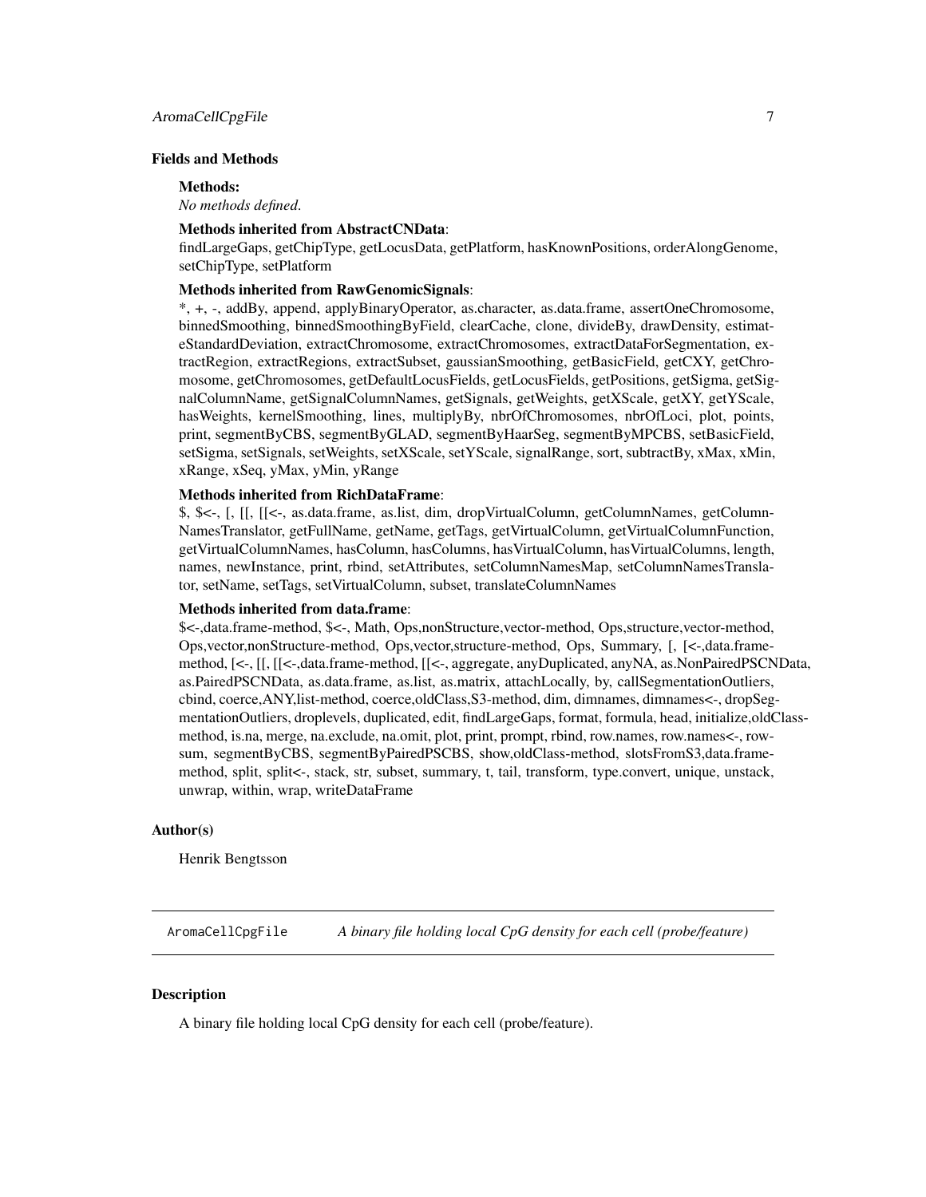## Fields and Methods

**Methods:**

*No methods defined*.

**Methods inherited from AbstractCNData**:

findLargeGaps, getChipType, getLocusData, getPlatform, hasKnownPositions, orderAlongGenome, setChipType, setPlatform

**Methods inherited from RawGenomicSignals**:

*, +, -, addBy, append, applyBinaryOperator, as.character, as.data.frame, assertOneChromosome, binnedSmoothing, binnedSmoothingByField, clearCache, clone, divideBy, drawDensity, estimateStandardDeviation, extractChromosome, extractChromosomes, extractDataForSegmentation, extractRegion, extractRegions, extractSubset, gaussianSmoothing, getBasicField, getCXY, getChromosome, getChromosomes, getDefaultLocusFields, getLocusFields, getPositions, getSigma, getSignalColumnName, getSignalColumnNames, getSignals, getWeights, getXScale, getXY, getYScale, hasWeights, kernelSmoothing, lines, multiplyBy, nbrOfChromosomes, nbrOfLoci, plot, points, print, segmentByCBS, segmentByGLAD, segmentByHaarSeg, segmentByMPCBS, setBasicField, setSigma, setSignals, setWeights, setXScale, setYScale, signalRange, sort, subtractBy, xMax, xMin, xRange, xSeq, yMax, yMin, yRange

**Methods inherited from RichDataFrame**:

$, $<-, [, [[, [[<-, as.data.frame, as.list, dim, dropVirtualColumn, getColumnNames, getColumnNamesTranslator, getFullName, getName, getTags, getVirtualColumn, getVirtualColumnFunction, getVirtualColumnNames, hasColumn, hasColumns, hasVirtualColumn, hasVirtualColumns, length, names, newInstance, print, rbind, setAttributes, setColumnNamesMap, setColumnNamesTranslator, setName, setTags, setVirtualColumn, subset, translateColumnNames

**Methods inherited from data.frame**:

$<-,data.frame-method, $<-, Math, Ops,nonStructure,vector-method, Ops,structure,vector-method, Ops,vector,nonStructure-method, Ops,vector,structure-method, Ops, Summary, [, [<-,data.frame-method, [<-, [[, [[<-,data.frame-method, [[<-, aggregate, anyDuplicated, anyNA, as.NonPairedPSCNData, as.PairedPSCNData, as.data.frame, as.list, as.matrix, attachLocally, by, callSegmentationOutliers, cbind, coerce,ANY,list-method, coerce,oldClass,S3-method, dim, dimnames, dimnames<-, dropSegmentationOutliers, droplevels, duplicated, edit, findLargeGaps, format, formula, head, initialize,oldClass-method, is.na, merge, na.exclude, na.omit, plot, print, prompt, rbind, row.names, row.names<-, rowsum, segmentByCBS, segmentByPairedPSCBS, show,oldClass-method, slotsFromS3,data.frame-method, split, split<-, stack, str, subset, summary, t, tail, transform, type.convert, unique, unstack, unwrap, within, wrap, writeDataFrame

## Author(s)

Henrik Bengtsson

---

`AromaCellCpgFile` *A binary file holding local CpG density for each cell (probe/feature)*

---

## Description

A binary file holding local CpG density for each cell (probe/feature).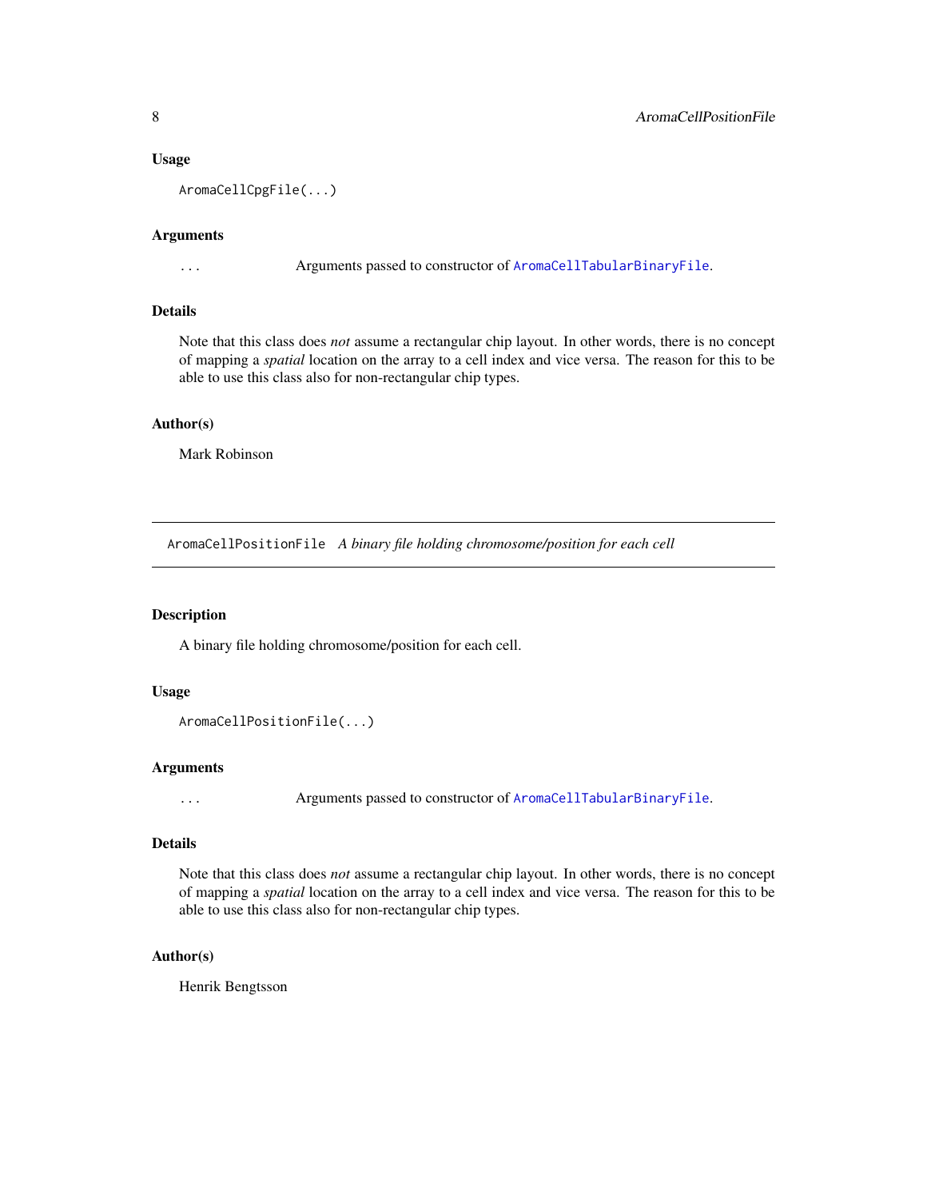### Usage

```
AromaCellCpgFile(...)
```

### Arguments

... Arguments passed to constructor of `AromaCellTabularBinaryFile`.

### Details

Note that this class does *not* assume a rectangular chip layout. In other words, there is no concept of mapping a *spatial* location on the array to a cell index and vice versa. The reason for this to be able to use this class also for non-rectangular chip types.

### Author(s)

Mark Robinson

---

## AromaCellPositionFile *A binary file holding chromosome/position for each cell*

### Description

A binary file holding chromosome/position for each cell.

### Usage

```
AromaCellPositionFile(...)
```

### Arguments

... Arguments passed to constructor of `AromaCellTabularBinaryFile`.

### Details

Note that this class does *not* assume a rectangular chip layout. In other words, there is no concept of mapping a *spatial* location on the array to a cell index and vice versa. The reason for this to be able to use this class also for non-rectangular chip types.

### Author(s)

Henrik Bengtsson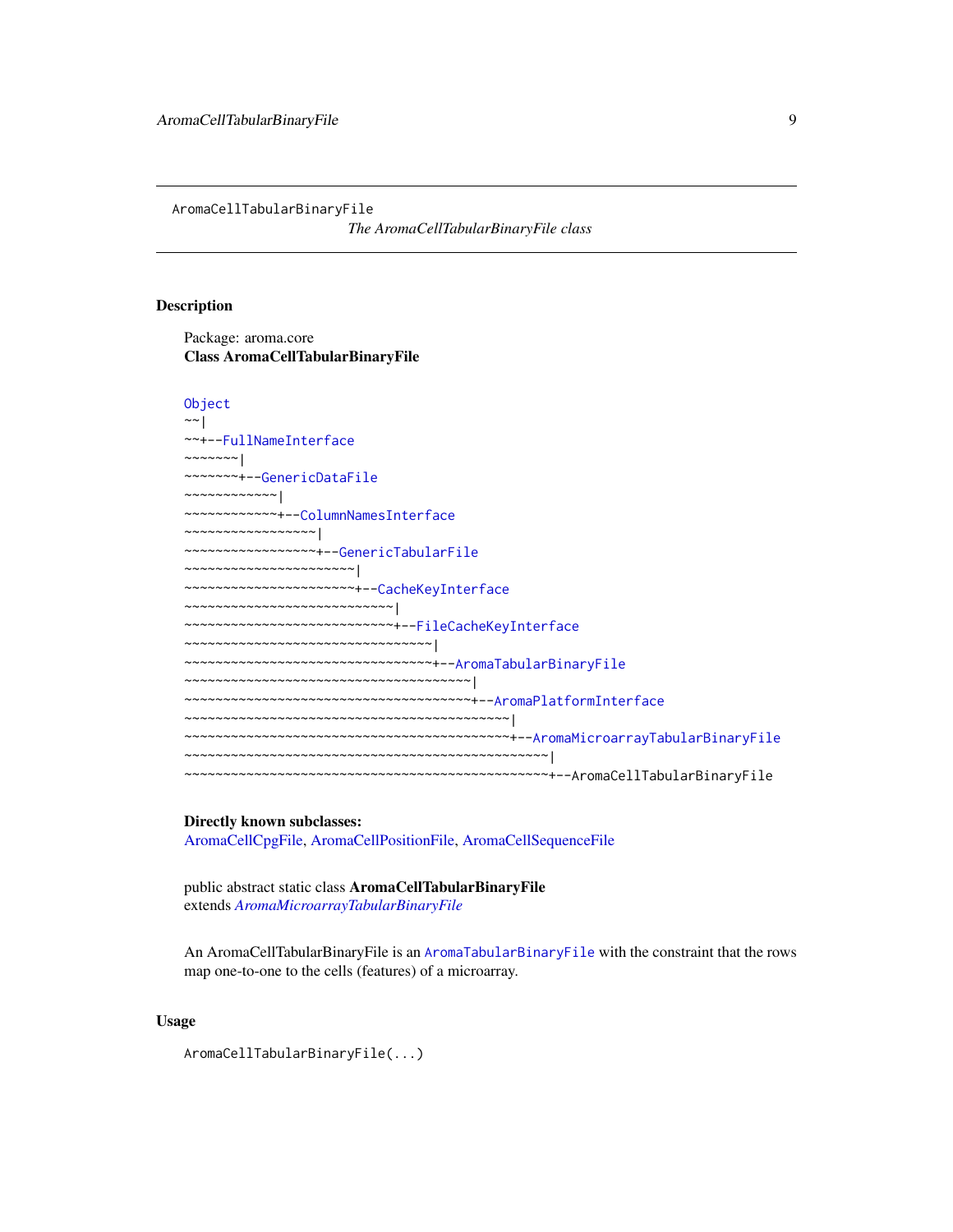AromaCellTabularBinaryFile

*The AromaCellTabularBinaryFile class*

## Description

Package: aroma.core
**Class AromaCellTabularBinaryFile**

```
Object
~~|
~~+--FullNameInterface
~~~~~~~|
~~~~~~~+--GenericDataFile
~~~~~~~~~~~~|
~~~~~~~~~~~~+--ColumnNamesInterface
~~~~~~~~~~~~~~~~~|
~~~~~~~~~~~~~~~~~+--GenericTabularFile
~~~~~~~~~~~~~~~~~~~~~~|
~~~~~~~~~~~~~~~~~~~~~~+--CacheKeyInterface
~~~~~~~~~~~~~~~~~~~~~~~~~~~|
~~~~~~~~~~~~~~~~~~~~~~~~~~~+--FileCacheKeyInterface
~~~~~~~~~~~~~~~~~~~~~~~~~~~~~~~~|
~~~~~~~~~~~~~~~~~~~~~~~~~~~~~~~~+--AromaTabularBinaryFile
~~~~~~~~~~~~~~~~~~~~~~~~~~~~~~~~~~~~~|
~~~~~~~~~~~~~~~~~~~~~~~~~~~~~~~~~~~~~+--AromaPlatformInterface
~~~~~~~~~~~~~~~~~~~~~~~~~~~~~~~~~~~~~~~~~~|
~~~~~~~~~~~~~~~~~~~~~~~~~~~~~~~~~~~~~~~~~~+--AromaMicroarrayTabularBinaryFile
~~~~~~~~~~~~~~~~~~~~~~~~~~~~~~~~~~~~~~~~~~~~~~~|
~~~~~~~~~~~~~~~~~~~~~~~~~~~~~~~~~~~~~~~~~~~~~~~+--AromaCellTabularBinaryFile
```

**Directly known subclasses:**
AromaCellCpgFile, AromaCellPositionFile, AromaCellSequenceFile

public abstract static class **AromaCellTabularBinaryFile**
extends *AromaMicroarrayTabularBinaryFile*

An AromaCellTabularBinaryFile is an `AromaTabularBinaryFile` with the constraint that the rows map one-to-one to the cells (features) of a microarray.

## Usage

```
AromaCellTabularBinaryFile(...)
```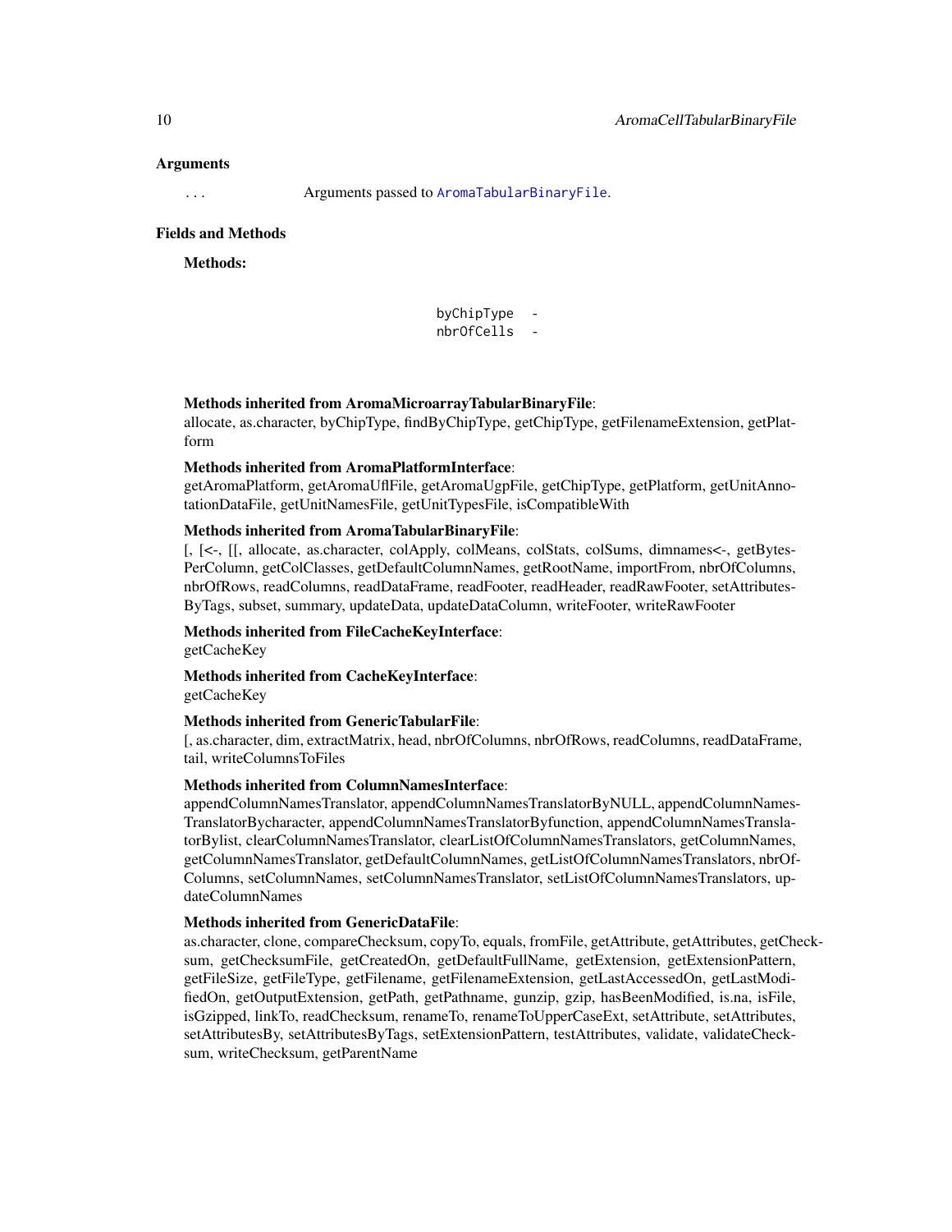## Arguments

`...` Arguments passed to `AromaTabularBinaryFile`.

## Fields and Methods

**Methods:**

| | |
|---|---|
| `byChipType` | - |
| `nbrOfCells` | - |

**Methods inherited from AromaMicroarrayTabularBinaryFile**:
allocate, as.character, byChipType, findByChipType, getChipType, getFilenameExtension, getPlatform

**Methods inherited from AromaPlatformInterface**:
getAromaPlatform, getAromaUflFile, getAromaUgpFile, getChipType, getPlatform, getUnitAnnotationDataFile, getUnitNamesFile, getUnitTypesFile, isCompatibleWith

**Methods inherited from AromaTabularBinaryFile**:
[, [<-, [[, allocate, as.character, colApply, colMeans, colStats, colSums, dimnames<-, getBytesPerColumn, getColClasses, getDefaultColumnNames, getRootName, importFrom, nbrOfColumns, nbrOfRows, readColumns, readDataFrame, readFooter, readHeader, readRawFooter, setAttributesByTags, subset, summary, updateData, updateDataColumn, writeFooter, writeRawFooter

**Methods inherited from FileCacheKeyInterface**:
getCacheKey

**Methods inherited from CacheKeyInterface**:
getCacheKey

**Methods inherited from GenericTabularFile**:
[, as.character, dim, extractMatrix, head, nbrOfColumns, nbrOfRows, readColumns, readDataFrame, tail, writeColumnsToFiles

**Methods inherited from ColumnNamesInterface**:
appendColumnNamesTranslator, appendColumnNamesTranslatorByNULL, appendColumnNamesTranslatorBycharacter, appendColumnNamesTranslatorByfunction, appendColumnNamesTranslatorBylist, clearColumnNamesTranslator, clearListOfColumnNamesTranslators, getColumnNames, getColumnNamesTranslator, getDefaultColumnNames, getListOfColumnNamesTranslators, nbrOfColumns, setColumnNames, setColumnNamesTranslator, setListOfColumnNamesTranslators, updateColumnNames

**Methods inherited from GenericDataFile**:
as.character, clone, compareChecksum, copyTo, equals, fromFile, getAttribute, getAttributes, getChecksum, getChecksumFile, getCreatedOn, getDefaultFullName, getExtension, getExtensionPattern, getFileSize, getFileType, getFilename, getFilenameExtension, getLastAccessedOn, getLastModifiedOn, getOutputExtension, getPath, getPathname, gunzip, gzip, hasBeenModified, is.na, isFile, isGzipped, linkTo, readChecksum, renameTo, renameToUpperCaseExt, setAttribute, setAttributes, setAttributesBy, setAttributesByTags, setExtensionPattern, testAttributes, validate, validateChecksum, writeChecksum, getParentName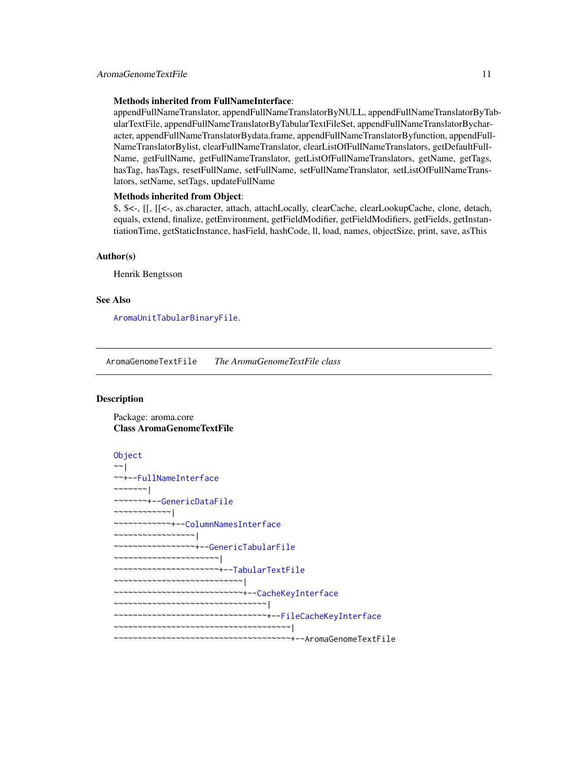**Methods inherited from FullNameInterface**:
appendFullNameTranslator, appendFullNameTranslatorByNULL, appendFullNameTranslatorByTabularTextFile, appendFullNameTranslatorByTabularTextFileSet, appendFullNameTranslatorBycharacter, appendFullNameTranslatorBydata.frame, appendFullNameTranslatorByfunction, appendFullNameTranslatorBylist, clearFullNameTranslator, clearListOfFullNameTranslators, getDefaultFullName, getFullName, getFullNameTranslator, getListOfFullNameTranslators, getName, getTags, hasTag, hasTags, resetFullName, setFullName, setFullNameTranslator, setListOfFullNameTranslators, setName, setTags, updateFullName

**Methods inherited from Object**:
$, $<-, [[, [[<-, as.character, attach, attachLocally, clearCache, clearLookupCache, clone, detach, equals, extend, finalize, getEnvironment, getFieldModifier, getFieldModifiers, getFields, getInstantiationTime, getStaticInstance, hasField, hashCode, ll, load, names, objectSize, print, save, asThis

### Author(s)

Henrik Bengtsson

### See Also

`AromaUnitTabularBinaryFile`.

---

## `AromaGenomeTextFile` *The AromaGenomeTextFile class*

### Description

Package: aroma.core
**Class AromaGenomeTextFile**

```
Object
~~|
~~+--FullNameInterface
~~~~~~~|
~~~~~~~+--GenericDataFile
~~~~~~~~~~~~|
~~~~~~~~~~~~+--ColumnNamesInterface
~~~~~~~~~~~~~~~~~|
~~~~~~~~~~~~~~~~~+--GenericTabularFile
~~~~~~~~~~~~~~~~~~~~~~|
~~~~~~~~~~~~~~~~~~~~~~+--TabularTextFile
~~~~~~~~~~~~~~~~~~~~~~~~~~~|
~~~~~~~~~~~~~~~~~~~~~~~~~~~+--CacheKeyInterface
~~~~~~~~~~~~~~~~~~~~~~~~~~~~~~~~|
~~~~~~~~~~~~~~~~~~~~~~~~~~~~~~~~+--FileCacheKeyInterface
~~~~~~~~~~~~~~~~~~~~~~~~~~~~~~~~~~~~~|
~~~~~~~~~~~~~~~~~~~~~~~~~~~~~~~~~~~~~+--AromaGenomeTextFile
```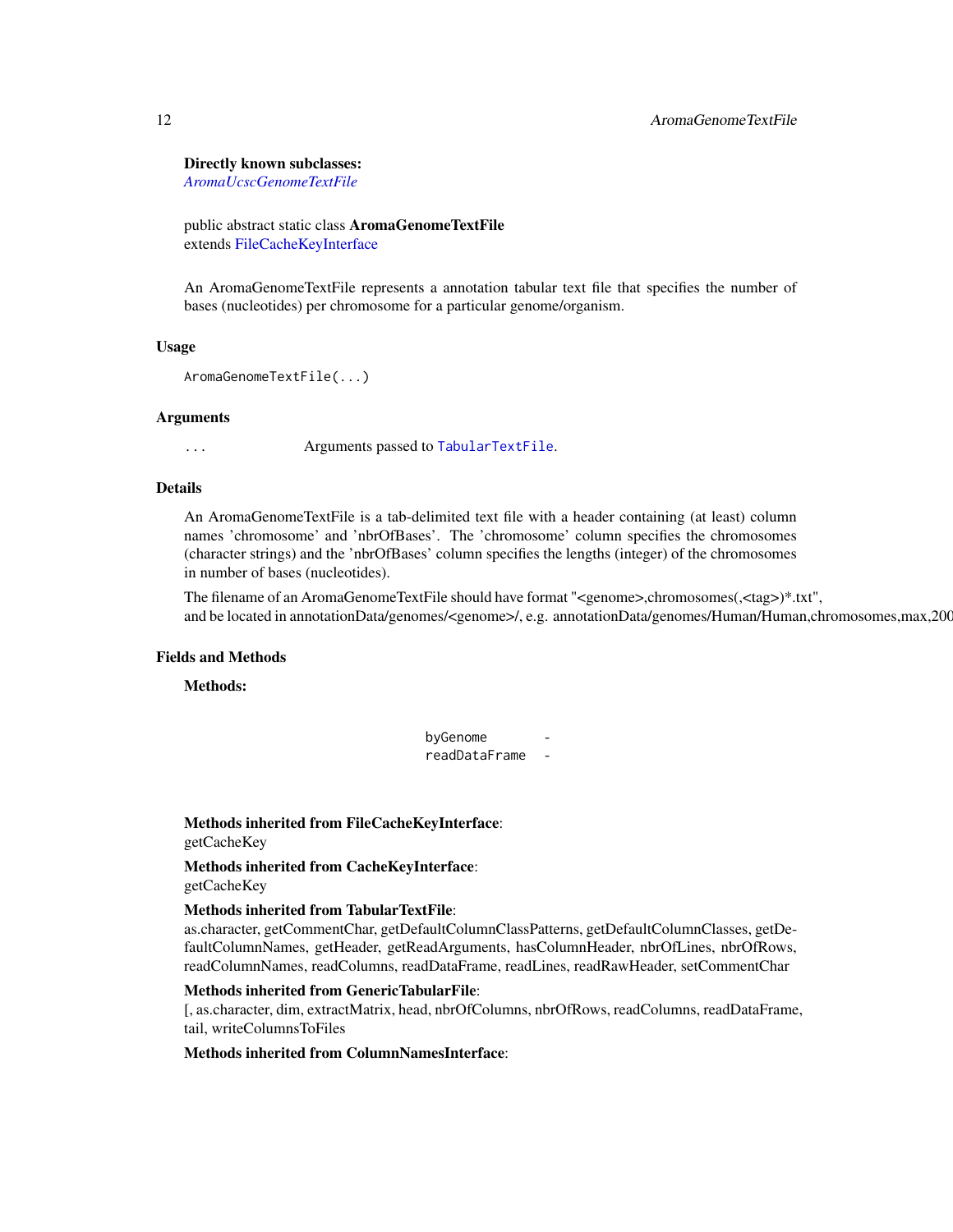**Directly known subclasses:**
*AromaUcscGenomeTextFile*

public abstract static class **AromaGenomeTextFile**
extends FileCacheKeyInterface

An AromaGenomeTextFile represents a annotation tabular text file that specifies the number of bases (nucleotides) per chromosome for a particular genome/organism.

## Usage

```
AromaGenomeTextFile(...)
```

## Arguments

| | |
|---|---|
| `...` | Arguments passed to `TabularTextFile`. |

## Details

An AromaGenomeTextFile is a tab-delimited text file with a header containing (at least) column names 'chromosome' and 'nbrOfBases'. The 'chromosome' column specifies the chromosomes (character strings) and the 'nbrOfBases' column specifies the lengths (integer) of the chromosomes in number of bases (nucleotides).

The filename of an AromaGenomeTextFile should have format "<genome>,chromosomes(,<tag>)*.txt", and be located in annotationData/genomes/<genome>/, e.g. annotationData/genomes/Human/Human,chromosomes,max,200

## Fields and Methods

**Methods:**

| | |
|---|---|
| `byGenome` | - |
| `readDataFrame` | - |

**Methods inherited from FileCacheKeyInterface**:
getCacheKey

**Methods inherited from CacheKeyInterface**:
getCacheKey

**Methods inherited from TabularTextFile**:
as.character, getCommentChar, getDefaultColumnClassPatterns, getDefaultColumnClasses, getDefaultColumnNames, getHeader, getReadArguments, hasColumnHeader, nbrOfLines, nbrOfRows, readColumnNames, readColumns, readDataFrame, readLines, readRawHeader, setCommentChar

**Methods inherited from GenericTabularFile**:
[, as.character, dim, extractMatrix, head, nbrOfColumns, nbrOfRows, readColumns, readDataFrame, tail, writeColumnsToFiles

**Methods inherited from ColumnNamesInterface**: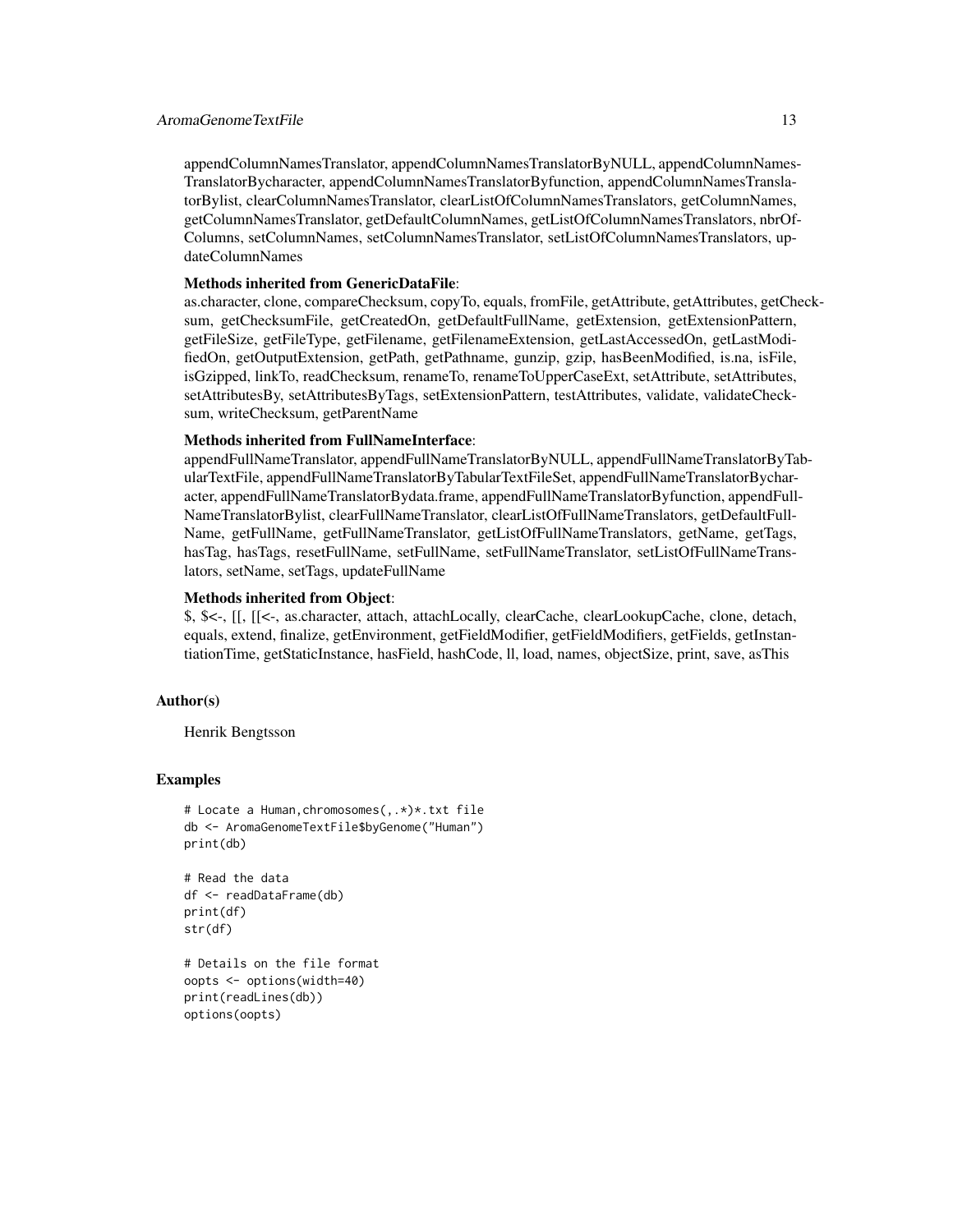appendColumnNamesTranslator, appendColumnNamesTranslatorByNULL, appendColumnNamesTranslatorBycharacter, appendColumnNamesTranslatorByfunction, appendColumnNamesTranslatorBylist, clearColumnNamesTranslator, clearListOfColumnNamesTranslators, getColumnNames, getColumnNamesTranslator, getDefaultColumnNames, getListOfColumnNamesTranslators, nbrOfColumns, setColumnNames, setColumnNamesTranslator, setListOfColumnNamesTranslators, updateColumnNames

**Methods inherited from GenericDataFile**:
as.character, clone, compareChecksum, copyTo, equals, fromFile, getAttribute, getAttributes, getChecksum, getChecksumFile, getCreatedOn, getDefaultFullName, getExtension, getExtensionPattern, getFileSize, getFileType, getFilename, getFilenameExtension, getLastAccessedOn, getLastModifiedOn, getOutputExtension, getPath, getPathname, gunzip, gzip, hasBeenModified, is.na, isFile, isGzipped, linkTo, readChecksum, renameTo, renameToUpperCaseExt, setAttribute, setAttributes, setAttributesBy, setAttributesByTags, setExtensionPattern, testAttributes, validate, validateChecksum, writeChecksum, getParentName

**Methods inherited from FullNameInterface**:
appendFullNameTranslator, appendFullNameTranslatorByNULL, appendFullNameTranslatorByTabularTextFile, appendFullNameTranslatorByTabularTextFileSet, appendFullNameTranslatorBycharacter, appendFullNameTranslatorBydata.frame, appendFullNameTranslatorByfunction, appendFullNameTranslatorBylist, clearFullNameTranslator, clearListOfFullNameTranslators, getDefaultFullName, getFullName, getFullNameTranslator, getListOfFullNameTranslators, getName, getTags, hasTag, hasTags, resetFullName, setFullName, setFullNameTranslator, setListOfFullNameTranslators, setName, setTags, updateFullName

**Methods inherited from Object**:
$, $<-, [[, [[<-, as.character, attach, attachLocally, clearCache, clearLookupCache, clone, detach, equals, extend, finalize, getEnvironment, getFieldModifier, getFieldModifiers, getFields, getInstantiationTime, getStaticInstance, hasField, hashCode, ll, load, names, objectSize, print, save, asThis

## Author(s)

Henrik Bengtsson

## Examples

```
# Locate a Human,chromosomes(,.*)*.txt file
db <- AromaGenomeTextFile$byGenome("Human")
print(db)

# Read the data
df <- readDataFrame(db)
print(df)
str(df)

# Details on the file format
oopts <- options(width=40)
print(readLines(db))
options(oopts)
```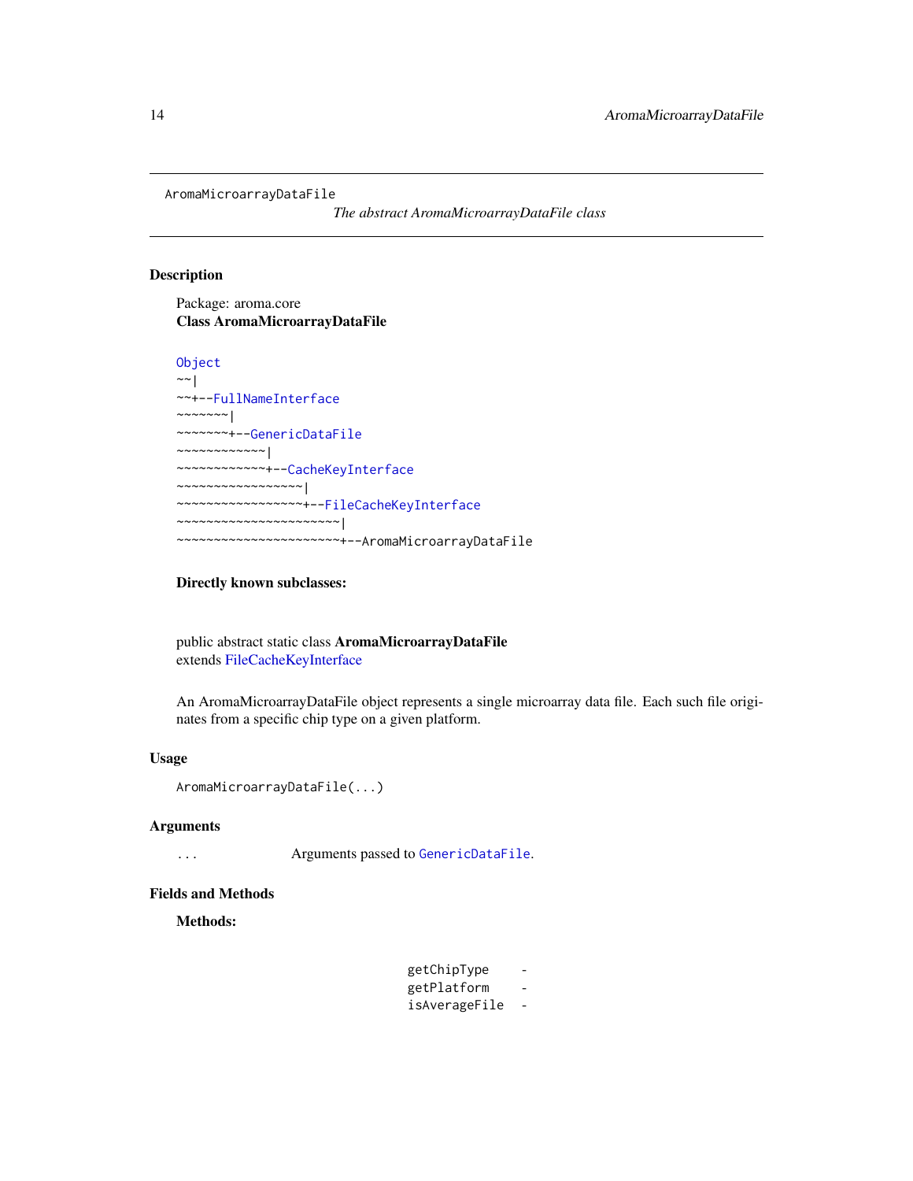AromaMicroarrayDataFile

*The abstract AromaMicroarrayDataFile class*

## Description

Package: aroma.core
**Class AromaMicroarrayDataFile**

```
Object
~~|
~~+--FullNameInterface
~~~~~~~|
~~~~~~~+--GenericDataFile
~~~~~~~~~~~~|
~~~~~~~~~~~~+--CacheKeyInterface
~~~~~~~~~~~~~~~~~|
~~~~~~~~~~~~~~~~~+--FileCacheKeyInterface
~~~~~~~~~~~~~~~~~~~~~~|
~~~~~~~~~~~~~~~~~~~~~~+--AromaMicroarrayDataFile
```

**Directly known subclasses:**

public abstract static class **AromaMicroarrayDataFile**
extends FileCacheKeyInterface

An AromaMicroarrayDataFile object represents a single microarray data file. Each such file originates from a specific chip type on a given platform.

## Usage

```
AromaMicroarrayDataFile(...)
```

## Arguments

| | |
|---|---|
| ... | Arguments passed to GenericDataFile. |

## Fields and Methods

**Methods:**

```
getChipType    -
getPlatform    -
isAverageFile  -
```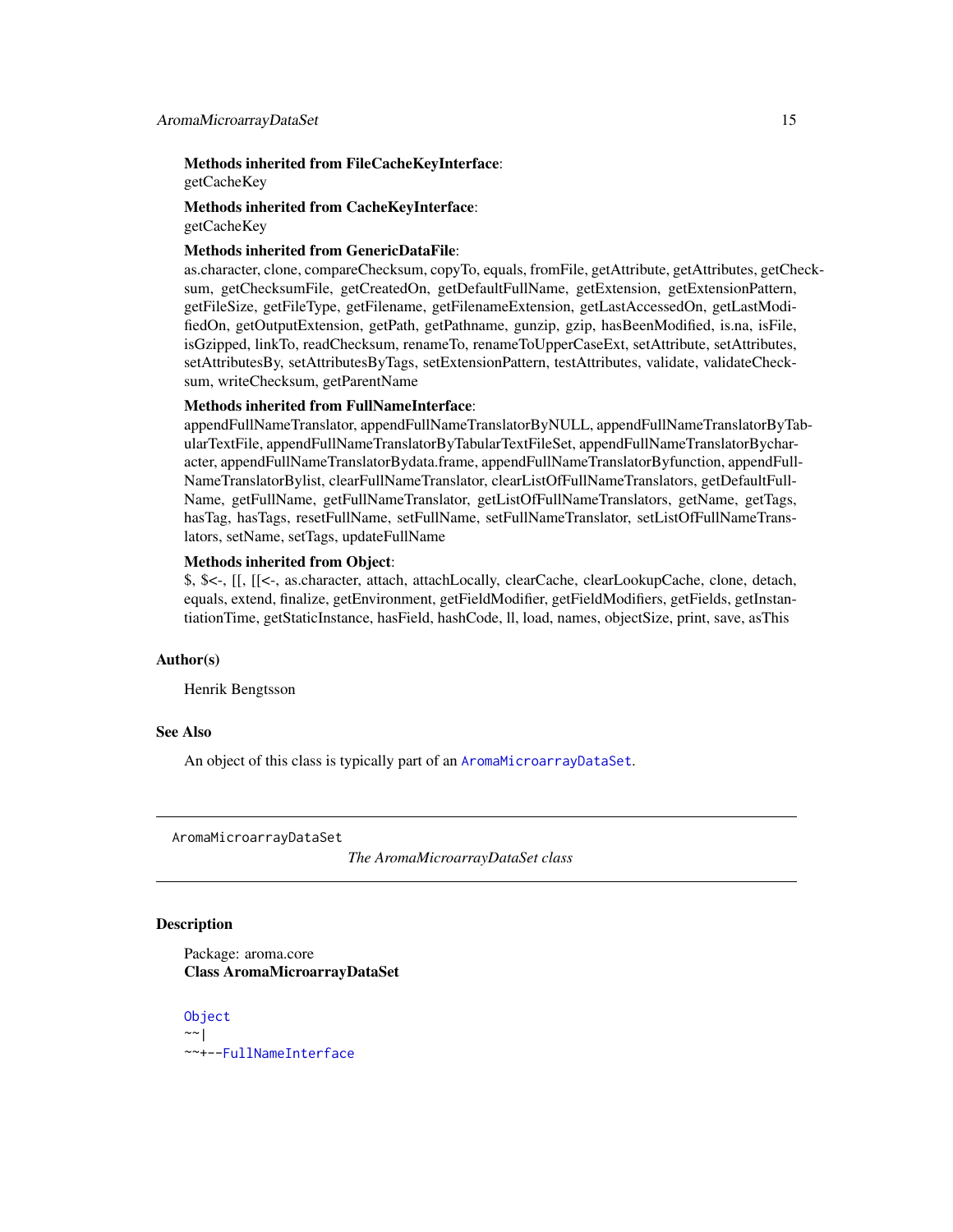**Methods inherited from FileCacheKeyInterface**:
getCacheKey

**Methods inherited from CacheKeyInterface**:
getCacheKey

**Methods inherited from GenericDataFile**:
as.character, clone, compareChecksum, copyTo, equals, fromFile, getAttribute, getAttributes, getChecksum, getChecksumFile, getCreatedOn, getDefaultFullName, getExtension, getExtensionPattern, getFileSize, getFileType, getFilename, getFilenameExtension, getLastAccessedOn, getLastModifiedOn, getOutputExtension, getPath, getPathname, gunzip, gzip, hasBeenModified, is.na, isFile, isGzipped, linkTo, readChecksum, renameTo, renameToUpperCaseExt, setAttribute, setAttributes, setAttributesBy, setAttributesByTags, setExtensionPattern, testAttributes, validate, validateChecksum, writeChecksum, getParentName

**Methods inherited from FullNameInterface**:
appendFullNameTranslator, appendFullNameTranslatorByNULL, appendFullNameTranslatorByTabularTextFile, appendFullNameTranslatorByTabularTextFileSet, appendFullNameTranslatorBycharacter, appendFullNameTranslatorBydata.frame, appendFullNameTranslatorByfunction, appendFullNameTranslatorBylist, clearFullNameTranslator, clearListOfFullNameTranslators, getDefaultFullName, getFullName, getFullNameTranslator, getListOfFullNameTranslators, getName, getTags, hasTag, hasTags, resetFullName, setFullName, setFullNameTranslator, setListOfFullNameTranslators, setName, setTags, updateFullName

**Methods inherited from Object**:
$, $<-, [[, [[<-, as.character, attach, attachLocally, clearCache, clearLookupCache, clone, detach, equals, extend, finalize, getEnvironment, getFieldModifier, getFieldModifiers, getFields, getInstantiationTime, getStaticInstance, hasField, hashCode, ll, load, names, objectSize, print, save, asThis

### Author(s)

Henrik Bengtsson

### See Also

An object of this class is typically part of an `AromaMicroarrayDataSet`.

---

## AromaMicroarrayDataSet — *The AromaMicroarrayDataSet class*

### Description

Package: aroma.core
**Class AromaMicroarrayDataSet**

```
Object
~~|
~~+--FullNameInterface
```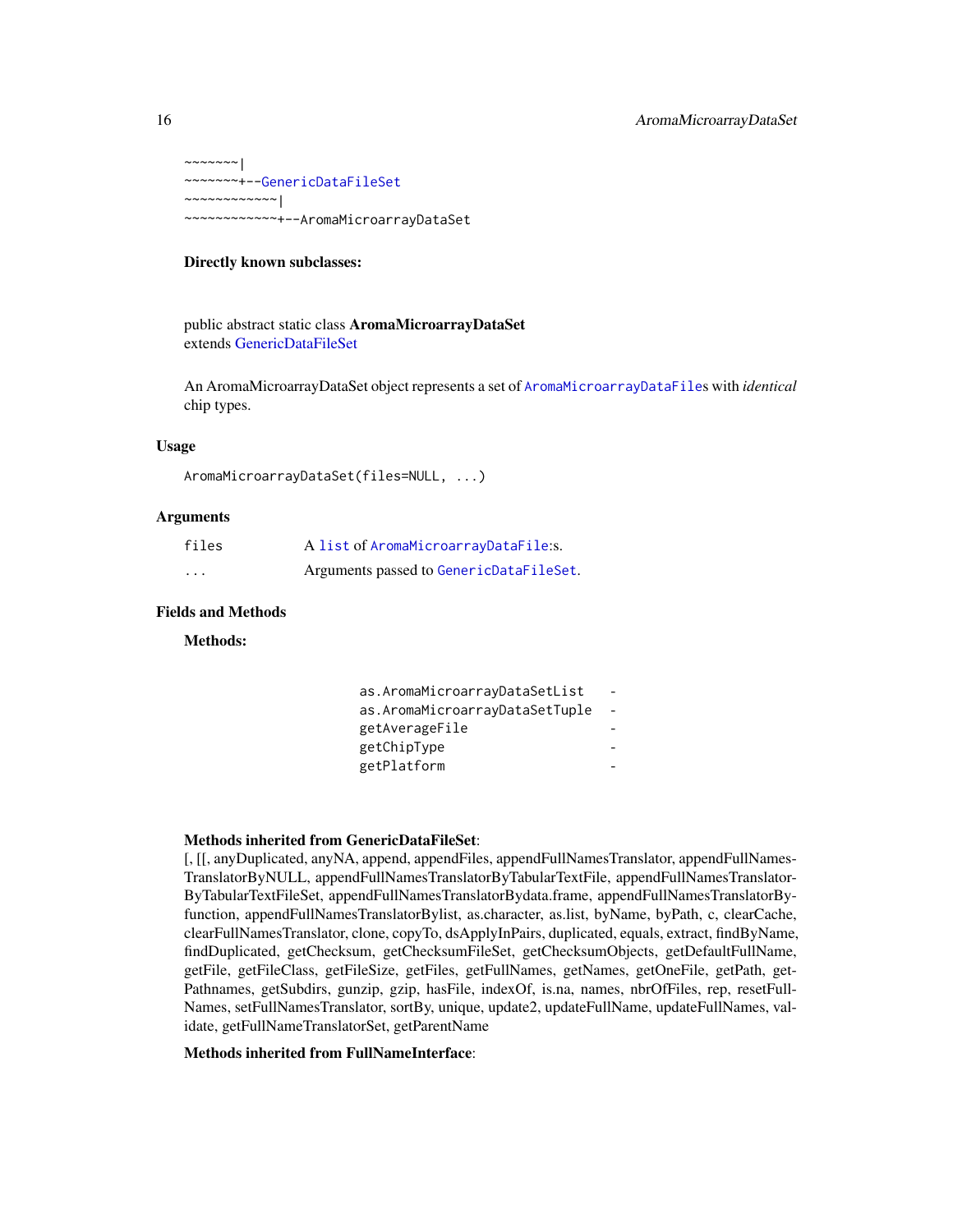```
~~~~~~~|
~~~~~~~+--GenericDataFileSet
~~~~~~~~~~~~|
~~~~~~~~~~~~+--AromaMicroarrayDataSet
```

**Directly known subclasses:**

public abstract static class **AromaMicroarrayDataSet**
extends GenericDataFileSet

An AromaMicroarrayDataSet object represents a set of `AromaMicroarrayDataFile`s with *identical* chip types.

## Usage

```
AromaMicroarrayDataSet(files=NULL, ...)
```

## Arguments

| | |
|---|---|
| `files` | A `list` of `AromaMicroarrayDataFile`:s. |
| `...` | Arguments passed to `GenericDataFileSet`. |

## Fields and Methods

**Methods:**

| | |
|---|---|
| `as.AromaMicroarrayDataSetList` | - |
| `as.AromaMicroarrayDataSetTuple` | - |
| `getAverageFile` | - |
| `getChipType` | - |
| `getPlatform` | - |

**Methods inherited from GenericDataFileSet**:
[, [[, anyDuplicated, anyNA, append, appendFiles, appendFullNamesTranslator, appendFullNamesTranslatorByNULL, appendFullNamesTranslatorByTabularTextFile, appendFullNamesTranslatorByTabularTextFileSet, appendFullNamesTranslatorBydata.frame, appendFullNamesTranslatorByfunction, appendFullNamesTranslatorBylist, as.character, as.list, byName, byPath, c, clearCache, clearFullNamesTranslator, clone, copyTo, dsApplyInPairs, duplicated, equals, extract, findByName, findDuplicated, getChecksum, getChecksumFileSet, getChecksumObjects, getDefaultFullName, getFile, getFileClass, getFileSize, getFiles, getFullNames, getNames, getOneFile, getPath, getPathnames, getSubdirs, gunzip, gzip, hasFile, indexOf, is.na, names, nbrOfFiles, rep, resetFullNames, setFullNamesTranslator, sortBy, unique, update2, updateFullName, updateFullNames, validate, getFullNameTranslatorSet, getParentName

**Methods inherited from FullNameInterface**: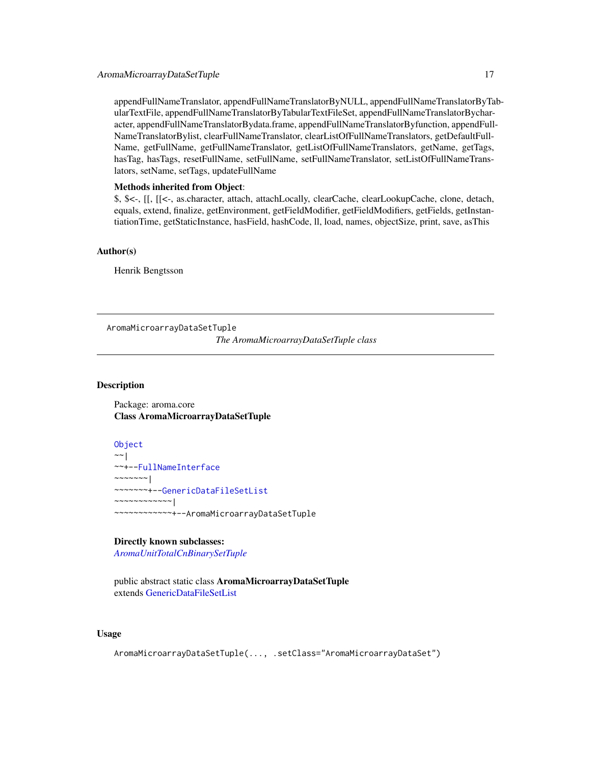appendFullNameTranslator, appendFullNameTranslatorByNULL, appendFullNameTranslatorByTabularTextFile, appendFullNameTranslatorByTabularTextFileSet, appendFullNameTranslatorBycharacter, appendFullNameTranslatorBydata.frame, appendFullNameTranslatorByfunction, appendFullNameTranslatorBylist, clearFullNameTranslator, clearListOfFullNameTranslators, getDefaultFullName, getFullName, getFullNameTranslator, getListOfFullNameTranslators, getName, getTags, hasTag, hasTags, resetFullName, setFullName, setFullNameTranslator, setListOfFullNameTranslators, setName, setTags, updateFullName

**Methods inherited from Object**:
$, $<-, [[, [[<-, as.character, attach, attachLocally, clearCache, clearLookupCache, clone, detach, equals, extend, finalize, getEnvironment, getFieldModifier, getFieldModifiers, getFields, getInstantiationTime, getStaticInstance, hasField, hashCode, ll, load, names, objectSize, print, save, asThis

## Author(s)

Henrik Bengtsson

---

`AromaMicroarrayDataSetTuple` *The AromaMicroarrayDataSetTuple class*

---

## Description

Package: aroma.core
**Class AromaMicroarrayDataSetTuple**

```
Object
~~|
~~+--FullNameInterface
~~~~~~~|
~~~~~~~+--GenericDataFileSetList
~~~~~~~~~~~~|
~~~~~~~~~~~~+--AromaMicroarrayDataSetTuple
```

**Directly known subclasses:**
*AromaUnitTotalCnBinarySetTuple*

public abstract static class **AromaMicroarrayDataSetTuple**
extends GenericDataFileSetList

## Usage

```
AromaMicroarrayDataSetTuple(..., .setClass="AromaMicroarrayDataSet")
```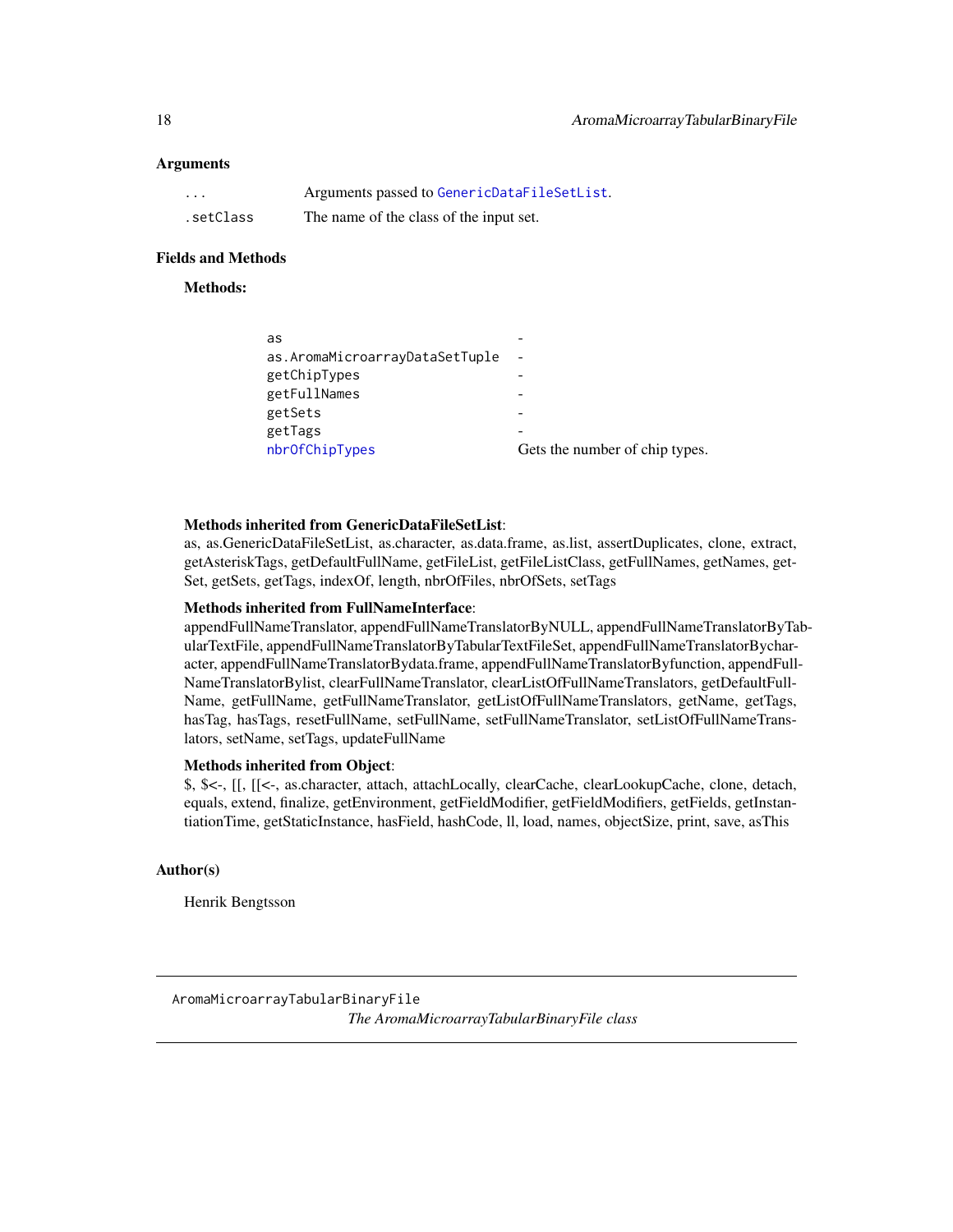### Arguments

| | |
|---|---|
| `...` | Arguments passed to `GenericDataFileSetList`. |
| `.setClass` | The name of the class of the input set. |

### Fields and Methods

**Methods:**

| | |
|---|---|
| `as` | - |
| `as.AromaMicroarrayDataSetTuple` | - |
| `getChipTypes` | - |
| `getFullNames` | - |
| `getSets` | - |
| `getTags` | - |
| `nbrOfChipTypes` | Gets the number of chip types. |

**Methods inherited from GenericDataFileSetList**:
as, as.GenericDataFileSetList, as.character, as.data.frame, as.list, assertDuplicates, clone, extract, getAsteriskTags, getDefaultFullName, getFileList, getFileListClass, getFullNames, getNames, getSet, getSets, getTags, indexOf, length, nbrOfFiles, nbrOfSets, setTags

**Methods inherited from FullNameInterface**:
appendFullNameTranslator, appendFullNameTranslatorByNULL, appendFullNameTranslatorByTabularTextFile, appendFullNameTranslatorByTabularTextFileSet, appendFullNameTranslatorBycharacter, appendFullNameTranslatorBydata.frame, appendFullNameTranslatorByfunction, appendFullNameTranslatorBylist, clearFullNameTranslator, clearListOfFullNameTranslators, getDefaultFullName, getFullName, getFullNameTranslator, getListOfFullNameTranslators, getName, getTags, hasTag, hasTags, resetFullName, setFullName, setFullNameTranslator, setListOfFullNameTranslators, setName, setTags, updateFullName

**Methods inherited from Object**:
$, $<-, [[, [[<-, as.character, attach, attachLocally, clearCache, clearLookupCache, clone, detach, equals, extend, finalize, getEnvironment, getFieldModifier, getFieldModifiers, getFields, getInstantiationTime, getStaticInstance, hasField, hashCode, ll, load, names, objectSize, print, save, asThis

### Author(s)

Henrik Bengtsson

---

## AromaMicroarrayTabularBinaryFile

*The AromaMicroarrayTabularBinaryFile class*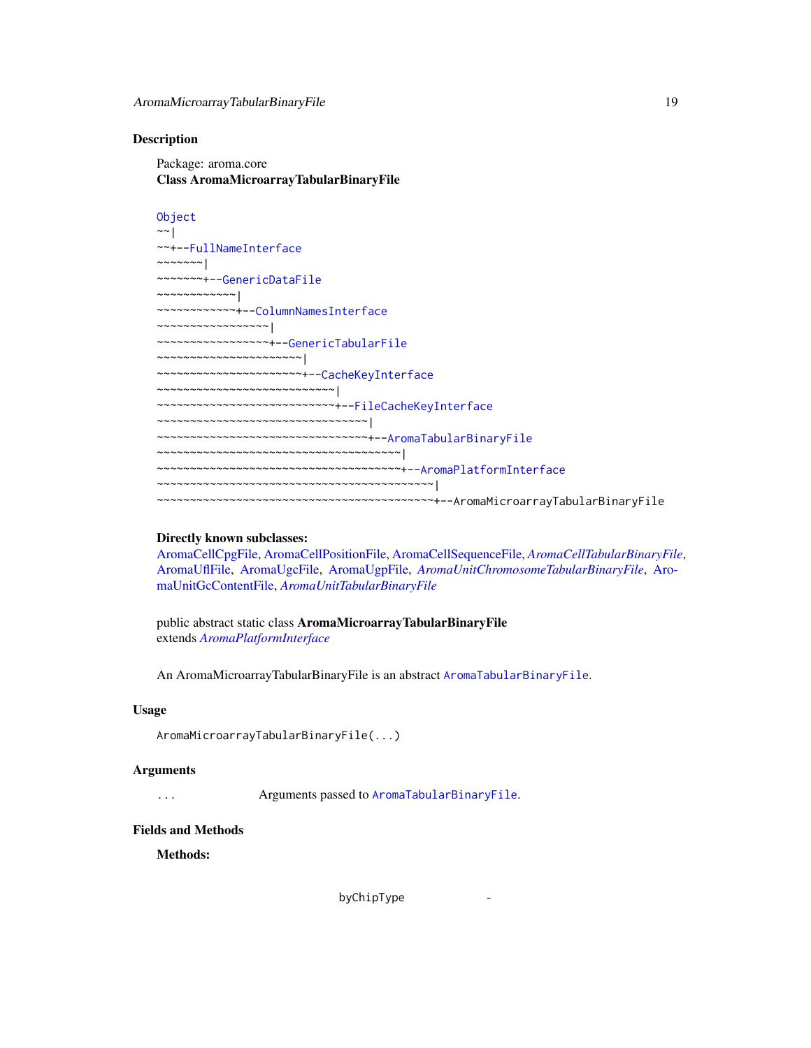## Description

Package: aroma.core
**Class AromaMicroarrayTabularBinaryFile**

```
Object
~~|
~~+--FullNameInterface
~~~~~~~|
~~~~~~~+--GenericDataFile
~~~~~~~~~~~~|
~~~~~~~~~~~~+--ColumnNamesInterface
~~~~~~~~~~~~~~~~~|
~~~~~~~~~~~~~~~~~+--GenericTabularFile
~~~~~~~~~~~~~~~~~~~~~~|
~~~~~~~~~~~~~~~~~~~~~~+--CacheKeyInterface
~~~~~~~~~~~~~~~~~~~~~~~~~~~|
~~~~~~~~~~~~~~~~~~~~~~~~~~~+--FileCacheKeyInterface
~~~~~~~~~~~~~~~~~~~~~~~~~~~~~~~~|
~~~~~~~~~~~~~~~~~~~~~~~~~~~~~~~~+--AromaTabularBinaryFile
~~~~~~~~~~~~~~~~~~~~~~~~~~~~~~~~~~~~~|
~~~~~~~~~~~~~~~~~~~~~~~~~~~~~~~~~~~~~+--AromaPlatformInterface
~~~~~~~~~~~~~~~~~~~~~~~~~~~~~~~~~~~~~~~~~~|
~~~~~~~~~~~~~~~~~~~~~~~~~~~~~~~~~~~~~~~~~~+--AromaMicroarrayTabularBinaryFile
```

**Directly known subclasses:**
AromaCellCpgFile, AromaCellPositionFile, AromaCellSequenceFile, *AromaCellTabularBinaryFile*, AromaUflFile, AromaUgcFile, AromaUgpFile, *AromaUnitChromosomeTabularBinaryFile*, AromaUnitGcContentFile, *AromaUnitTabularBinaryFile*

public abstract static class **AromaMicroarrayTabularBinaryFile**
extends *AromaPlatformInterface*

An AromaMicroarrayTabularBinaryFile is an abstract `AromaTabularBinaryFile`.

## Usage

```
AromaMicroarrayTabularBinaryFile(...)
```

## Arguments

| | |
|---|---|
| ... | Arguments passed to `AromaTabularBinaryFile`. |

## Fields and Methods

**Methods:**

| | |
|---|---|
| byChipType | - |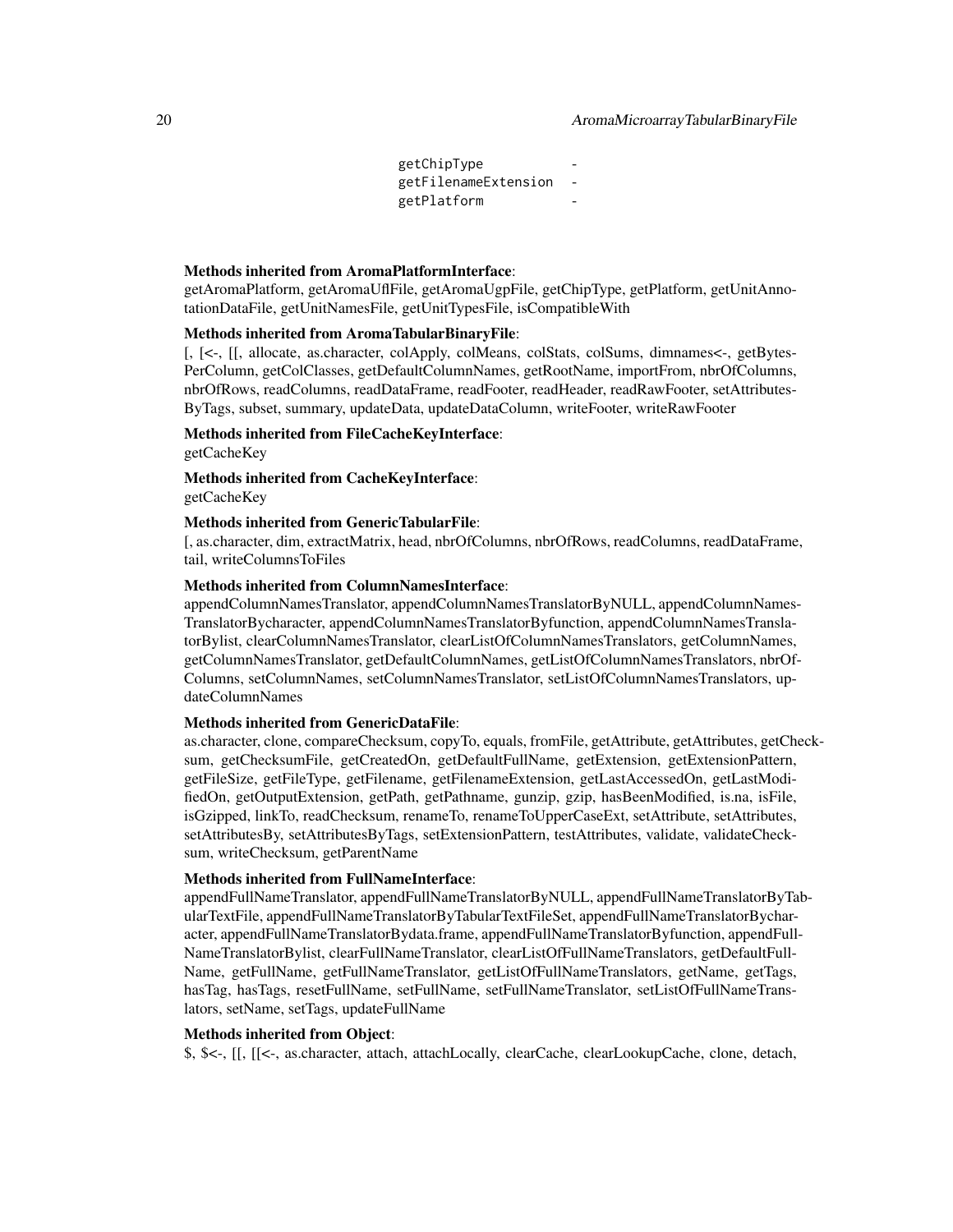```
getChipType           -
getFilenameExtension  -
getPlatform           -
```

**Methods inherited from AromaPlatformInterface**:
getAromaPlatform, getAromaUflFile, getAromaUgpFile, getChipType, getPlatform, getUnitAnnotationDataFile, getUnitNamesFile, getUnitTypesFile, isCompatibleWith

**Methods inherited from AromaTabularBinaryFile**:
[, [<-, [[, allocate, as.character, colApply, colMeans, colStats, colSums, dimnames<-, getBytesPerColumn, getColClasses, getDefaultColumnNames, getRootName, importFrom, nbrOfColumns, nbrOfRows, readColumns, readDataFrame, readFooter, readHeader, readRawFooter, setAttributesByTags, subset, summary, updateData, updateDataColumn, writeFooter, writeRawFooter

**Methods inherited from FileCacheKeyInterface**:
getCacheKey

**Methods inherited from CacheKeyInterface**:
getCacheKey

**Methods inherited from GenericTabularFile**:
[, as.character, dim, extractMatrix, head, nbrOfColumns, nbrOfRows, readColumns, readDataFrame, tail, writeColumnsToFiles

**Methods inherited from ColumnNamesInterface**:
appendColumnNamesTranslator, appendColumnNamesTranslatorByNULL, appendColumnNamesTranslatorBycharacter, appendColumnNamesTranslatorByfunction, appendColumnNamesTranslatorBylist, clearColumnNamesTranslator, clearListOfColumnNamesTranslators, getColumnNames, getColumnNamesTranslator, getDefaultColumnNames, getListOfColumnNamesTranslators, nbrOfColumns, setColumnNames, setColumnNamesTranslator, setListOfColumnNamesTranslators, updateColumnNames

**Methods inherited from GenericDataFile**:
as.character, clone, compareChecksum, copyTo, equals, fromFile, getAttribute, getAttributes, getChecksum, getChecksumFile, getCreatedOn, getDefaultFullName, getExtension, getExtensionPattern, getFileSize, getFileType, getFilename, getFilenameExtension, getLastAccessedOn, getLastModifiedOn, getOutputExtension, getPath, getPathname, gunzip, gzip, hasBeenModified, is.na, isFile, isGzipped, linkTo, readChecksum, renameTo, renameToUpperCaseExt, setAttribute, setAttributes, setAttributesBy, setAttributesByTags, setExtensionPattern, testAttributes, validate, validateChecksum, writeChecksum, getParentName

**Methods inherited from FullNameInterface**:
appendFullNameTranslator, appendFullNameTranslatorByNULL, appendFullNameTranslatorByTabularTextFile, appendFullNameTranslatorByTabularTextFileSet, appendFullNameTranslatorBycharacter, appendFullNameTranslatorBydata.frame, appendFullNameTranslatorByfunction, appendFullNameTranslatorBylist, clearFullNameTranslator, clearListOfFullNameTranslators, getDefaultFullName, getFullName, getFullNameTranslator, getListOfFullNameTranslators, getName, getTags, hasTag, hasTags, resetFullName, setFullName, setFullNameTranslator, setListOfFullNameTranslators, setName, setTags, updateFullName

**Methods inherited from Object**:
$, $<-, [[, [[<-, as.character, attach, attachLocally, clearCache, clearLookupCache, clone, detach,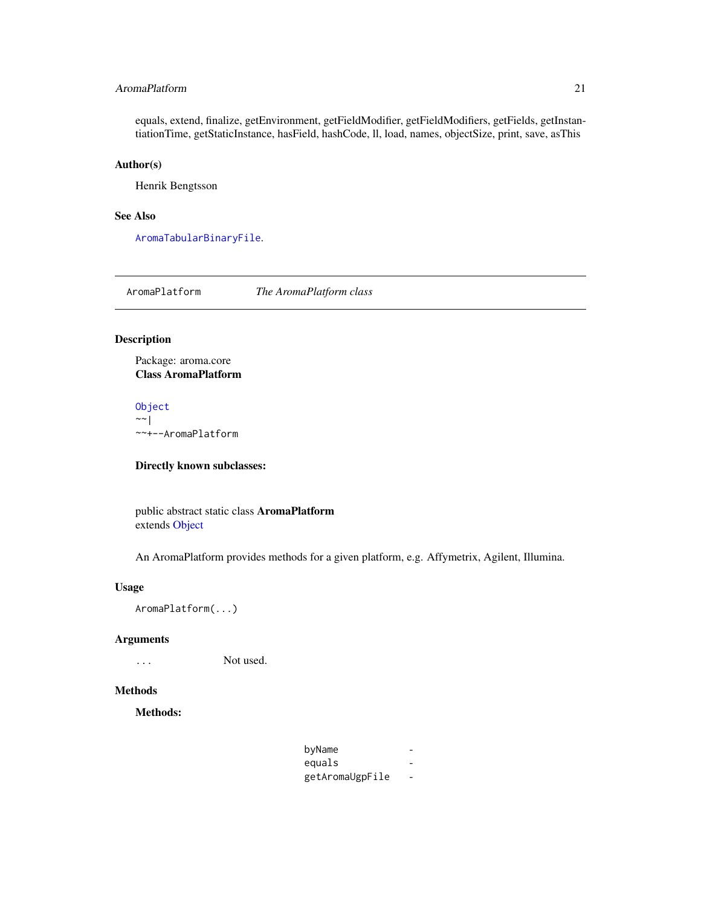equals, extend, finalize, getEnvironment, getFieldModifier, getFieldModifiers, getFields, getInstantiationTime, getStaticInstance, hasField, hashCode, ll, load, names, objectSize, print, save, asThis

## Author(s)

Henrik Bengtsson

## See Also

`AromaTabularBinaryFile`.

---

# AromaPlatform *The AromaPlatform class*

---

## Description

Package: aroma.core
**Class AromaPlatform**

```
Object
~~|
~~+--AromaPlatform
```

**Directly known subclasses:**

public abstract static class **AromaPlatform**
extends Object

An AromaPlatform provides methods for a given platform, e.g. Affymetrix, Agilent, Illumina.

## Usage

```
AromaPlatform(...)
```

## Arguments

| | |
|---|---|
| ... | Not used. |

## Methods

**Methods:**

| | |
|---|---|
| byName | - |
| equals | - |
| getAromaUgpFile | - |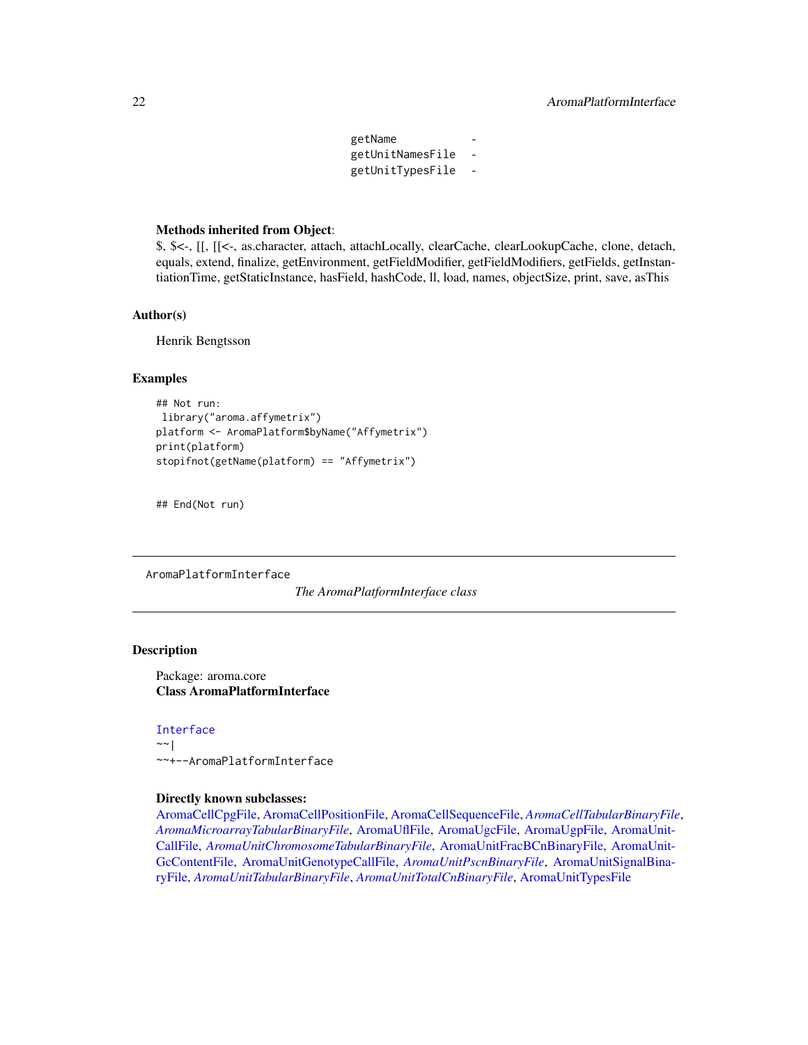```
getName           -
getUnitNamesFile  -
getUnitTypesFile  -
```

**Methods inherited from Object**:
$, $<-, [[, [[<-, as.character, attach, attachLocally, clearCache, clearLookupCache, clone, detach, equals, extend, finalize, getEnvironment, getFieldModifier, getFieldModifiers, getFields, getInstantiationTime, getStaticInstance, hasField, hashCode, ll, load, names, objectSize, print, save, asThis

## Author(s)

Henrik Bengtsson

## Examples

```
## Not run:
 library("aroma.affymetrix")
platform <- AromaPlatform$byName("Affymetrix")
print(platform)
stopifnot(getName(platform) == "Affymetrix")


## End(Not run)
```

---

AromaPlatformInterface

*The AromaPlatformInterface class*

---

## Description

Package: aroma.core
**Class AromaPlatformInterface**

```
Interface
~~|
~~+--AromaPlatformInterface
```

**Directly known subclasses:**
AromaCellCpgFile, AromaCellPositionFile, AromaCellSequenceFile, *AromaCellTabularBinaryFile*, *AromaMicroarrayTabularBinaryFile*, AromaUflFile, AromaUgcFile, AromaUgpFile, AromaUnitCallFile, *AromaUnitChromosomeTabularBinaryFile*, AromaUnitFracBCnBinaryFile, AromaUnitGcContentFile, AromaUnitGenotypeCallFile, *AromaUnitPscnBinaryFile*, AromaUnitSignalBinaryFile, *AromaUnitTabularBinaryFile*, *AromaUnitTotalCnBinaryFile*, AromaUnitTypesFile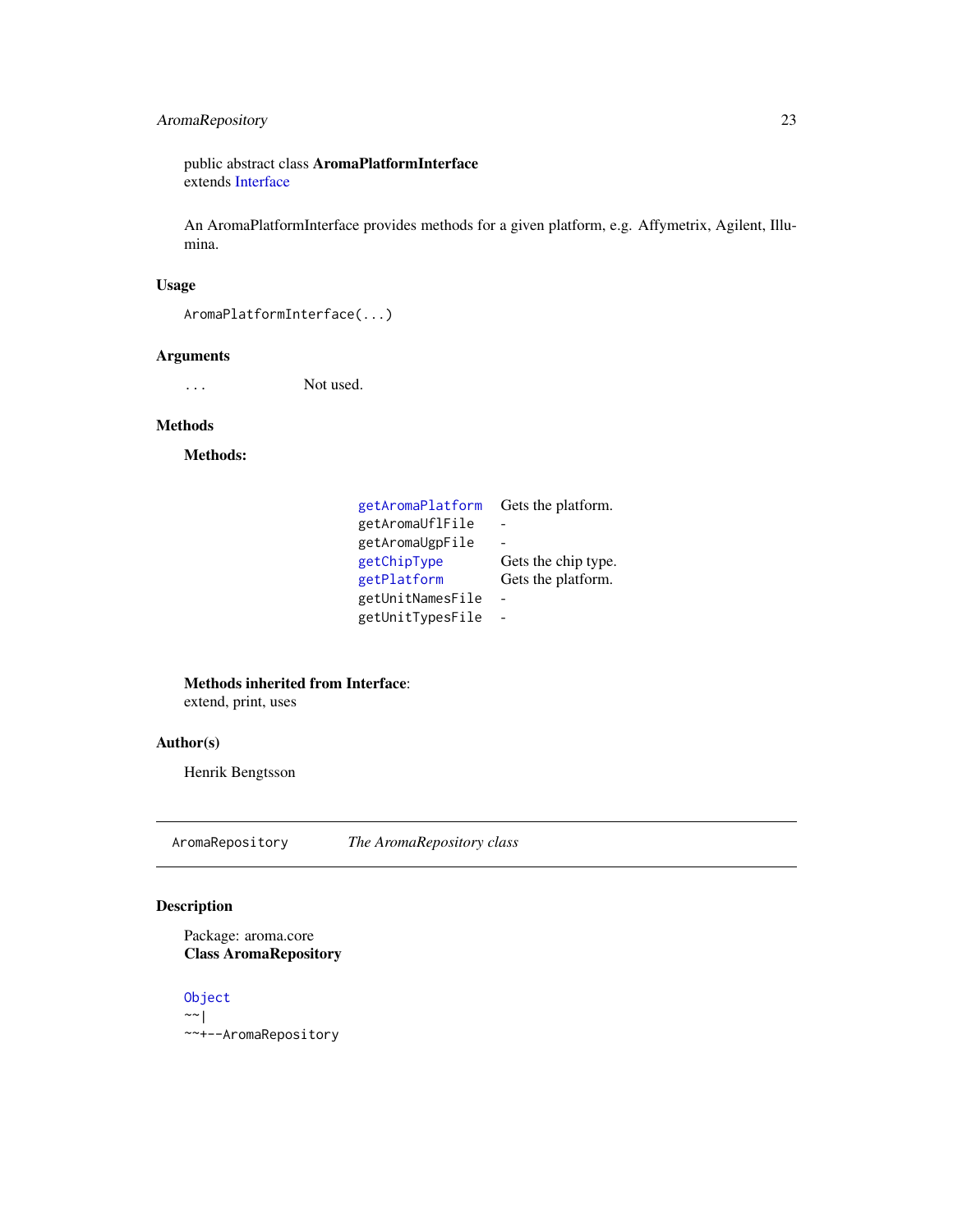public abstract class **AromaPlatformInterface**
extends Interface

An AromaPlatformInterface provides methods for a given platform, e.g. Affymetrix, Agilent, Illumina.

## Usage

```
AromaPlatformInterface(...)
```

## Arguments

| | |
|---|---|
| ... | Not used. |

## Methods

**Methods:**

| | |
|---|---|
| getAromaPlatform | Gets the platform. |
| getAromaUflFile | - |
| getAromaUgpFile | - |
| getChipType | Gets the chip type. |
| getPlatform | Gets the platform. |
| getUnitNamesFile | - |
| getUnitTypesFile | - |

**Methods inherited from Interface**:
extend, print, uses

## Author(s)

Henrik Bengtsson

---

AromaRepository *The AromaRepository class*

---

## Description

Package: aroma.core
**Class AromaRepository**

```
Object
~~|
~~+--AromaRepository
```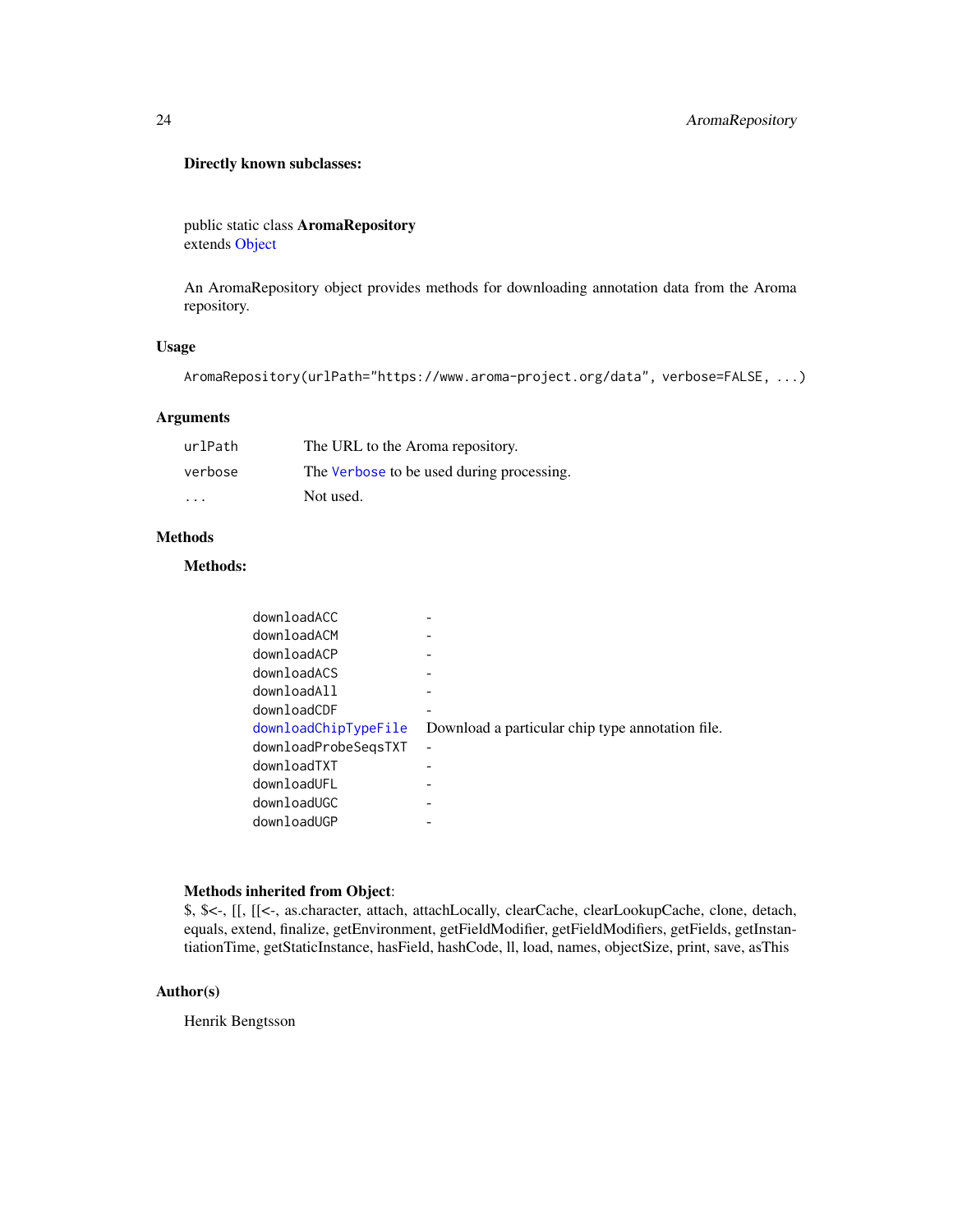**Directly known subclasses:**

public static class **AromaRepository**
extends Object

An AromaRepository object provides methods for downloading annotation data from the Aroma repository.

## Usage

```
AromaRepository(urlPath="https://www.aroma-project.org/data", verbose=FALSE, ...)
```

## Arguments

| | |
|---|---|
| `urlPath` | The URL to the Aroma repository. |
| `verbose` | The `Verbose` to be used during processing. |
| `...` | Not used. |

## Methods

**Methods:**

| | |
|---|---|
| `downloadACC` | - |
| `downloadACM` | - |
| `downloadACP` | - |
| `downloadACS` | - |
| `downloadAll` | - |
| `downloadCDF` | - |
| `downloadChipTypeFile` | Download a particular chip type annotation file. |
| `downloadProbeSeqsTXT` | - |
| `downloadTXT` | - |
| `downloadUFL` | - |
| `downloadUGC` | - |
| `downloadUGP` | - |

**Methods inherited from Object**:
$, $<-, [[, [[<-, as.character, attach, attachLocally, clearCache, clearLookupCache, clone, detach, equals, extend, finalize, getEnvironment, getFieldModifier, getFieldModifiers, getFields, getInstantiationTime, getStaticInstance, hasField, hashCode, ll, load, names, objectSize, print, save, asThis

## Author(s)

Henrik Bengtsson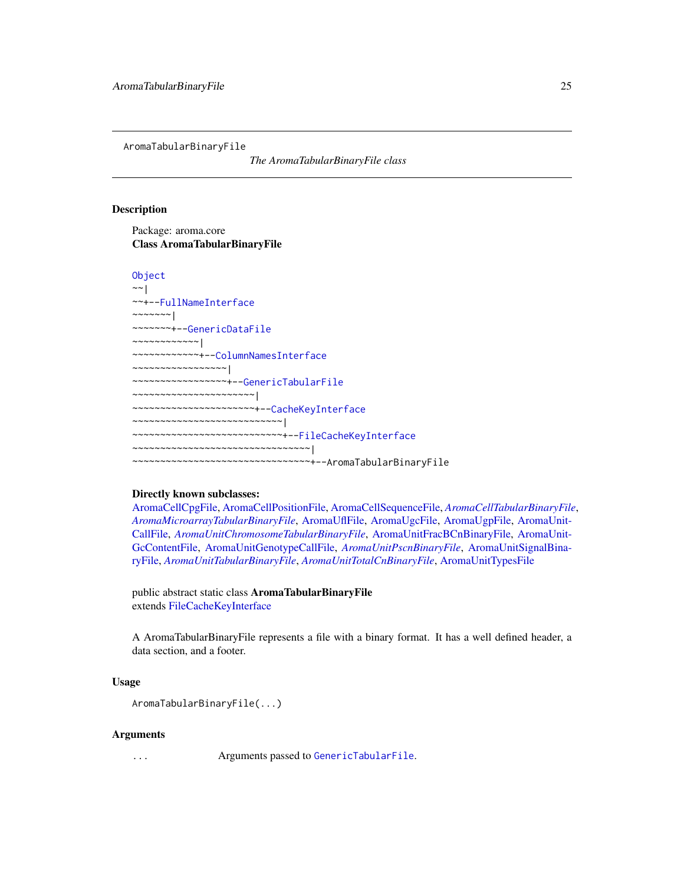AromaTabularBinaryFile

*The AromaTabularBinaryFile class*

## Description

Package: aroma.core
**Class AromaTabularBinaryFile**

```
Object
~~|
~~+--FullNameInterface
~~~~~~~|
~~~~~~~+--GenericDataFile
~~~~~~~~~~~~|
~~~~~~~~~~~~+--ColumnNamesInterface
~~~~~~~~~~~~~~~~~|
~~~~~~~~~~~~~~~~~+--GenericTabularFile
~~~~~~~~~~~~~~~~~~~~~~|
~~~~~~~~~~~~~~~~~~~~~~+--CacheKeyInterface
~~~~~~~~~~~~~~~~~~~~~~~~~~~|
~~~~~~~~~~~~~~~~~~~~~~~~~~~+--FileCacheKeyInterface
~~~~~~~~~~~~~~~~~~~~~~~~~~~~~~~~|
~~~~~~~~~~~~~~~~~~~~~~~~~~~~~~~~+--AromaTabularBinaryFile
```

**Directly known subclasses:**
AromaCellCpgFile, AromaCellPositionFile, AromaCellSequenceFile, *AromaCellTabularBinaryFile*, *AromaMicroarrayTabularBinaryFile*, AromaUflFile, AromaUgcFile, AromaUgpFile, AromaUnitCallFile, *AromaUnitChromosomeTabularBinaryFile*, AromaUnitFracBCnBinaryFile, AromaUnitGcContentFile, AromaUnitGenotypeCallFile, *AromaUnitPscnBinaryFile*, AromaUnitSignalBinaryFile, *AromaUnitTabularBinaryFile*, *AromaUnitTotalCnBinaryFile*, AromaUnitTypesFile

public abstract static class **AromaTabularBinaryFile**
extends FileCacheKeyInterface

A AromaTabularBinaryFile represents a file with a binary format. It has a well defined header, a data section, and a footer.

## Usage

```
AromaTabularBinaryFile(...)
```

## Arguments

| | |
|---|---|
| ... | Arguments passed to `GenericTabularFile`. |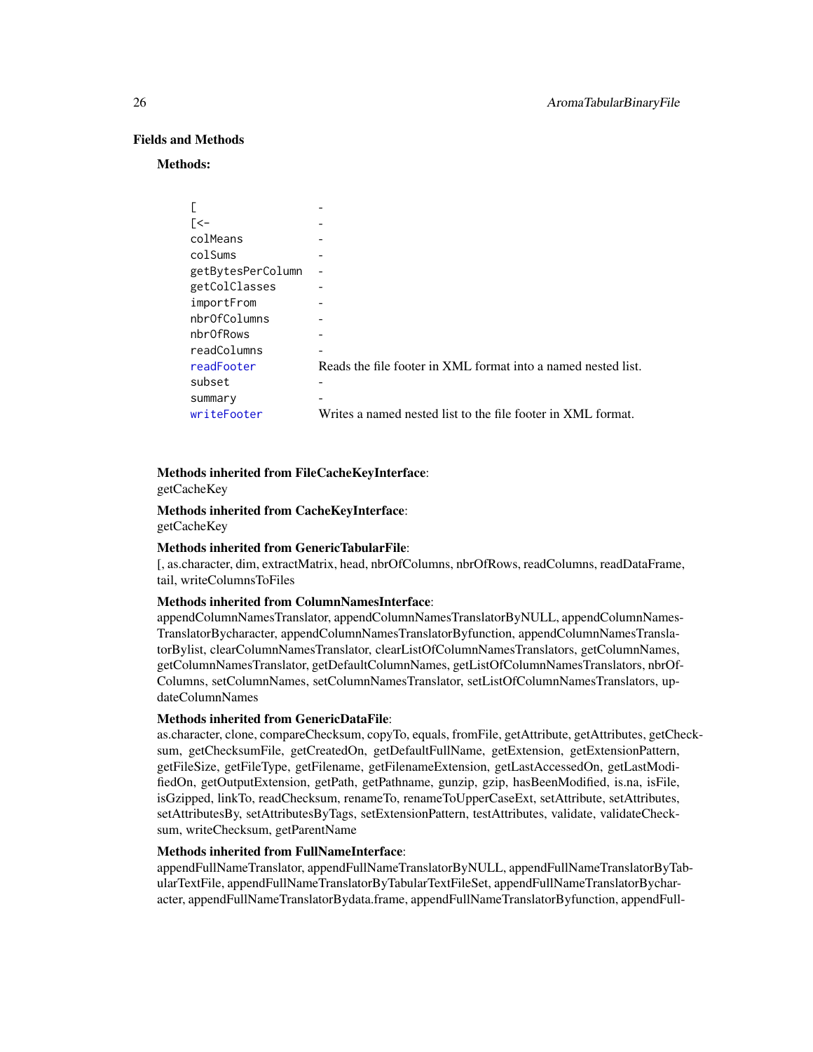## Fields and Methods

**Methods:**

| | |
|---|---|
| `[` | - |
| `[<-` | - |
| `colMeans` | - |
| `colSums` | - |
| `getBytesPerColumn` | - |
| `getColClasses` | - |
| `importFrom` | - |
| `nbrOfColumns` | - |
| `nbrOfRows` | - |
| `readColumns` | - |
| `readFooter` | Reads the file footer in XML format into a named nested list. |
| `subset` | - |
| `summary` | - |
| `writeFooter` | Writes a named nested list to the file footer in XML format. |

**Methods inherited from FileCacheKeyInterface**:
getCacheKey

**Methods inherited from CacheKeyInterface**:
getCacheKey

**Methods inherited from GenericTabularFile**:
[, as.character, dim, extractMatrix, head, nbrOfColumns, nbrOfRows, readColumns, readDataFrame, tail, writeColumnsToFiles

**Methods inherited from ColumnNamesInterface**:
appendColumnNamesTranslator, appendColumnNamesTranslatorByNULL, appendColumnNamesTranslatorBycharacter, appendColumnNamesTranslatorByfunction, appendColumnNamesTranslatorBylist, clearColumnNamesTranslator, clearListOfColumnNamesTranslators, getColumnNames, getColumnNamesTranslator, getDefaultColumnNames, getListOfColumnNamesTranslators, nbrOfColumns, setColumnNames, setColumnNamesTranslator, setListOfColumnNamesTranslators, updateColumnNames

**Methods inherited from GenericDataFile**:
as.character, clone, compareChecksum, copyTo, equals, fromFile, getAttribute, getAttributes, getChecksum, getChecksumFile, getCreatedOn, getDefaultFullName, getExtension, getExtensionPattern, getFileSize, getFileType, getFilename, getFilenameExtension, getLastAccessedOn, getLastModifiedOn, getOutputExtension, getPath, getPathname, gunzip, gzip, hasBeenModified, is.na, isFile, isGzipped, linkTo, readChecksum, renameTo, renameToUpperCaseExt, setAttribute, setAttributes, setAttributesBy, setAttributesByTags, setExtensionPattern, testAttributes, validate, validateChecksum, writeChecksum, getParentName

**Methods inherited from FullNameInterface**:
appendFullNameTranslator, appendFullNameTranslatorByNULL, appendFullNameTranslatorByTabularTextFile, appendFullNameTranslatorByTabularTextFileSet, appendFullNameTranslatorBycharacter, appendFullNameTranslatorBydata.frame, appendFullNameTranslatorByfunction, appendFull-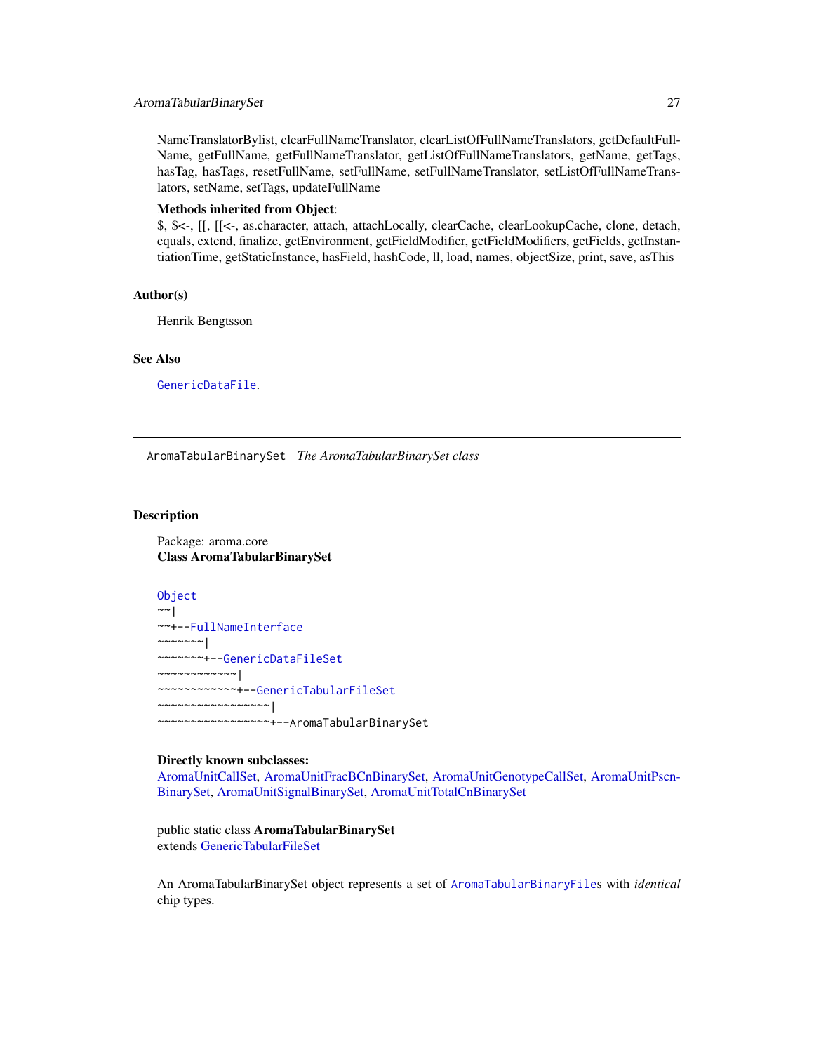NameTranslatorBylist, clearFullNameTranslator, clearListOfFullNameTranslators, getDefaultFullName, getFullName, getFullNameTranslator, getListOfFullNameTranslators, getName, getTags, hasTag, hasTags, resetFullName, setFullName, setFullNameTranslator, setListOfFullNameTranslators, setName, setTags, updateFullName

**Methods inherited from Object**:
$, $<-, [[, [[<-, as.character, attach, attachLocally, clearCache, clearLookupCache, clone, detach, equals, extend, finalize, getEnvironment, getFieldModifier, getFieldModifiers, getFields, getInstantiationTime, getStaticInstance, hasField, hashCode, ll, load, names, objectSize, print, save, asThis

### Author(s)

Henrik Bengtsson

### See Also

`GenericDataFile`.

---

## AromaTabularBinarySet — *The AromaTabularBinarySet class*

### Description

Package: aroma.core
**Class AromaTabularBinarySet**

```
Object
~~|
~~+--FullNameInterface
~~~~~~~|
~~~~~~~+--GenericDataFileSet
~~~~~~~~~~~~|
~~~~~~~~~~~~+--GenericTabularFileSet
~~~~~~~~~~~~~~~~~|
~~~~~~~~~~~~~~~~~+--AromaTabularBinarySet
```

**Directly known subclasses:**
AromaUnitCallSet, AromaUnitFracBCnBinarySet, AromaUnitGenotypeCallSet, AromaUnitPscnBinarySet, AromaUnitSignalBinarySet, AromaUnitTotalCnBinarySet

public static class **AromaTabularBinarySet**
extends GenericTabularFileSet

An AromaTabularBinarySet object represents a set of `AromaTabularBinaryFile`s with *identical* chip types.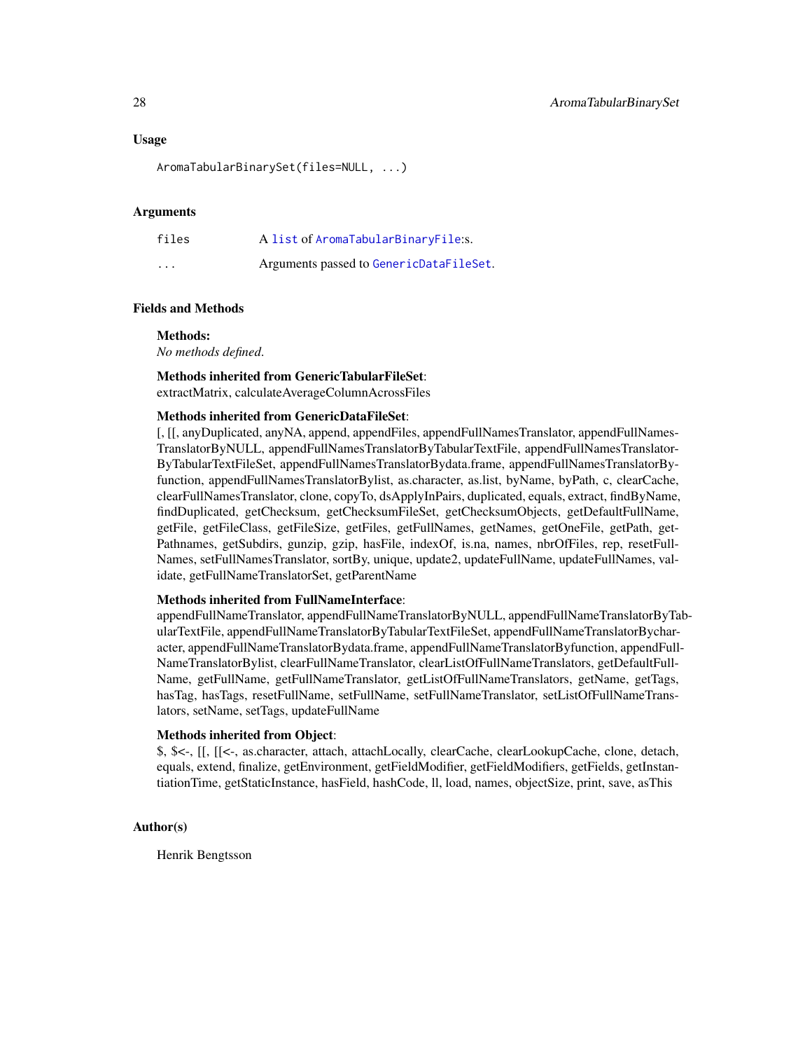## Usage

```
AromaTabularBinarySet(files=NULL, ...)
```

## Arguments

| | |
|---|---|
| files | A list of AromaTabularBinaryFile:s. |
| ... | Arguments passed to GenericDataFileSet. |

## Fields and Methods

**Methods:**
*No methods defined.*

**Methods inherited from GenericTabularFileSet**:
extractMatrix, calculateAverageColumnAcrossFiles

**Methods inherited from GenericDataFileSet**:
[, [[, anyDuplicated, anyNA, append, appendFiles, appendFullNamesTranslator, appendFullNamesTranslatorByNULL, appendFullNamesTranslatorByTabularTextFile, appendFullNamesTranslatorByTabularTextFileSet, appendFullNamesTranslatorBydata.frame, appendFullNamesTranslatorByfunction, appendFullNamesTranslatorBylist, as.character, as.list, byName, byPath, c, clearCache, clearFullNamesTranslator, clone, copyTo, dsApplyInPairs, duplicated, equals, extract, findByName, findDuplicated, getChecksum, getChecksumFileSet, getChecksumObjects, getDefaultFullName, getFile, getFileClass, getFileSize, getFiles, getFullNames, getNames, getOneFile, getPath, getPathnames, getSubdirs, gunzip, gzip, hasFile, indexOf, is.na, names, nbrOfFiles, rep, resetFullNames, setFullNamesTranslator, sortBy, unique, update2, updateFullName, updateFullNames, validate, getFullNameTranslatorSet, getParentName

**Methods inherited from FullNameInterface**:
appendFullNameTranslator, appendFullNameTranslatorByNULL, appendFullNameTranslatorByTabularTextFile, appendFullNameTranslatorByTabularTextFileSet, appendFullNameTranslatorBycharacter, appendFullNameTranslatorBydata.frame, appendFullNameTranslatorByfunction, appendFullNameTranslatorBylist, clearFullNameTranslator, clearListOfFullNameTranslators, getDefaultFullName, getFullName, getFullNameTranslator, getListOfFullNameTranslators, getName, getTags, hasTag, hasTags, resetFullName, setFullName, setFullNameTranslator, setListOfFullNameTranslators, setName, setTags, updateFullName

**Methods inherited from Object**:
$, $<-, [[, [[<-, as.character, attach, attachLocally, clearCache, clearLookupCache, clone, detach, equals, extend, finalize, getEnvironment, getFieldModifier, getFieldModifiers, getFields, getInstantiationTime, getStaticInstance, hasField, hashCode, ll, load, names, objectSize, print, save, asThis

## Author(s)

Henrik Bengtsson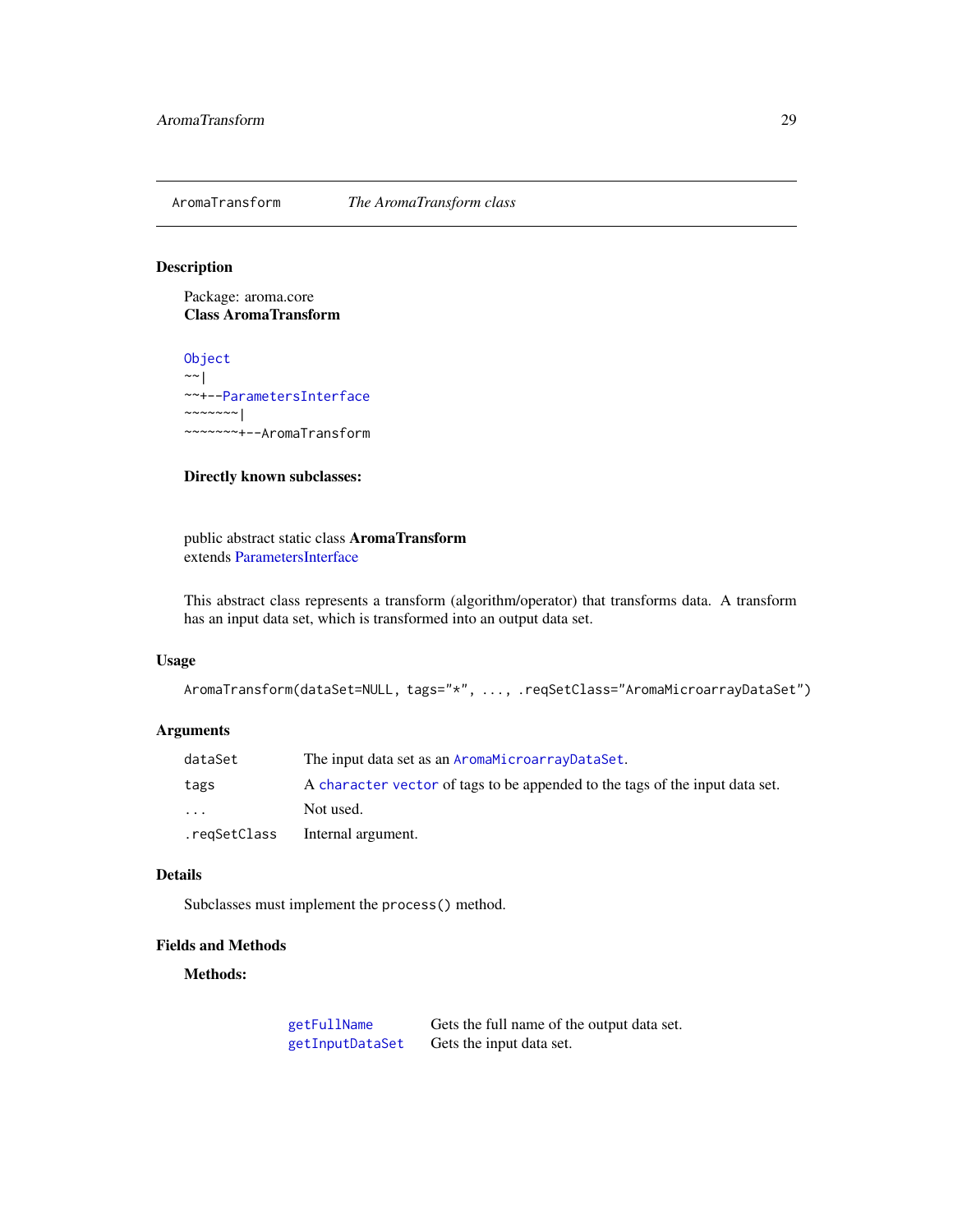# AromaTransform *The AromaTransform class*

## Description

Package: aroma.core
**Class AromaTransform**

```
Object
~~|
~~+--ParametersInterface
~~~~~~~|
~~~~~~~+--AromaTransform
```

**Directly known subclasses:**

public abstract static class **AromaTransform**
extends ParametersInterface

This abstract class represents a transform (algorithm/operator) that transforms data. A transform has an input data set, which is transformed into an output data set.

## Usage

```
AromaTransform(dataSet=NULL, tags="*", ..., .reqSetClass="AromaMicroarrayDataSet")
```

## Arguments

| | |
|---|---|
| `dataSet` | The input data set as an `AromaMicroarrayDataSet`. |
| `tags` | A `character` `vector` of tags to be appended to the tags of the input data set. |
| `...` | Not used. |
| `.reqSetClass` | Internal argument. |

## Details

Subclasses must implement the `process()` method.

## Fields and Methods

**Methods:**

| | |
|---|---|
| `getFullName` | Gets the full name of the output data set. |
| `getInputDataSet` | Gets the input data set. |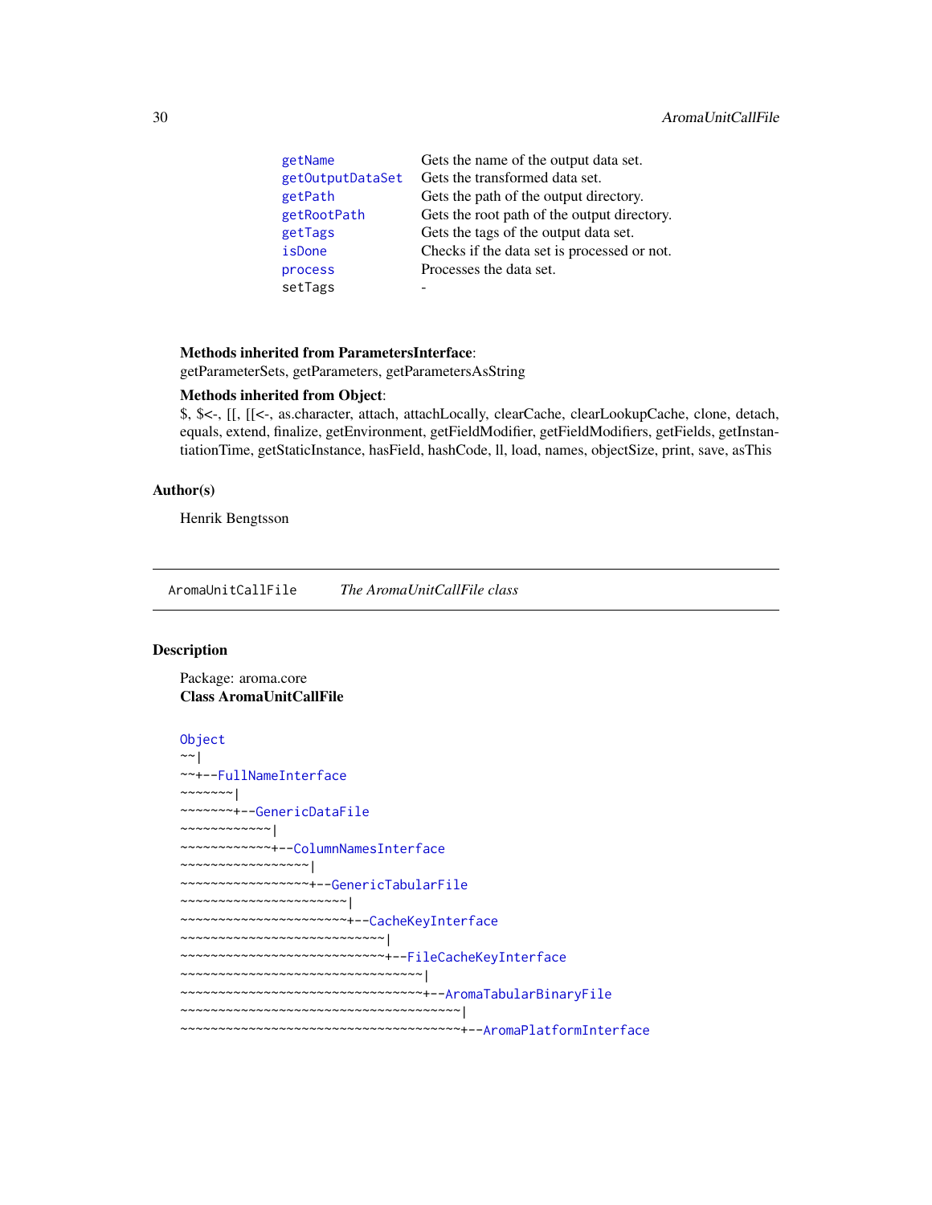| | |
|---|---|
| getName | Gets the name of the output data set. |
| getOutputDataSet | Gets the transformed data set. |
| getPath | Gets the path of the output directory. |
| getRootPath | Gets the root path of the output directory. |
| getTags | Gets the tags of the output data set. |
| isDone | Checks if the data set is processed or not. |
| process | Processes the data set. |
| setTags | - |

**Methods inherited from ParametersInterface**:
getParameterSets, getParameters, getParametersAsString

**Methods inherited from Object**:
$, $<-, [[, [[<-, as.character, attach, attachLocally, clearCache, clearLookupCache, clone, detach, equals, extend, finalize, getEnvironment, getFieldModifier, getFieldModifiers, getFields, getInstantiationTime, getStaticInstance, hasField, hashCode, ll, load, names, objectSize, print, save, asThis

## Author(s)

Henrik Bengtsson

---

# AromaUnitCallFile — *The AromaUnitCallFile class*

## Description

Package: aroma.core
**Class AromaUnitCallFile**

```
Object
~~|
~~+--FullNameInterface
~~~~~~~|
~~~~~~~+--GenericDataFile
~~~~~~~~~~~~|
~~~~~~~~~~~~+--ColumnNamesInterface
~~~~~~~~~~~~~~~~~|
~~~~~~~~~~~~~~~~~+--GenericTabularFile
~~~~~~~~~~~~~~~~~~~~~~|
~~~~~~~~~~~~~~~~~~~~~~+--CacheKeyInterface
~~~~~~~~~~~~~~~~~~~~~~~~~~~|
~~~~~~~~~~~~~~~~~~~~~~~~~~~+--FileCacheKeyInterface
~~~~~~~~~~~~~~~~~~~~~~~~~~~~~~~~|
~~~~~~~~~~~~~~~~~~~~~~~~~~~~~~~~+--AromaTabularBinaryFile
~~~~~~~~~~~~~~~~~~~~~~~~~~~~~~~~~~~~~|
~~~~~~~~~~~~~~~~~~~~~~~~~~~~~~~~~~~~~+--AromaPlatformInterface
```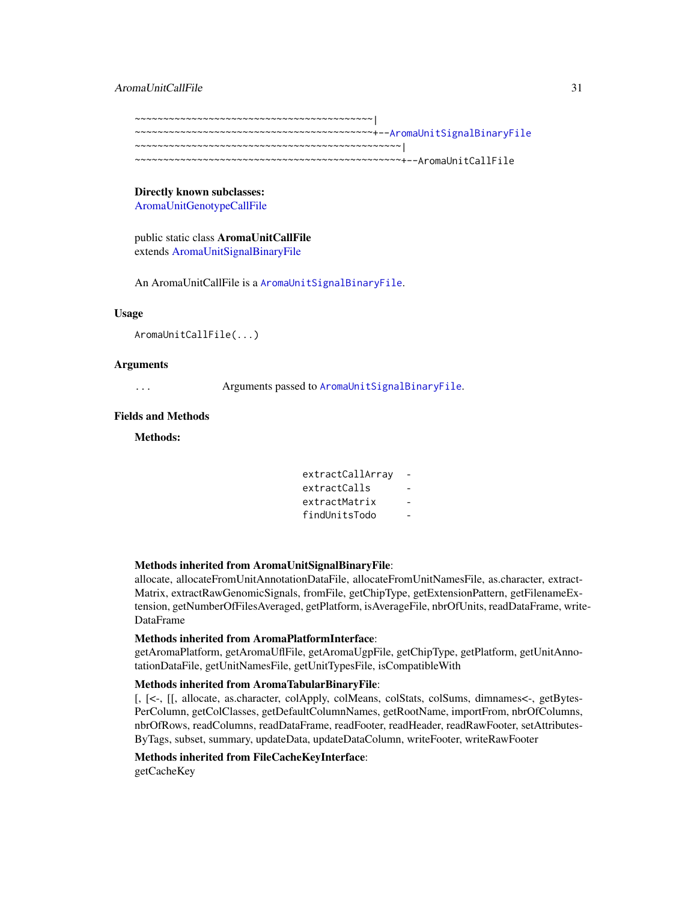```
~~~~~~~~~~~~~~~~~~~~~~~~~~~~~~~~~~~~~~~~~~~|
~~~~~~~~~~~~~~~~~~~~~~~~~~~~~~~~~~~~~~~~~~~+--AromaUnitSignalBinaryFile
~~~~~~~~~~~~~~~~~~~~~~~~~~~~~~~~~~~~~~~~~~~~~~~~|
~~~~~~~~~~~~~~~~~~~~~~~~~~~~~~~~~~~~~~~~~~~~~~~~+--AromaUnitCallFile
```

**Directly known subclasses:**
AromaUnitGenotypeCallFile

public static class **AromaUnitCallFile**
extends AromaUnitSignalBinaryFile

An AromaUnitCallFile is a `AromaUnitSignalBinaryFile`.

## Usage

```
AromaUnitCallFile(...)
```

## Arguments

| | |
|---|---|
| `...` | Arguments passed to `AromaUnitSignalBinaryFile`. |

## Fields and Methods

**Methods:**

| | |
|---|---|
| `extractCallArray` | - |
| `extractCalls` | - |
| `extractMatrix` | - |
| `findUnitsTodo` | - |

**Methods inherited from AromaUnitSignalBinaryFile**:
allocate, allocateFromUnitAnnotationDataFile, allocateFromUnitNamesFile, as.character, extractMatrix, extractRawGenomicSignals, fromFile, getChipType, getExtensionPattern, getFilenameExtension, getNumberOfFilesAveraged, getPlatform, isAverageFile, nbrOfUnits, readDataFrame, writeDataFrame

**Methods inherited from AromaPlatformInterface**:
getAromaPlatform, getAromaUflFile, getAromaUgpFile, getChipType, getPlatform, getUnitAnnotationDataFile, getUnitNamesFile, getUnitTypesFile, isCompatibleWith

**Methods inherited from AromaTabularBinaryFile**:
[, [<-, [[, allocate, as.character, colApply, colMeans, colStats, colSums, dimnames<-, getBytesPerColumn, getColClasses, getDefaultColumnNames, getRootName, importFrom, nbrOfColumns, nbrOfRows, readColumns, readDataFrame, readFooter, readHeader, readRawFooter, setAttributesByTags, subset, summary, updateData, updateDataColumn, writeFooter, writeRawFooter

**Methods inherited from FileCacheKeyInterface**:
getCacheKey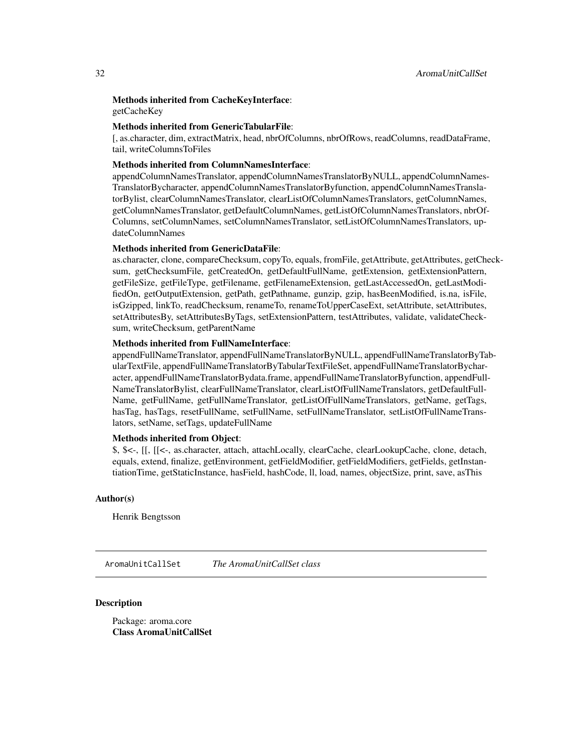**Methods inherited from CacheKeyInterface**:
getCacheKey

**Methods inherited from GenericTabularFile**:
[, as.character, dim, extractMatrix, head, nbrOfColumns, nbrOfRows, readColumns, readDataFrame, tail, writeColumnsToFiles

**Methods inherited from ColumnNamesInterface**:
appendColumnNamesTranslator, appendColumnNamesTranslatorByNULL, appendColumnNamesTranslatorBycharacter, appendColumnNamesTranslatorByfunction, appendColumnNamesTranslatorBylist, clearColumnNamesTranslator, clearListOfColumnNamesTranslators, getColumnNames, getColumnNamesTranslator, getDefaultColumnNames, getListOfColumnNamesTranslators, nbrOfColumns, setColumnNames, setColumnNamesTranslator, setListOfColumnNamesTranslators, updateColumnNames

**Methods inherited from GenericDataFile**:
as.character, clone, compareChecksum, copyTo, equals, fromFile, getAttribute, getAttributes, getChecksum, getChecksumFile, getCreatedOn, getDefaultFullName, getExtension, getExtensionPattern, getFileSize, getFileType, getFilename, getFilenameExtension, getLastAccessedOn, getLastModifiedOn, getOutputExtension, getPath, getPathname, gunzip, gzip, hasBeenModified, is.na, isFile, isGzipped, linkTo, readChecksum, renameTo, renameToUpperCaseExt, setAttribute, setAttributes, setAttributesBy, setAttributesByTags, setExtensionPattern, testAttributes, validate, validateChecksum, writeChecksum, getParentName

**Methods inherited from FullNameInterface**:
appendFullNameTranslator, appendFullNameTranslatorByNULL, appendFullNameTranslatorByTabularTextFile, appendFullNameTranslatorByTabularTextFileSet, appendFullNameTranslatorBycharacter, appendFullNameTranslatorBydata.frame, appendFullNameTranslatorByfunction, appendFullNameTranslatorBylist, clearFullNameTranslator, clearListOfFullNameTranslators, getDefaultFullName, getFullName, getFullNameTranslator, getListOfFullNameTranslators, getName, getTags, hasTag, hasTags, resetFullName, setFullName, setFullNameTranslator, setListOfFullNameTranslators, setName, setTags, updateFullName

**Methods inherited from Object**:
$, $<-, [[, [[<-, as.character, attach, attachLocally, clearCache, clearLookupCache, clone, detach, equals, extend, finalize, getEnvironment, getFieldModifier, getFieldModifiers, getFields, getInstantiationTime, getStaticInstance, hasField, hashCode, ll, load, names, objectSize, print, save, asThis

## Author(s)

Henrik Bengtsson

---

# AromaUnitCallSet *The AromaUnitCallSet class*

## Description

Package: aroma.core
**Class AromaUnitCallSet**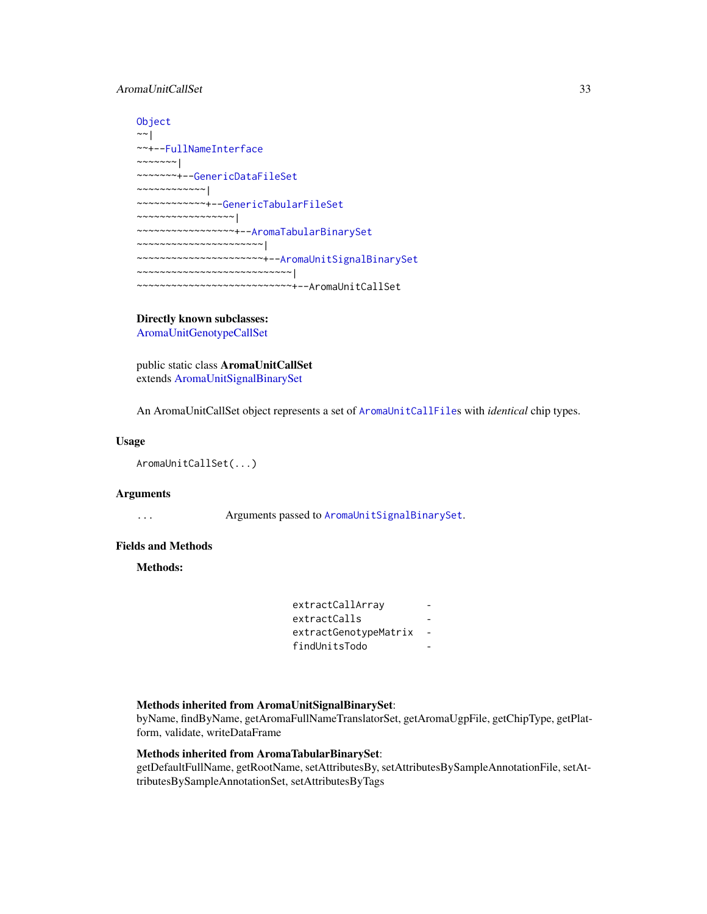```
Object
~~|
~~+--FullNameInterface
~~~~~~~|
~~~~~~~+--GenericDataFileSet
~~~~~~~~~~~~|
~~~~~~~~~~~~+--GenericTabularFileSet
~~~~~~~~~~~~~~~~~|
~~~~~~~~~~~~~~~~~+--AromaTabularBinarySet
~~~~~~~~~~~~~~~~~~~~~~|
~~~~~~~~~~~~~~~~~~~~~~+--AromaUnitSignalBinarySet
~~~~~~~~~~~~~~~~~~~~~~~~~~~|
~~~~~~~~~~~~~~~~~~~~~~~~~~~+--AromaUnitCallSet
```

**Directly known subclasses:**
AromaUnitGenotypeCallSet

public static class **AromaUnitCallSet**
extends AromaUnitSignalBinarySet

An AromaUnitCallSet object represents a set of `AromaUnitCallFile`s with *identical* chip types.

## Usage

```
AromaUnitCallSet(...)
```

## Arguments

| | |
|---|---|
| `...` | Arguments passed to `AromaUnitSignalBinarySet`. |

## Fields and Methods

**Methods:**

| | |
|---|---|
| `extractCallArray` | - |
| `extractCalls` | - |
| `extractGenotypeMatrix` | - |
| `findUnitsTodo` | - |

**Methods inherited from AromaUnitSignalBinarySet**:
byName, findByName, getAromaFullNameTranslatorSet, getAromaUgpFile, getChipType, getPlatform, validate, writeDataFrame

**Methods inherited from AromaTabularBinarySet**:
getDefaultFullName, getRootName, setAttributesBy, setAttributesBySampleAnnotationFile, setAttributesBySampleAnnotationSet, setAttributesByTags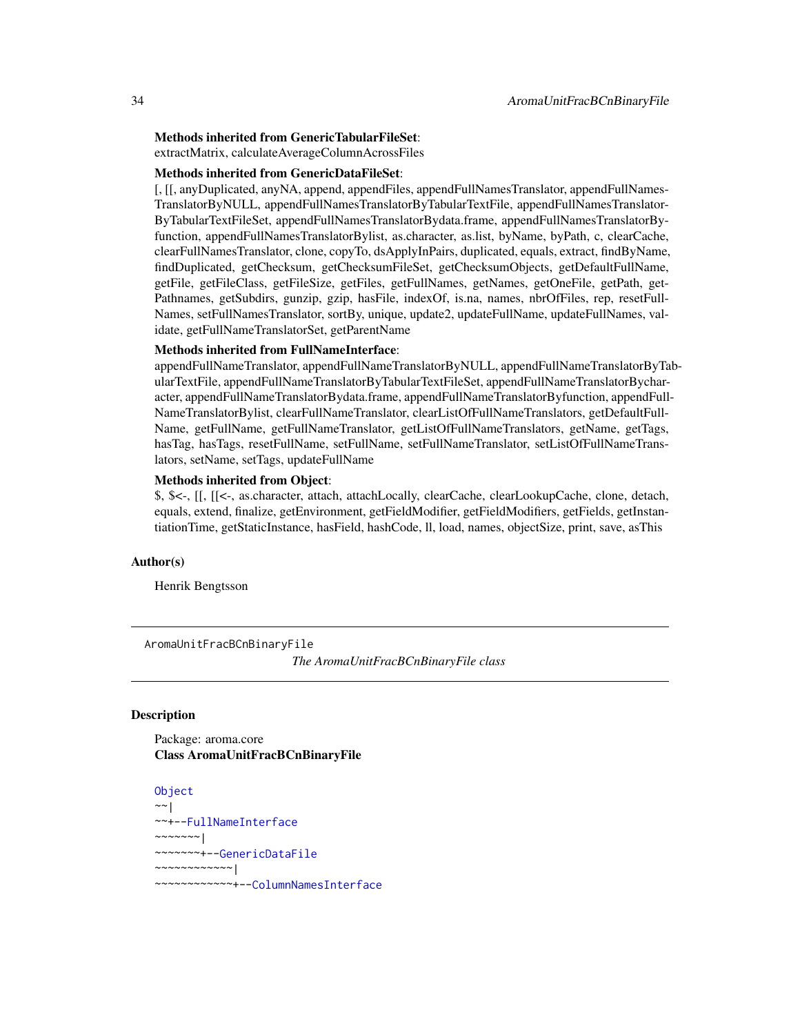**Methods inherited from GenericTabularFileSet**:
extractMatrix, calculateAverageColumnAcrossFiles

**Methods inherited from GenericDataFileSet**:
[, [[, anyDuplicated, anyNA, append, appendFiles, appendFullNamesTranslator, appendFullNamesTranslatorByNULL, appendFullNamesTranslatorByTabularTextFile, appendFullNamesTranslatorByTabularTextFileSet, appendFullNamesTranslatorBydata.frame, appendFullNamesTranslatorByfunction, appendFullNamesTranslatorBylist, as.character, as.list, byName, byPath, c, clearCache, clearFullNamesTranslator, clone, copyTo, dsApplyInPairs, duplicated, equals, extract, findByName, findDuplicated, getChecksum, getChecksumFileSet, getChecksumObjects, getDefaultFullName, getFile, getFileClass, getFileSize, getFiles, getFullNames, getNames, getOneFile, getPath, getPathnames, getSubdirs, gunzip, gzip, hasFile, indexOf, is.na, names, nbrOfFiles, rep, resetFullNames, setFullNamesTranslator, sortBy, unique, update2, updateFullName, updateFullNames, validate, getFullNameTranslatorSet, getParentName

**Methods inherited from FullNameInterface**:
appendFullNameTranslator, appendFullNameTranslatorByNULL, appendFullNameTranslatorByTabularTextFile, appendFullNameTranslatorByTabularTextFileSet, appendFullNameTranslatorBycharacter, appendFullNameTranslatorBydata.frame, appendFullNameTranslatorByfunction, appendFullNameTranslatorBylist, clearFullNameTranslator, clearListOfFullNameTranslators, getDefaultFullName, getFullName, getFullNameTranslator, getListOfFullNameTranslators, getName, getTags, hasTag, hasTags, resetFullName, setFullName, setFullNameTranslator, setListOfFullNameTranslators, setName, setTags, updateFullName

**Methods inherited from Object**:
$, $<-, [[, [[<-, as.character, attach, attachLocally, clearCache, clearLookupCache, clone, detach, equals, extend, finalize, getEnvironment, getFieldModifier, getFieldModifiers, getFields, getInstantiationTime, getStaticInstance, hasField, hashCode, ll, load, names, objectSize, print, save, asThis

## Author(s)

Henrik Bengtsson

---

`AromaUnitFracBCnBinaryFile` *The AromaUnitFracBCnBinaryFile class*

---

## Description

Package: aroma.core
**Class AromaUnitFracBCnBinaryFile**

```
Object
~~|
~~+--FullNameInterface
~~~~~~~|
~~~~~~~+--GenericDataFile
~~~~~~~~~~~~|
~~~~~~~~~~~~+--ColumnNamesInterface
```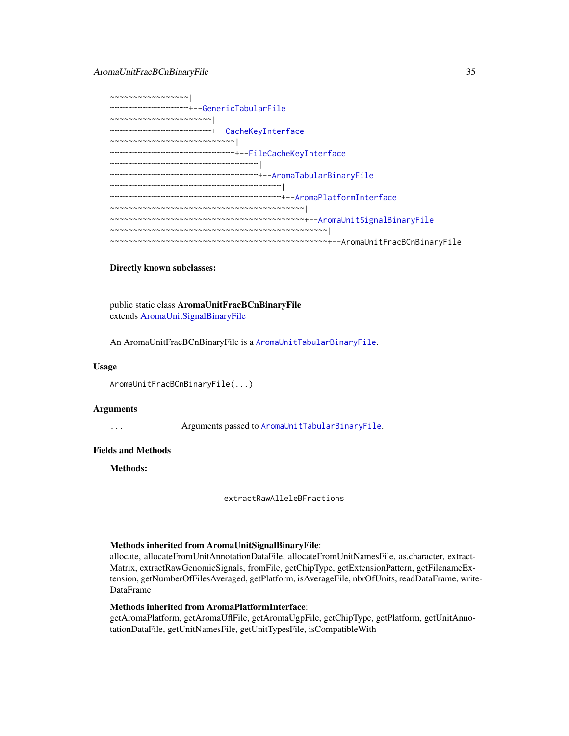```
~~~~~~~~~~~~~~~~~~|
~~~~~~~~~~~~~~~~~~+--GenericTabularFile
~~~~~~~~~~~~~~~~~~~~~~~|
~~~~~~~~~~~~~~~~~~~~~~~+--CacheKeyInterface
~~~~~~~~~~~~~~~~~~~~~~~~~~~~|
~~~~~~~~~~~~~~~~~~~~~~~~~~~~+--FileCacheKeyInterface
~~~~~~~~~~~~~~~~~~~~~~~~~~~~~~~~~|
~~~~~~~~~~~~~~~~~~~~~~~~~~~~~~~~~+--AromaTabularBinaryFile
~~~~~~~~~~~~~~~~~~~~~~~~~~~~~~~~~~~~~~|
~~~~~~~~~~~~~~~~~~~~~~~~~~~~~~~~~~~~~~+--AromaPlatformInterface
~~~~~~~~~~~~~~~~~~~~~~~~~~~~~~~~~~~~~~~~~~~|
~~~~~~~~~~~~~~~~~~~~~~~~~~~~~~~~~~~~~~~~~~~+--AromaUnitSignalBinaryFile
~~~~~~~~~~~~~~~~~~~~~~~~~~~~~~~~~~~~~~~~~~~~~~~~|
~~~~~~~~~~~~~~~~~~~~~~~~~~~~~~~~~~~~~~~~~~~~~~~~+--AromaUnitFracBCnBinaryFile
```

**Directly known subclasses:**

public static class **AromaUnitFracBCnBinaryFile**
extends AromaUnitSignalBinaryFile

An AromaUnitFracBCnBinaryFile is a `AromaUnitTabularBinaryFile`.

## Usage

```
AromaUnitFracBCnBinaryFile(...)
```

## Arguments

`...` Arguments passed to `AromaUnitTabularBinaryFile`.

## Fields and Methods

**Methods:**

| | |
|---|---|
| `extractRawAlleleBFractions` | - |

**Methods inherited from AromaUnitSignalBinaryFile**:
allocate, allocateFromUnitAnnotationDataFile, allocateFromUnitNamesFile, as.character, extractMatrix, extractRawGenomicSignals, fromFile, getChipType, getExtensionPattern, getFilenameExtension, getNumberOfFilesAveraged, getPlatform, isAverageFile, nbrOfUnits, readDataFrame, writeDataFrame

**Methods inherited from AromaPlatformInterface**:
getAromaPlatform, getAromaUflFile, getAromaUgpFile, getChipType, getPlatform, getUnitAnnotationDataFile, getUnitNamesFile, getUnitTypesFile, isCompatibleWith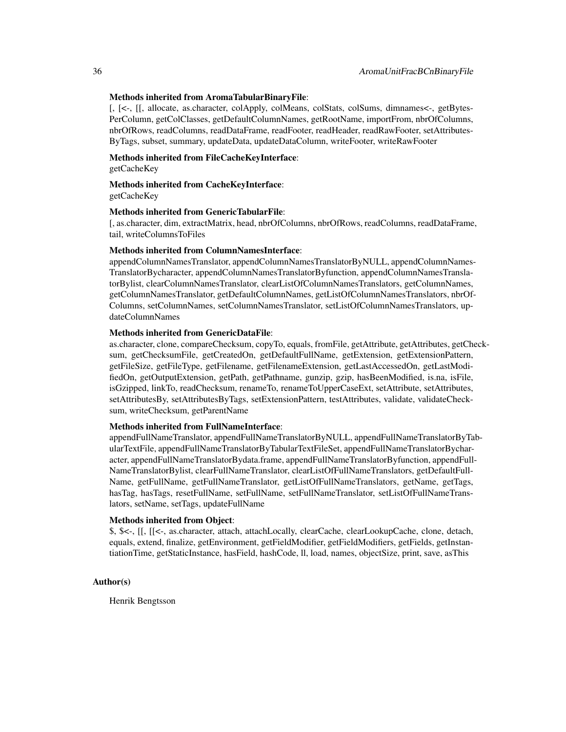**Methods inherited from AromaTabularBinaryFile**:
[, [<-, [[, allocate, as.character, colApply, colMeans, colStats, colSums, dimnames<-, getBytesPerColumn, getColClasses, getDefaultColumnNames, getRootName, importFrom, nbrOfColumns, nbrOfRows, readColumns, readDataFrame, readFooter, readHeader, readRawFooter, setAttributesByTags, subset, summary, updateData, updateDataColumn, writeFooter, writeRawFooter

**Methods inherited from FileCacheKeyInterface**:
getCacheKey

**Methods inherited from CacheKeyInterface**:
getCacheKey

**Methods inherited from GenericTabularFile**:
[, as.character, dim, extractMatrix, head, nbrOfColumns, nbrOfRows, readColumns, readDataFrame, tail, writeColumnsToFiles

**Methods inherited from ColumnNamesInterface**:
appendColumnNamesTranslator, appendColumnNamesTranslatorByNULL, appendColumnNamesTranslatorBycharacter, appendColumnNamesTranslatorByfunction, appendColumnNamesTranslatorBylist, clearColumnNamesTranslator, clearListOfColumnNamesTranslators, getColumnNames, getColumnNamesTranslator, getDefaultColumnNames, getListOfColumnNamesTranslators, nbrOfColumns, setColumnNames, setColumnNamesTranslator, setListOfColumnNamesTranslators, updateColumnNames

**Methods inherited from GenericDataFile**:
as.character, clone, compareChecksum, copyTo, equals, fromFile, getAttribute, getAttributes, getChecksum, getChecksumFile, getCreatedOn, getDefaultFullName, getExtension, getExtensionPattern, getFileSize, getFileType, getFilename, getFilenameExtension, getLastAccessedOn, getLastModifiedOn, getOutputExtension, getPath, getPathname, gunzip, gzip, hasBeenModified, is.na, isFile, isGzipped, linkTo, readChecksum, renameTo, renameToUpperCaseExt, setAttribute, setAttributes, setAttributesBy, setAttributesByTags, setExtensionPattern, testAttributes, validate, validateChecksum, writeChecksum, getParentName

**Methods inherited from FullNameInterface**:
appendFullNameTranslator, appendFullNameTranslatorByNULL, appendFullNameTranslatorByTabularTextFile, appendFullNameTranslatorByTabularTextFileSet, appendFullNameTranslatorBycharacter, appendFullNameTranslatorBydata.frame, appendFullNameTranslatorByfunction, appendFullNameTranslatorBylist, clearFullNameTranslator, clearListOfFullNameTranslators, getDefaultFullName, getFullName, getFullNameTranslator, getListOfFullNameTranslators, getName, getTags, hasTag, hasTags, resetFullName, setFullName, setFullNameTranslator, setListOfFullNameTranslators, setName, setTags, updateFullName

**Methods inherited from Object**:
$, $<-, [[, [[<-, as.character, attach, attachLocally, clearCache, clearLookupCache, clone, detach, equals, extend, finalize, getEnvironment, getFieldModifier, getFieldModifiers, getFields, getInstantiationTime, getStaticInstance, hasField, hashCode, ll, load, names, objectSize, print, save, asThis

## Author(s)

Henrik Bengtsson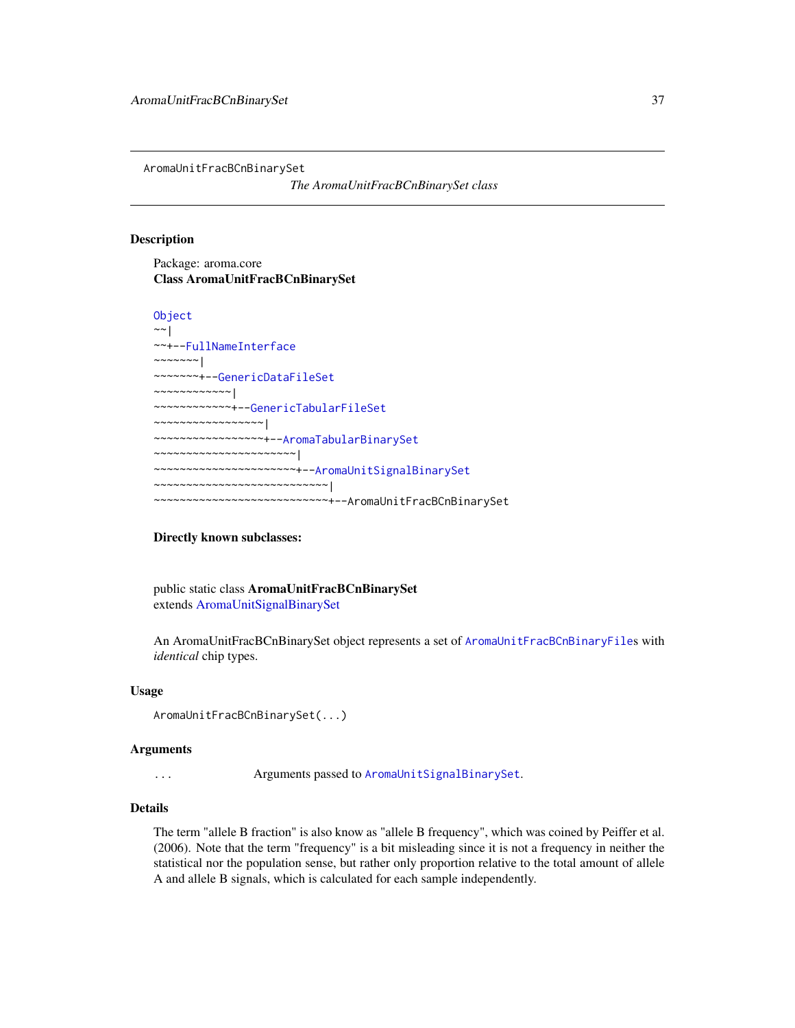AromaUnitFracBCnBinarySet

*The AromaUnitFracBCnBinarySet class*

## Description

Package: aroma.core
**Class AromaUnitFracBCnBinarySet**

```
Object
~~|
~~+--FullNameInterface
~~~~~~~|
~~~~~~~+--GenericDataFileSet
~~~~~~~~~~~~|
~~~~~~~~~~~~+--GenericTabularFileSet
~~~~~~~~~~~~~~~~~|
~~~~~~~~~~~~~~~~~+--AromaTabularBinarySet
~~~~~~~~~~~~~~~~~~~~~~|
~~~~~~~~~~~~~~~~~~~~~~+--AromaUnitSignalBinarySet
~~~~~~~~~~~~~~~~~~~~~~~~~~~|
~~~~~~~~~~~~~~~~~~~~~~~~~~~+--AromaUnitFracBCnBinarySet
```

**Directly known subclasses:**

public static class **AromaUnitFracBCnBinarySet**
extends AromaUnitSignalBinarySet

An AromaUnitFracBCnBinarySet object represents a set of `AromaUnitFracBCnBinaryFile`s with *identical* chip types.

## Usage

```
AromaUnitFracBCnBinarySet(...)
```

## Arguments

| | |
|---|---|
| ... | Arguments passed to `AromaUnitSignalBinarySet`. |

## Details

The term "allele B fraction" is also know as "allele B frequency", which was coined by Peiffer et al. (2006). Note that the term "frequency" is a bit misleading since it is not a frequency in neither the statistical nor the population sense, but rather only proportion relative to the total amount of allele A and allele B signals, which is calculated for each sample independently.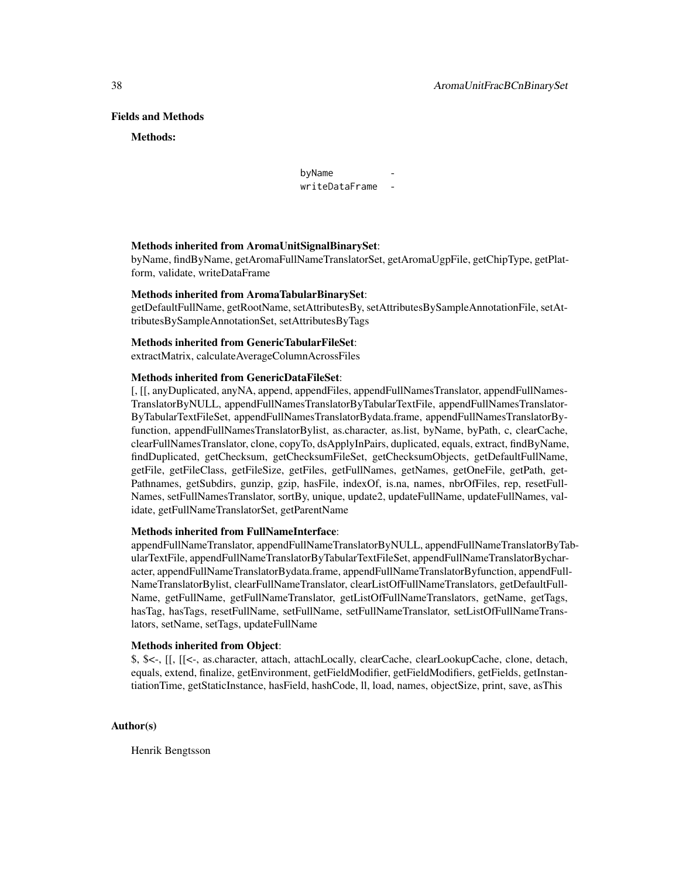## Fields and Methods

**Methods:**

| | |
|---|---|
| byName | - |
| writeDataFrame | - |

**Methods inherited from AromaUnitSignalBinarySet**:
byName, findByName, getAromaFullNameTranslatorSet, getAromaUgpFile, getChipType, getPlatform, validate, writeDataFrame

**Methods inherited from AromaTabularBinarySet**:
getDefaultFullName, getRootName, setAttributesBy, setAttributesBySampleAnnotationFile, setAttributesBySampleAnnotationSet, setAttributesByTags

**Methods inherited from GenericTabularFileSet**:
extractMatrix, calculateAverageColumnAcrossFiles

**Methods inherited from GenericDataFileSet**:
[, [[, anyDuplicated, anyNA, append, appendFiles, appendFullNamesTranslator, appendFullNamesTranslatorByNULL, appendFullNamesTranslatorByTabularTextFile, appendFullNamesTranslatorByTabularTextFileSet, appendFullNamesTranslatorBydata.frame, appendFullNamesTranslatorByfunction, appendFullNamesTranslatorBylist, as.character, as.list, byName, byPath, c, clearCache, clearFullNamesTranslator, clone, copyTo, dsApplyInPairs, duplicated, equals, extract, findByName, findDuplicated, getChecksum, getChecksumFileSet, getChecksumObjects, getDefaultFullName, getFile, getFileClass, getFileSize, getFiles, getFullNames, getNames, getOneFile, getPath, getPathnames, getSubdirs, gunzip, gzip, hasFile, indexOf, is.na, names, nbrOfFiles, rep, resetFullNames, setFullNamesTranslator, sortBy, unique, update2, updateFullName, updateFullNames, validate, getFullNameTranslatorSet, getParentName

**Methods inherited from FullNameInterface**:
appendFullNameTranslator, appendFullNameTranslatorByNULL, appendFullNameTranslatorByTabularTextFile, appendFullNameTranslatorByTabularTextFileSet, appendFullNameTranslatorBycharacter, appendFullNameTranslatorBydata.frame, appendFullNameTranslatorByfunction, appendFullNameTranslatorBylist, clearFullNameTranslator, clearListOfFullNameTranslators, getDefaultFullName, getFullName, getFullNameTranslator, getListOfFullNameTranslators, getName, getTags, hasTag, hasTags, resetFullName, setFullName, setFullNameTranslator, setListOfFullNameTranslators, setName, setTags, updateFullName

**Methods inherited from Object**:
$, $<-, [[, [[<-, as.character, attach, attachLocally, clearCache, clearLookupCache, clone, detach, equals, extend, finalize, getEnvironment, getFieldModifier, getFieldModifiers, getFields, getInstantiationTime, getStaticInstance, hasField, hashCode, ll, load, names, objectSize, print, save, asThis

## Author(s)

Henrik Bengtsson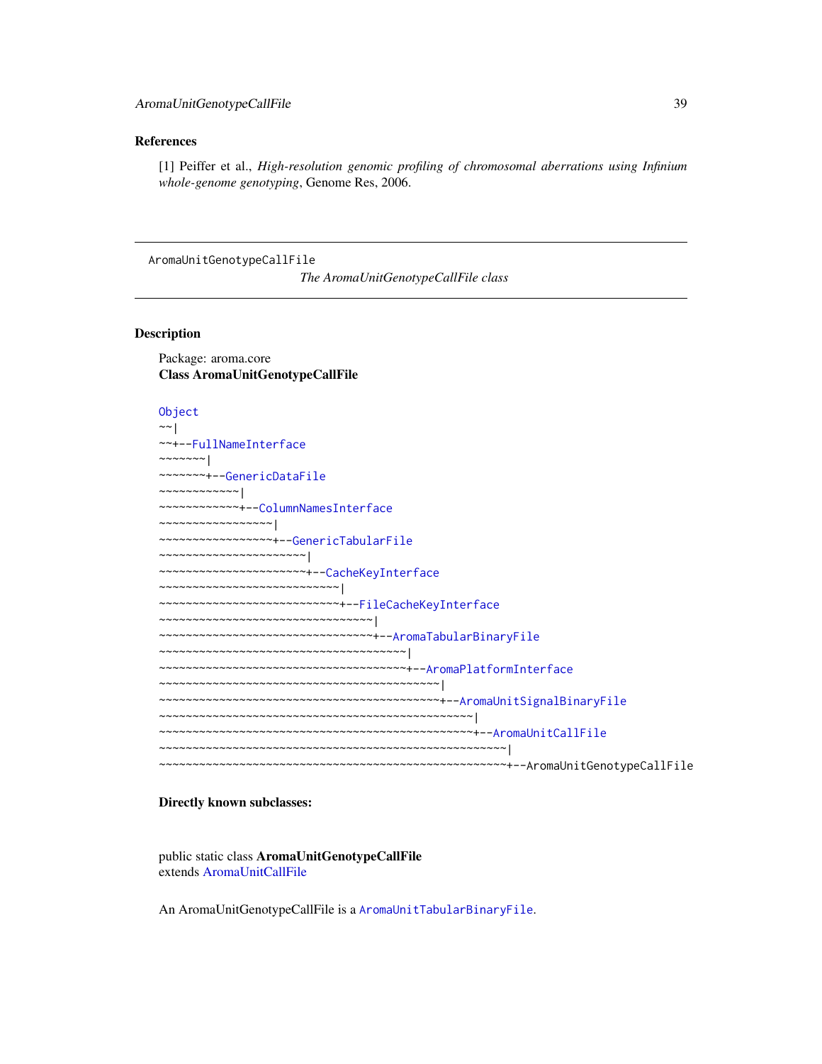## References

[1] Peiffer et al., *High-resolution genomic profiling of chromosomal aberrations using Infinium whole-genome genotyping*, Genome Res, 2006.

---

AromaUnitGenotypeCallFile

*The AromaUnitGenotypeCallFile class*

---

## Description

Package: aroma.core
**Class AromaUnitGenotypeCallFile**

```
Object
~~|
~~+--FullNameInterface
~~~~~~~|
~~~~~~~+--GenericDataFile
~~~~~~~~~~~~|
~~~~~~~~~~~~+--ColumnNamesInterface
~~~~~~~~~~~~~~~~~|
~~~~~~~~~~~~~~~~~+--GenericTabularFile
~~~~~~~~~~~~~~~~~~~~~~|
~~~~~~~~~~~~~~~~~~~~~~+--CacheKeyInterface
~~~~~~~~~~~~~~~~~~~~~~~~~~~|
~~~~~~~~~~~~~~~~~~~~~~~~~~~+--FileCacheKeyInterface
~~~~~~~~~~~~~~~~~~~~~~~~~~~~~~~~|
~~~~~~~~~~~~~~~~~~~~~~~~~~~~~~~~+--AromaTabularBinaryFile
~~~~~~~~~~~~~~~~~~~~~~~~~~~~~~~~~~~~~|
~~~~~~~~~~~~~~~~~~~~~~~~~~~~~~~~~~~~~+--AromaPlatformInterface
~~~~~~~~~~~~~~~~~~~~~~~~~~~~~~~~~~~~~~~~~~|
~~~~~~~~~~~~~~~~~~~~~~~~~~~~~~~~~~~~~~~~~~+--AromaUnitSignalBinaryFile
~~~~~~~~~~~~~~~~~~~~~~~~~~~~~~~~~~~~~~~~~~~~~~~|
~~~~~~~~~~~~~~~~~~~~~~~~~~~~~~~~~~~~~~~~~~~~~~~+--AromaUnitCallFile
~~~~~~~~~~~~~~~~~~~~~~~~~~~~~~~~~~~~~~~~~~~~~~~~~~~~|
~~~~~~~~~~~~~~~~~~~~~~~~~~~~~~~~~~~~~~~~~~~~~~~~~~~~+--AromaUnitGenotypeCallFile
```

**Directly known subclasses:**

public static class **AromaUnitGenotypeCallFile**
extends AromaUnitCallFile

An AromaUnitGenotypeCallFile is a `AromaUnitTabularBinaryFile`.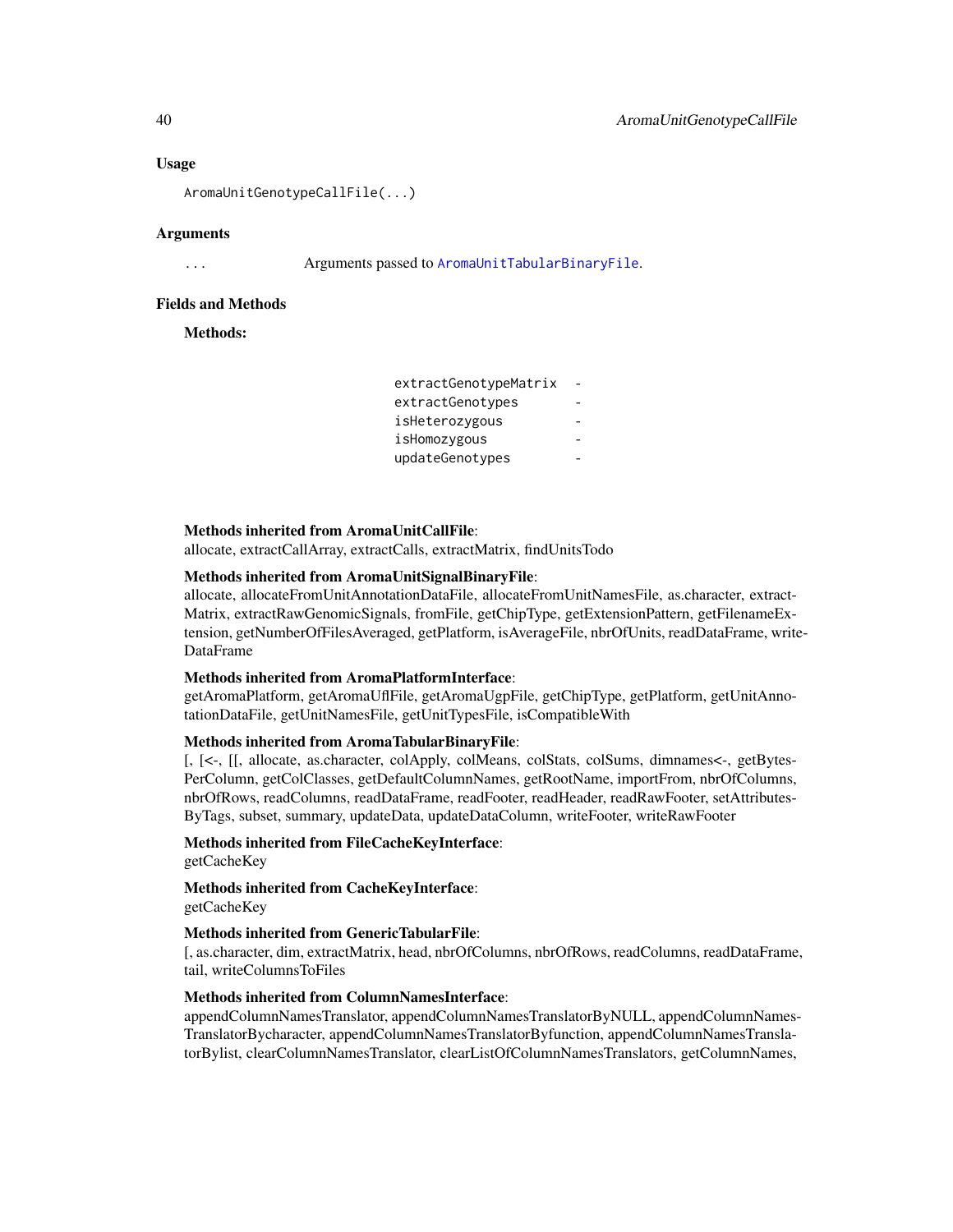### Usage

```
AromaUnitGenotypeCallFile(...)
```

### Arguments

| | |
|---|---|
| ... | Arguments passed to `AromaUnitTabularBinaryFile`. |

### Fields and Methods

**Methods:**

| | |
|---|---|
| extractGenotypeMatrix | - |
| extractGenotypes | - |
| isHeterozygous | - |
| isHomozygous | - |
| updateGenotypes | - |

**Methods inherited from AromaUnitCallFile**:
allocate, extractCallArray, extractCalls, extractMatrix, findUnitsTodo

**Methods inherited from AromaUnitSignalBinaryFile**:
allocate, allocateFromUnitAnnotationDataFile, allocateFromUnitNamesFile, as.character, extractMatrix, extractRawGenomicSignals, fromFile, getChipType, getExtensionPattern, getFilenameExtension, getNumberOfFilesAveraged, getPlatform, isAverageFile, nbrOfUnits, readDataFrame, writeDataFrame

**Methods inherited from AromaPlatformInterface**:
getAromaPlatform, getAromaUflFile, getAromaUgpFile, getChipType, getPlatform, getUnitAnnotationDataFile, getUnitNamesFile, getUnitTypesFile, isCompatibleWith

**Methods inherited from AromaTabularBinaryFile**:
[, [<-, [[, allocate, as.character, colApply, colMeans, colStats, colSums, dimnames<-, getBytesPerColumn, getColClasses, getDefaultColumnNames, getRootName, importFrom, nbrOfColumns, nbrOfRows, readColumns, readDataFrame, readFooter, readHeader, readRawFooter, setAttributesByTags, subset, summary, updateData, updateDataColumn, writeFooter, writeRawFooter

**Methods inherited from FileCacheKeyInterface**:
getCacheKey

**Methods inherited from CacheKeyInterface**:
getCacheKey

**Methods inherited from GenericTabularFile**:
[, as.character, dim, extractMatrix, head, nbrOfColumns, nbrOfRows, readColumns, readDataFrame, tail, writeColumnsToFiles

**Methods inherited from ColumnNamesInterface**:
appendColumnNamesTranslator, appendColumnNamesTranslatorByNULL, appendColumnNamesTranslatorBycharacter, appendColumnNamesTranslatorByfunction, appendColumnNamesTranslatorBylist, clearColumnNamesTranslator, clearListOfColumnNamesTranslators, getColumnNames,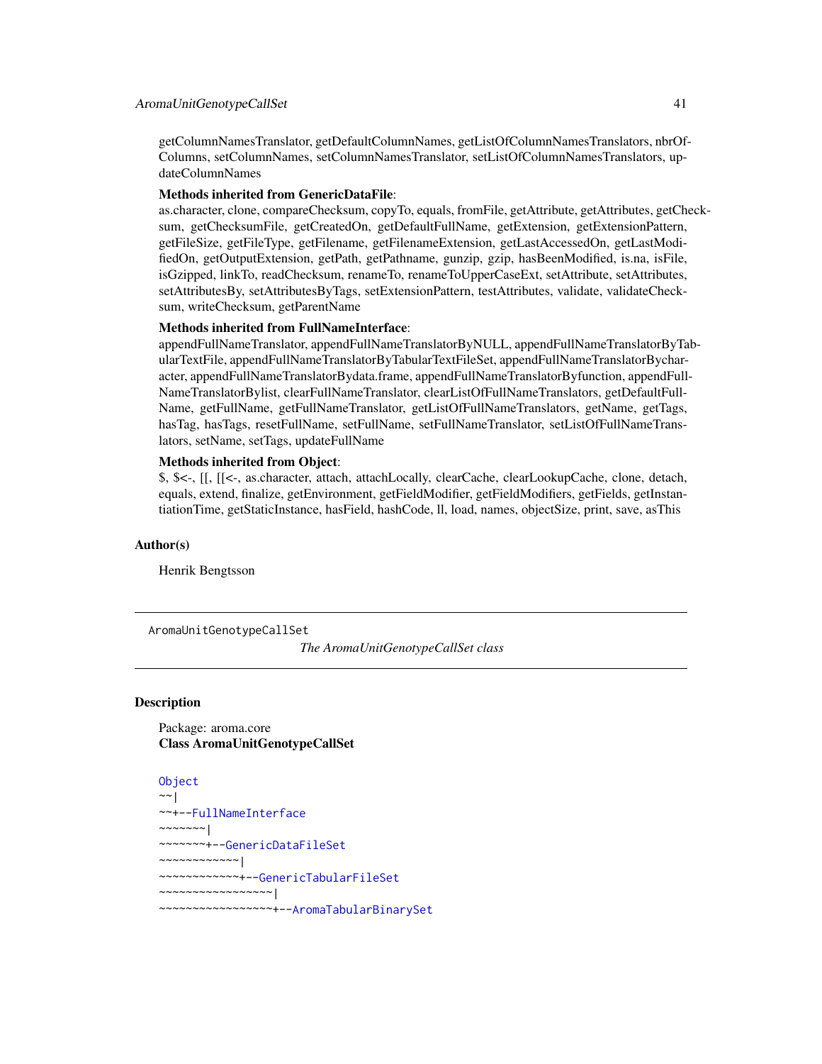getColumnNamesTranslator, getDefaultColumnNames, getListOfColumnNamesTranslators, nbrOfColumns, setColumnNames, setColumnNamesTranslator, setListOfColumnNamesTranslators, updateColumnNames

**Methods inherited from GenericDataFile**:
as.character, clone, compareChecksum, copyTo, equals, fromFile, getAttribute, getAttributes, getChecksum, getChecksumFile, getCreatedOn, getDefaultFullName, getExtension, getExtensionPattern, getFileSize, getFileType, getFilename, getFilenameExtension, getLastAccessedOn, getLastModifiedOn, getOutputExtension, getPath, getPathname, gunzip, gzip, hasBeenModified, is.na, isFile, isGzipped, linkTo, readChecksum, renameTo, renameToUpperCaseExt, setAttribute, setAttributes, setAttributesBy, setAttributesByTags, setExtensionPattern, testAttributes, validate, validateChecksum, writeChecksum, getParentName

**Methods inherited from FullNameInterface**:
appendFullNameTranslator, appendFullNameTranslatorByNULL, appendFullNameTranslatorByTabularTextFile, appendFullNameTranslatorByTabularTextFileSet, appendFullNameTranslatorBycharacter, appendFullNameTranslatorBydata.frame, appendFullNameTranslatorByfunction, appendFullNameTranslatorBylist, clearFullNameTranslator, clearListOfFullNameTranslators, getDefaultFullName, getFullName, getFullNameTranslator, getListOfFullNameTranslators, getName, getTags, hasTag, hasTags, resetFullName, setFullName, setFullNameTranslator, setListOfFullNameTranslators, setName, setTags, updateFullName

**Methods inherited from Object**:
$, $<-, [[, [[<-, as.character, attach, attachLocally, clearCache, clearLookupCache, clone, detach, equals, extend, finalize, getEnvironment, getFieldModifier, getFieldModifiers, getFields, getInstantiationTime, getStaticInstance, hasField, hashCode, ll, load, names, objectSize, print, save, asThis

## Author(s)

Henrik Bengtsson

---

AromaUnitGenotypeCallSet    *The AromaUnitGenotypeCallSet class*

---

## Description

Package: aroma.core
**Class AromaUnitGenotypeCallSet**

```
Object
~~|
~~+--FullNameInterface
~~~~~~~|
~~~~~~~+--GenericDataFileSet
~~~~~~~~~~~~|
~~~~~~~~~~~~+--GenericTabularFileSet
~~~~~~~~~~~~~~~~~|
~~~~~~~~~~~~~~~~~+--AromaTabularBinarySet
```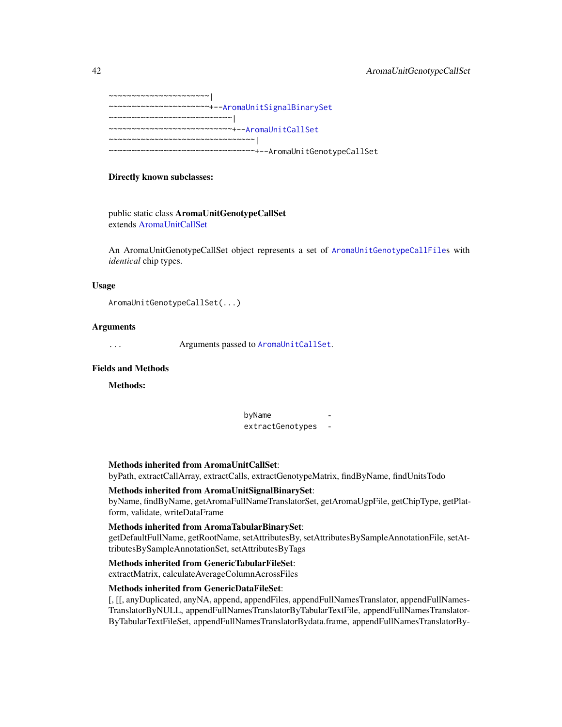```
~~~~~~~~~~~~~~~~~~~~~~|
~~~~~~~~~~~~~~~~~~~~~~+--AromaUnitSignalBinarySet
~~~~~~~~~~~~~~~~~~~~~~~~~~~|
~~~~~~~~~~~~~~~~~~~~~~~~~~~+--AromaUnitCallSet
~~~~~~~~~~~~~~~~~~~~~~~~~~~~~~~~|
~~~~~~~~~~~~~~~~~~~~~~~~~~~~~~~~+--AromaUnitGenotypeCallSet
```

**Directly known subclasses:**

public static class **AromaUnitGenotypeCallSet**
extends AromaUnitCallSet

An AromaUnitGenotypeCallSet object represents a set of `AromaUnitGenotypeCallFile`s with *identical* chip types.

## Usage

```
AromaUnitGenotypeCallSet(...)
```

## Arguments

| | |
|---|---|
| ... | Arguments passed to `AromaUnitCallSet`. |

## Fields and Methods

**Methods:**

| | |
|---|---|
| `byName` | - |
| `extractGenotypes` | - |

**Methods inherited from AromaUnitCallSet**:
byPath, extractCallArray, extractCalls, extractGenotypeMatrix, findByName, findUnitsTodo

**Methods inherited from AromaUnitSignalBinarySet**:
byName, findByName, getAromaFullNameTranslatorSet, getAromaUgpFile, getChipType, getPlatform, validate, writeDataFrame

**Methods inherited from AromaTabularBinarySet**:
getDefaultFullName, getRootName, setAttributesBy, setAttributesBySampleAnnotationFile, setAttributesBySampleAnnotationSet, setAttributesByTags

**Methods inherited from GenericTabularFileSet**:
extractMatrix, calculateAverageColumnAcrossFiles

**Methods inherited from GenericDataFileSet**:
[, [[, anyDuplicated, anyNA, append, appendFiles, appendFullNamesTranslator, appendFullNamesTranslatorByNULL, appendFullNamesTranslatorByTabularTextFile, appendFullNamesTranslatorByTabularTextFileSet, appendFullNamesTranslatorBydata.frame, appendFullNamesTranslatorBy-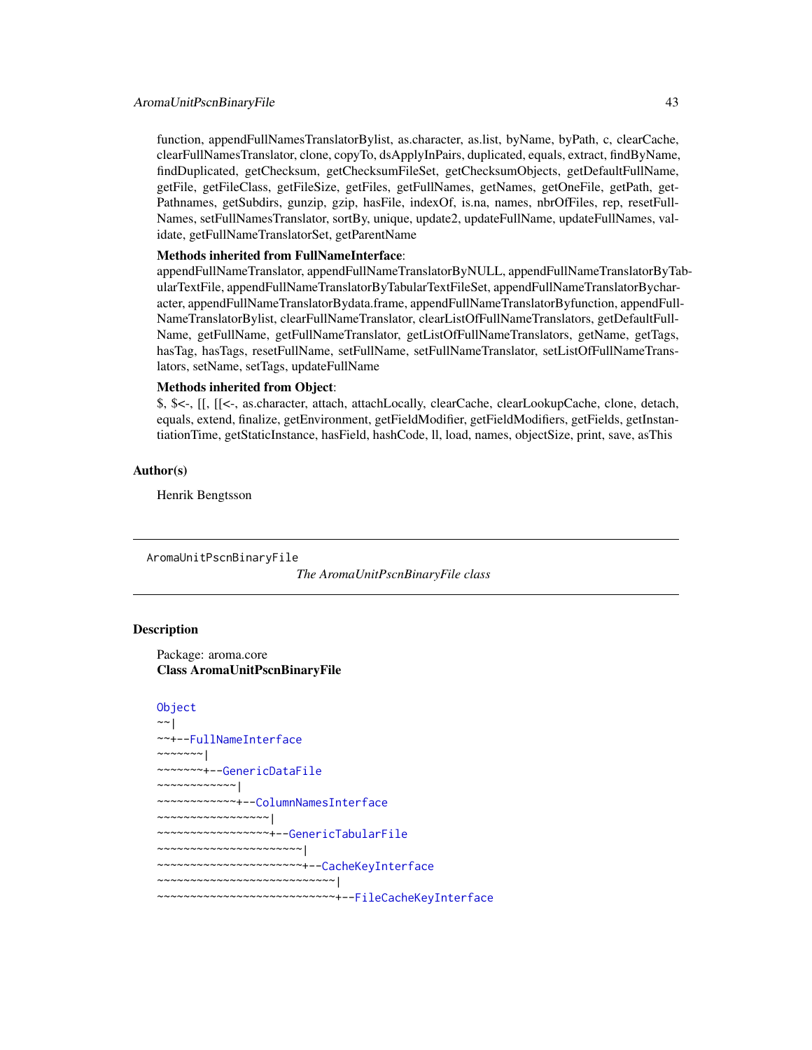function, appendFullNamesTranslatorBylist, as.character, as.list, byName, byPath, c, clearCache, clearFullNamesTranslator, clone, copyTo, dsApplyInPairs, duplicated, equals, extract, findByName, findDuplicated, getChecksum, getChecksumFileSet, getChecksumObjects, getDefaultFullName, getFile, getFileClass, getFileSize, getFiles, getFullNames, getNames, getOneFile, getPath, getPathnames, getSubdirs, gunzip, gzip, hasFile, indexOf, is.na, names, nbrOfFiles, rep, resetFullNames, setFullNamesTranslator, sortBy, unique, update2, updateFullName, updateFullNames, validate, getFullNameTranslatorSet, getParentName

**Methods inherited from FullNameInterface**:
appendFullNameTranslator, appendFullNameTranslatorByNULL, appendFullNameTranslatorByTabularTextFile, appendFullNameTranslatorByTabularTextFileSet, appendFullNameTranslatorBycharacter, appendFullNameTranslatorBydata.frame, appendFullNameTranslatorByfunction, appendFullNameTranslatorBylist, clearFullNameTranslator, clearListOfFullNameTranslators, getDefaultFullName, getFullName, getFullNameTranslator, getListOfFullNameTranslators, getName, getTags, hasTag, hasTags, resetFullName, setFullName, setFullNameTranslator, setListOfFullNameTranslators, setName, setTags, updateFullName

**Methods inherited from Object**:
$, $<-, [[, [[<-, as.character, attach, attachLocally, clearCache, clearLookupCache, clone, detach, equals, extend, finalize, getEnvironment, getFieldModifier, getFieldModifiers, getFields, getInstantiationTime, getStaticInstance, hasField, hashCode, ll, load, names, objectSize, print, save, asThis

## Author(s)

Henrik Bengtsson

---

AromaUnitPscnBinaryFile *The AromaUnitPscnBinaryFile class*

---

## Description

Package: aroma.core
**Class AromaUnitPscnBinaryFile**

```
Object
~~|
~~+--FullNameInterface
~~~~~~~|
~~~~~~~+--GenericDataFile
~~~~~~~~~~~~|
~~~~~~~~~~~~+--ColumnNamesInterface
~~~~~~~~~~~~~~~~~|
~~~~~~~~~~~~~~~~~+--GenericTabularFile
~~~~~~~~~~~~~~~~~~~~~~|
~~~~~~~~~~~~~~~~~~~~~~+--CacheKeyInterface
~~~~~~~~~~~~~~~~~~~~~~~~~~~|
~~~~~~~~~~~~~~~~~~~~~~~~~~~+--FileCacheKeyInterface
```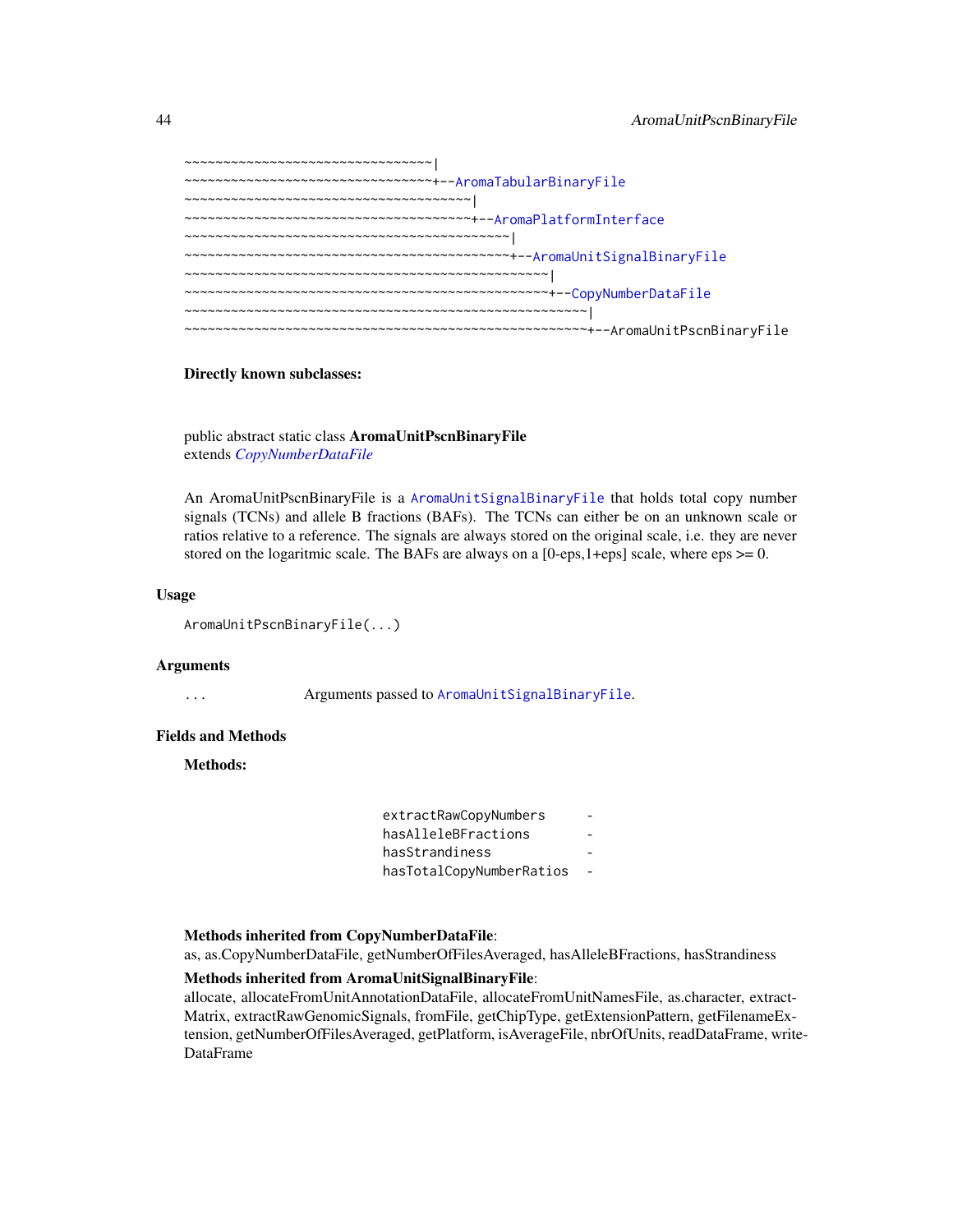```
~~~~~~~~~~~~~~~~~~~~~~~~~~~~~~~~|
~~~~~~~~~~~~~~~~~~~~~~~~~~~~~~~~+--AromaTabularBinaryFile
~~~~~~~~~~~~~~~~~~~~~~~~~~~~~~~~~~~~~|
~~~~~~~~~~~~~~~~~~~~~~~~~~~~~~~~~~~~~+--AromaPlatformInterface
~~~~~~~~~~~~~~~~~~~~~~~~~~~~~~~~~~~~~~~~~~|
~~~~~~~~~~~~~~~~~~~~~~~~~~~~~~~~~~~~~~~~~~+--AromaUnitSignalBinaryFile
~~~~~~~~~~~~~~~~~~~~~~~~~~~~~~~~~~~~~~~~~~~~~~~|
~~~~~~~~~~~~~~~~~~~~~~~~~~~~~~~~~~~~~~~~~~~~~~~+--CopyNumberDataFile
~~~~~~~~~~~~~~~~~~~~~~~~~~~~~~~~~~~~~~~~~~~~~~~~~~~~|
~~~~~~~~~~~~~~~~~~~~~~~~~~~~~~~~~~~~~~~~~~~~~~~~~~~~+--AromaUnitPscnBinaryFile
```

**Directly known subclasses:**

public abstract static class **AromaUnitPscnBinaryFile**
extends *CopyNumberDataFile*

An AromaUnitPscnBinaryFile is a `AromaUnitSignalBinaryFile` that holds total copy number signals (TCNs) and allele B fractions (BAFs). The TCNs can either be on an unknown scale or ratios relative to a reference. The signals are always stored on the original scale, i.e. they are never stored on the logaritmic scale. The BAFs are always on a [0-eps,1+eps] scale, where eps >= 0.

## Usage

```
AromaUnitPscnBinaryFile(...)
```

## Arguments

`...` Arguments passed to `AromaUnitSignalBinaryFile`.

## Fields and Methods

**Methods:**

| | |
|---|---|
| `extractRawCopyNumbers` | - |
| `hasAlleleBFractions` | - |
| `hasStrandiness` | - |
| `hasTotalCopyNumberRatios` | - |

**Methods inherited from CopyNumberDataFile**:
as, as.CopyNumberDataFile, getNumberOfFilesAveraged, hasAlleleBFractions, hasStrandiness

**Methods inherited from AromaUnitSignalBinaryFile**:
allocate, allocateFromUnitAnnotationDataFile, allocateFromUnitNamesFile, as.character, extractMatrix, extractRawGenomicSignals, fromFile, getChipType, getExtensionPattern, getFilenameExtension, getNumberOfFilesAveraged, getPlatform, isAverageFile, nbrOfUnits, readDataFrame, writeDataFrame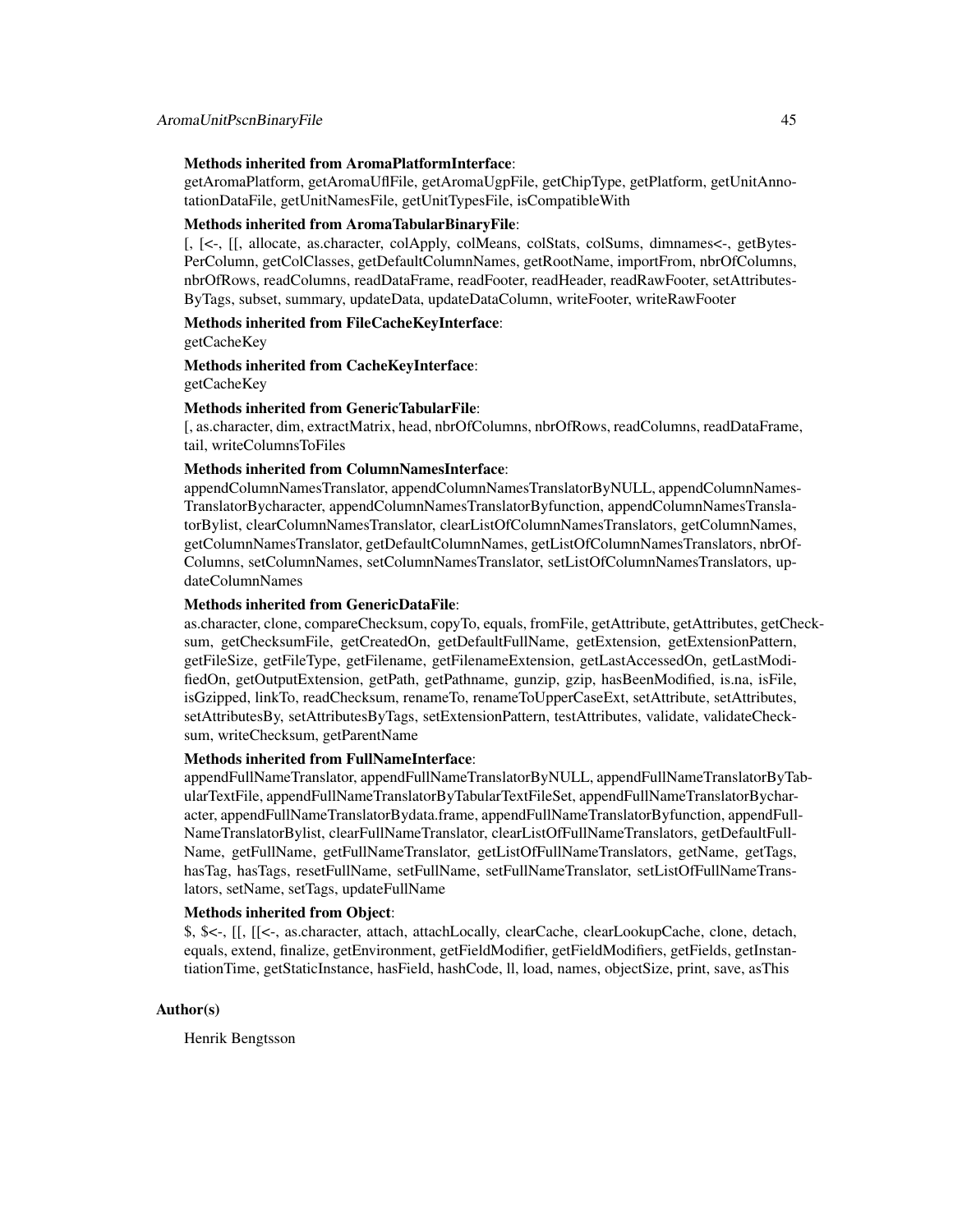**Methods inherited from AromaPlatformInterface**:
getAromaPlatform, getAromaUflFile, getAromaUgpFile, getChipType, getPlatform, getUnitAnnotationDataFile, getUnitNamesFile, getUnitTypesFile, isCompatibleWith

**Methods inherited from AromaTabularBinaryFile**:
[, [<-, [[, allocate, as.character, colApply, colMeans, colStats, colSums, dimnames<-, getBytesPerColumn, getColClasses, getDefaultColumnNames, getRootName, importFrom, nbrOfColumns, nbrOfRows, readColumns, readDataFrame, readFooter, readHeader, readRawFooter, setAttributesByTags, subset, summary, updateData, updateDataColumn, writeFooter, writeRawFooter

**Methods inherited from FileCacheKeyInterface**:
getCacheKey

**Methods inherited from CacheKeyInterface**:
getCacheKey

**Methods inherited from GenericTabularFile**:
[, as.character, dim, extractMatrix, head, nbrOfColumns, nbrOfRows, readColumns, readDataFrame, tail, writeColumnsToFiles

**Methods inherited from ColumnNamesInterface**:
appendColumnNamesTranslator, appendColumnNamesTranslatorByNULL, appendColumnNamesTranslatorBycharacter, appendColumnNamesTranslatorByfunction, appendColumnNamesTranslatorBylist, clearColumnNamesTranslator, clearListOfColumnNamesTranslators, getColumnNames, getColumnNamesTranslator, getDefaultColumnNames, getListOfColumnNamesTranslators, nbrOfColumns, setColumnNames, setColumnNamesTranslator, setListOfColumnNamesTranslators, updateColumnNames

**Methods inherited from GenericDataFile**:
as.character, clone, compareChecksum, copyTo, equals, fromFile, getAttribute, getAttributes, getChecksum, getChecksumFile, getCreatedOn, getDefaultFullName, getExtension, getExtensionPattern, getFileSize, getFileType, getFilename, getFilenameExtension, getLastAccessedOn, getLastModifiedOn, getOutputExtension, getPath, getPathname, gunzip, gzip, hasBeenModified, is.na, isFile, isGzipped, linkTo, readChecksum, renameTo, renameToUpperCaseExt, setAttribute, setAttributes, setAttributesBy, setAttributesByTags, setExtensionPattern, testAttributes, validate, validateChecksum, writeChecksum, getParentName

**Methods inherited from FullNameInterface**:
appendFullNameTranslator, appendFullNameTranslatorByNULL, appendFullNameTranslatorByTabularTextFile, appendFullNameTranslatorByTabularTextFileSet, appendFullNameTranslatorBycharacter, appendFullNameTranslatorBydata.frame, appendFullNameTranslatorByfunction, appendFullNameTranslatorBylist, clearFullNameTranslator, clearListOfFullNameTranslators, getDefaultFullName, getFullName, getFullNameTranslator, getListOfFullNameTranslators, getName, getTags, hasTag, hasTags, resetFullName, setFullName, setFullNameTranslator, setListOfFullNameTranslators, setName, setTags, updateFullName

**Methods inherited from Object**:
$, $<-, [[, [[<-, as.character, attach, attachLocally, clearCache, clearLookupCache, clone, detach, equals, extend, finalize, getEnvironment, getFieldModifier, getFieldModifiers, getFields, getInstantiationTime, getStaticInstance, hasField, hashCode, ll, load, names, objectSize, print, save, asThis

## Author(s)

Henrik Bengtsson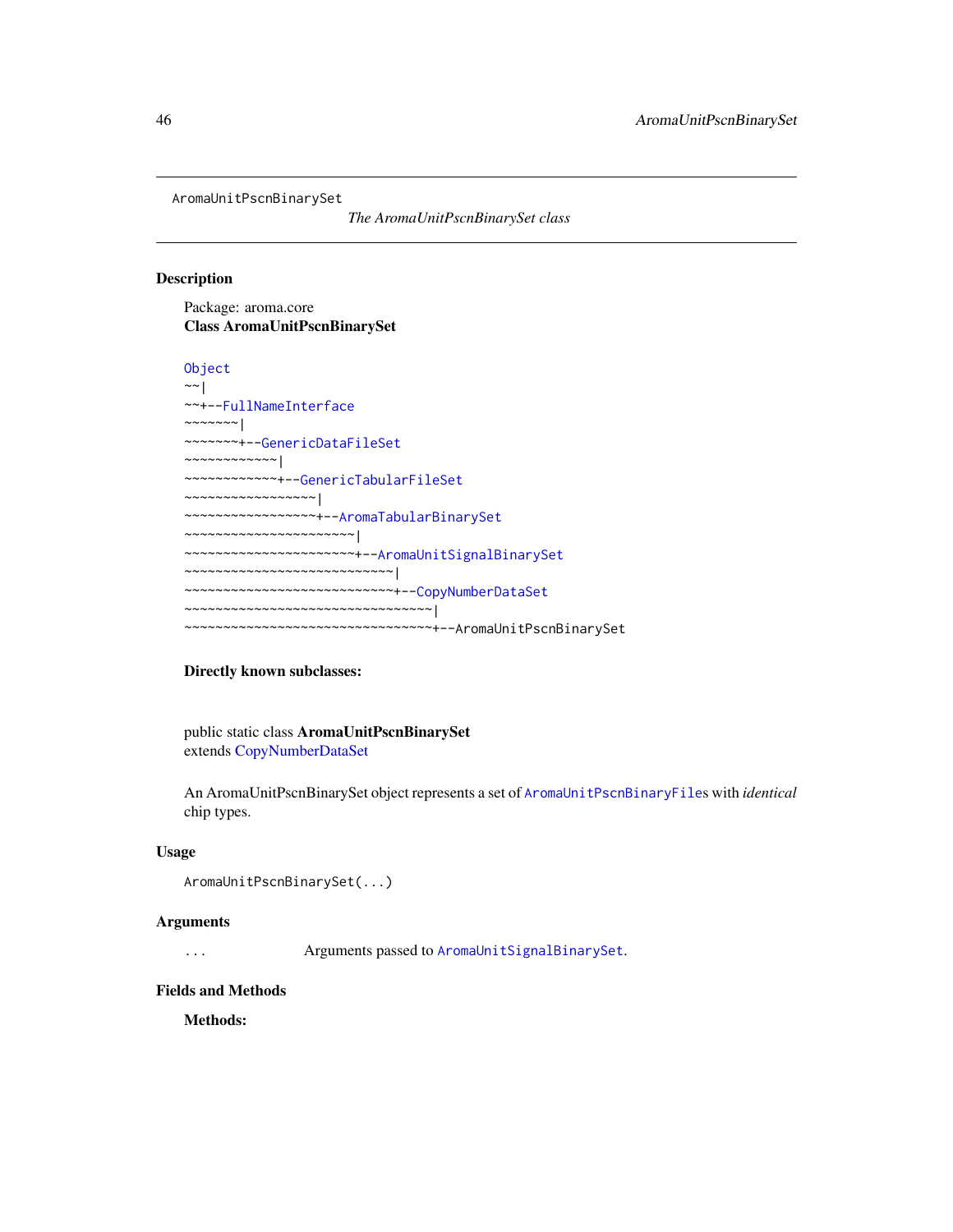AromaUnitPscnBinarySet *The AromaUnitPscnBinarySet class*

## Description

Package: aroma.core
**Class AromaUnitPscnBinarySet**

```
Object
~~|
~~+--FullNameInterface
~~~~~~~|
~~~~~~~+--GenericDataFileSet
~~~~~~~~~~~~|
~~~~~~~~~~~~+--GenericTabularFileSet
~~~~~~~~~~~~~~~~~|
~~~~~~~~~~~~~~~~~+--AromaTabularBinarySet
~~~~~~~~~~~~~~~~~~~~~~|
~~~~~~~~~~~~~~~~~~~~~~+--AromaUnitSignalBinarySet
~~~~~~~~~~~~~~~~~~~~~~~~~~~|
~~~~~~~~~~~~~~~~~~~~~~~~~~~+--CopyNumberDataSet
~~~~~~~~~~~~~~~~~~~~~~~~~~~~~~~~|
~~~~~~~~~~~~~~~~~~~~~~~~~~~~~~~~+--AromaUnitPscnBinarySet
```

**Directly known subclasses:**

public static class **AromaUnitPscnBinarySet**
extends CopyNumberDataSet

An AromaUnitPscnBinarySet object represents a set of `AromaUnitPscnBinaryFile`s with *identical* chip types.

## Usage

```
AromaUnitPscnBinarySet(...)
```

## Arguments

`...` Arguments passed to `AromaUnitSignalBinarySet`.

## Fields and Methods

**Methods:**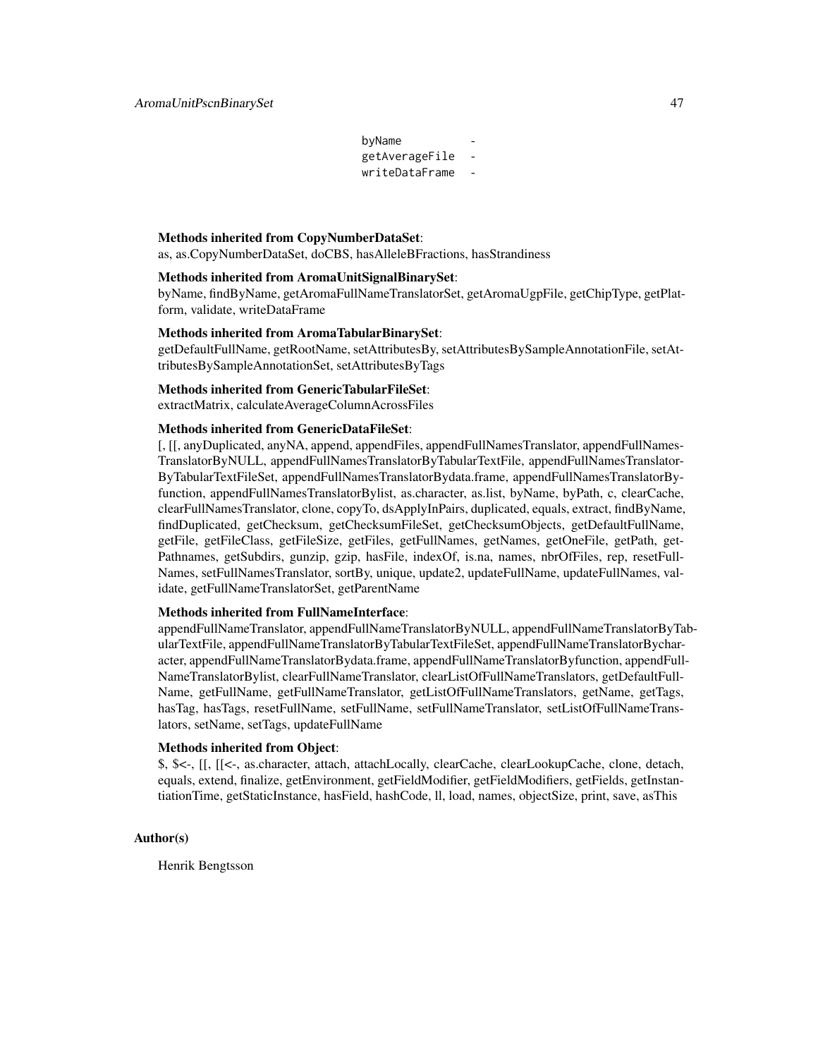```
byName          -
getAverageFile  -
writeDataFrame  -
```

**Methods inherited from CopyNumberDataSet**:
as, as.CopyNumberDataSet, doCBS, hasAlleleBFractions, hasStrandiness

**Methods inherited from AromaUnitSignalBinarySet**:
byName, findByName, getAromaFullNameTranslatorSet, getAromaUgpFile, getChipType, getPlatform, validate, writeDataFrame

**Methods inherited from AromaTabularBinarySet**:
getDefaultFullName, getRootName, setAttributesBy, setAttributesBySampleAnnotationFile, setAttributesBySampleAnnotationSet, setAttributesByTags

**Methods inherited from GenericTabularFileSet**:
extractMatrix, calculateAverageColumnAcrossFiles

**Methods inherited from GenericDataFileSet**:
[, [[, anyDuplicated, anyNA, append, appendFiles, appendFullNamesTranslator, appendFullNamesTranslatorByNULL, appendFullNamesTranslatorByTabularTextFile, appendFullNamesTranslatorByTabularTextFileSet, appendFullNamesTranslatorBydata.frame, appendFullNamesTranslatorByfunction, appendFullNamesTranslatorBylist, as.character, as.list, byName, byPath, c, clearCache, clearFullNamesTranslator, clone, copyTo, dsApplyInPairs, duplicated, equals, extract, findByName, findDuplicated, getChecksum, getChecksumFileSet, getChecksumObjects, getDefaultFullName, getFile, getFileClass, getFileSize, getFiles, getFullNames, getNames, getOneFile, getPath, getPathnames, getSubdirs, gunzip, gzip, hasFile, indexOf, is.na, names, nbrOfFiles, rep, resetFullNames, setFullNamesTranslator, sortBy, unique, update2, updateFullName, updateFullNames, validate, getFullNameTranslatorSet, getParentName

**Methods inherited from FullNameInterface**:
appendFullNameTranslator, appendFullNameTranslatorByNULL, appendFullNameTranslatorByTabularTextFile, appendFullNameTranslatorByTabularTextFileSet, appendFullNameTranslatorBycharacter, appendFullNameTranslatorBydata.frame, appendFullNameTranslatorByfunction, appendFullNameTranslatorBylist, clearFullNameTranslator, clearListOfFullNameTranslators, getDefaultFullName, getFullName, getFullNameTranslator, getListOfFullNameTranslators, getName, getTags, hasTag, hasTags, resetFullName, setFullName, setFullNameTranslator, setListOfFullNameTranslators, setName, setTags, updateFullName

**Methods inherited from Object**:
$, $<-, [[, [[<-, as.character, attach, attachLocally, clearCache, clearLookupCache, clone, detach, equals, extend, finalize, getEnvironment, getFieldModifier, getFieldModifiers, getFields, getInstantiationTime, getStaticInstance, hasField, hashCode, ll, load, names, objectSize, print, save, asThis

## Author(s)

Henrik Bengtsson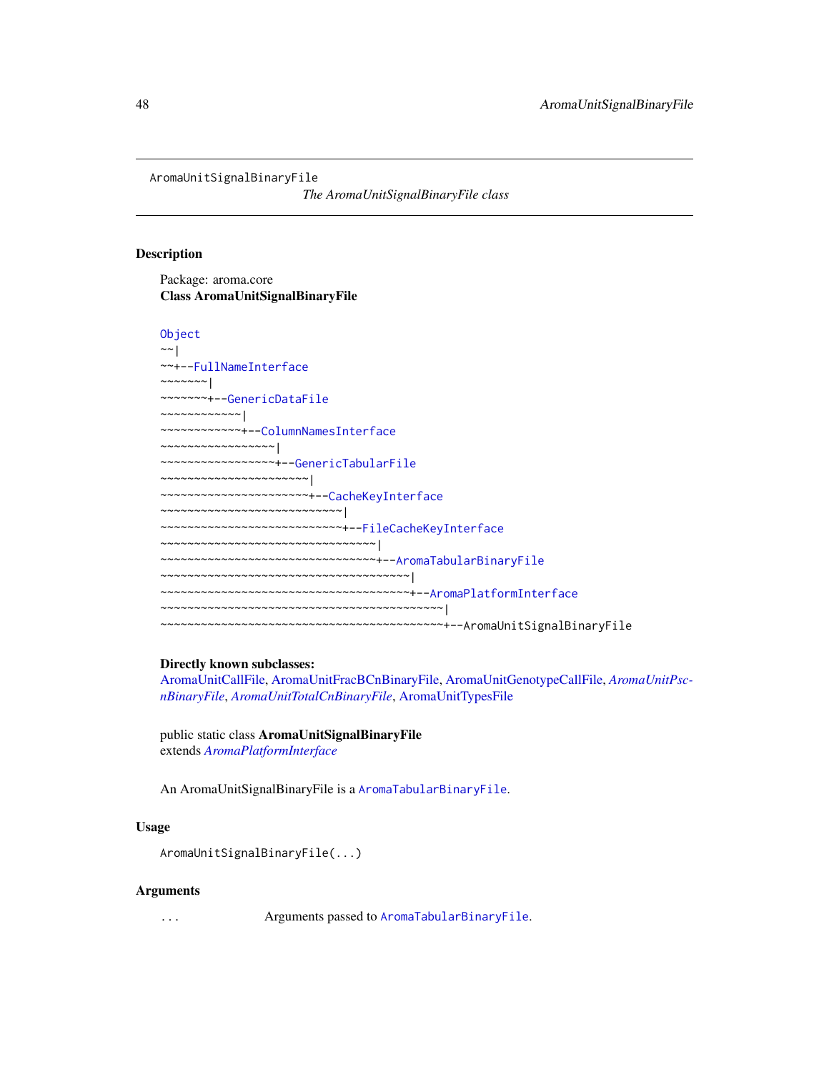AromaUnitSignalBinaryFile

*The AromaUnitSignalBinaryFile class*

## Description

Package: aroma.core
**Class AromaUnitSignalBinaryFile**

```
Object
~~|
~~+--FullNameInterface
~~~~~~~|
~~~~~~~+--GenericDataFile
~~~~~~~~~~~~|
~~~~~~~~~~~~+--ColumnNamesInterface
~~~~~~~~~~~~~~~~~|
~~~~~~~~~~~~~~~~~+--GenericTabularFile
~~~~~~~~~~~~~~~~~~~~~~|
~~~~~~~~~~~~~~~~~~~~~~+--CacheKeyInterface
~~~~~~~~~~~~~~~~~~~~~~~~~~~|
~~~~~~~~~~~~~~~~~~~~~~~~~~~+--FileCacheKeyInterface
~~~~~~~~~~~~~~~~~~~~~~~~~~~~~~~~|
~~~~~~~~~~~~~~~~~~~~~~~~~~~~~~~~+--AromaTabularBinaryFile
~~~~~~~~~~~~~~~~~~~~~~~~~~~~~~~~~~~~~|
~~~~~~~~~~~~~~~~~~~~~~~~~~~~~~~~~~~~~+--AromaPlatformInterface
~~~~~~~~~~~~~~~~~~~~~~~~~~~~~~~~~~~~~~~~~~|
~~~~~~~~~~~~~~~~~~~~~~~~~~~~~~~~~~~~~~~~~~+--AromaUnitSignalBinaryFile
```

**Directly known subclasses:**
AromaUnitCallFile, AromaUnitFracBCnBinaryFile, AromaUnitGenotypeCallFile, *AromaUnitPscnBinaryFile*, *AromaUnitTotalCnBinaryFile*, AromaUnitTypesFile

public static class **AromaUnitSignalBinaryFile**
extends *AromaPlatformInterface*

An AromaUnitSignalBinaryFile is a `AromaTabularBinaryFile`.

## Usage

```
AromaUnitSignalBinaryFile(...)
```

## Arguments

| | |
|---|---|
| ... | Arguments passed to `AromaTabularBinaryFile`. |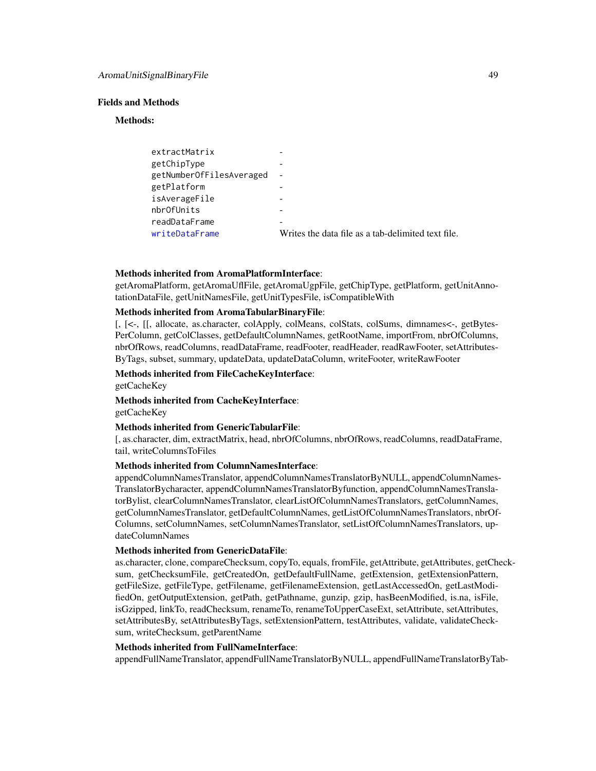## Fields and Methods

**Methods:**

| | |
|---|---|
| `extractMatrix` | - |
| `getChipType` | - |
| `getNumberOfFilesAveraged` | - |
| `getPlatform` | - |
| `isAverageFile` | - |
| `nbrOfUnits` | - |
| `readDataFrame` | - |
| `writeDataFrame` | Writes the data file as a tab-delimited text file. |

**Methods inherited from AromaPlatformInterface**:
getAromaPlatform, getAromaUflFile, getAromaUgpFile, getChipType, getPlatform, getUnitAnnotationDataFile, getUnitNamesFile, getUnitTypesFile, isCompatibleWith

**Methods inherited from AromaTabularBinaryFile**:
[, [<-, [[, allocate, as.character, colApply, colMeans, colStats, colSums, dimnames<-, getBytesPerColumn, getColClasses, getDefaultColumnNames, getRootName, importFrom, nbrOfColumns, nbrOfRows, readColumns, readDataFrame, readFooter, readHeader, readRawFooter, setAttributesByTags, subset, summary, updateData, updateDataColumn, writeFooter, writeRawFooter

**Methods inherited from FileCacheKeyInterface**:
getCacheKey

**Methods inherited from CacheKeyInterface**:
getCacheKey

**Methods inherited from GenericTabularFile**:
[, as.character, dim, extractMatrix, head, nbrOfColumns, nbrOfRows, readColumns, readDataFrame, tail, writeColumnsToFiles

**Methods inherited from ColumnNamesInterface**:
appendColumnNamesTranslator, appendColumnNamesTranslatorByNULL, appendColumnNamesTranslatorBycharacter, appendColumnNamesTranslatorByfunction, appendColumnNamesTranslatorBylist, clearColumnNamesTranslator, clearListOfColumnNamesTranslators, getColumnNames, getColumnNamesTranslator, getDefaultColumnNames, getListOfColumnNamesTranslators, nbrOfColumns, setColumnNames, setColumnNamesTranslator, setListOfColumnNamesTranslators, updateColumnNames

**Methods inherited from GenericDataFile**:
as.character, clone, compareChecksum, copyTo, equals, fromFile, getAttribute, getAttributes, getChecksum, getChecksumFile, getCreatedOn, getDefaultFullName, getExtension, getExtensionPattern, getFileSize, getFileType, getFilename, getFilenameExtension, getLastAccessedOn, getLastModifiedOn, getOutputExtension, getPath, getPathname, gunzip, gzip, hasBeenModified, is.na, isFile, isGzipped, linkTo, readChecksum, renameTo, renameToUpperCaseExt, setAttribute, setAttributes, setAttributesBy, setAttributesByTags, setExtensionPattern, testAttributes, validate, validateChecksum, writeChecksum, getParentName

**Methods inherited from FullNameInterface**:
appendFullNameTranslator, appendFullNameTranslatorByNULL, appendFullNameTranslatorByTab-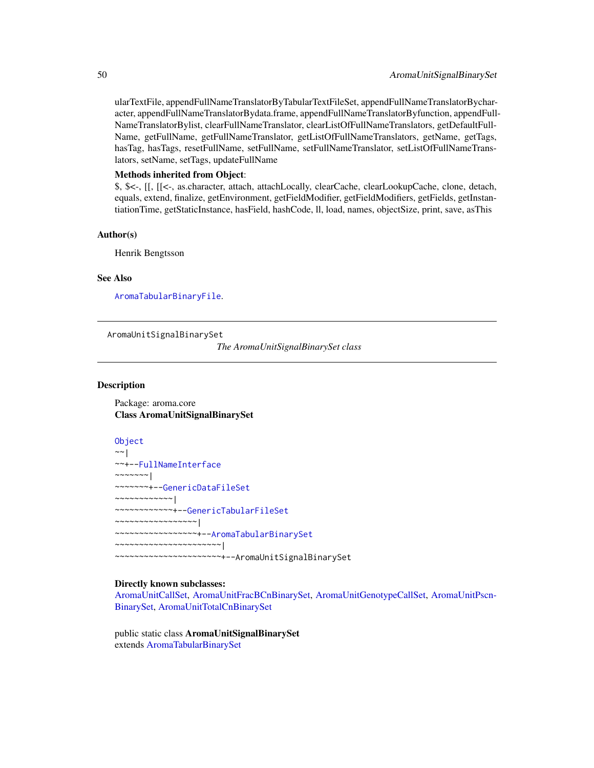ularTextFile, appendFullNameTranslatorByTabularTextFileSet, appendFullNameTranslatorBycharacter, appendFullNameTranslatorBydata.frame, appendFullNameTranslatorByfunction, appendFullNameTranslatorBylist, clearFullNameTranslator, clearListOfFullNameTranslators, getDefaultFullName, getFullName, getFullNameTranslator, getListOfFullNameTranslators, getName, getTags, hasTag, hasTags, resetFullName, setFullName, setFullNameTranslator, setListOfFullNameTranslators, setName, setTags, updateFullName

**Methods inherited from Object**:
$, $<-, [[, [[<-, as.character, attach, attachLocally, clearCache, clearLookupCache, clone, detach, equals, extend, finalize, getEnvironment, getFieldModifier, getFieldModifiers, getFields, getInstantiationTime, getStaticInstance, hasField, hashCode, ll, load, names, objectSize, print, save, asThis

### Author(s)

Henrik Bengtsson

### See Also

`AromaTabularBinaryFile`.

---

## AromaUnitSignalBinarySet

*The AromaUnitSignalBinarySet class*

---

### Description

Package: aroma.core
**Class AromaUnitSignalBinarySet**

```
Object
~~|
~~+--FullNameInterface
~~~~~~~|
~~~~~~~+--GenericDataFileSet
~~~~~~~~~~~~|
~~~~~~~~~~~~+--GenericTabularFileSet
~~~~~~~~~~~~~~~~~|
~~~~~~~~~~~~~~~~~+--AromaTabularBinarySet
~~~~~~~~~~~~~~~~~~~~~~|
~~~~~~~~~~~~~~~~~~~~~~+--AromaUnitSignalBinarySet
```

**Directly known subclasses:**
AromaUnitCallSet, AromaUnitFracBCnBinarySet, AromaUnitGenotypeCallSet, AromaUnitPscnBinarySet, AromaUnitTotalCnBinarySet

public static class **AromaUnitSignalBinarySet**
extends AromaTabularBinarySet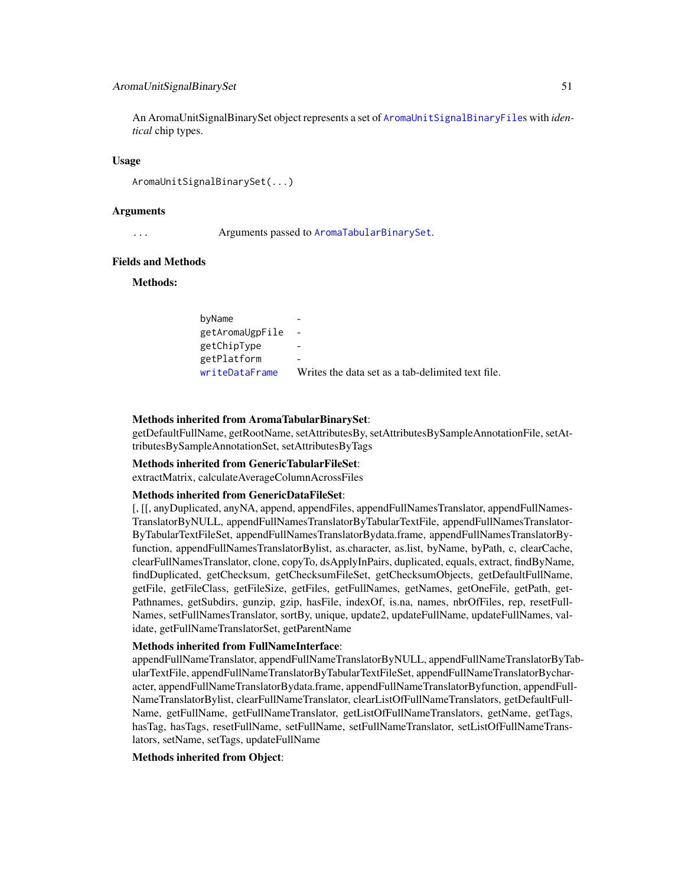An AromaUnitSignalBinarySet object represents a set of `AromaUnitSignalBinaryFile`s with *identical* chip types.

## Usage

```
AromaUnitSignalBinarySet(...)
```

## Arguments

| | |
|---|---|
| ... | Arguments passed to `AromaTabularBinarySet`. |

## Fields and Methods

**Methods:**

| | |
|---|---|
| byName | - |
| getAromaUgpFile | - |
| getChipType | - |
| getPlatform | - |
| writeDataFrame | Writes the data set as a tab-delimited text file. |

**Methods inherited from AromaTabularBinarySet**:
getDefaultFullName, getRootName, setAttributesBy, setAttributesBySampleAnnotationFile, setAttributesBySampleAnnotationSet, setAttributesByTags

**Methods inherited from GenericTabularFileSet**:
extractMatrix, calculateAverageColumnAcrossFiles

**Methods inherited from GenericDataFileSet**:
[, [[, anyDuplicated, anyNA, append, appendFiles, appendFullNamesTranslator, appendFullNamesTranslatorByNULL, appendFullNamesTranslatorByTabularTextFile, appendFullNamesTranslatorByTabularTextFileSet, appendFullNamesTranslatorBydata.frame, appendFullNamesTranslatorByfunction, appendFullNamesTranslatorBylist, as.character, as.list, byName, byPath, c, clearCache, clearFullNamesTranslator, clone, copyTo, dsApplyInPairs, duplicated, equals, extract, findByName, findDuplicated, getChecksum, getChecksumFileSet, getChecksumObjects, getDefaultFullName, getFile, getFileClass, getFileSize, getFiles, getFullNames, getNames, getOneFile, getPath, getPathnames, getSubdirs, gunzip, gzip, hasFile, indexOf, is.na, names, nbrOfFiles, rep, resetFullNames, setFullNamesTranslator, sortBy, unique, update2, updateFullName, updateFullNames, validate, getFullNameTranslatorSet, getParentName

**Methods inherited from FullNameInterface**:
appendFullNameTranslator, appendFullNameTranslatorByNULL, appendFullNameTranslatorByTabularTextFile, appendFullNameTranslatorByTabularTextFileSet, appendFullNameTranslatorBycharacter, appendFullNameTranslatorBydata.frame, appendFullNameTranslatorByfunction, appendFullNameTranslatorBylist, clearFullNameTranslator, clearListOfFullNameTranslators, getDefaultFullName, getFullName, getFullNameTranslator, getListOfFullNameTranslators, getName, getTags, hasTag, hasTags, resetFullName, setFullName, setFullNameTranslator, setListOfFullNameTranslators, setName, setTags, updateFullName

**Methods inherited from Object**: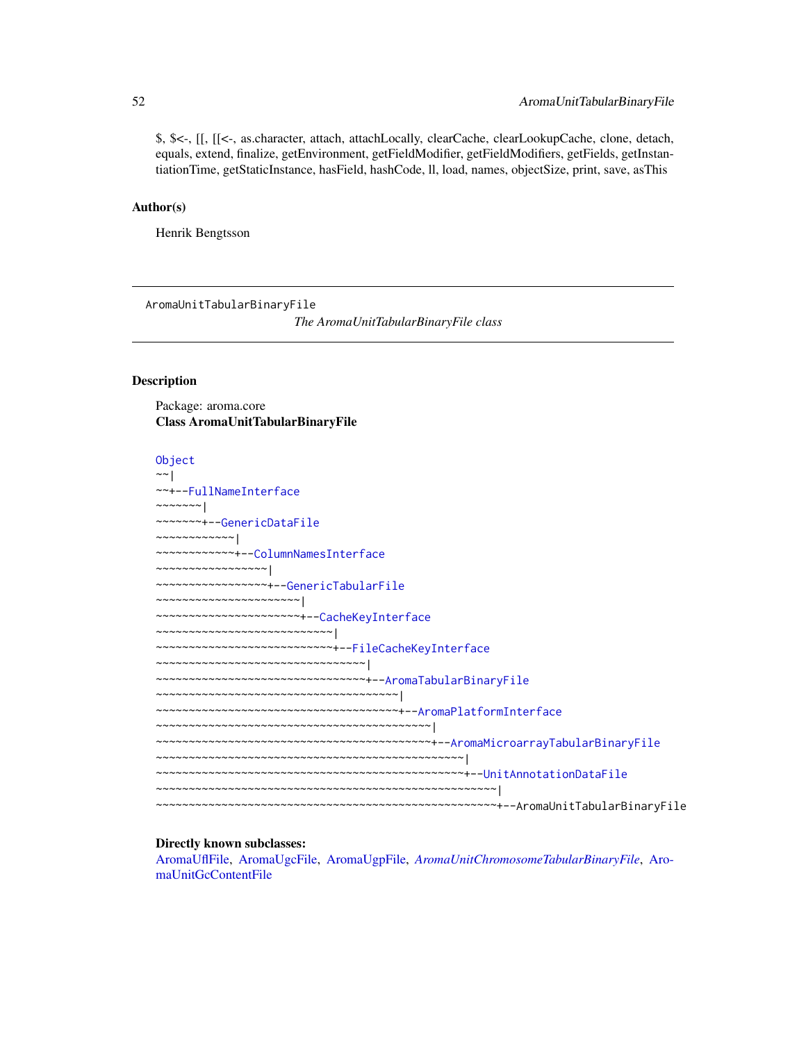$, $<-, [[, [[<-, as.character, attach, attachLocally, clearCache, clearLookupCache, clone, detach, equals, extend, finalize, getEnvironment, getFieldModifier, getFieldModifiers, getFields, getInstantiationTime, getStaticInstance, hasField, hashCode, ll, load, names, objectSize, print, save, asThis

### Author(s)

Henrik Bengtsson

---

AromaUnitTabularBinaryFile    *The AromaUnitTabularBinaryFile class*

---

### Description

Package: aroma.core
**Class AromaUnitTabularBinaryFile**

```
Object
~~|
~~+--FullNameInterface
~~~~~~~|
~~~~~~~+--GenericDataFile
~~~~~~~~~~~~|
~~~~~~~~~~~~+--ColumnNamesInterface
~~~~~~~~~~~~~~~~~|
~~~~~~~~~~~~~~~~~+--GenericTabularFile
~~~~~~~~~~~~~~~~~~~~~~|
~~~~~~~~~~~~~~~~~~~~~~+--CacheKeyInterface
~~~~~~~~~~~~~~~~~~~~~~~~~~~|
~~~~~~~~~~~~~~~~~~~~~~~~~~~+--FileCacheKeyInterface
~~~~~~~~~~~~~~~~~~~~~~~~~~~~~~~~|
~~~~~~~~~~~~~~~~~~~~~~~~~~~~~~~~+--AromaTabularBinaryFile
~~~~~~~~~~~~~~~~~~~~~~~~~~~~~~~~~~~~~|
~~~~~~~~~~~~~~~~~~~~~~~~~~~~~~~~~~~~~+--AromaPlatformInterface
~~~~~~~~~~~~~~~~~~~~~~~~~~~~~~~~~~~~~~~~~~|
~~~~~~~~~~~~~~~~~~~~~~~~~~~~~~~~~~~~~~~~~~+--AromaMicroarrayTabularBinaryFile
~~~~~~~~~~~~~~~~~~~~~~~~~~~~~~~~~~~~~~~~~~~~~~~|
~~~~~~~~~~~~~~~~~~~~~~~~~~~~~~~~~~~~~~~~~~~~~~~+--UnitAnnotationDataFile
~~~~~~~~~~~~~~~~~~~~~~~~~~~~~~~~~~~~~~~~~~~~~~~~~~~~|
~~~~~~~~~~~~~~~~~~~~~~~~~~~~~~~~~~~~~~~~~~~~~~~~~~~~+--AromaUnitTabularBinaryFile
```

**Directly known subclasses:**
AromaUflFile, AromaUgcFile, AromaUgpFile, *AromaUnitChromosomeTabularBinaryFile*, AromaUnitGcContentFile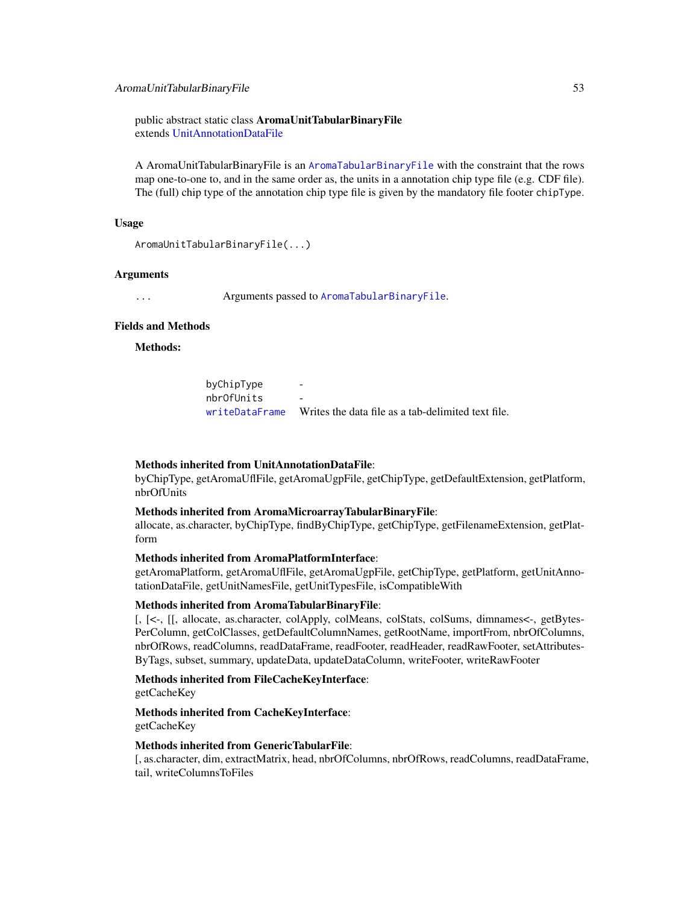public abstract static class **AromaUnitTabularBinaryFile**
extends UnitAnnotationDataFile

A AromaUnitTabularBinaryFile is an `AromaTabularBinaryFile` with the constraint that the rows map one-to-one to, and in the same order as, the units in a annotation chip type file (e.g. CDF file). The (full) chip type of the annotation chip type file is given by the mandatory file footer `chipType`.

### Usage

```
AromaUnitTabularBinaryFile(...)
```

### Arguments

| | |
|---|---|
| ... | Arguments passed to `AromaTabularBinaryFile`. |

### Fields and Methods

**Methods:**

| | |
|---|---|
| `byChipType` | - |
| `nbrOfUnits` | - |
| `writeDataFrame` | Writes the data file as a tab-delimited text file. |

**Methods inherited from UnitAnnotationDataFile**:
byChipType, getAromaUflFile, getAromaUgpFile, getChipType, getDefaultExtension, getPlatform, nbrOfUnits

**Methods inherited from AromaMicroarrayTabularBinaryFile**:
allocate, as.character, byChipType, findByChipType, getChipType, getFilenameExtension, getPlatform

**Methods inherited from AromaPlatformInterface**:
getAromaPlatform, getAromaUflFile, getAromaUgpFile, getChipType, getPlatform, getUnitAnnotationDataFile, getUnitNamesFile, getUnitTypesFile, isCompatibleWith

**Methods inherited from AromaTabularBinaryFile**:
[, [<-, [[, allocate, as.character, colApply, colMeans, colStats, colSums, dimnames<-, getBytesPerColumn, getColClasses, getDefaultColumnNames, getRootName, importFrom, nbrOfColumns, nbrOfRows, readColumns, readDataFrame, readFooter, readHeader, readRawFooter, setAttributesByTags, subset, summary, updateData, updateDataColumn, writeFooter, writeRawFooter

**Methods inherited from FileCacheKeyInterface**:
getCacheKey

**Methods inherited from CacheKeyInterface**:
getCacheKey

**Methods inherited from GenericTabularFile**:
[, as.character, dim, extractMatrix, head, nbrOfColumns, nbrOfRows, readColumns, readDataFrame, tail, writeColumnsToFiles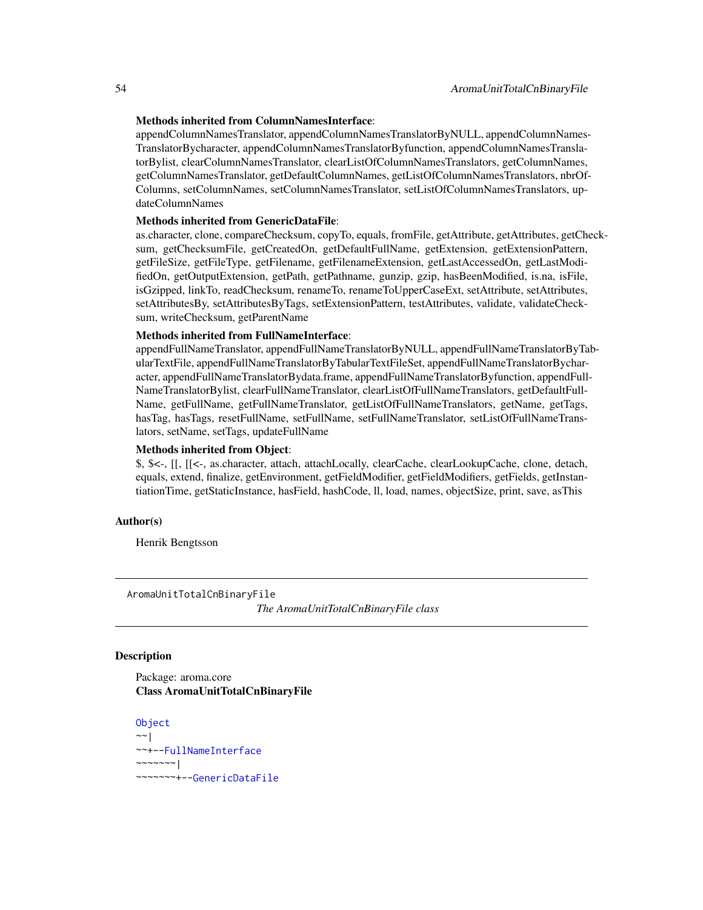**Methods inherited from ColumnNamesInterface**:
appendColumnNamesTranslator, appendColumnNamesTranslatorByNULL, appendColumnNamesTranslatorBycharacter, appendColumnNamesTranslatorByfunction, appendColumnNamesTranslatorBylist, clearColumnNamesTranslator, clearListOfColumnNamesTranslators, getColumnNames, getColumnNamesTranslator, getDefaultColumnNames, getListOfColumnNamesTranslators, nbrOfColumns, setColumnNames, setColumnNamesTranslator, setListOfColumnNamesTranslators, updateColumnNames

**Methods inherited from GenericDataFile**:
as.character, clone, compareChecksum, copyTo, equals, fromFile, getAttribute, getAttributes, getChecksum, getChecksumFile, getCreatedOn, getDefaultFullName, getExtension, getExtensionPattern, getFileSize, getFileType, getFilename, getFilenameExtension, getLastAccessedOn, getLastModifiedOn, getOutputExtension, getPath, getPathname, gunzip, gzip, hasBeenModified, is.na, isFile, isGzipped, linkTo, readChecksum, renameTo, renameToUpperCaseExt, setAttribute, setAttributes, setAttributesBy, setAttributesByTags, setExtensionPattern, testAttributes, validate, validateChecksum, writeChecksum, getParentName

**Methods inherited from FullNameInterface**:
appendFullNameTranslator, appendFullNameTranslatorByNULL, appendFullNameTranslatorByTabularTextFile, appendFullNameTranslatorByTabularTextFileSet, appendFullNameTranslatorBycharacter, appendFullNameTranslatorBydata.frame, appendFullNameTranslatorByfunction, appendFullNameTranslatorBylist, clearFullNameTranslator, clearListOfFullNameTranslators, getDefaultFullName, getFullName, getFullNameTranslator, getListOfFullNameTranslators, getName, getTags, hasTag, hasTags, resetFullName, setFullName, setFullNameTranslator, setListOfFullNameTranslators, setName, setTags, updateFullName

**Methods inherited from Object**:
$, $<-, [[, [[<-, as.character, attach, attachLocally, clearCache, clearLookupCache, clone, detach, equals, extend, finalize, getEnvironment, getFieldModifier, getFieldModifiers, getFields, getInstantiationTime, getStaticInstance, hasField, hashCode, ll, load, names, objectSize, print, save, asThis

### Author(s)

Henrik Bengtsson

---

## AromaUnitTotalCnBinaryFile — *The AromaUnitTotalCnBinaryFile class*

---

### Description

Package: aroma.core
**Class AromaUnitTotalCnBinaryFile**

```
Object
~~|
~~+--FullNameInterface
~~~~~~~|
~~~~~~~+--GenericDataFile
```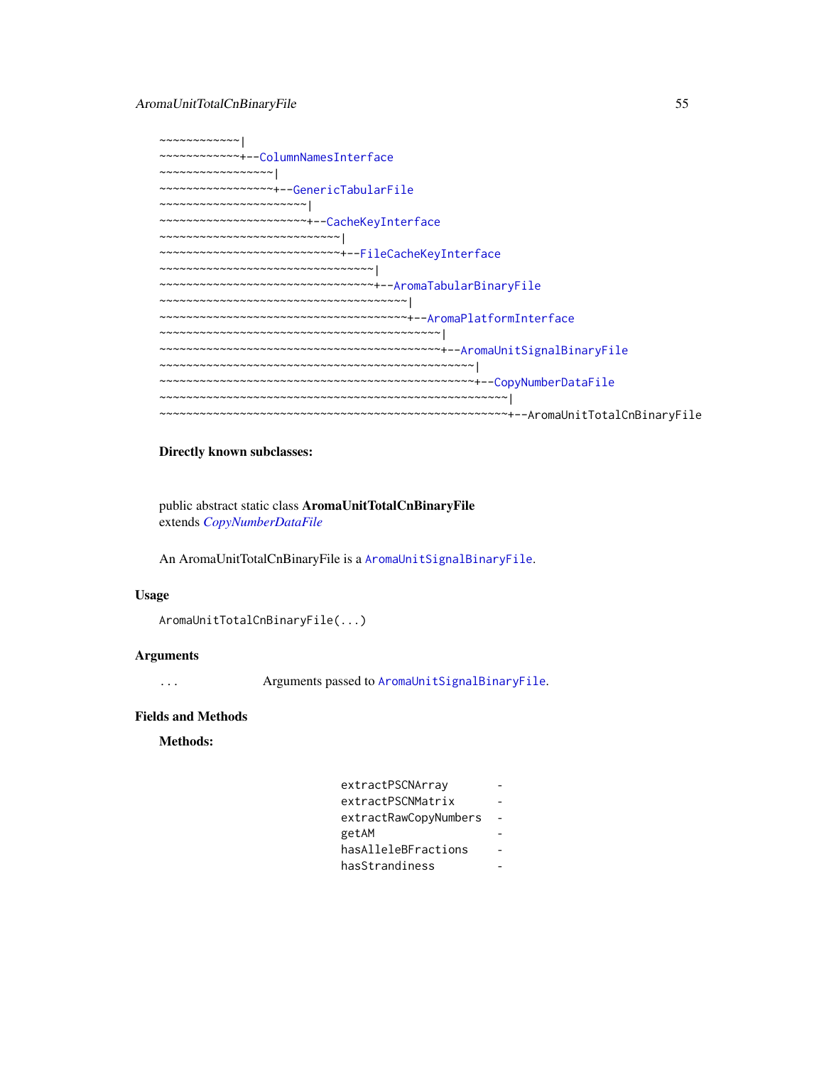```
~~~~~~~~~~~~|
~~~~~~~~~~~~+--ColumnNamesInterface
~~~~~~~~~~~~~~~~~|
~~~~~~~~~~~~~~~~~+--GenericTabularFile
~~~~~~~~~~~~~~~~~~~~~~|
~~~~~~~~~~~~~~~~~~~~~~+--CacheKeyInterface
~~~~~~~~~~~~~~~~~~~~~~~~~~~|
~~~~~~~~~~~~~~~~~~~~~~~~~~~+--FileCacheKeyInterface
~~~~~~~~~~~~~~~~~~~~~~~~~~~~~~~~|
~~~~~~~~~~~~~~~~~~~~~~~~~~~~~~~~+--AromaTabularBinaryFile
~~~~~~~~~~~~~~~~~~~~~~~~~~~~~~~~~~~~~|
~~~~~~~~~~~~~~~~~~~~~~~~~~~~~~~~~~~~~+--AromaPlatformInterface
~~~~~~~~~~~~~~~~~~~~~~~~~~~~~~~~~~~~~~~~~~|
~~~~~~~~~~~~~~~~~~~~~~~~~~~~~~~~~~~~~~~~~~+--AromaUnitSignalBinaryFile
~~~~~~~~~~~~~~~~~~~~~~~~~~~~~~~~~~~~~~~~~~~~~~~|
~~~~~~~~~~~~~~~~~~~~~~~~~~~~~~~~~~~~~~~~~~~~~~~+--CopyNumberDataFile
~~~~~~~~~~~~~~~~~~~~~~~~~~~~~~~~~~~~~~~~~~~~~~~~~~~~|
~~~~~~~~~~~~~~~~~~~~~~~~~~~~~~~~~~~~~~~~~~~~~~~~~~~~+--AromaUnitTotalCnBinaryFile
```

**Directly known subclasses:**

public abstract static class **AromaUnitTotalCnBinaryFile**
extends *CopyNumberDataFile*

An AromaUnitTotalCnBinaryFile is a AromaUnitSignalBinaryFile.

## Usage

```
AromaUnitTotalCnBinaryFile(...)
```

## Arguments

| | |
|---|---|
| ... | Arguments passed to AromaUnitSignalBinaryFile. |

## Fields and Methods

**Methods:**

| | |
|---|---|
| extractPSCNArray | - |
| extractPSCNMatrix | - |
| extractRawCopyNumbers | - |
| getAM | - |
| hasAlleleBFractions | - |
| hasStrandiness | - |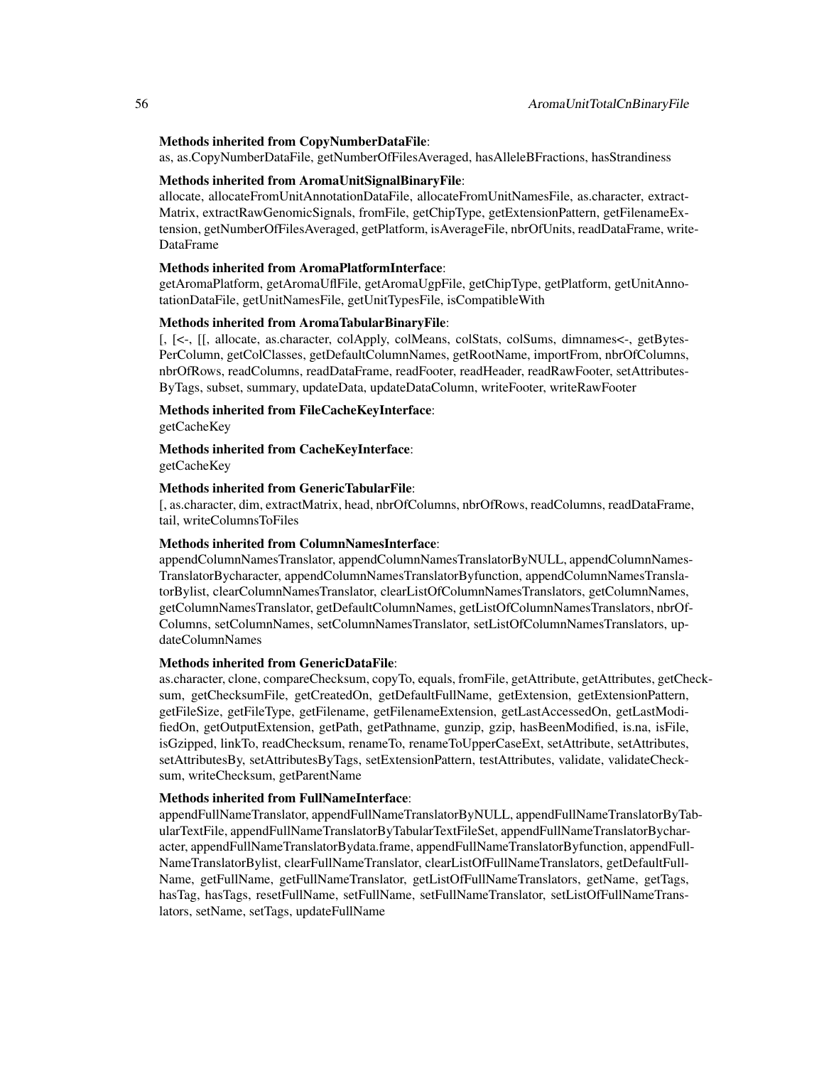**Methods inherited from CopyNumberDataFile**:
as, as.CopyNumberDataFile, getNumberOfFilesAveraged, hasAlleleBFractions, hasStrandiness

**Methods inherited from AromaUnitSignalBinaryFile**:
allocate, allocateFromUnitAnnotationDataFile, allocateFromUnitNamesFile, as.character, extractMatrix, extractRawGenomicSignals, fromFile, getChipType, getExtensionPattern, getFilenameExtension, getNumberOfFilesAveraged, getPlatform, isAverageFile, nbrOfUnits, readDataFrame, writeDataFrame

**Methods inherited from AromaPlatformInterface**:
getAromaPlatform, getAromaUflFile, getAromaUgpFile, getChipType, getPlatform, getUnitAnnotationDataFile, getUnitNamesFile, getUnitTypesFile, isCompatibleWith

**Methods inherited from AromaTabularBinaryFile**:
[, [<-, [[, allocate, as.character, colApply, colMeans, colStats, colSums, dimnames<-, getBytesPerColumn, getColClasses, getDefaultColumnNames, getRootName, importFrom, nbrOfColumns, nbrOfRows, readColumns, readDataFrame, readFooter, readHeader, readRawFooter, setAttributesByTags, subset, summary, updateData, updateDataColumn, writeFooter, writeRawFooter

**Methods inherited from FileCacheKeyInterface**:
getCacheKey

**Methods inherited from CacheKeyInterface**:
getCacheKey

**Methods inherited from GenericTabularFile**:
[, as.character, dim, extractMatrix, head, nbrOfColumns, nbrOfRows, readColumns, readDataFrame, tail, writeColumnsToFiles

**Methods inherited from ColumnNamesInterface**:
appendColumnNamesTranslator, appendColumnNamesTranslatorByNULL, appendColumnNamesTranslatorBycharacter, appendColumnNamesTranslatorByfunction, appendColumnNamesTranslatorBylist, clearColumnNamesTranslator, clearListOfColumnNamesTranslators, getColumnNames, getColumnNamesTranslator, getDefaultColumnNames, getListOfColumnNamesTranslators, nbrOfColumns, setColumnNames, setColumnNamesTranslator, setListOfColumnNamesTranslators, updateColumnNames

**Methods inherited from GenericDataFile**:
as.character, clone, compareChecksum, copyTo, equals, fromFile, getAttribute, getAttributes, getChecksum, getChecksumFile, getCreatedOn, getDefaultFullName, getExtension, getExtensionPattern, getFileSize, getFileType, getFilename, getFilenameExtension, getLastAccessedOn, getLastModifiedOn, getOutputExtension, getPath, getPathname, gunzip, gzip, hasBeenModified, is.na, isFile, isGzipped, linkTo, readChecksum, renameTo, renameToUpperCaseExt, setAttribute, setAttributes, setAttributesBy, setAttributesByTags, setExtensionPattern, testAttributes, validate, validateChecksum, writeChecksum, getParentName

**Methods inherited from FullNameInterface**:
appendFullNameTranslator, appendFullNameTranslatorByNULL, appendFullNameTranslatorByTabularTextFile, appendFullNameTranslatorByTabularTextFileSet, appendFullNameTranslatorBycharacter, appendFullNameTranslatorBydata.frame, appendFullNameTranslatorByfunction, appendFullNameTranslatorBylist, clearFullNameTranslator, clearListOfFullNameTranslators, getDefaultFullName, getFullName, getFullNameTranslator, getListOfFullNameTranslators, getName, getTags, hasTag, hasTags, resetFullName, setFullName, setFullNameTranslator, setListOfFullNameTranslators, setName, setTags, updateFullName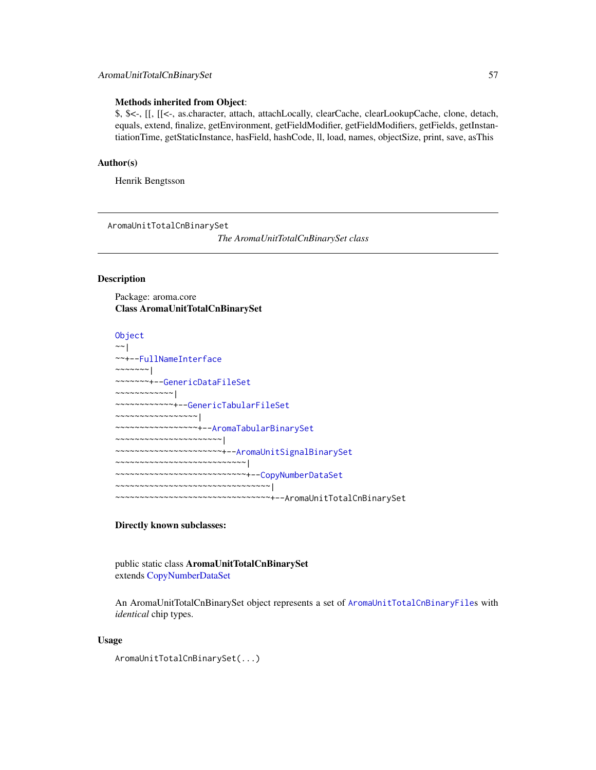**Methods inherited from Object**:
$, $<-, [[, [[<-, as.character, attach, attachLocally, clearCache, clearLookupCache, clone, detach, equals, extend, finalize, getEnvironment, getFieldModifier, getFieldModifiers, getFields, getInstantiationTime, getStaticInstance, hasField, hashCode, ll, load, names, objectSize, print, save, asThis

## Author(s)

Henrik Bengtsson

---

AromaUnitTotalCnBinarySet

*The AromaUnitTotalCnBinarySet class*

---

## Description

Package: aroma.core
**Class AromaUnitTotalCnBinarySet**

```
Object
~~|
~~+--FullNameInterface
~~~~~~~|
~~~~~~~+--GenericDataFileSet
~~~~~~~~~~~~|
~~~~~~~~~~~~+--GenericTabularFileSet
~~~~~~~~~~~~~~~~~|
~~~~~~~~~~~~~~~~~+--AromaTabularBinarySet
~~~~~~~~~~~~~~~~~~~~~~|
~~~~~~~~~~~~~~~~~~~~~~+--AromaUnitSignalBinarySet
~~~~~~~~~~~~~~~~~~~~~~~~~~~|
~~~~~~~~~~~~~~~~~~~~~~~~~~~+--CopyNumberDataSet
~~~~~~~~~~~~~~~~~~~~~~~~~~~~~~~~|
~~~~~~~~~~~~~~~~~~~~~~~~~~~~~~~~+--AromaUnitTotalCnBinarySet
```

**Directly known subclasses:**

public static class **AromaUnitTotalCnBinarySet**
extends CopyNumberDataSet

An AromaUnitTotalCnBinarySet object represents a set of `AromaUnitTotalCnBinaryFile`s with *identical* chip types.

## Usage

```
AromaUnitTotalCnBinarySet(...)
```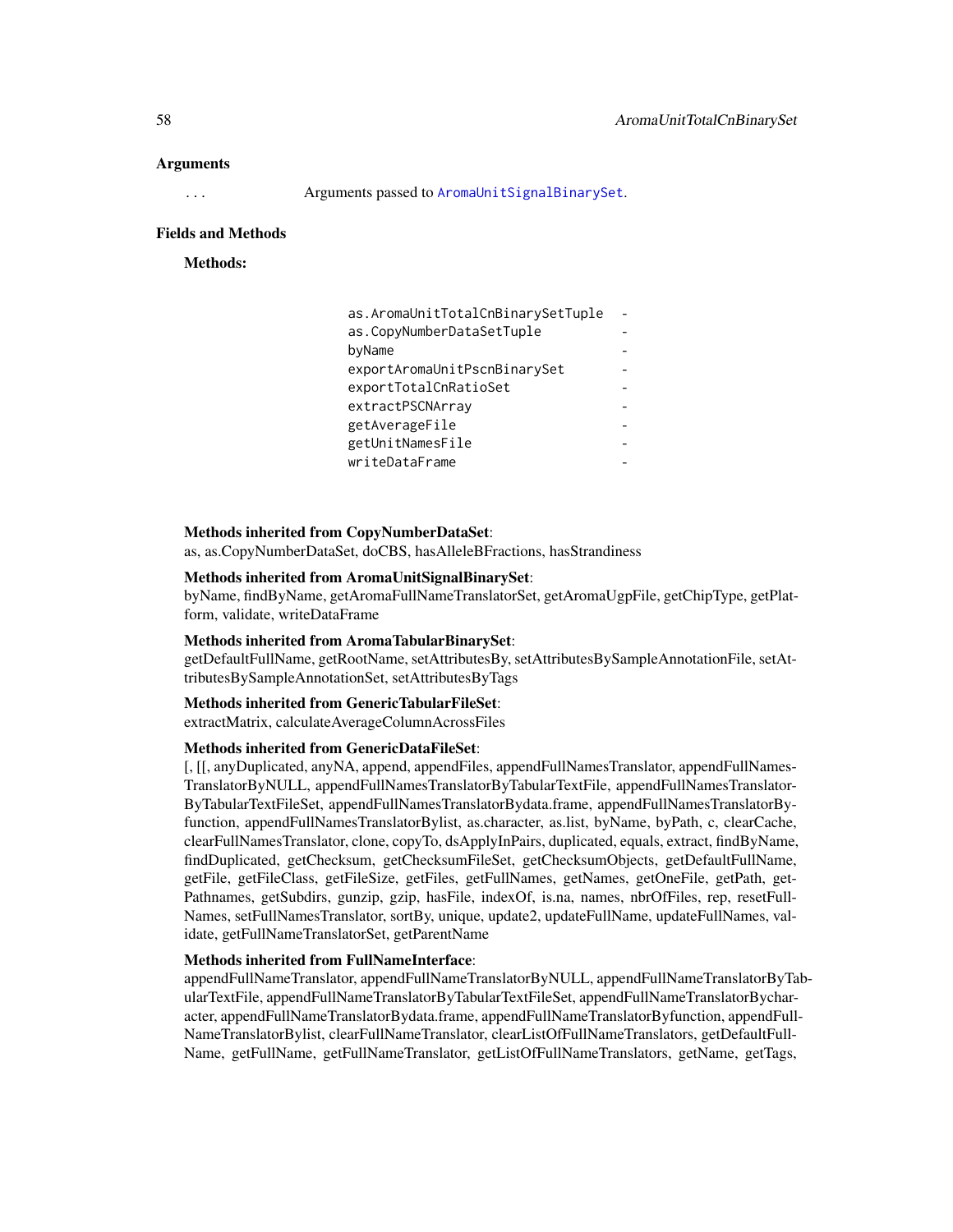## Arguments

`...` Arguments passed to `AromaUnitSignalBinarySet`.

## Fields and Methods

**Methods:**

| | |
|---|---|
| `as.AromaUnitTotalCnBinarySetTuple` | - |
| `as.CopyNumberDataSetTuple` | - |
| `byName` | - |
| `exportAromaUnitPscnBinarySet` | - |
| `exportTotalCnRatioSet` | - |
| `extractPSCNArray` | - |
| `getAverageFile` | - |
| `getUnitNamesFile` | - |
| `writeDataFrame` | - |

**Methods inherited from CopyNumberDataSet**:
as, as.CopyNumberDataSet, doCBS, hasAlleleBFractions, hasStrandiness

**Methods inherited from AromaUnitSignalBinarySet**:
byName, findByName, getAromaFullNameTranslatorSet, getAromaUgpFile, getChipType, getPlatform, validate, writeDataFrame

**Methods inherited from AromaTabularBinarySet**:
getDefaultFullName, getRootName, setAttributesBy, setAttributesBySampleAnnotationFile, setAttributesBySampleAnnotationSet, setAttributesByTags

**Methods inherited from GenericTabularFileSet**:
extractMatrix, calculateAverageColumnAcrossFiles

**Methods inherited from GenericDataFileSet**:
[, [[, anyDuplicated, anyNA, append, appendFiles, appendFullNamesTranslator, appendFullNamesTranslatorByNULL, appendFullNamesTranslatorByTabularTextFile, appendFullNamesTranslatorByTabularTextFileSet, appendFullNamesTranslatorBydata.frame, appendFullNamesTranslatorByfunction, appendFullNamesTranslatorBylist, as.character, as.list, byName, byPath, c, clearCache, clearFullNamesTranslator, clone, copyTo, dsApplyInPairs, duplicated, equals, extract, findByName, findDuplicated, getChecksum, getChecksumFileSet, getChecksumObjects, getDefaultFullName, getFile, getFileClass, getFileSize, getFiles, getFullNames, getNames, getOneFile, getPath, getPathnames, getSubdirs, gunzip, gzip, hasFile, indexOf, is.na, names, nbrOfFiles, rep, resetFullNames, setFullNamesTranslator, sortBy, unique, update2, updateFullName, updateFullNames, validate, getFullNameTranslatorSet, getParentName

**Methods inherited from FullNameInterface**:
appendFullNameTranslator, appendFullNameTranslatorByNULL, appendFullNameTranslatorByTabularTextFile, appendFullNameTranslatorByTabularTextFileSet, appendFullNameTranslatorBycharacter, appendFullNameTranslatorBydata.frame, appendFullNameTranslatorByfunction, appendFullNameTranslatorBylist, clearFullNameTranslator, clearListOfFullNameTranslators, getDefaultFullName, getFullName, getFullNameTranslator, getListOfFullNameTranslators, getName, getTags,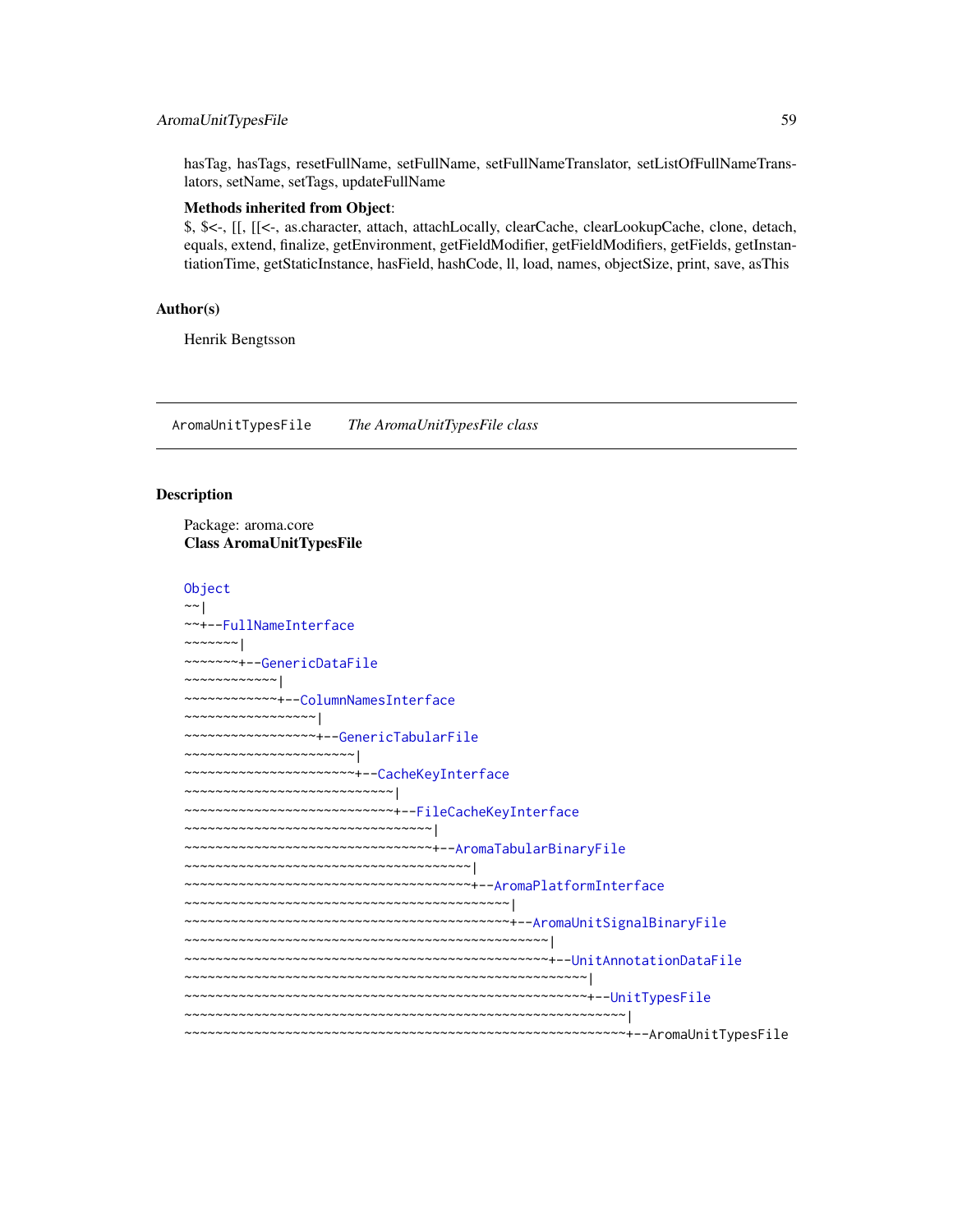hasTag, hasTags, resetFullName, setFullName, setFullNameTranslator, setListOfFullNameTranslators, setName, setTags, updateFullName

**Methods inherited from Object**:
$, $<-, [[, [[<-, as.character, attach, attachLocally, clearCache, clearLookupCache, clone, detach, equals, extend, finalize, getEnvironment, getFieldModifier, getFieldModifiers, getFields, getInstantiationTime, getStaticInstance, hasField, hashCode, ll, load, names, objectSize, print, save, asThis

## Author(s)

Henrik Bengtsson

---

AromaUnitTypesFile *The AromaUnitTypesFile class*

---

## Description

Package: aroma.core
**Class AromaUnitTypesFile**

```
Object
~~|
~~+--FullNameInterface
~~~~~~~|
~~~~~~~+--GenericDataFile
~~~~~~~~~~~~|
~~~~~~~~~~~~+--ColumnNamesInterface
~~~~~~~~~~~~~~~~~|
~~~~~~~~~~~~~~~~~+--GenericTabularFile
~~~~~~~~~~~~~~~~~~~~~~|
~~~~~~~~~~~~~~~~~~~~~~+--CacheKeyInterface
~~~~~~~~~~~~~~~~~~~~~~~~~~~|
~~~~~~~~~~~~~~~~~~~~~~~~~~~+--FileCacheKeyInterface
~~~~~~~~~~~~~~~~~~~~~~~~~~~~~~~~|
~~~~~~~~~~~~~~~~~~~~~~~~~~~~~~~~+--AromaTabularBinaryFile
~~~~~~~~~~~~~~~~~~~~~~~~~~~~~~~~~~~~~|
~~~~~~~~~~~~~~~~~~~~~~~~~~~~~~~~~~~~~+--AromaPlatformInterface
~~~~~~~~~~~~~~~~~~~~~~~~~~~~~~~~~~~~~~~~~~|
~~~~~~~~~~~~~~~~~~~~~~~~~~~~~~~~~~~~~~~~~~+--AromaUnitSignalBinaryFile
~~~~~~~~~~~~~~~~~~~~~~~~~~~~~~~~~~~~~~~~~~~~~~~|
~~~~~~~~~~~~~~~~~~~~~~~~~~~~~~~~~~~~~~~~~~~~~~~+--UnitAnnotationDataFile
~~~~~~~~~~~~~~~~~~~~~~~~~~~~~~~~~~~~~~~~~~~~~~~~~~~~|
~~~~~~~~~~~~~~~~~~~~~~~~~~~~~~~~~~~~~~~~~~~~~~~~~~~~+--UnitTypesFile
~~~~~~~~~~~~~~~~~~~~~~~~~~~~~~~~~~~~~~~~~~~~~~~~~~~~~~~~~|
~~~~~~~~~~~~~~~~~~~~~~~~~~~~~~~~~~~~~~~~~~~~~~~~~~~~~~~~~+--AromaUnitTypesFile
```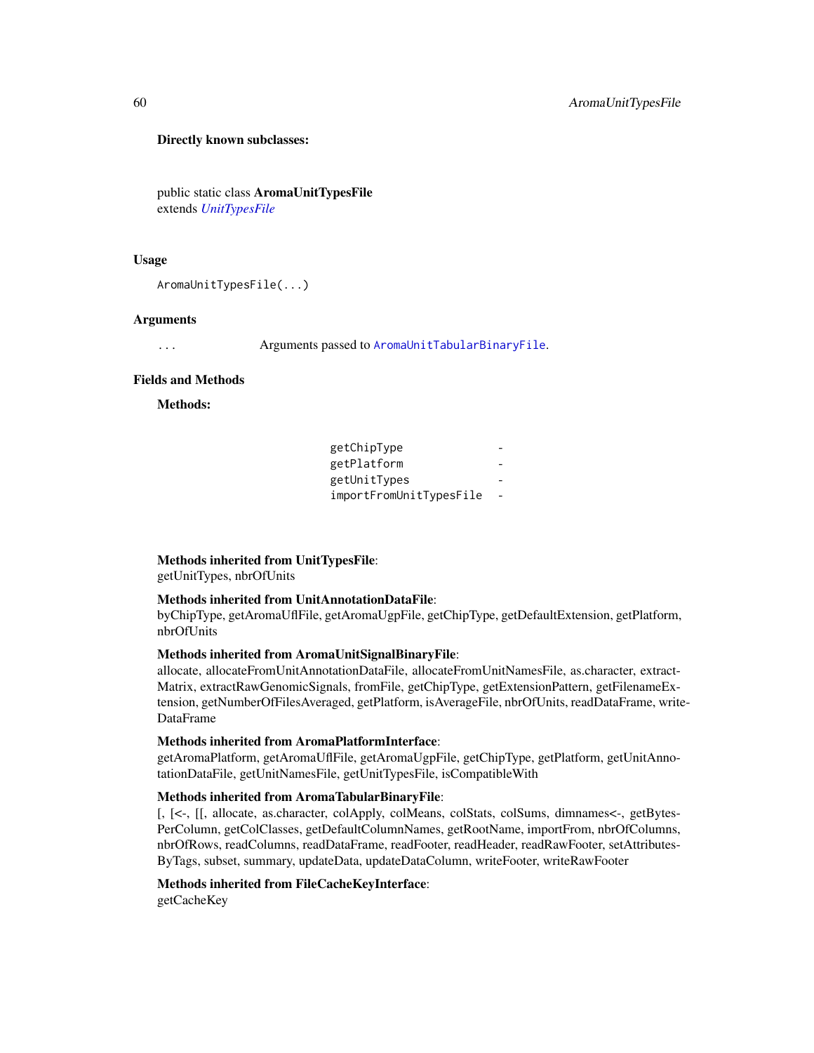**Directly known subclasses:**

public static class **AromaUnitTypesFile**
extends *UnitTypesFile*

## Usage

```
AromaUnitTypesFile(...)
```

## Arguments

`...` Arguments passed to `AromaUnitTabularBinaryFile`.

## Fields and Methods

**Methods:**

| | |
|---|---|
| `getChipType` | - |
| `getPlatform` | - |
| `getUnitTypes` | - |
| `importFromUnitTypesFile` | - |

**Methods inherited from UnitTypesFile**:
getUnitTypes, nbrOfUnits

**Methods inherited from UnitAnnotationDataFile**:
byChipType, getAromaUflFile, getAromaUgpFile, getChipType, getDefaultExtension, getPlatform, nbrOfUnits

**Methods inherited from AromaUnitSignalBinaryFile**:
allocate, allocateFromUnitAnnotationDataFile, allocateFromUnitNamesFile, as.character, extractMatrix, extractRawGenomicSignals, fromFile, getChipType, getExtensionPattern, getFilenameExtension, getNumberOfFilesAveraged, getPlatform, isAverageFile, nbrOfUnits, readDataFrame, writeDataFrame

**Methods inherited from AromaPlatformInterface**:
getAromaPlatform, getAromaUflFile, getAromaUgpFile, getChipType, getPlatform, getUnitAnnotationDataFile, getUnitNamesFile, getUnitTypesFile, isCompatibleWith

**Methods inherited from AromaTabularBinaryFile**:
[, [<-, [[, allocate, as.character, colApply, colMeans, colStats, colSums, dimnames<-, getBytesPerColumn, getColClasses, getDefaultColumnNames, getRootName, importFrom, nbrOfColumns, nbrOfRows, readColumns, readDataFrame, readFooter, readHeader, readRawFooter, setAttributesByTags, subset, summary, updateData, updateDataColumn, writeFooter, writeRawFooter

**Methods inherited from FileCacheKeyInterface**:
getCacheKey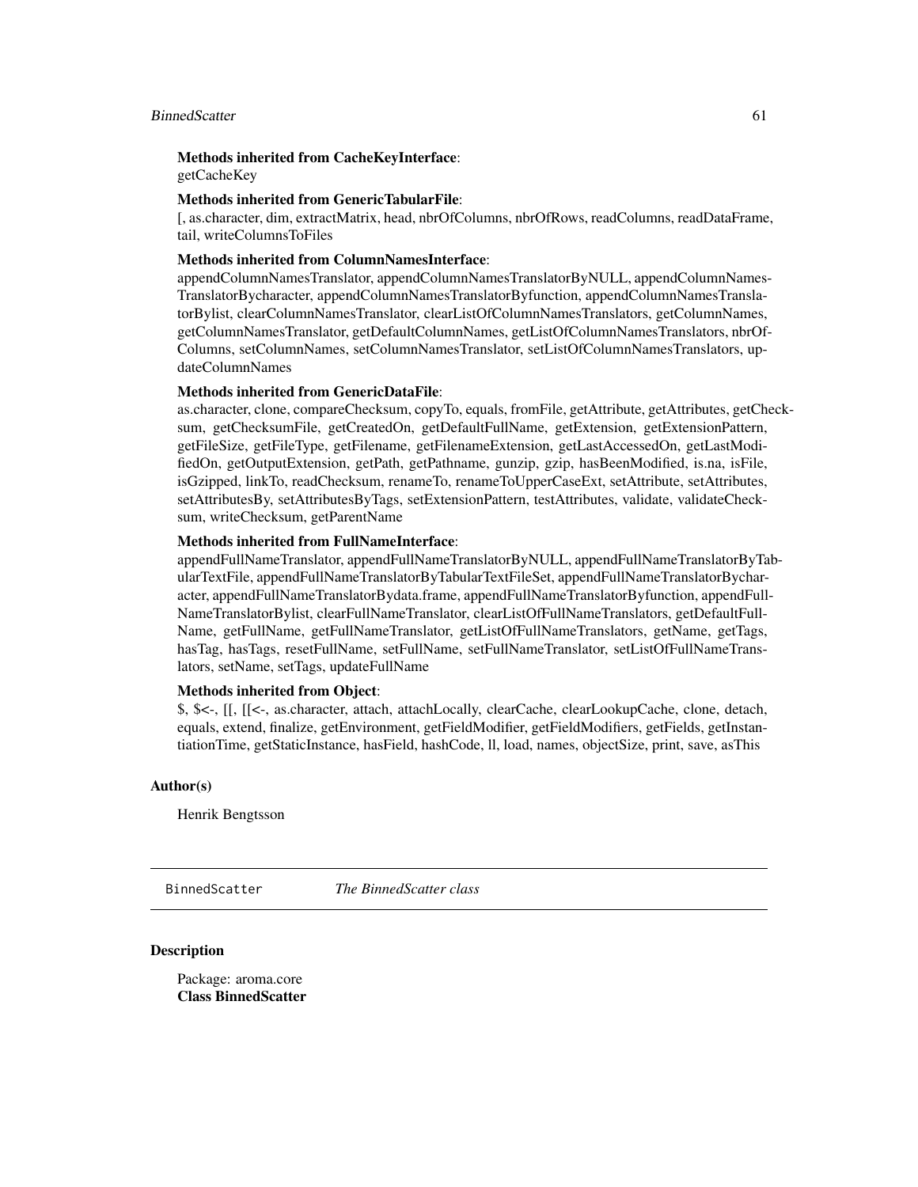**Methods inherited from CacheKeyInterface**:
getCacheKey

**Methods inherited from GenericTabularFile**:
[, as.character, dim, extractMatrix, head, nbrOfColumns, nbrOfRows, readColumns, readDataFrame, tail, writeColumnsToFiles

**Methods inherited from ColumnNamesInterface**:
appendColumnNamesTranslator, appendColumnNamesTranslatorByNULL, appendColumnNamesTranslatorBycharacter, appendColumnNamesTranslatorByfunction, appendColumnNamesTranslatorBylist, clearColumnNamesTranslator, clearListOfColumnNamesTranslators, getColumnNames, getColumnNamesTranslator, getDefaultColumnNames, getListOfColumnNamesTranslators, nbrOfColumns, setColumnNames, setColumnNamesTranslator, setListOfColumnNamesTranslators, updateColumnNames

**Methods inherited from GenericDataFile**:
as.character, clone, compareChecksum, copyTo, equals, fromFile, getAttribute, getAttributes, getChecksum, getChecksumFile, getCreatedOn, getDefaultFullName, getExtension, getExtensionPattern, getFileSize, getFileType, getFilename, getFilenameExtension, getLastAccessedOn, getLastModifiedOn, getOutputExtension, getPath, getPathname, gunzip, gzip, hasBeenModified, is.na, isFile, isGzipped, linkTo, readChecksum, renameTo, renameToUpperCaseExt, setAttribute, setAttributes, setAttributesBy, setAttributesByTags, setExtensionPattern, testAttributes, validate, validateChecksum, writeChecksum, getParentName

**Methods inherited from FullNameInterface**:
appendFullNameTranslator, appendFullNameTranslatorByNULL, appendFullNameTranslatorByTabularTextFile, appendFullNameTranslatorByTabularTextFileSet, appendFullNameTranslatorBycharacter, appendFullNameTranslatorBydata.frame, appendFullNameTranslatorByfunction, appendFullNameTranslatorBylist, clearFullNameTranslator, clearListOfFullNameTranslators, getDefaultFullName, getFullName, getFullNameTranslator, getListOfFullNameTranslators, getName, getTags, hasTag, hasTags, resetFullName, setFullName, setFullNameTranslator, setListOfFullNameTranslators, setName, setTags, updateFullName

**Methods inherited from Object**:
$, $<-, [[, [[<-, as.character, attach, attachLocally, clearCache, clearLookupCache, clone, detach, equals, extend, finalize, getEnvironment, getFieldModifier, getFieldModifiers, getFields, getInstantiationTime, getStaticInstance, hasField, hashCode, ll, load, names, objectSize, print, save, asThis

## Author(s)

Henrik Bengtsson

---

# BinnedScatter *The BinnedScatter class*

## Description

Package: aroma.core
**Class BinnedScatter**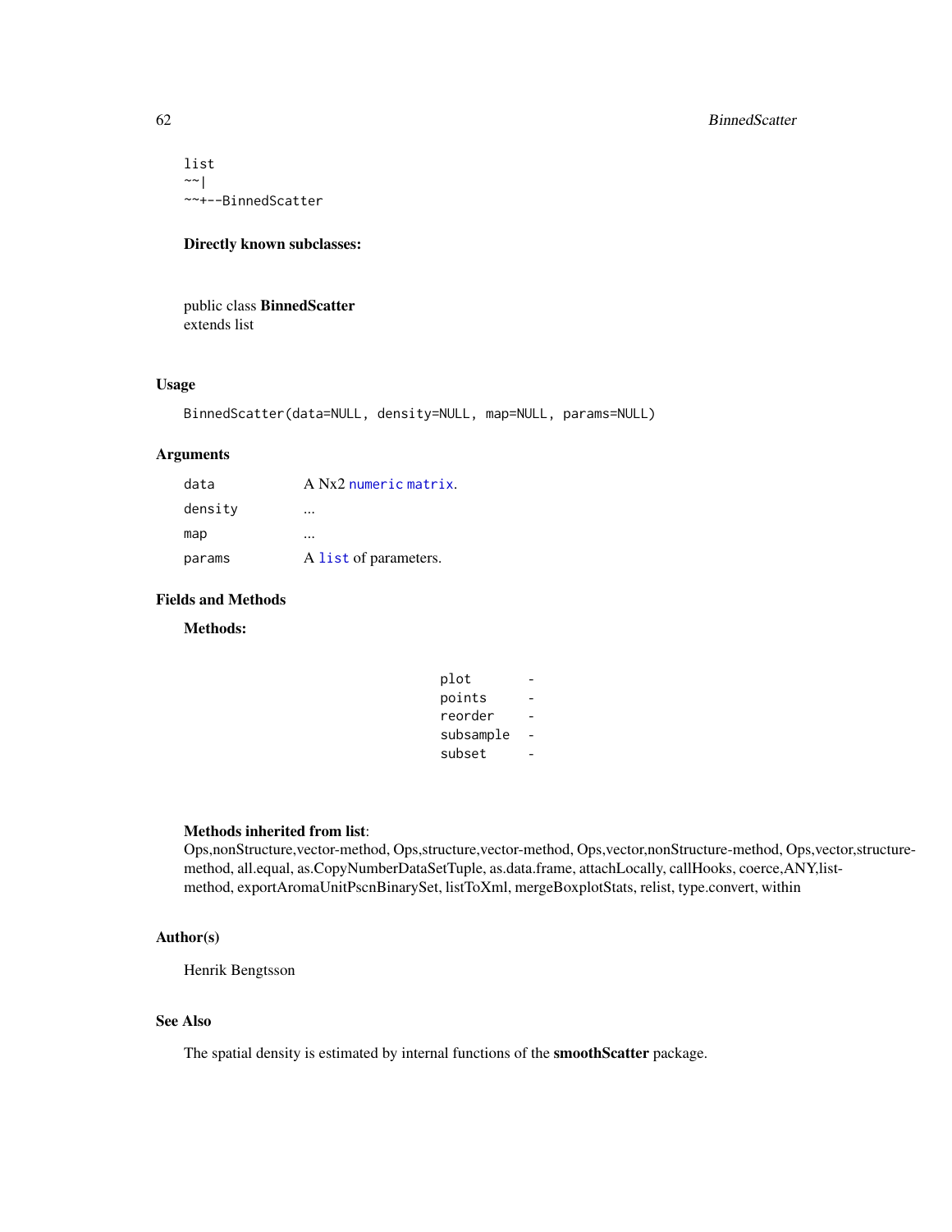```
list
~~|
~~+--BinnedScatter
```

**Directly known subclasses:**

public class **BinnedScatter**
extends list

## Usage

```
BinnedScatter(data=NULL, density=NULL, map=NULL, params=NULL)
```

## Arguments

| | |
|---|---|
| `data` | A Nx2 `numeric` `matrix`. |
| `density` | ... |
| `map` | ... |
| `params` | A `list` of parameters. |

## Fields and Methods

**Methods:**

| | |
|---|---|
| `plot` | - |
| `points` | - |
| `reorder` | - |
| `subsample` | - |
| `subset` | - |

**Methods inherited from list**:
Ops,nonStructure,vector-method, Ops,structure,vector-method, Ops,vector,nonStructure-method, Ops,vector,structure-method, all.equal, as.CopyNumberDataSetTuple, as.data.frame, attachLocally, callHooks, coerce,ANY,list-method, exportAromaUnitPscnBinarySet, listToXml, mergeBoxplotStats, relist, type.convert, within

## Author(s)

Henrik Bengtsson

## See Also

The spatial density is estimated by internal functions of the **smoothScatter** package.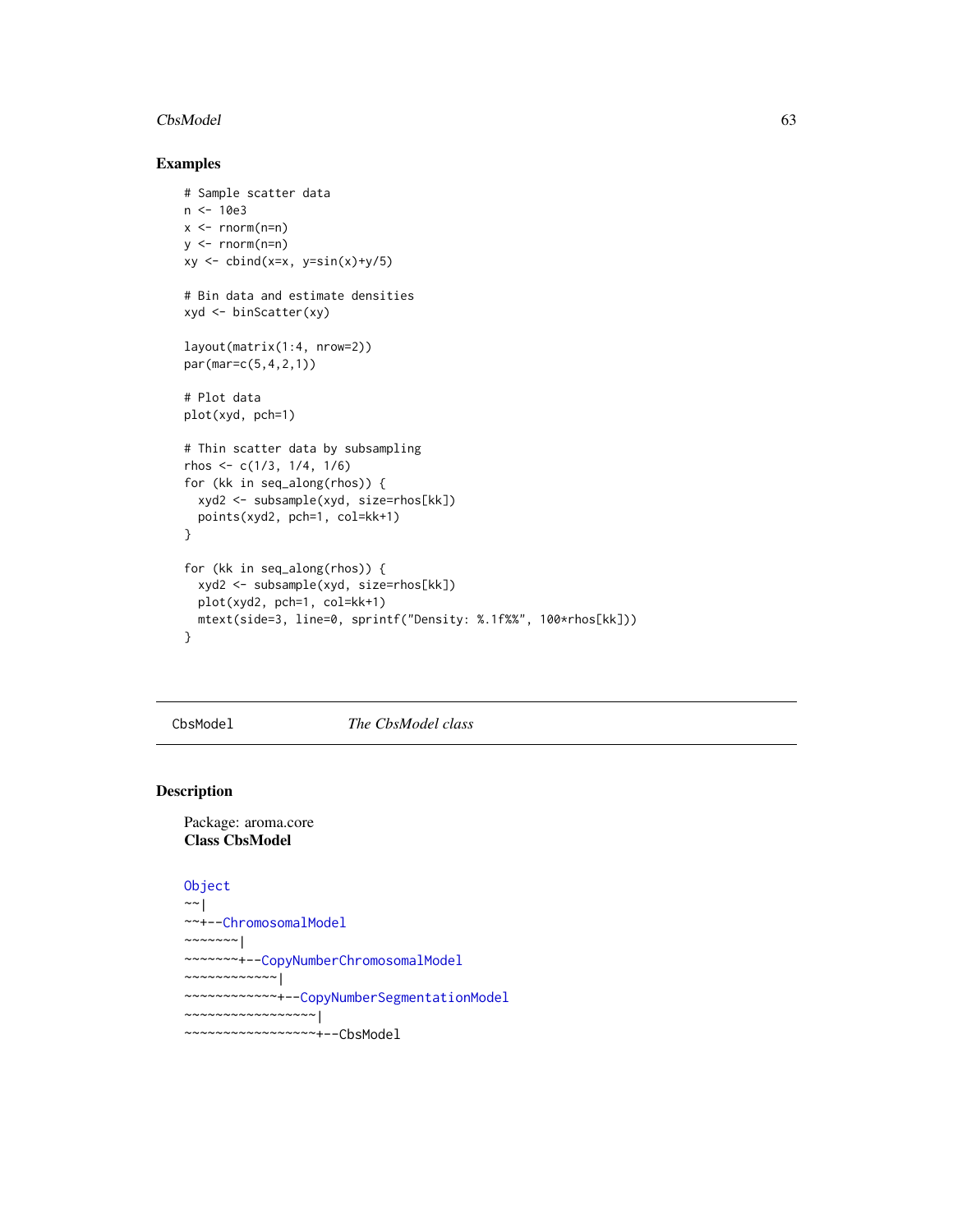## Examples

```
# Sample scatter data
n <- 10e3
x <- rnorm(n=n)
y <- rnorm(n=n)
xy <- cbind(x=x, y=sin(x)+y/5)

# Bin data and estimate densities
xyd <- binScatter(xy)

layout(matrix(1:4, nrow=2))
par(mar=c(5,4,2,1))

# Plot data
plot(xyd, pch=1)

# Thin scatter data by subsampling
rhos <- c(1/3, 1/4, 1/6)
for (kk in seq_along(rhos)) {
  xyd2 <- subsample(xyd, size=rhos[kk])
  points(xyd2, pch=1, col=kk+1)
}

for (kk in seq_along(rhos)) {
  xyd2 <- subsample(xyd, size=rhos[kk])
  plot(xyd2, pch=1, col=kk+1)
  mtext(side=3, line=0, sprintf("Density: %.1f%%", 100*rhos[kk]))
}
```

---

# CbsModel *The CbsModel class*

---

## Description

Package: aroma.core
**Class CbsModel**

```
Object
~~|
~~+--ChromosomalModel
~~~~~~~|
~~~~~~~+--CopyNumberChromosomalModel
~~~~~~~~~~~~|
~~~~~~~~~~~~+--CopyNumberSegmentationModel
~~~~~~~~~~~~~~~~~|
~~~~~~~~~~~~~~~~~+--CbsModel
```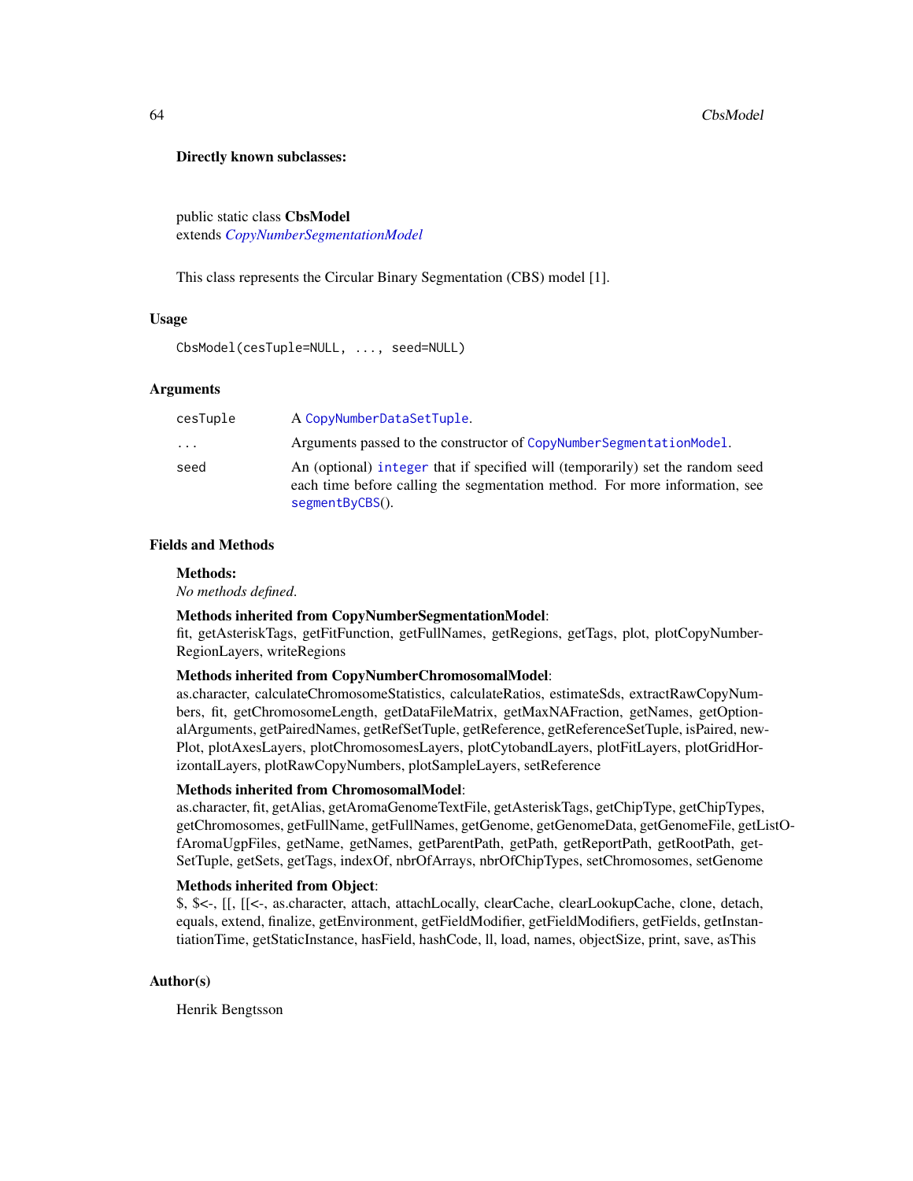**Directly known subclasses:**

public static class **CbsModel**
extends *CopyNumberSegmentationModel*

This class represents the Circular Binary Segmentation (CBS) model [1].

## Usage

```
CbsModel(cesTuple=NULL, ..., seed=NULL)
```

## Arguments

| | |
|---|---|
| cesTuple | A CopyNumberDataSetTuple. |
| ... | Arguments passed to the constructor of CopyNumberSegmentationModel. |
| seed | An (optional) integer that if specified will (temporarily) set the random seed each time before calling the segmentation method. For more information, see segmentByCBS(). |

## Fields and Methods

**Methods:**
*No methods defined.*

**Methods inherited from CopyNumberSegmentationModel**:
fit, getAsteriskTags, getFitFunction, getFullNames, getRegions, getTags, plot, plotCopyNumberRegionLayers, writeRegions

**Methods inherited from CopyNumberChromosomalModel**:
as.character, calculateChromosomeStatistics, calculateRatios, estimateSds, extractRawCopyNumbers, fit, getChromosomeLength, getDataFileMatrix, getMaxNAFraction, getNames, getOptionalArguments, getPairedNames, getRefSetTuple, getReference, getReferenceSetTuple, isPaired, newPlot, plotAxesLayers, plotChromosomesLayers, plotCytobandLayers, plotFitLayers, plotGridHorizontalLayers, plotRawCopyNumbers, plotSampleLayers, setReference

**Methods inherited from ChromosomalModel**:
as.character, fit, getAlias, getAromaGenomeTextFile, getAsteriskTags, getChipType, getChipTypes, getChromosomes, getFullName, getFullNames, getGenome, getGenomeData, getGenomeFile, getListOfAromaUgpFiles, getName, getNames, getParentPath, getPath, getReportPath, getRootPath, getSetTuple, getSets, getTags, indexOf, nbrOfArrays, nbrOfChipTypes, setChromosomes, setGenome

**Methods inherited from Object**:
$, $<-, [[, [[<-, as.character, attach, attachLocally, clearCache, clearLookupCache, clone, detach, equals, extend, finalize, getEnvironment, getFieldModifier, getFieldModifiers, getFields, getInstantiationTime, getStaticInstance, hasField, hashCode, ll, load, names, objectSize, print, save, asThis

## Author(s)

Henrik Bengtsson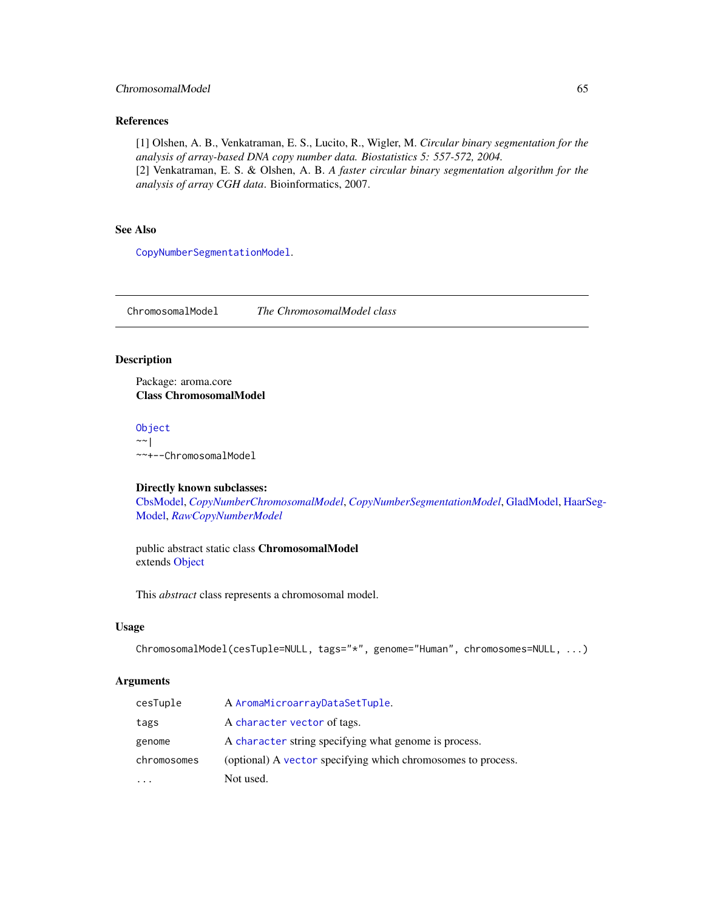### References

[1] Olshen, A. B., Venkatraman, E. S., Lucito, R., Wigler, M. *Circular binary segmentation for the analysis of array-based DNA copy number data. Biostatistics 5: 557-572, 2004.*
[2] Venkatraman, E. S. & Olshen, A. B. *A faster circular binary segmentation algorithm for the analysis of array CGH data*. Bioinformatics, 2007.

### See Also

`CopyNumberSegmentationModel`.

---

## ChromosomalModel — *The ChromosomalModel class*

### Description

Package: aroma.core
**Class ChromosomalModel**

```
Object
~~|
~~+--ChromosomalModel
```

**Directly known subclasses:**
CbsModel, *CopyNumberChromosomalModel*, *CopyNumberSegmentationModel*, GladModel, HaarSegModel, *RawCopyNumberModel*

public abstract static class **ChromosomalModel**
extends Object

This *abstract* class represents a chromosomal model.

### Usage

```
ChromosomalModel(cesTuple=NULL, tags="*", genome="Human", chromosomes=NULL, ...)
```

### Arguments

| | |
|---|---|
| `cesTuple` | A `AromaMicroarrayDataSetTuple`. |
| `tags` | A `character vector` of tags. |
| `genome` | A `character` string specifying what genome is process. |
| `chromosomes` | (optional) A `vector` specifying which chromosomes to process. |
| `...` | Not used. |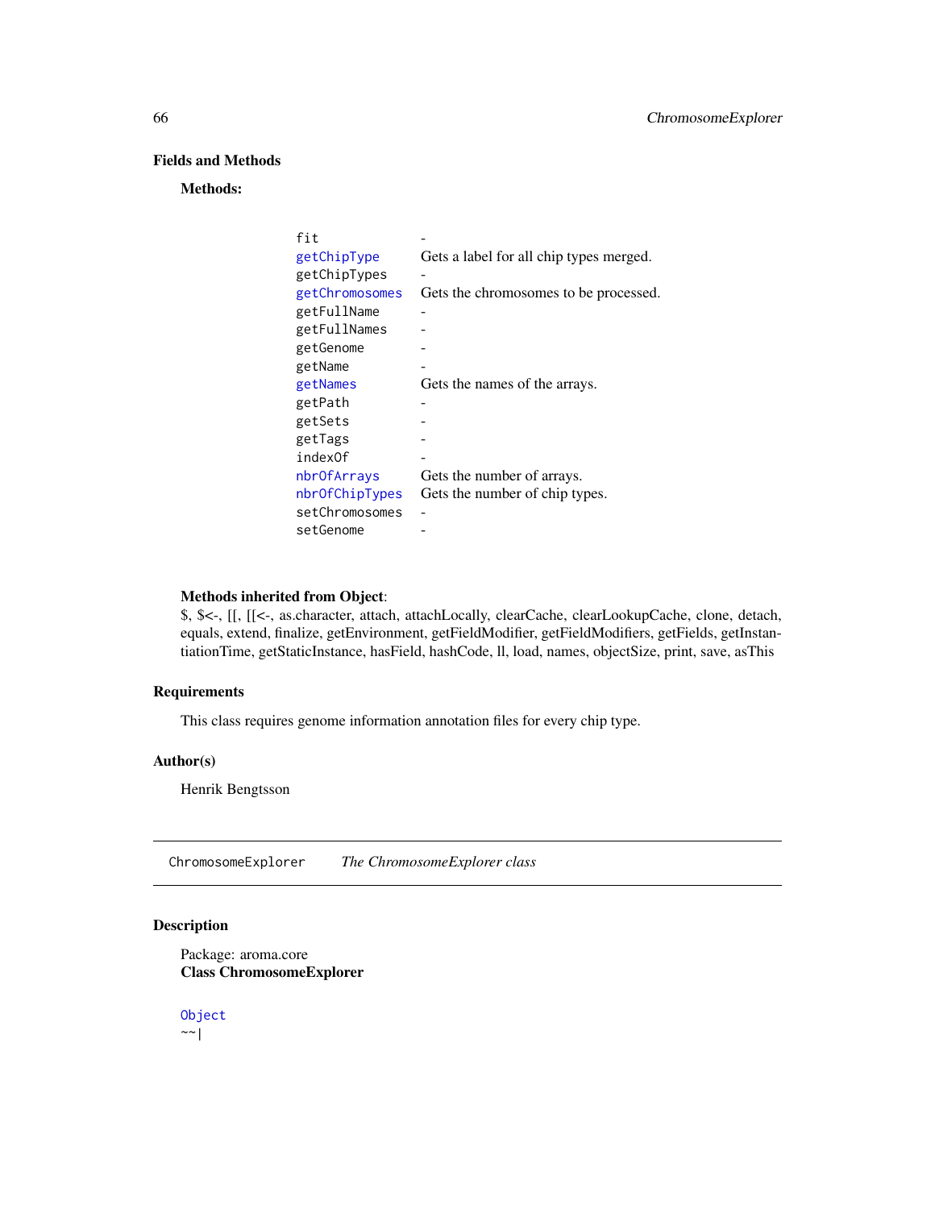## Fields and Methods

**Methods:**

| | |
|---|---|
| fit | - |
| getChipType | Gets a label for all chip types merged. |
| getChipTypes | - |
| getChromosomes | Gets the chromosomes to be processed. |
| getFullName | - |
| getFullNames | - |
| getGenome | - |
| getName | - |
| getNames | Gets the names of the arrays. |
| getPath | - |
| getSets | - |
| getTags | - |
| indexOf | - |
| nbrOfArrays | Gets the number of arrays. |
| nbrOfChipTypes | Gets the number of chip types. |
| setChromosomes | - |
| setGenome | - |

**Methods inherited from Object**:
$, $<-, [[, [[<-, as.character, attach, attachLocally, clearCache, clearLookupCache, clone, detach, equals, extend, finalize, getEnvironment, getFieldModifier, getFieldModifiers, getFields, getInstantiationTime, getStaticInstance, hasField, hashCode, ll, load, names, objectSize, print, save, asThis

## Requirements

This class requires genome information annotation files for every chip type.

## Author(s)

Henrik Bengtsson

---

ChromosomeExplorer    *The ChromosomeExplorer class*

---

## Description

Package: aroma.core
**Class ChromosomeExplorer**

```
Object
~~|
```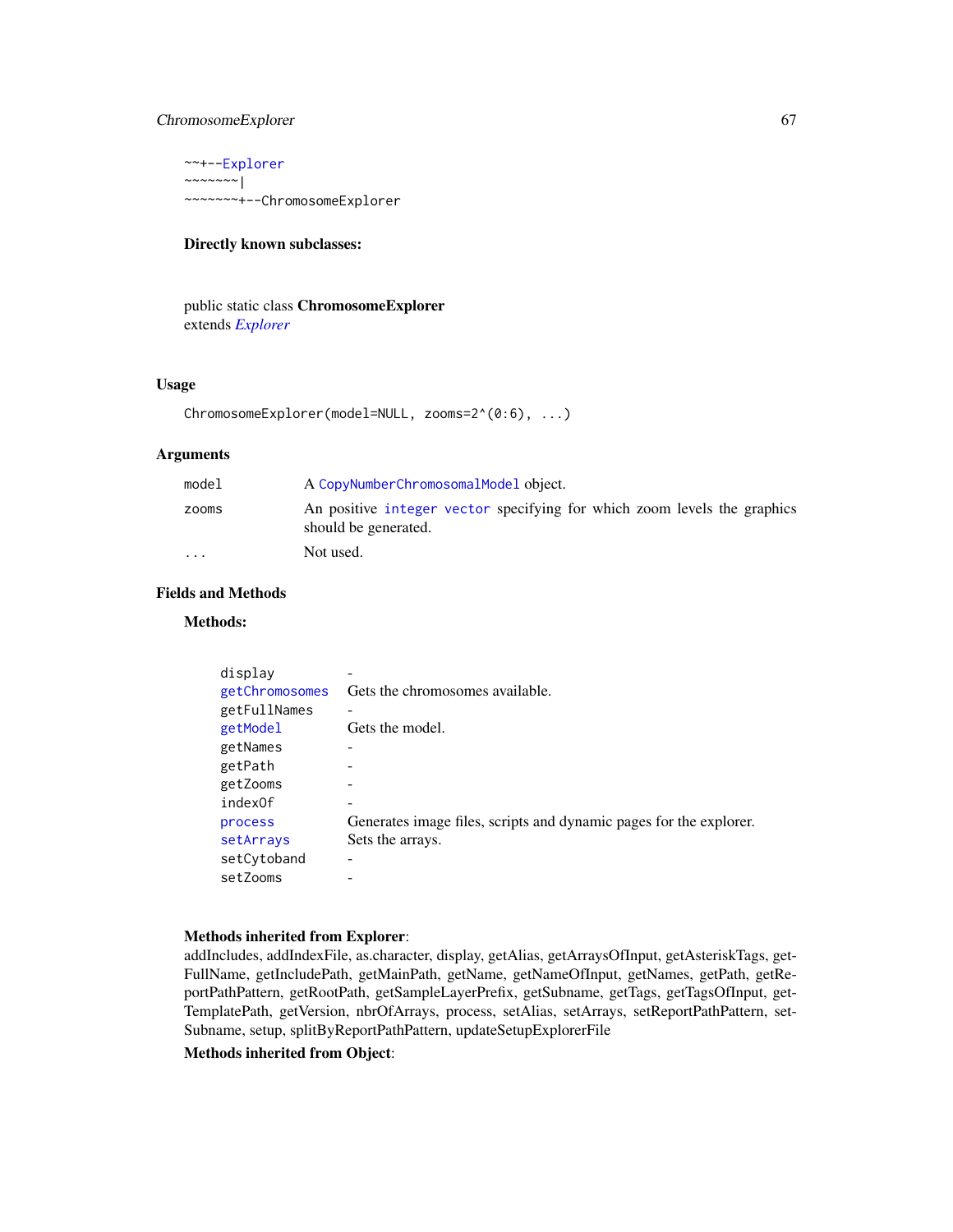```
~~+--Explorer
~~~~~~~|
~~~~~~~+--ChromosomeExplorer
```

**Directly known subclasses:**

public static class **ChromosomeExplorer**
extends *Explorer*

## Usage

```
ChromosomeExplorer(model=NULL, zooms=2^(0:6), ...)
```

## Arguments

| | |
|---|---|
| model | A CopyNumberChromosomalModel object. |
| zooms | An positive integer vector specifying for which zoom levels the graphics should be generated. |
| ... | Not used. |

## Fields and Methods

**Methods:**

| | |
|---|---|
| display | - |
| getChromosomes | Gets the chromosomes available. |
| getFullNames | - |
| getModel | Gets the model. |
| getNames | - |
| getPath | - |
| getZooms | - |
| indexOf | - |
| process | Generates image files, scripts and dynamic pages for the explorer. |
| setArrays | Sets the arrays. |
| setCytoband | - |
| setZooms | - |

**Methods inherited from Explorer**:
addIncludes, addIndexFile, as.character, display, getAlias, getArraysOfInput, getAsteriskTags, getFullName, getIncludePath, getMainPath, getName, getNameOfInput, getNames, getPath, getReportPathPattern, getRootPath, getSampleLayerPrefix, getSubname, getTags, getTagsOfInput, getTemplatePath, getVersion, nbrOfArrays, process, setAlias, setArrays, setReportPathPattern, setSubname, setup, splitByReportPathPattern, updateSetupExplorerFile

**Methods inherited from Object**: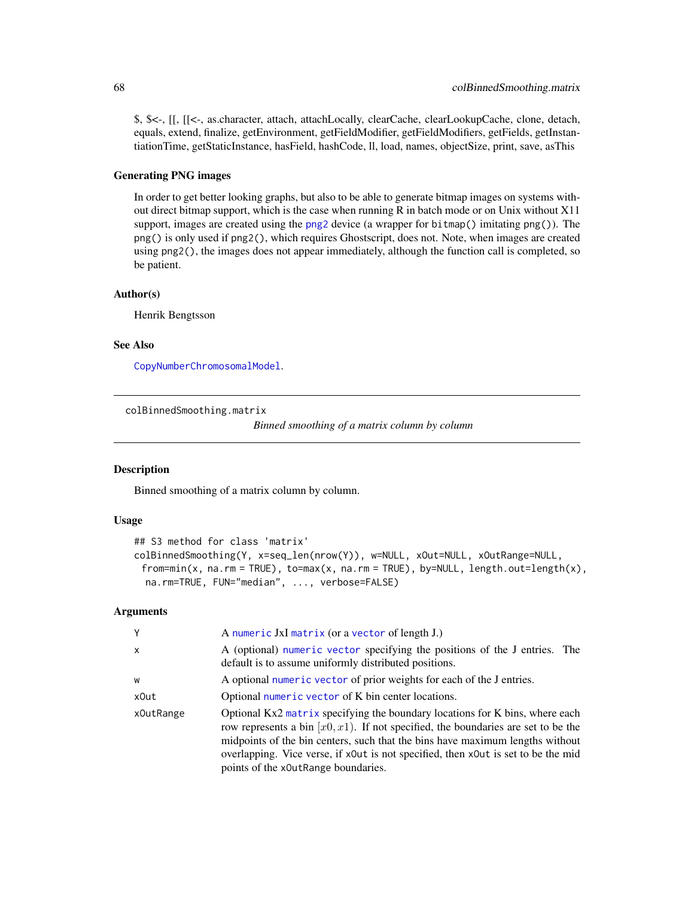$, $<-, [[, [[<-, as.character, attach, attachLocally, clearCache, clearLookupCache, clone, detach, equals, extend, finalize, getEnvironment, getFieldModifier, getFieldModifiers, getFields, getInstantiationTime, getStaticInstance, hasField, hashCode, ll, load, names, objectSize, print, save, asThis

### Generating PNG images

In order to get better looking graphs, but also to be able to generate bitmap images on systems without direct bitmap support, which is the case when running R in batch mode or on Unix without X11 support, images are created using the `png2` device (a wrapper for `bitmap()` imitating `png()`). The `png()` is only used if `png2()`, which requires Ghostscript, does not. Note, when images are created using `png2()`, the images does not appear immediately, although the function call is completed, so be patient.

### Author(s)

Henrik Bengtsson

### See Also

`CopyNumberChromosomalModel`.

---

## colBinnedSmoothing.matrix

*Binned smoothing of a matrix column by column*

### Description

Binned smoothing of a matrix column by column.

### Usage

```
## S3 method for class 'matrix'
colBinnedSmoothing(Y, x=seq_len(nrow(Y)), w=NULL, xOut=NULL, xOutRange=NULL,
  from=min(x, na.rm = TRUE), to=max(x, na.rm = TRUE), by=NULL, length.out=length(x),
   na.rm=TRUE, FUN="median", ..., verbose=FALSE)
```

### Arguments

| | |
|---|---|
| `Y` | A `numeric` JxI `matrix` (or a `vector` of length J.) |
| `x` | A (optional) `numeric` `vector` specifying the positions of the J entries. The default is to assume uniformly distributed positions. |
| `w` | A optional `numeric` `vector` of prior weights for each of the J entries. |
| `xOut` | Optional `numeric` `vector` of K bin center locations. |
| `xOutRange` | Optional Kx2 `matrix` specifying the boundary locations for K bins, where each row represents a bin $[x0, x1)$. If not specified, the boundaries are set to be the midpoints of the bin centers, such that the bins have maximum lengths without overlapping. Vice verse, if `xOut` is not specified, then `xOut` is set to be the mid points of the `xOutRange` boundaries. |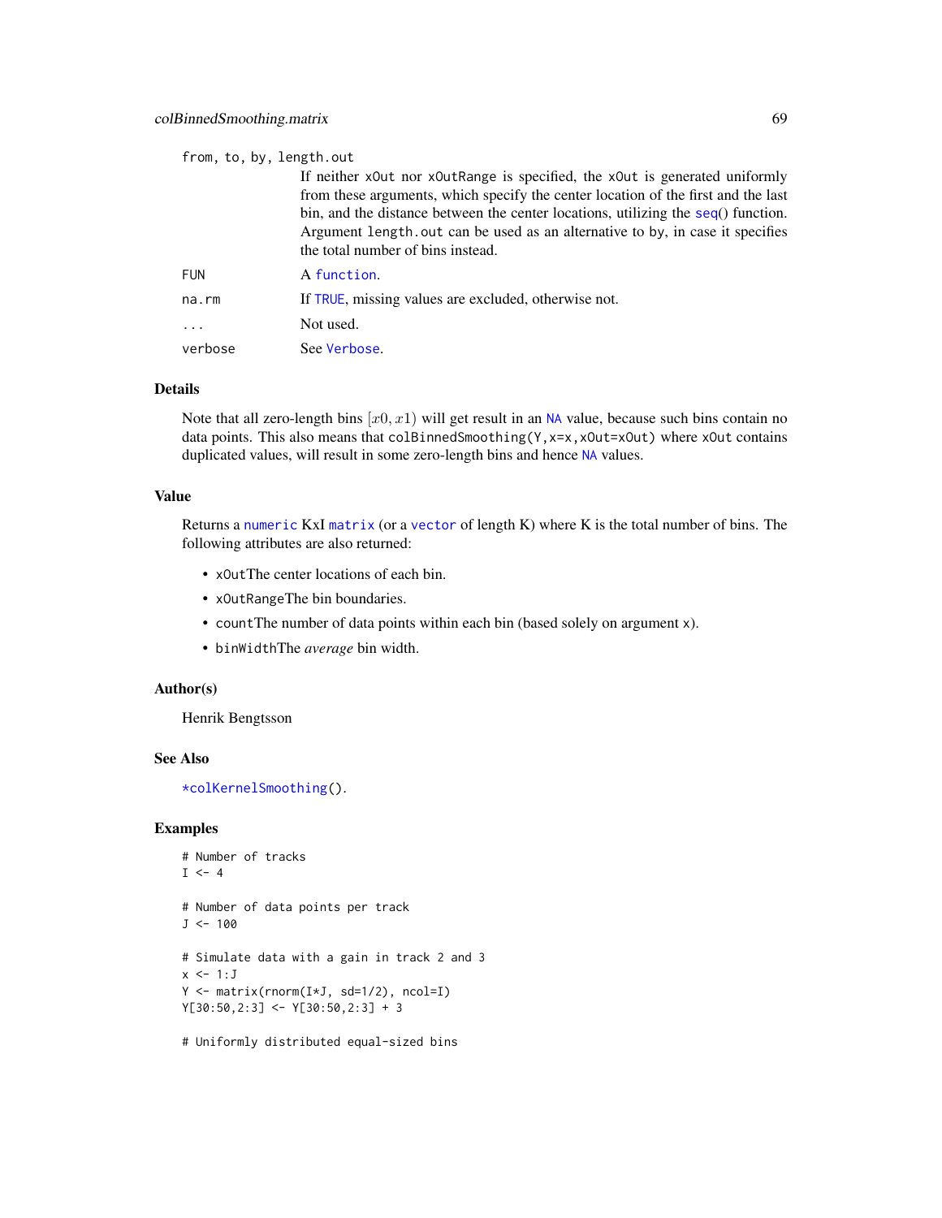from, to, by, length.out
: If neither xOut nor xOutRange is specified, the xOut is generated uniformly from these arguments, which specify the center location of the first and the last bin, and the distance between the center locations, utilizing the seq() function. Argument length.out can be used as an alternative to by, in case it specifies the total number of bins instead.

FUN
: A function.

na.rm
: If TRUE, missing values are excluded, otherwise not.

...
: Not used.

verbose
: See Verbose.

## Details

Note that all zero-length bins $[x0, x1)$ will get result in an NA value, because such bins contain no data points. This also means that colBinnedSmoothing(Y,x=x,xOut=xOut) where xOut contains duplicated values, will result in some zero-length bins and hence NA values.

## Value

Returns a numeric KxI matrix (or a vector of length K) where K is the total number of bins. The following attributes are also returned:

- xOutThe center locations of each bin.
- xOutRangeThe bin boundaries.
- countThe number of data points within each bin (based solely on argument x).
- binWidthThe *average* bin width.

## Author(s)

Henrik Bengtsson

## See Also

*colKernelSmoothing().

## Examples

```
# Number of tracks
I <- 4

# Number of data points per track
J <- 100

# Simulate data with a gain in track 2 and 3
x <- 1:J
Y <- matrix(rnorm(I*J, sd=1/2), ncol=I)
Y[30:50,2:3] <- Y[30:50,2:3] + 3

# Uniformly distributed equal-sized bins
```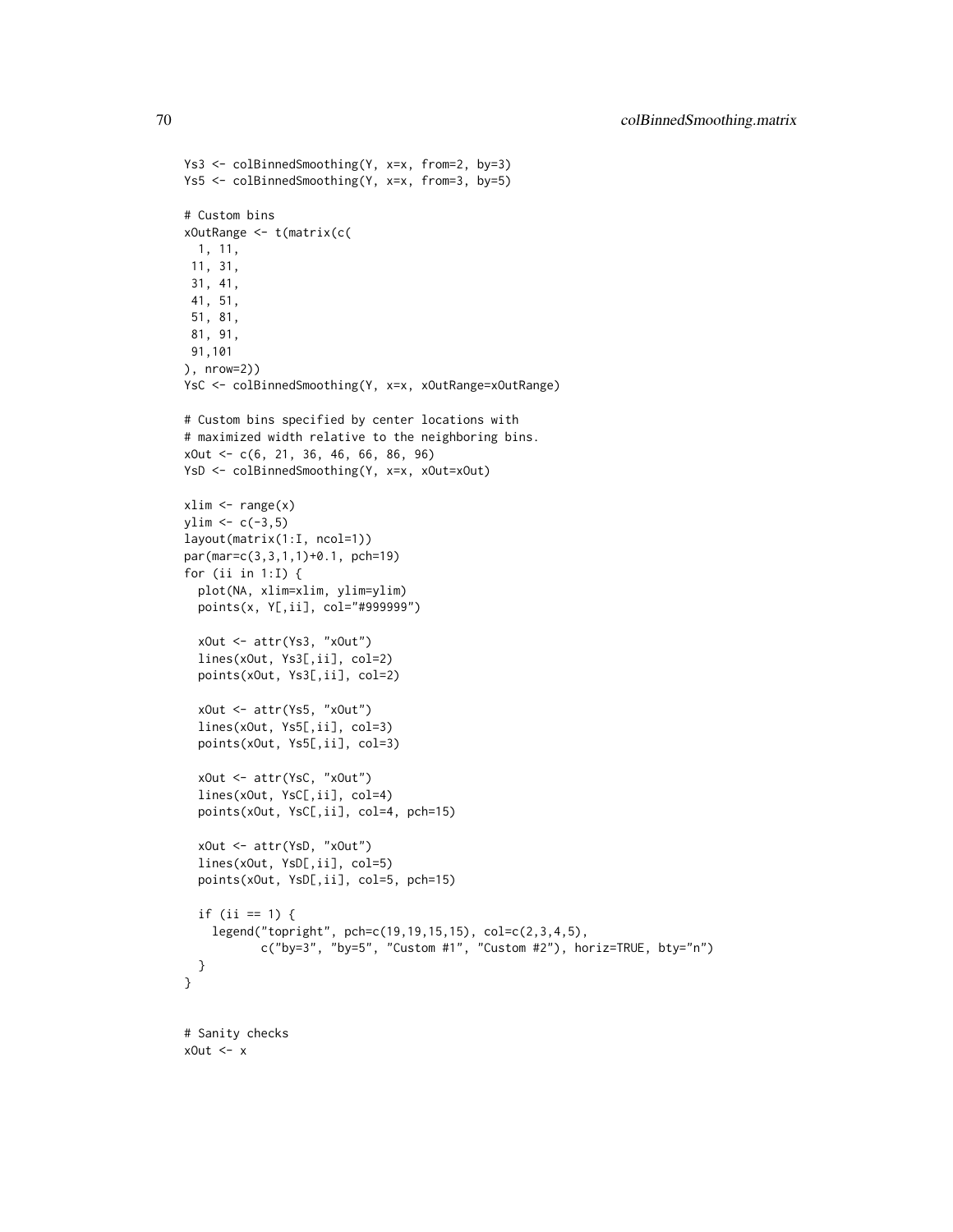```
Ys3 <- colBinnedSmoothing(Y, x=x, from=2, by=3)
Ys5 <- colBinnedSmoothing(Y, x=x, from=3, by=5)

# Custom bins
xOutRange <- t(matrix(c(
  1, 11,
 11, 31,
 31, 41,
 41, 51,
 51, 81,
 81, 91,
 91,101
), nrow=2))
YsC <- colBinnedSmoothing(Y, x=x, xOutRange=xOutRange)

# Custom bins specified by center locations with
# maximized width relative to the neighboring bins.
xOut <- c(6, 21, 36, 46, 66, 86, 96)
YsD <- colBinnedSmoothing(Y, x=x, xOut=xOut)

xlim <- range(x)
ylim <- c(-3,5)
layout(matrix(1:I, ncol=1))
par(mar=c(3,3,1,1)+0.1, pch=19)
for (ii in 1:I) {
  plot(NA, xlim=xlim, ylim=ylim)
  points(x, Y[,ii], col="#999999")

  xOut <- attr(Ys3, "xOut")
  lines(xOut, Ys3[,ii], col=2)
  points(xOut, Ys3[,ii], col=2)

  xOut <- attr(Ys5, "xOut")
  lines(xOut, Ys5[,ii], col=3)
  points(xOut, Ys5[,ii], col=3)

  xOut <- attr(YsC, "xOut")
  lines(xOut, YsC[,ii], col=4)
  points(xOut, YsC[,ii], col=4, pch=15)

  xOut <- attr(YsD, "xOut")
  lines(xOut, YsD[,ii], col=5)
  points(xOut, YsD[,ii], col=5, pch=15)

  if (ii == 1) {
    legend("topright", pch=c(19,19,15,15), col=c(2,3,4,5),
           c("by=3", "by=5", "Custom #1", "Custom #2"), horiz=TRUE, bty="n")
  }
}


# Sanity checks
xOut <- x
```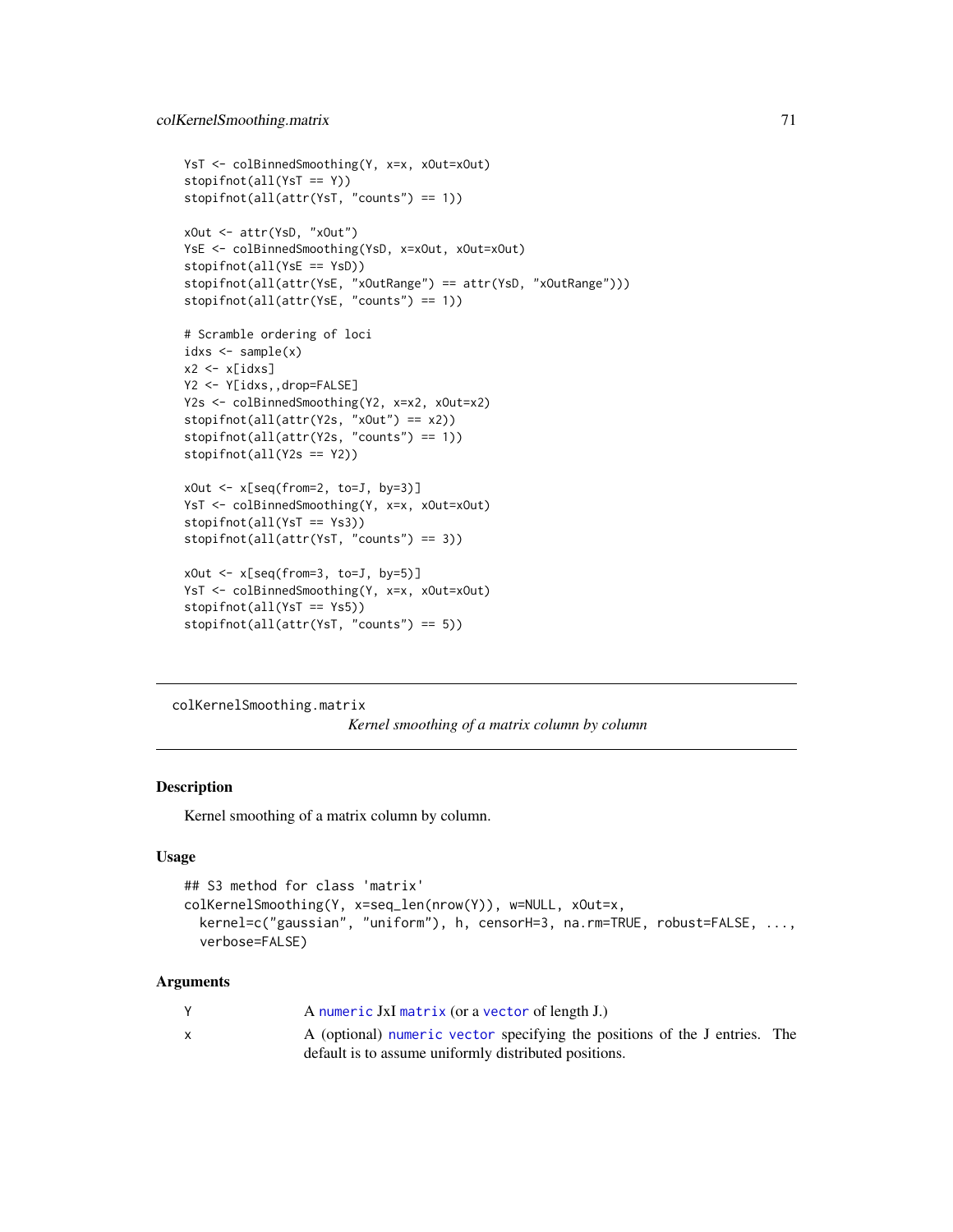```
YsT <- colBinnedSmoothing(Y, x=x, xOut=xOut)
stopifnot(all(YsT == Y))
stopifnot(all(attr(YsT, "counts") == 1))

xOut <- attr(YsD, "xOut")
YsE <- colBinnedSmoothing(YsD, x=xOut, xOut=xOut)
stopifnot(all(YsE == YsD))
stopifnot(all(attr(YsE, "xOutRange") == attr(YsD, "xOutRange")))
stopifnot(all(attr(YsE, "counts") == 1))

# Scramble ordering of loci
idxs <- sample(x)
x2 <- x[idxs]
Y2 <- Y[idxs,,drop=FALSE]
Y2s <- colBinnedSmoothing(Y2, x=x2, xOut=x2)
stopifnot(all(attr(Y2s, "xOut") == x2))
stopifnot(all(attr(Y2s, "counts") == 1))
stopifnot(all(Y2s == Y2))

xOut <- x[seq(from=2, to=J, by=3)]
YsT <- colBinnedSmoothing(Y, x=x, xOut=xOut)
stopifnot(all(YsT == Ys3))
stopifnot(all(attr(YsT, "counts") == 3))

xOut <- x[seq(from=3, to=J, by=5)]
YsT <- colBinnedSmoothing(Y, x=x, xOut=xOut)
stopifnot(all(YsT == Ys5))
stopifnot(all(attr(YsT, "counts") == 5))
```

---

colKernelSmoothing.matrix

*Kernel smoothing of a matrix column by column*

---

## Description

Kernel smoothing of a matrix column by column.

## Usage

```
## S3 method for class 'matrix'
colKernelSmoothing(Y, x=seq_len(nrow(Y)), w=NULL, xOut=x,
  kernel=c("gaussian", "uniform"), h, censorH=3, na.rm=TRUE, robust=FALSE, ...,
  verbose=FALSE)
```

## Arguments

| | |
|---|---|
| Y | A numeric JxI matrix (or a vector of length J.) |
| x | A (optional) numeric vector specifying the positions of the J entries. The default is to assume uniformly distributed positions. |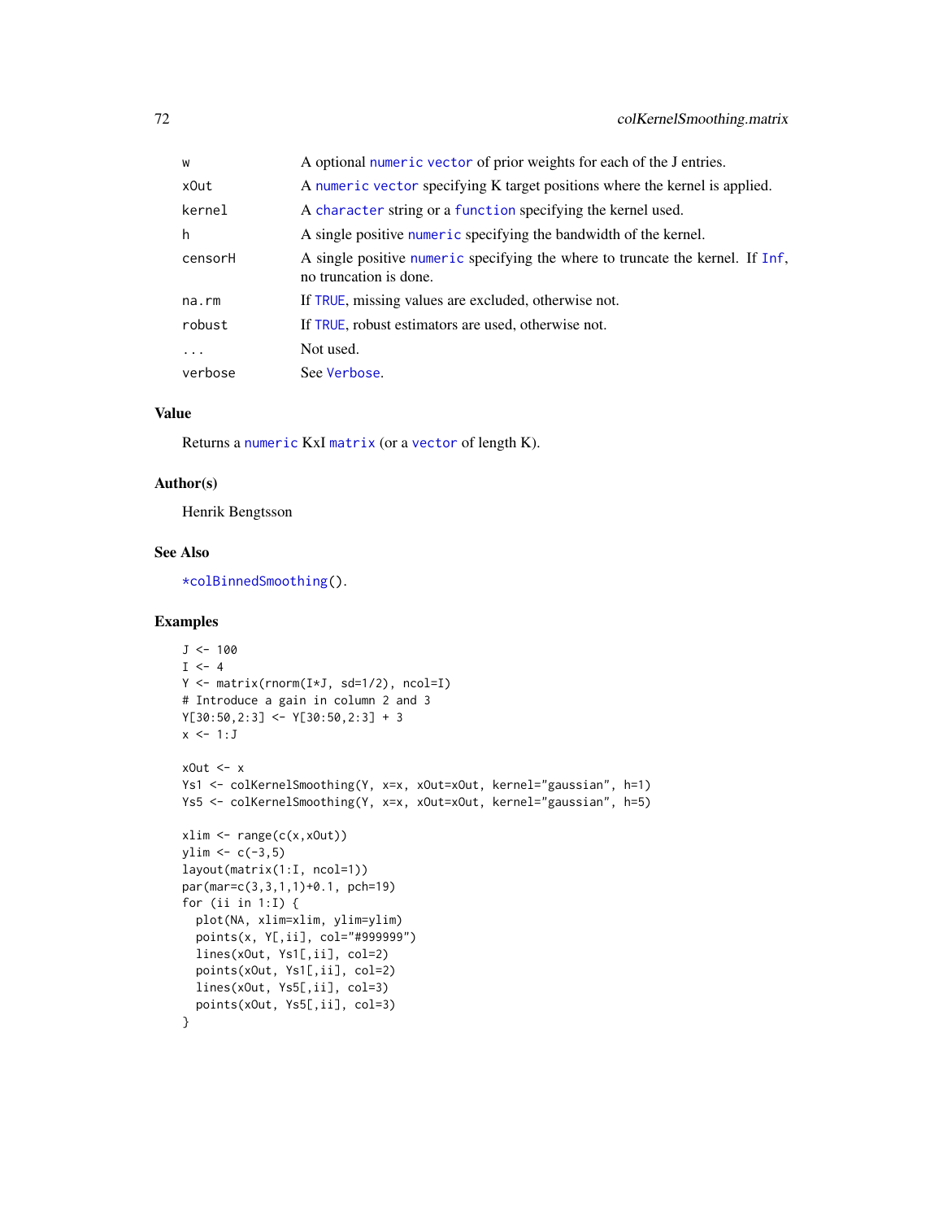| | |
|---|---|
| w | A optional numeric vector of prior weights for each of the J entries. |
| xOut | A numeric vector specifying K target positions where the kernel is applied. |
| kernel | A character string or a function specifying the kernel used. |
| h | A single positive numeric specifying the bandwidth of the kernel. |
| censorH | A single positive numeric specifying the where to truncate the kernel. If Inf, no truncation is done. |
| na.rm | If TRUE, missing values are excluded, otherwise not. |
| robust | If TRUE, robust estimators are used, otherwise not. |
| ... | Not used. |
| verbose | See Verbose. |

## Value

Returns a numeric KxI matrix (or a vector of length K).

## Author(s)

Henrik Bengtsson

## See Also

*colBinnedSmoothing().

## Examples

```
J <- 100
I <- 4
Y <- matrix(rnorm(I*J, sd=1/2), ncol=I)
# Introduce a gain in column 2 and 3
Y[30:50,2:3] <- Y[30:50,2:3] + 3
x <- 1:J

xOut <- x
Ys1 <- colKernelSmoothing(Y, x=x, xOut=xOut, kernel="gaussian", h=1)
Ys5 <- colKernelSmoothing(Y, x=x, xOut=xOut, kernel="gaussian", h=5)

xlim <- range(c(x,xOut))
ylim <- c(-3,5)
layout(matrix(1:I, ncol=1))
par(mar=c(3,3,1,1)+0.1, pch=19)
for (ii in 1:I) {
  plot(NA, xlim=xlim, ylim=ylim)
  points(x, Y[,ii], col="#999999")
  lines(xOut, Ys1[,ii], col=2)
  points(xOut, Ys1[,ii], col=2)
  lines(xOut, Ys5[,ii], col=3)
  points(xOut, Ys5[,ii], col=3)
}
```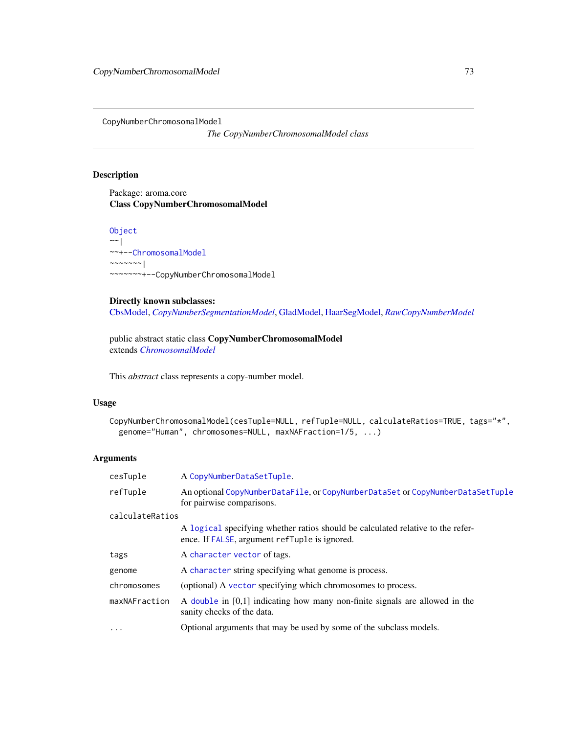CopyNumberChromosomalModel *The CopyNumberChromosomalModel class*

## Description

Package: aroma.core
**Class CopyNumberChromosomalModel**

```
Object
~~|
~~+--ChromosomalModel
~~~~~~~|
~~~~~~~+--CopyNumberChromosomalModel
```

**Directly known subclasses:**
CbsModel, *CopyNumberSegmentationModel*, GladModel, HaarSegModel, *RawCopyNumberModel*

public abstract static class **CopyNumberChromosomalModel**
extends *ChromosomalModel*

This *abstract* class represents a copy-number model.

## Usage

```
CopyNumberChromosomalModel(cesTuple=NULL, refTuple=NULL, calculateRatios=TRUE, tags="*",
  genome="Human", chromosomes=NULL, maxNAFraction=1/5, ...)
```

## Arguments

| | |
|---|---|
| cesTuple | A CopyNumberDataSetTuple. |
| refTuple | An optional CopyNumberDataFile, or CopyNumberDataSet or CopyNumberDataSetTuple for pairwise comparisons. |
| calculateRatios | A logical specifying whether ratios should be calculated relative to the reference. If FALSE, argument refTuple is ignored. |
| tags | A character vector of tags. |
| genome | A character string specifying what genome is process. |
| chromosomes | (optional) A vector specifying which chromosomes to process. |
| maxNAFraction | A double in [0,1] indicating how many non-finite signals are allowed in the sanity checks of the data. |
| ... | Optional arguments that may be used by some of the subclass models. |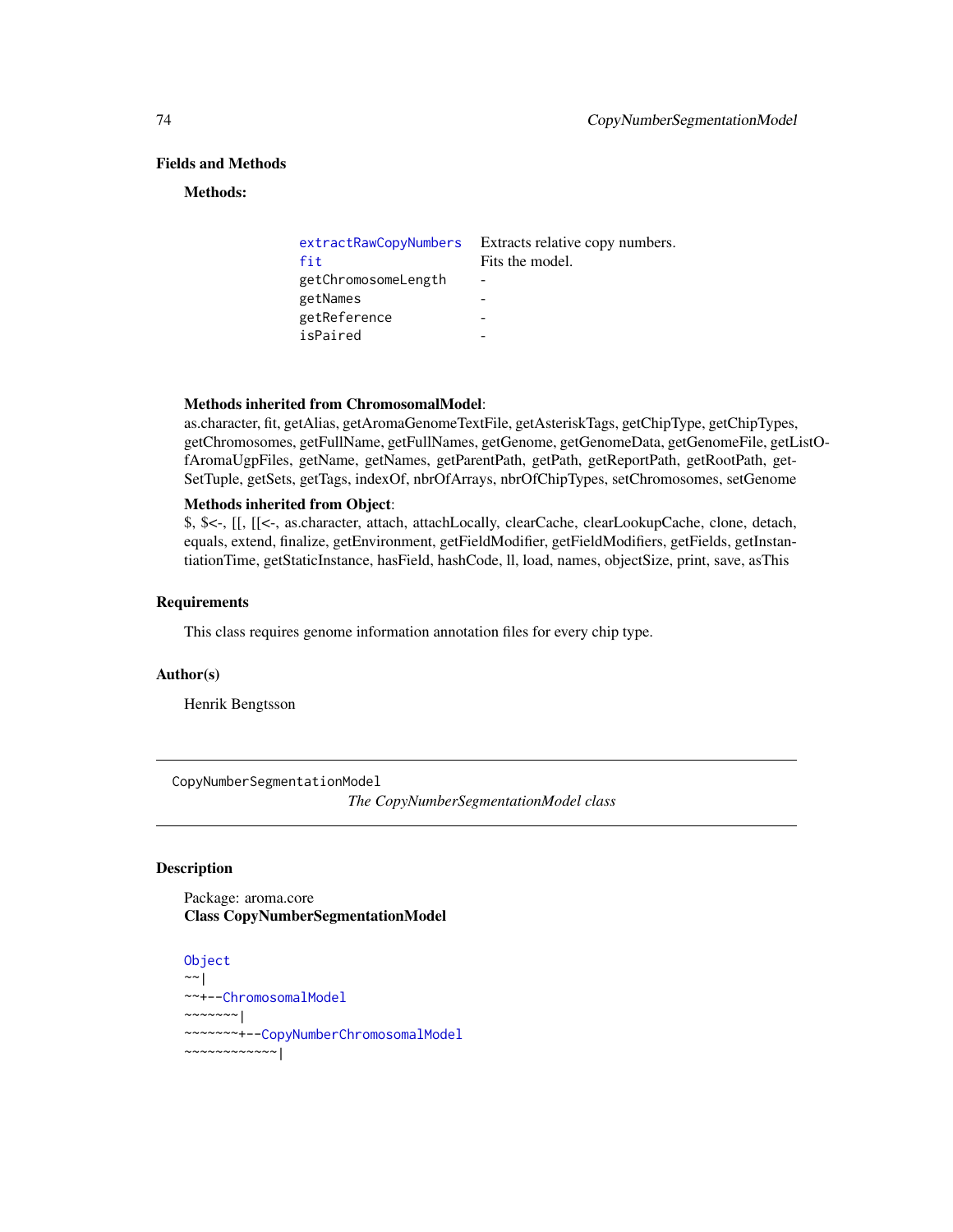## Fields and Methods

**Methods:**

| | |
|---|---|
| extractRawCopyNumbers | Extracts relative copy numbers. |
| fit | Fits the model. |
| getChromosomeLength | - |
| getNames | - |
| getReference | - |
| isPaired | - |

**Methods inherited from ChromosomalModel**:
as.character, fit, getAlias, getAromaGenomeTextFile, getAsteriskTags, getChipType, getChipTypes, getChromosomes, getFullName, getFullNames, getGenome, getGenomeData, getGenomeFile, getListOfAromaUgpFiles, getName, getNames, getParentPath, getPath, getReportPath, getRootPath, getSetTuple, getSets, getTags, indexOf, nbrOfArrays, nbrOfChipTypes, setChromosomes, setGenome

**Methods inherited from Object**:
$, $<-, [[, [[<-, as.character, attach, attachLocally, clearCache, clearLookupCache, clone, detach, equals, extend, finalize, getEnvironment, getFieldModifier, getFieldModifiers, getFields, getInstantiationTime, getStaticInstance, hasField, hashCode, ll, load, names, objectSize, print, save, asThis

## Requirements

This class requires genome information annotation files for every chip type.

## Author(s)

Henrik Bengtsson

---

CopyNumberSegmentationModel &nbsp;&nbsp;&nbsp; *The CopyNumberSegmentationModel class*

---

## Description

Package: aroma.core
**Class CopyNumberSegmentationModel**

```
Object
~~|
~~+--ChromosomalModel
~~~~~~~|
~~~~~~~+--CopyNumberChromosomalModel
~~~~~~~~~~~~|
```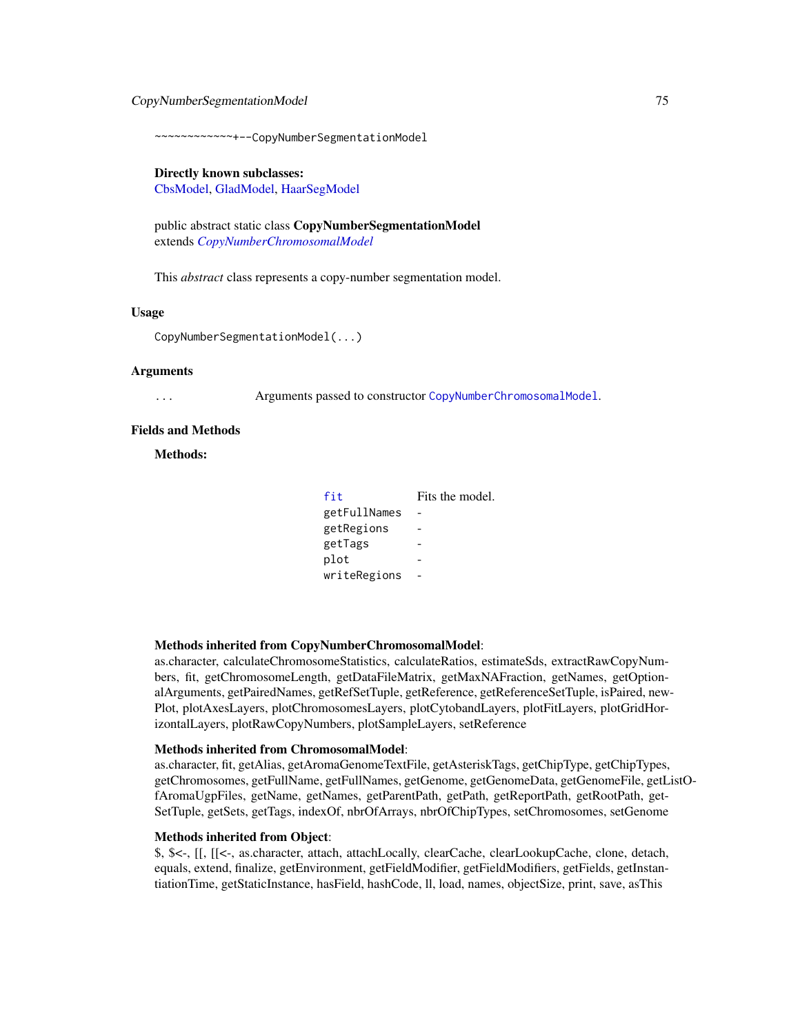```
~~~~~~~~~~~~+--CopyNumberSegmentationModel
```

**Directly known subclasses:**
CbsModel, GladModel, HaarSegModel

public abstract static class **CopyNumberSegmentationModel**
extends *CopyNumberChromosomalModel*

This *abstract* class represents a copy-number segmentation model.

## Usage

```
CopyNumberSegmentationModel(...)
```

## Arguments

| | |
|---|---|
| ... | Arguments passed to constructor `CopyNumberChromosomalModel`. |

## Fields and Methods

**Methods:**

| | |
|---|---|
| `fit` | Fits the model. |
| `getFullNames` | - |
| `getRegions` | - |
| `getTags` | - |
| `plot` | - |
| `writeRegions` | - |

**Methods inherited from CopyNumberChromosomalModel**:
as.character, calculateChromosomeStatistics, calculateRatios, estimateSds, extractRawCopyNumbers, fit, getChromosomeLength, getDataFileMatrix, getMaxNAFraction, getNames, getOptionalArguments, getPairedNames, getRefSetTuple, getReference, getReferenceSetTuple, isPaired, newPlot, plotAxesLayers, plotChromosomesLayers, plotCytobandLayers, plotFitLayers, plotGridHorizontalLayers, plotRawCopyNumbers, plotSampleLayers, setReference

**Methods inherited from ChromosomalModel**:
as.character, fit, getAlias, getAromaGenomeTextFile, getAsteriskTags, getChipType, getChipTypes, getChromosomes, getFullName, getFullNames, getGenome, getGenomeData, getGenomeFile, getListOfAromaUgpFiles, getName, getNames, getParentPath, getPath, getReportPath, getRootPath, getSetTuple, getSets, getTags, indexOf, nbrOfArrays, nbrOfChipTypes, setChromosomes, setGenome

**Methods inherited from Object**:
$, $<-, [[, [[<-, as.character, attach, attachLocally, clearCache, clearLookupCache, clone, detach, equals, extend, finalize, getEnvironment, getFieldModifier, getFieldModifiers, getFields, getInstantiationTime, getStaticInstance, hasField, hashCode, ll, load, names, objectSize, print, save, asThis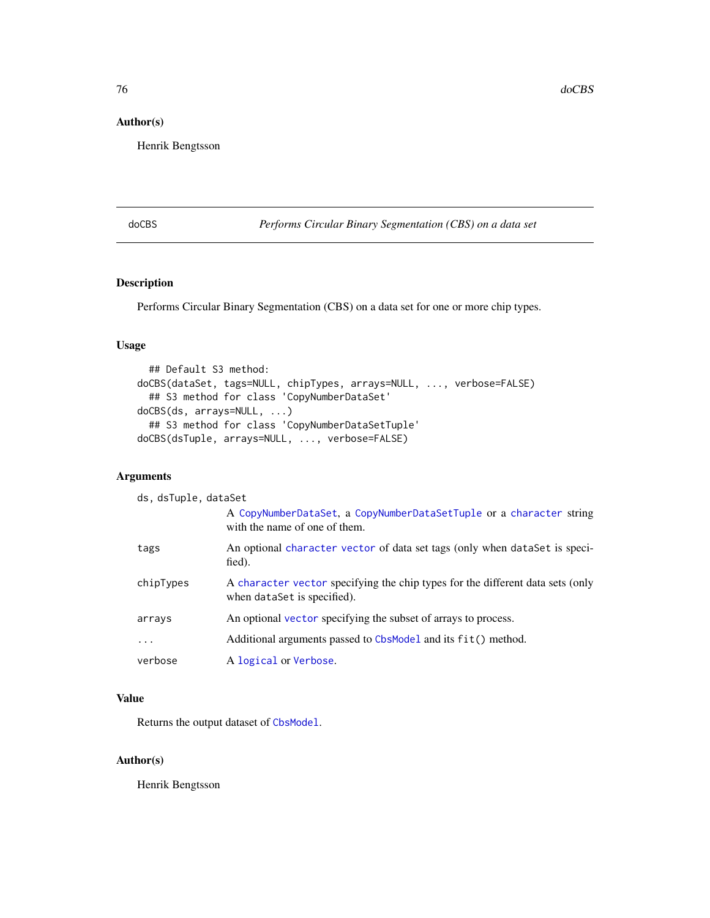## Author(s)

Henrik Bengtsson

---

# doCBS — *Performs Circular Binary Segmentation (CBS) on a data set*

## Description

Performs Circular Binary Segmentation (CBS) on a data set for one or more chip types.

## Usage

```
  ## Default S3 method:
doCBS(dataSet, tags=NULL, chipTypes, arrays=NULL, ..., verbose=FALSE)
  ## S3 method for class 'CopyNumberDataSet'
doCBS(ds, arrays=NULL, ...)
  ## S3 method for class 'CopyNumberDataSetTuple'
doCBS(dsTuple, arrays=NULL, ..., verbose=FALSE)
```

## Arguments

| | |
|---|---|
| `ds, dsTuple, dataSet` | A `CopyNumberDataSet`, a `CopyNumberDataSetTuple` or a `character` string with the name of one of them. |
| `tags` | An optional `character vector` of data set tags (only when `dataSet` is specified). |
| `chipTypes` | A `character vector` specifying the chip types for the different data sets (only when `dataSet` is specified). |
| `arrays` | An optional `vector` specifying the subset of arrays to process. |
| `...` | Additional arguments passed to `CbsModel` and its `fit()` method. |
| `verbose` | A `logical` or `Verbose`. |

## Value

Returns the output dataset of `CbsModel`.

## Author(s)

Henrik Bengtsson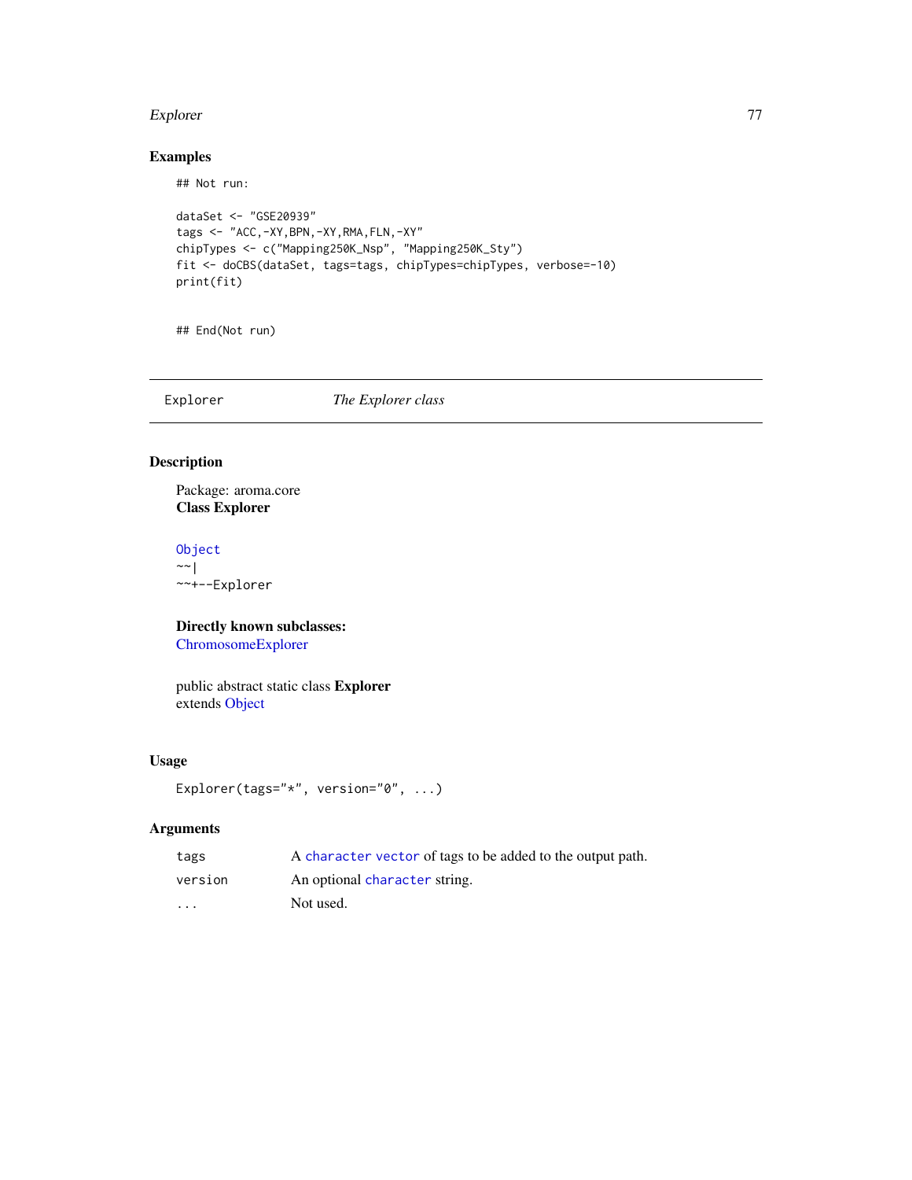## Examples

```
## Not run:

dataSet <- "GSE20939"
tags <- "ACC,-XY,BPN,-XY,RMA,FLN,-XY"
chipTypes <- c("Mapping250K_Nsp", "Mapping250K_Sty")
fit <- doCBS(dataSet, tags=tags, chipTypes=chipTypes, verbose=-10)
print(fit)


## End(Not run)
```

---

Explorer *The Explorer class*

---

## Description

Package: aroma.core
**Class Explorer**

```
Object
~~|
~~+--Explorer
```

**Directly known subclasses:**
ChromosomeExplorer

public abstract static class **Explorer**
extends Object

## Usage

```
Explorer(tags="*", version="0", ...)
```

## Arguments

| | |
|---|---|
| tags | A character vector of tags to be added to the output path. |
| version | An optional character string. |
| ... | Not used. |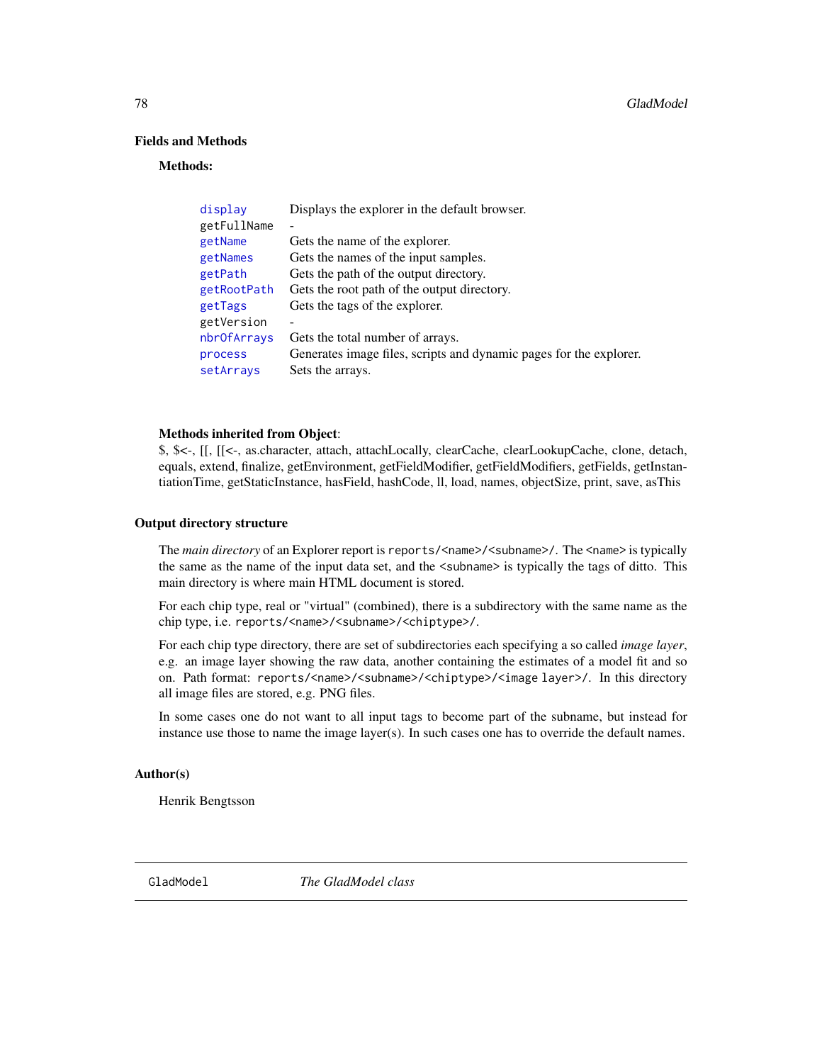## Fields and Methods

**Methods:**

| | |
|---|---|
| display | Displays the explorer in the default browser. |
| getFullName | - |
| getName | Gets the name of the explorer. |
| getNames | Gets the names of the input samples. |
| getPath | Gets the path of the output directory. |
| getRootPath | Gets the root path of the output directory. |
| getTags | Gets the tags of the explorer. |
| getVersion | - |
| nbrOfArrays | Gets the total number of arrays. |
| process | Generates image files, scripts and dynamic pages for the explorer. |
| setArrays | Sets the arrays. |

**Methods inherited from Object**:
$, $<-, [[, [[<-, as.character, attach, attachLocally, clearCache, clearLookupCache, clone, detach, equals, extend, finalize, getEnvironment, getFieldModifier, getFieldModifiers, getFields, getInstantiationTime, getStaticInstance, hasField, hashCode, ll, load, names, objectSize, print, save, asThis

## Output directory structure

The *main directory* of an Explorer report is `reports/<name>/<subname>/`. The `<name>` is typically the same as the name of the input data set, and the `<subname>` is typically the tags of ditto. This main directory is where main HTML document is stored.

For each chip type, real or "virtual" (combined), there is a subdirectory with the same name as the chip type, i.e. `reports/<name>/<subname>/<chiptype>/`.

For each chip type directory, there are set of subdirectories each specifying a so called *image layer*, e.g. an image layer showing the raw data, another containing the estimates of a model fit and so on. Path format: `reports/<name>/<subname>/<chiptype>/<image layer>/`. In this directory all image files are stored, e.g. PNG files.

In some cases one do not want to all input tags to become part of the subname, but instead for instance use those to name the image layer(s). In such cases one has to override the default names.

## Author(s)

Henrik Bengtsson

---

GladModel &nbsp;&nbsp;&nbsp;&nbsp; *The GladModel class*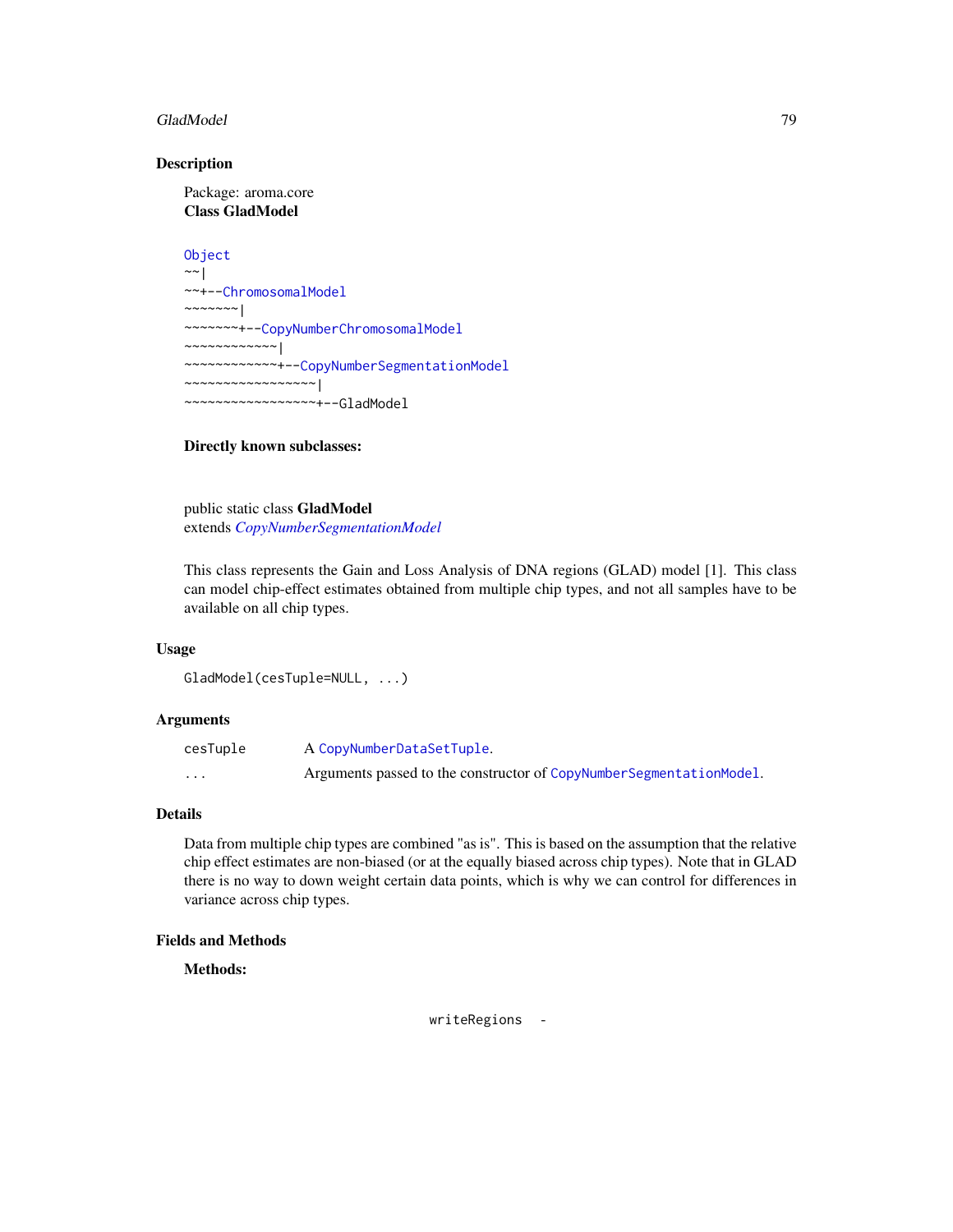## Description

Package: aroma.core
**Class GladModel**

```
Object
~~|
~~+--ChromosomalModel
~~~~~~~|
~~~~~~~+--CopyNumberChromosomalModel
~~~~~~~~~~~~|
~~~~~~~~~~~~+--CopyNumberSegmentationModel
~~~~~~~~~~~~~~~~~|
~~~~~~~~~~~~~~~~~+--GladModel
```

**Directly known subclasses:**

public static class **GladModel**
extends *CopyNumberSegmentationModel*

This class represents the Gain and Loss Analysis of DNA regions (GLAD) model [1]. This class can model chip-effect estimates obtained from multiple chip types, and not all samples have to be available on all chip types.

## Usage

```
GladModel(cesTuple=NULL, ...)
```

## Arguments

| | |
|---|---|
| `cesTuple` | A `CopyNumberDataSetTuple`. |
| `...` | Arguments passed to the constructor of `CopyNumberSegmentationModel`. |

## Details

Data from multiple chip types are combined "as is". This is based on the assumption that the relative chip effect estimates are non-biased (or at the equally biased across chip types). Note that in GLAD there is no way to down weight certain data points, which is why we can control for differences in variance across chip types.

## Fields and Methods

**Methods:**

`writeRegions` -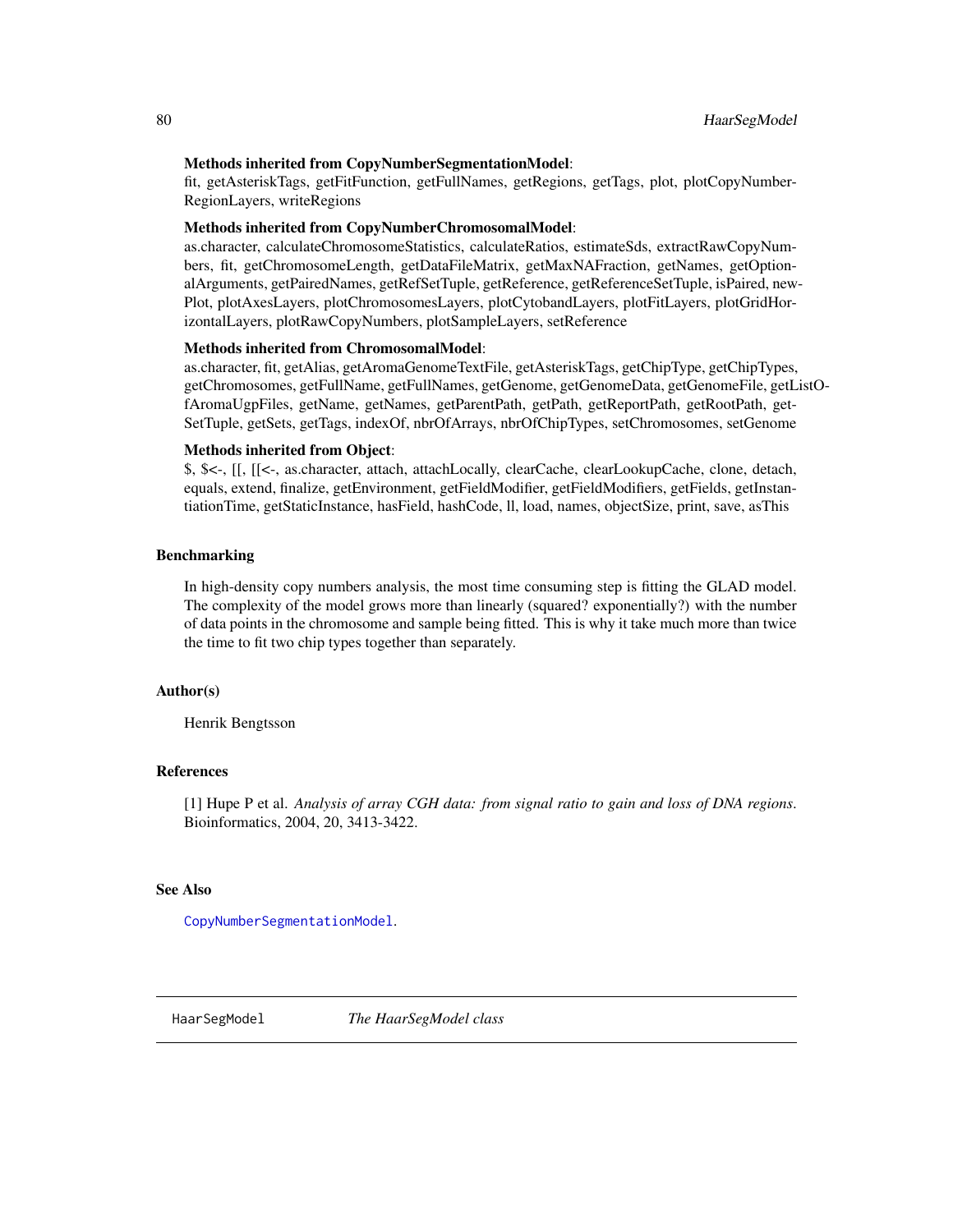**Methods inherited from CopyNumberSegmentationModel**:
fit, getAsteriskTags, getFitFunction, getFullNames, getRegions, getTags, plot, plotCopyNumberRegionLayers, writeRegions

**Methods inherited from CopyNumberChromosomalModel**:
as.character, calculateChromosomeStatistics, calculateRatios, estimateSds, extractRawCopyNumbers, fit, getChromosomeLength, getDataFileMatrix, getMaxNAFraction, getNames, getOptionalArguments, getPairedNames, getRefSetTuple, getReference, getReferenceSetTuple, isPaired, newPlot, plotAxesLayers, plotChromosomesLayers, plotCytobandLayers, plotFitLayers, plotGridHorizontalLayers, plotRawCopyNumbers, plotSampleLayers, setReference

**Methods inherited from ChromosomalModel**:
as.character, fit, getAlias, getAromaGenomeTextFile, getAsteriskTags, getChipType, getChipTypes, getChromosomes, getFullName, getFullNames, getGenome, getGenomeData, getGenomeFile, getListOfAromaUgpFiles, getName, getNames, getParentPath, getPath, getReportPath, getRootPath, getSetTuple, getSets, getTags, indexOf, nbrOfArrays, nbrOfChipTypes, setChromosomes, setGenome

**Methods inherited from Object**:
$, $<-, [[, [[<-, as.character, attach, attachLocally, clearCache, clearLookupCache, clone, detach, equals, extend, finalize, getEnvironment, getFieldModifier, getFieldModifiers, getFields, getInstantiationTime, getStaticInstance, hasField, hashCode, ll, load, names, objectSize, print, save, asThis

## Benchmarking

In high-density copy numbers analysis, the most time consuming step is fitting the GLAD model. The complexity of the model grows more than linearly (squared? exponentially?) with the number of data points in the chromosome and sample being fitted. This is why it take much more than twice the time to fit two chip types together than separately.

## Author(s)

Henrik Bengtsson

## References

[1] Hupe P et al. *Analysis of array CGH data: from signal ratio to gain and loss of DNA regions*. Bioinformatics, 2004, 20, 3413-3422.

## See Also

`CopyNumberSegmentationModel`.

---

# HaarSegModel — *The HaarSegModel class*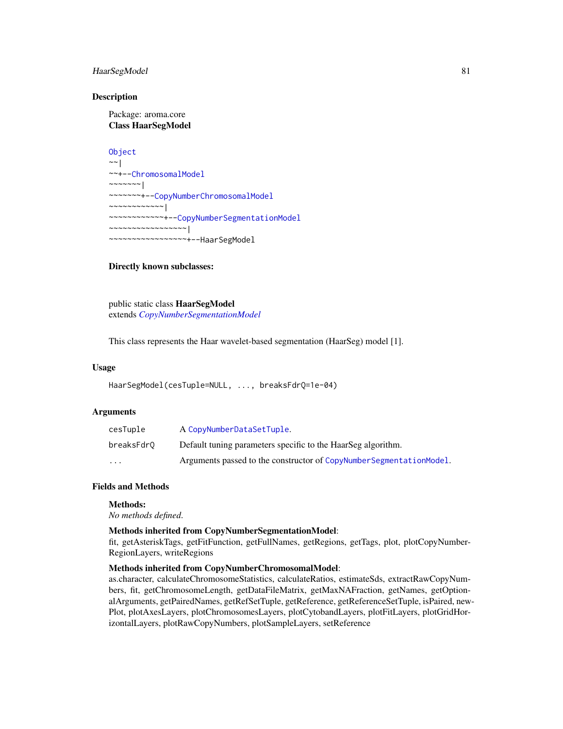## Description

Package: aroma.core
**Class HaarSegModel**

```
Object
~~|
~~+--ChromosomalModel
~~~~~~~|
~~~~~~~+--CopyNumberChromosomalModel
~~~~~~~~~~~~|
~~~~~~~~~~~~+--CopyNumberSegmentationModel
~~~~~~~~~~~~~~~~~|
~~~~~~~~~~~~~~~~~+--HaarSegModel
```

**Directly known subclasses:**

public static class **HaarSegModel**
extends *CopyNumberSegmentationModel*

This class represents the Haar wavelet-based segmentation (HaarSeg) model [1].

## Usage

```
HaarSegModel(cesTuple=NULL, ..., breaksFdrQ=1e-04)
```

## Arguments

| | |
|---|---|
| `cesTuple` | A `CopyNumberDataSetTuple`. |
| `breaksFdrQ` | Default tuning parameters specific to the HaarSeg algorithm. |
| `...` | Arguments passed to the constructor of `CopyNumberSegmentationModel`. |

## Fields and Methods

**Methods:**
*No methods defined.*

**Methods inherited from CopyNumberSegmentationModel**:
fit, getAsteriskTags, getFitFunction, getFullNames, getRegions, getTags, plot, plotCopyNumberRegionLayers, writeRegions

**Methods inherited from CopyNumberChromosomalModel**:
as.character, calculateChromosomeStatistics, calculateRatios, estimateSds, extractRawCopyNumbers, fit, getChromosomeLength, getDataFileMatrix, getMaxNAFraction, getNames, getOptionalArguments, getPairedNames, getRefSetTuple, getReference, getReferenceSetTuple, isPaired, newPlot, plotAxesLayers, plotChromosomesLayers, plotCytobandLayers, plotFitLayers, plotGridHorizontalLayers, plotRawCopyNumbers, plotSampleLayers, setReference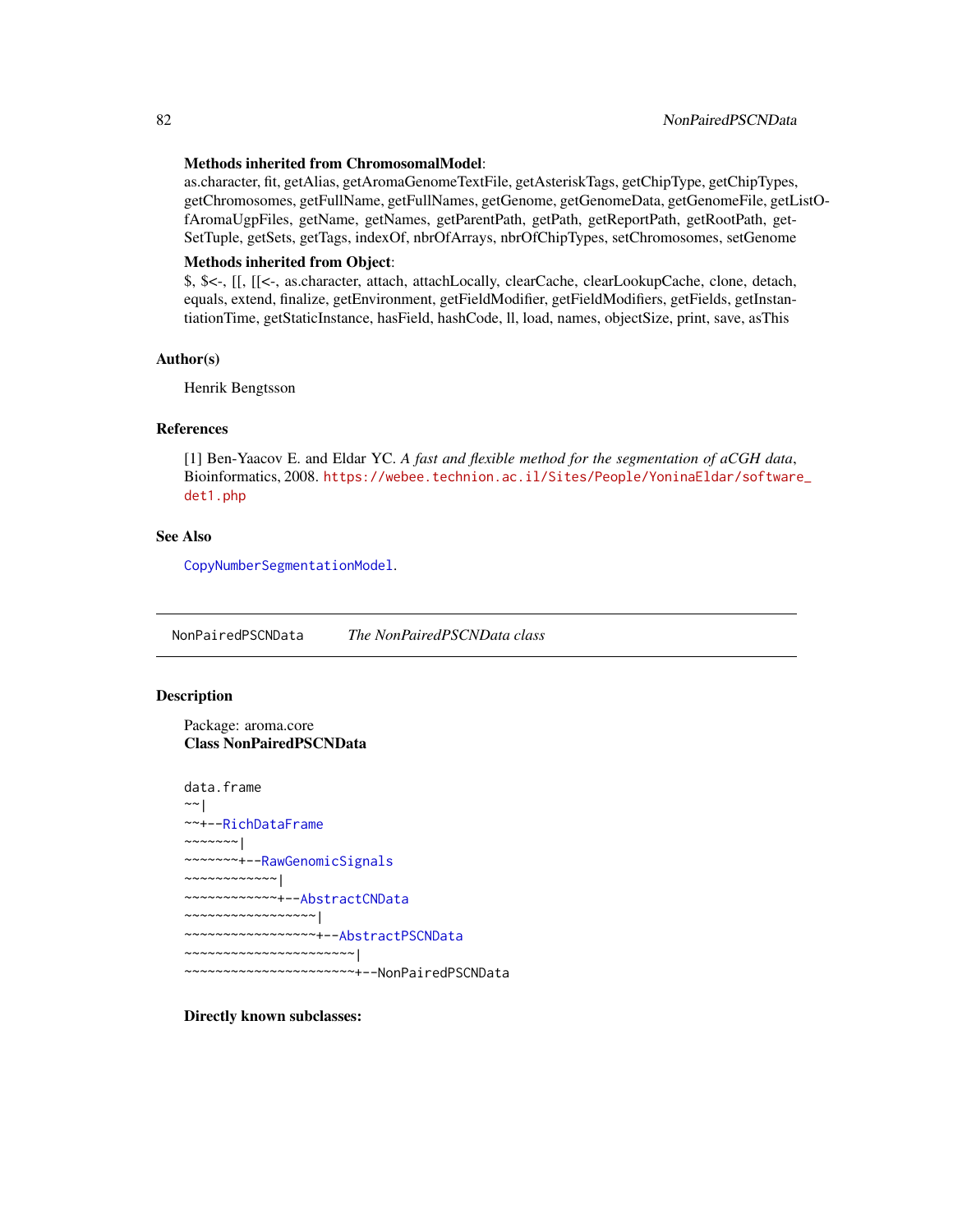**Methods inherited from ChromosomalModel**:
as.character, fit, getAlias, getAromaGenomeTextFile, getAsteriskTags, getChipType, getChipTypes, getChromosomes, getFullName, getFullNames, getGenome, getGenomeData, getGenomeFile, getListOfAromaUgpFiles, getName, getNames, getParentPath, getPath, getReportPath, getRootPath, getSetTuple, getSets, getTags, indexOf, nbrOfArrays, nbrOfChipTypes, setChromosomes, setGenome

**Methods inherited from Object**:
$, $<-, [[, [[<-, as.character, attach, attachLocally, clearCache, clearLookupCache, clone, detach, equals, extend, finalize, getEnvironment, getFieldModifier, getFieldModifiers, getFields, getInstantiationTime, getStaticInstance, hasField, hashCode, ll, load, names, objectSize, print, save, asThis

## Author(s)

Henrik Bengtsson

## References

[1] Ben-Yaacov E. and Eldar YC. *A fast and flexible method for the segmentation of aCGH data*, Bioinformatics, 2008. https://webee.technion.ac.il/Sites/People/YoninaEldar/software_det1.php

## See Also

`CopyNumberSegmentationModel`.

---

# NonPairedPSCNData — *The NonPairedPSCNData class*

## Description

Package: aroma.core
**Class NonPairedPSCNData**

```
data.frame
~~|
~~+--RichDataFrame
~~~~~~~|
~~~~~~~+--RawGenomicSignals
~~~~~~~~~~~~|
~~~~~~~~~~~~+--AbstractCNData
~~~~~~~~~~~~~~~~~|
~~~~~~~~~~~~~~~~~+--AbstractPSCNData
~~~~~~~~~~~~~~~~~~~~~~|
~~~~~~~~~~~~~~~~~~~~~~+--NonPairedPSCNData
```

**Directly known subclasses:**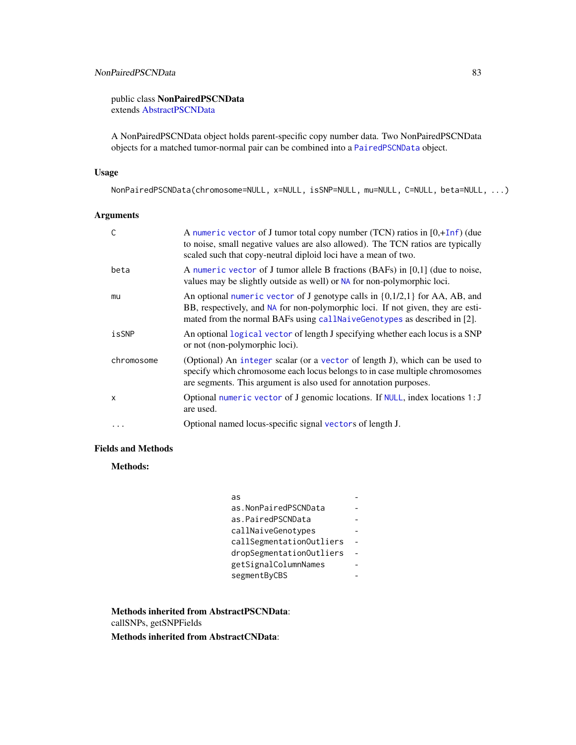public class **NonPairedPSCNData**
extends AbstractPSCNData

A NonPairedPSCNData object holds parent-specific copy number data. Two NonPairedPSCNData objects for a matched tumor-normal pair can be combined into a `PairedPSCNData` object.

## Usage

```
NonPairedPSCNData(chromosome=NULL, x=NULL, isSNP=NULL, mu=NULL, C=NULL, beta=NULL, ...)
```

## Arguments

| | |
|---|---|
| `C` | A `numeric` `vector` of J tumor total copy number (TCN) ratios in [0,+`Inf`) (due to noise, small negative values are also allowed). The TCN ratios are typically scaled such that copy-neutral diploid loci have a mean of two. |
| `beta` | A `numeric` `vector` of J tumor allele B fractions (BAFs) in [0,1] (due to noise, values may be slightly outside as well) or `NA` for non-polymorphic loci. |
| `mu` | An optional `numeric` `vector` of J genotype calls in {0,1/2,1} for AA, AB, and BB, respectively, and `NA` for non-polymorphic loci. If not given, they are estimated from the normal BAFs using `callNaiveGenotypes` as described in [2]. |
| `isSNP` | An optional `logical` `vector` of length J specifying whether each locus is a SNP or not (non-polymorphic loci). |
| `chromosome` | (Optional) An `integer` scalar (or a `vector` of length J), which can be used to specify which chromosome each locus belongs to in case multiple chromosomes are segments. This argument is also used for annotation purposes. |
| `x` | Optional `numeric` `vector` of J genomic locations. If `NULL`, index locations `1:J` are used. |
| `...` | Optional named locus-specific signal `vector`s of length J. |

## Fields and Methods

**Methods:**

| | |
|---|---|
| `as` | - |
| `as.NonPairedPSCNData` | - |
| `as.PairedPSCNData` | - |
| `callNaiveGenotypes` | - |
| `callSegmentationOutliers` | - |
| `dropSegmentationOutliers` | - |
| `getSignalColumnNames` | - |
| `segmentByCBS` | - |

**Methods inherited from AbstractPSCNData**:
callSNPs, getSNPFields

**Methods inherited from AbstractCNData**: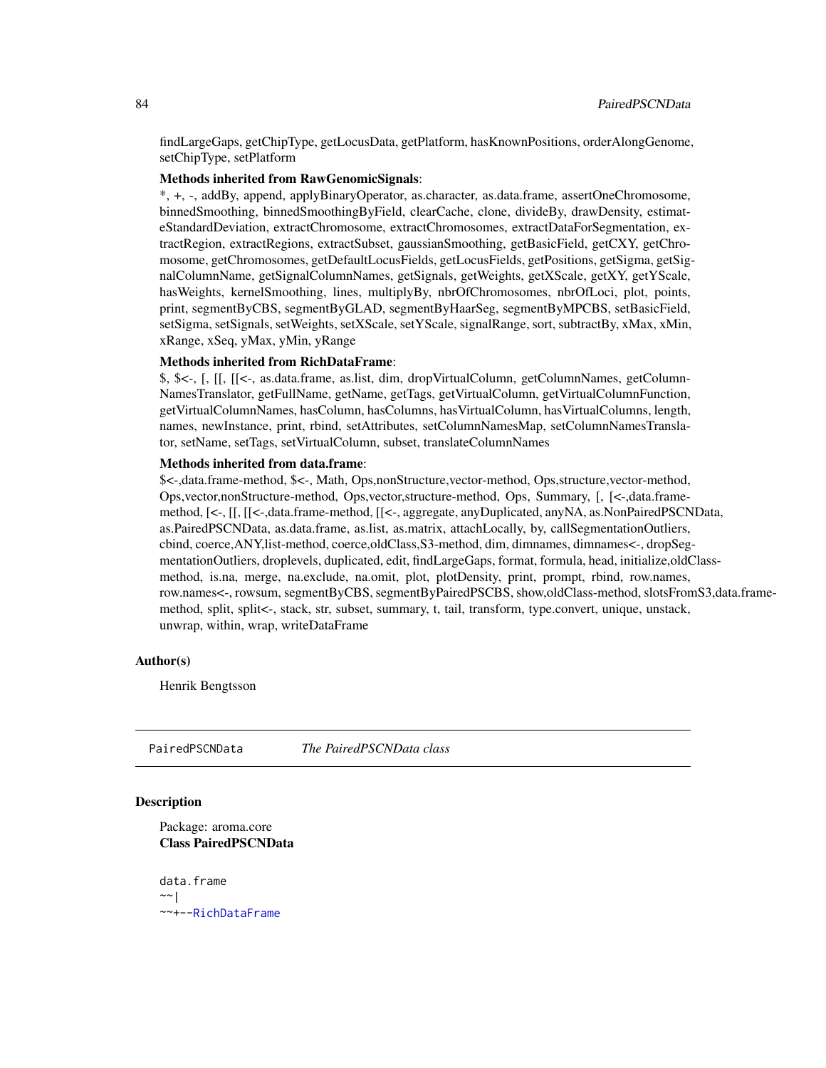findLargeGaps, getChipType, getLocusData, getPlatform, hasKnownPositions, orderAlongGenome, setChipType, setPlatform

**Methods inherited from RawGenomicSignals**:
*, +, -, addBy, append, applyBinaryOperator, as.character, as.data.frame, assertOneChromosome, binnedSmoothing, binnedSmoothingByField, clearCache, clone, divideBy, drawDensity, estimateStandardDeviation, extractChromosome, extractChromosomes, extractDataForSegmentation, extractRegion, extractRegions, extractSubset, gaussianSmoothing, getBasicField, getCXY, getChromosome, getChromosomes, getDefaultLocusFields, getLocusFields, getPositions, getSigma, getSignalColumnName, getSignalColumnNames, getSignals, getWeights, getXScale, getXY, getYScale, hasWeights, kernelSmoothing, lines, multiplyBy, nbrOfChromosomes, nbrOfLoci, plot, points, print, segmentByCBS, segmentByGLAD, segmentByHaarSeg, segmentByMPCBS, setBasicField, setSigma, setSignals, setWeights, setXScale, setYScale, signalRange, sort, subtractBy, xMax, xMin, xRange, xSeq, yMax, yMin, yRange

**Methods inherited from RichDataFrame**:
$, $<-, [, [[, [[<-, as.data.frame, as.list, dim, dropVirtualColumn, getColumnNames, getColumnNamesTranslator, getFullName, getName, getTags, getVirtualColumn, getVirtualColumnFunction, getVirtualColumnNames, hasColumn, hasColumns, hasVirtualColumn, hasVirtualColumns, length, names, newInstance, print, rbind, setAttributes, setColumnNamesMap, setColumnNamesTranslator, setName, setTags, setVirtualColumn, subset, translateColumnNames

**Methods inherited from data.frame**:
$<-,data.frame-method, $<-, Math, Ops,nonStructure,vector-method, Ops,structure,vector-method, Ops,vector,nonStructure-method, Ops,vector,structure-method, Ops, Summary, [, [<-,data.frame-method, [<-, [[, [[<-,data.frame-method, [[<-, aggregate, anyDuplicated, anyNA, as.NonPairedPSCNData, as.PairedPSCNData, as.data.frame, as.list, as.matrix, attachLocally, by, callSegmentationOutliers, cbind, coerce,ANY,list-method, coerce,oldClass,S3-method, dim, dimnames, dimnames<-, dropSegmentationOutliers, droplevels, duplicated, edit, findLargeGaps, format, formula, head, initialize,oldClass-method, is.na, merge, na.exclude, na.omit, plot, plotDensity, print, prompt, rbind, row.names, row.names<-, rowsum, segmentByCBS, segmentByPairedPSCBS, show,oldClass-method, slotsFromS3,data.frame-method, split, split<-, stack, str, subset, summary, t, tail, transform, type.convert, unique, unstack, unwrap, within, wrap, writeDataFrame

## Author(s)

Henrik Bengtsson

---

## PairedPSCNData    *The PairedPSCNData class*

### Description

Package: aroma.core
**Class PairedPSCNData**

```
data.frame
~~|
~~+--RichDataFrame
```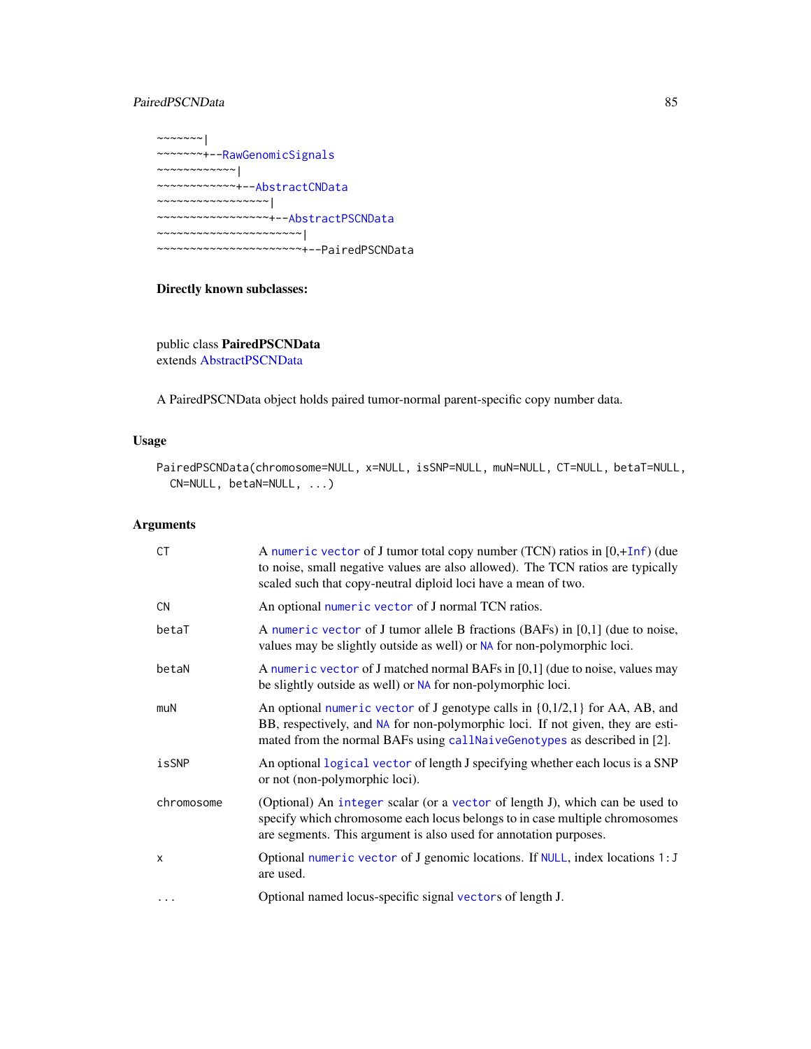```
~~~~~~~|
~~~~~~~+--RawGenomicSignals
~~~~~~~~~~~~|
~~~~~~~~~~~~+--AbstractCNData
~~~~~~~~~~~~~~~~~|
~~~~~~~~~~~~~~~~~+--AbstractPSCNData
~~~~~~~~~~~~~~~~~~~~~~|
~~~~~~~~~~~~~~~~~~~~~~+--PairedPSCNData
```

**Directly known subclasses:**

public class **PairedPSCNData**
extends AbstractPSCNData

A PairedPSCNData object holds paired tumor-normal parent-specific copy number data.

## Usage

```
PairedPSCNData(chromosome=NULL, x=NULL, isSNP=NULL, muN=NULL, CT=NULL, betaT=NULL,
  CN=NULL, betaN=NULL, ...)
```

## Arguments

| | |
|---|---|
| CT | A numeric vector of J tumor total copy number (TCN) ratios in [0,+Inf) (due to noise, small negative values are also allowed). The TCN ratios are typically scaled such that copy-neutral diploid loci have a mean of two. |
| CN | An optional numeric vector of J normal TCN ratios. |
| betaT | A numeric vector of J tumor allele B fractions (BAFs) in [0,1] (due to noise, values may be slightly outside as well) or NA for non-polymorphic loci. |
| betaN | A numeric vector of J matched normal BAFs in [0,1] (due to noise, values may be slightly outside as well) or NA for non-polymorphic loci. |
| muN | An optional numeric vector of J genotype calls in {0,1/2,1} for AA, AB, and BB, respectively, and NA for non-polymorphic loci. If not given, they are estimated from the normal BAFs using callNaiveGenotypes as described in [2]. |
| isSNP | An optional logical vector of length J specifying whether each locus is a SNP or not (non-polymorphic loci). |
| chromosome | (Optional) An integer scalar (or a vector of length J), which can be used to specify which chromosome each locus belongs to in case multiple chromosomes are segments. This argument is also used for annotation purposes. |
| x | Optional numeric vector of J genomic locations. If NULL, index locations 1:J are used. |
| ... | Optional named locus-specific signal vectors of length J. |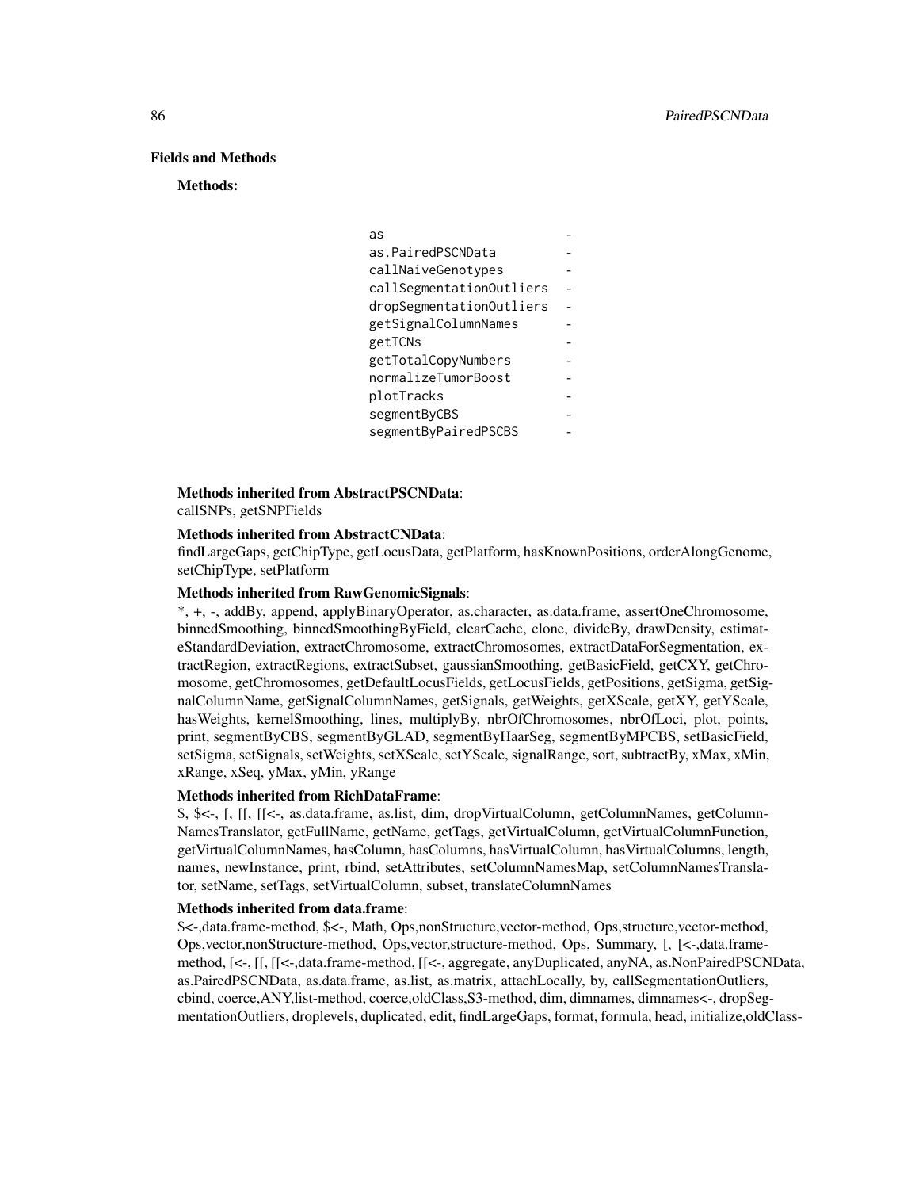## Fields and Methods

**Methods:**

| | |
|---|---|
| `as` | - |
| `as.PairedPSCNData` | - |
| `callNaiveGenotypes` | - |
| `callSegmentationOutliers` | - |
| `dropSegmentationOutliers` | - |
| `getSignalColumnNames` | - |
| `getTCNs` | - |
| `getTotalCopyNumbers` | - |
| `normalizeTumorBoost` | - |
| `plotTracks` | - |
| `segmentByCBS` | - |
| `segmentByPairedPSCBS` | - |

**Methods inherited from AbstractPSCNData**:
callSNPs, getSNPFields

**Methods inherited from AbstractCNData**:
findLargeGaps, getChipType, getLocusData, getPlatform, hasKnownPositions, orderAlongGenome, setChipType, setPlatform

**Methods inherited from RawGenomicSignals**:
*, +, -, addBy, append, applyBinaryOperator, as.character, as.data.frame, assertOneChromosome, binnedSmoothing, binnedSmoothingByField, clearCache, clone, divideBy, drawDensity, estimateStandardDeviation, extractChromosome, extractChromosomes, extractDataForSegmentation, extractRegion, extractRegions, extractSubset, gaussianSmoothing, getBasicField, getCXY, getChromosome, getChromosomes, getDefaultLocusFields, getLocusFields, getPositions, getSigma, getSignalColumnName, getSignalColumnNames, getSignals, getWeights, getXScale, getXY, getYScale, hasWeights, kernelSmoothing, lines, multiplyBy, nbrOfChromosomes, nbrOfLoci, plot, points, print, segmentByCBS, segmentByGLAD, segmentByHaarSeg, segmentByMPCBS, setBasicField, setSigma, setSignals, setWeights, setXScale, setYScale, signalRange, sort, subtractBy, xMax, xMin, xRange, xSeq, yMax, yMin, yRange

**Methods inherited from RichDataFrame**:
$, $<-, [, [[, [[<-, as.data.frame, as.list, dim, dropVirtualColumn, getColumnNames, getColumnNamesTranslator, getFullName, getName, getTags, getVirtualColumn, getVirtualColumnFunction, getVirtualColumnNames, hasColumn, hasColumns, hasVirtualColumn, hasVirtualColumns, length, names, newInstance, print, rbind, setAttributes, setColumnNamesMap, setColumnNamesTranslator, setName, setTags, setVirtualColumn, subset, translateColumnNames

**Methods inherited from data.frame**:
$<-,data.frame-method, $<-, Math, Ops,nonStructure,vector-method, Ops,structure,vector-method, Ops,vector,nonStructure-method, Ops,vector,structure-method, Ops, Summary, [, [<-,data.frame-method, [<-, [[, [[<-,data.frame-method, [[<-, aggregate, anyDuplicated, anyNA, as.NonPairedPSCNData, as.PairedPSCNData, as.data.frame, as.list, as.matrix, attachLocally, by, callSegmentationOutliers, cbind, coerce,ANY,list-method, coerce,oldClass,S3-method, dim, dimnames, dimnames<-, dropSegmentationOutliers, droplevels, duplicated, edit, findLargeGaps, format, formula, head, initialize,oldClass-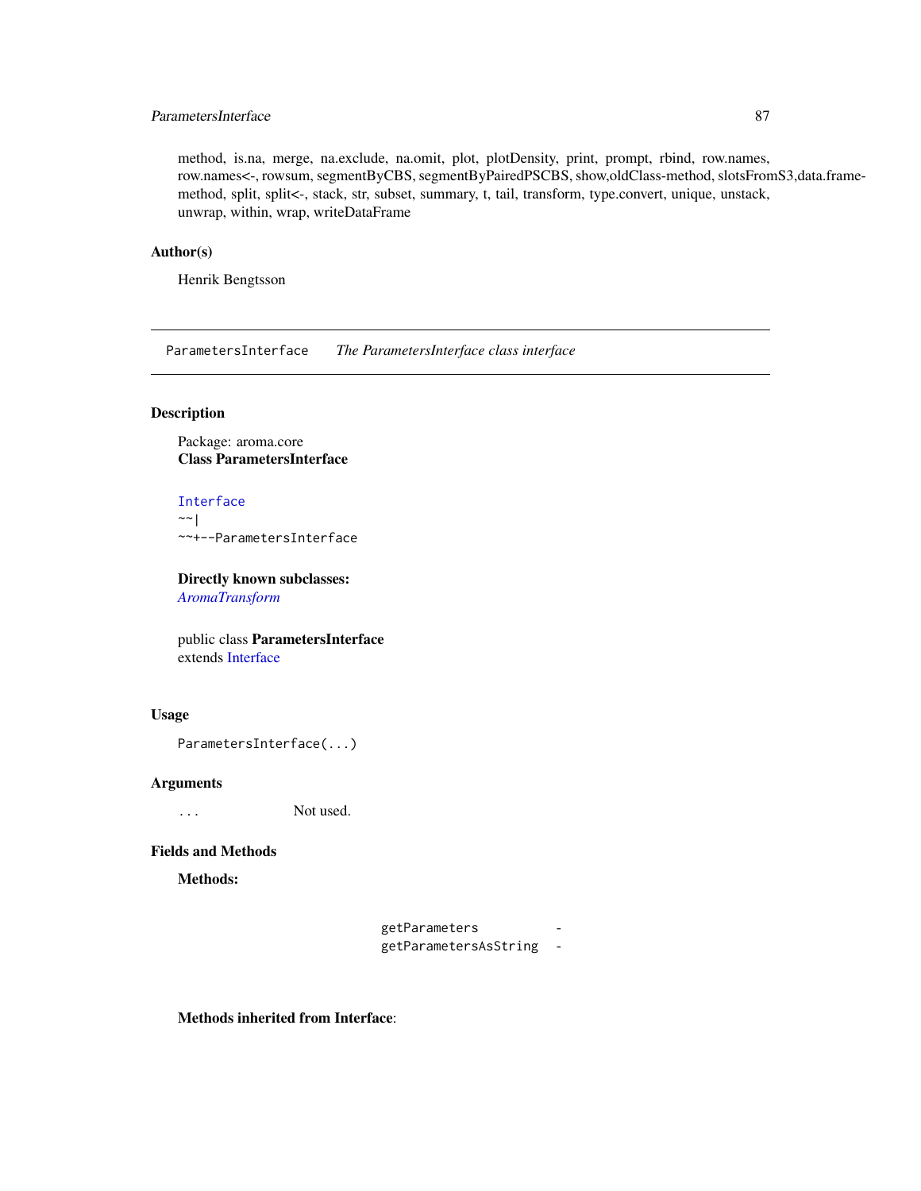method, is.na, merge, na.exclude, na.omit, plot, plotDensity, print, prompt, rbind, row.names, row.names<-, rowsum, segmentByCBS, segmentByPairedPSCBS, show,oldClass-method, slotsFromS3,data.frame-method, split, split<-, stack, str, subset, summary, t, tail, transform, type.convert, unique, unstack, unwrap, within, wrap, writeDataFrame

### Author(s)

Henrik Bengtsson

---

## ParametersInterface *The ParametersInterface class interface*

---

### Description

Package: aroma.core
**Class ParametersInterface**

```
Interface
~~|
~~+--ParametersInterface
```

**Directly known subclasses:**
*AromaTransform*

public class **ParametersInterface**
extends Interface

### Usage

```
ParametersInterface(...)
```

### Arguments

| | |
|---|---|
| ... | Not used. |

### Fields and Methods

**Methods:**

| | |
|---|---|
| getParameters | - |
| getParametersAsString | - |

**Methods inherited from Interface**: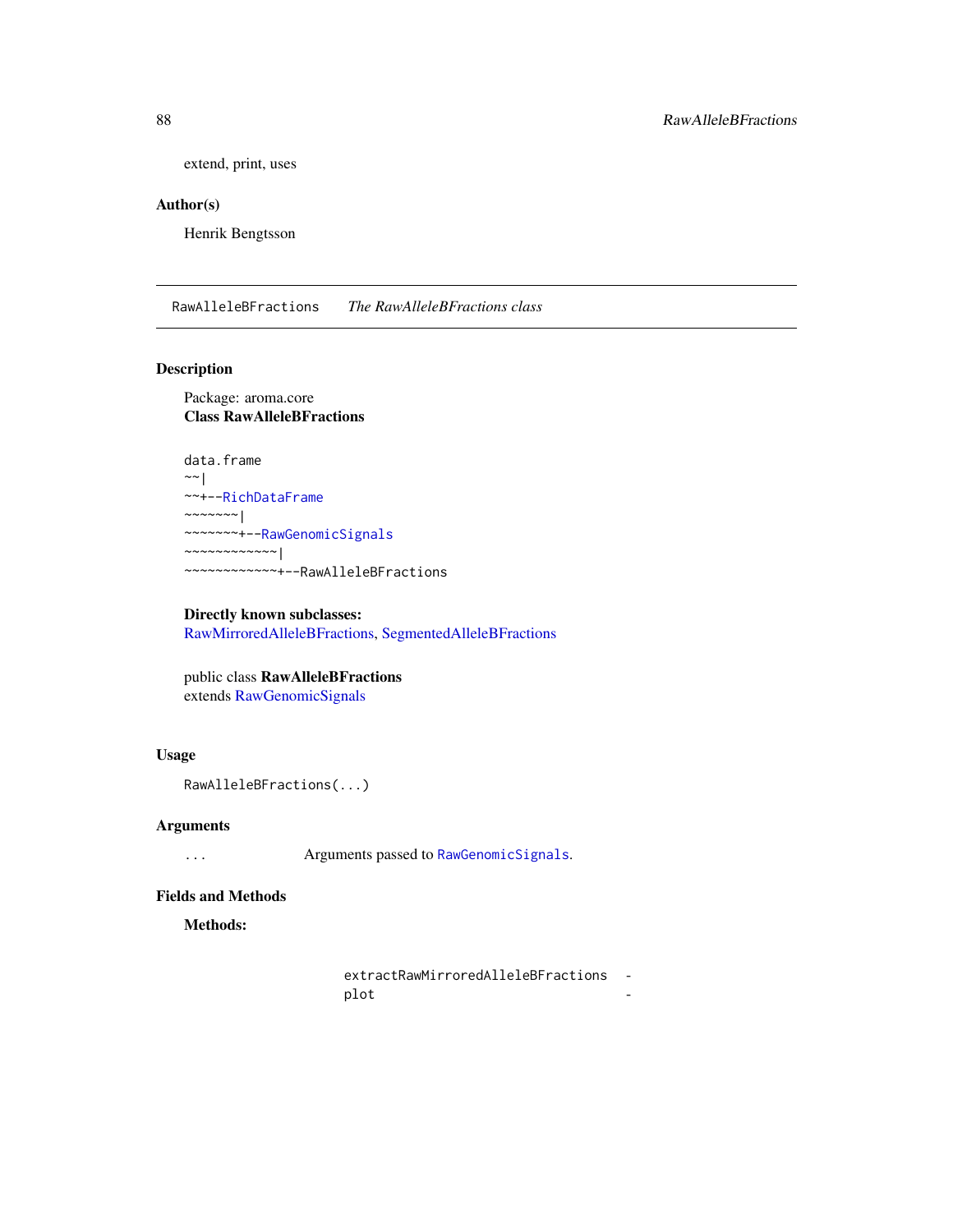extend, print, uses

### Author(s)

Henrik Bengtsson

---

## RawAlleleBFractions *The RawAlleleBFractions class*

### Description

Package: aroma.core
**Class RawAlleleBFractions**

```
data.frame
~~|
~~+--RichDataFrame
~~~~~~~|
~~~~~~~+--RawGenomicSignals
~~~~~~~~~~~~|
~~~~~~~~~~~~+--RawAlleleBFractions
```

**Directly known subclasses:**
RawMirroredAlleleBFractions, SegmentedAlleleBFractions

public class **RawAlleleBFractions**
extends RawGenomicSignals

### Usage

```
RawAlleleBFractions(...)
```

### Arguments

| | |
|---|---|
| `...` | Arguments passed to `RawGenomicSignals`. |

### Fields and Methods

**Methods:**

| | |
|---|---|
| `extractRawMirroredAlleleBFractions` | - |
| `plot` | - |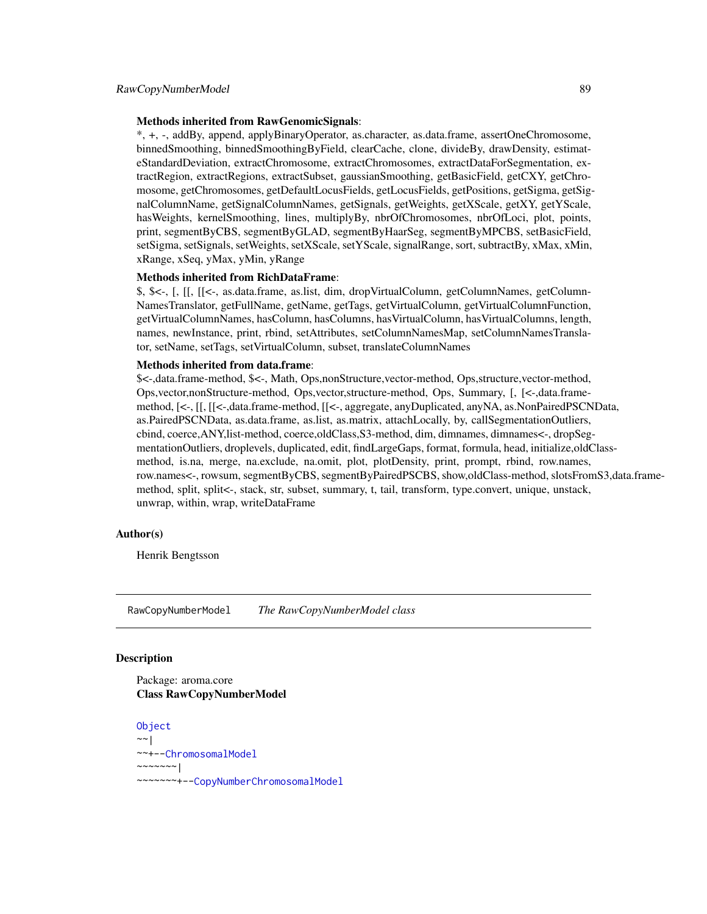**Methods inherited from RawGenomicSignals**:
*, +, -, addBy, append, applyBinaryOperator, as.character, as.data.frame, assertOneChromosome, binnedSmoothing, binnedSmoothingByField, clearCache, clone, divideBy, drawDensity, estimateStandardDeviation, extractChromosome, extractChromosomes, extractDataForSegmentation, extractRegion, extractRegions, extractSubset, gaussianSmoothing, getBasicField, getCXY, getChromosome, getChromosomes, getDefaultLocusFields, getLocusFields, getPositions, getSigma, getSignalColumnName, getSignalColumnNames, getSignals, getWeights, getXScale, getXY, getYScale, hasWeights, kernelSmoothing, lines, multiplyBy, nbrOfChromosomes, nbrOfLoci, plot, points, print, segmentByCBS, segmentByGLAD, segmentByHaarSeg, segmentByMPCBS, setBasicField, setSigma, setSignals, setWeights, setXScale, setYScale, signalRange, sort, subtractBy, xMax, xMin, xRange, xSeq, yMax, yMin, yRange

**Methods inherited from RichDataFrame**:
$, $<-, [, [[, [[<-, as.data.frame, as.list, dim, dropVirtualColumn, getColumnNames, getColumnNamesTranslator, getFullName, getName, getTags, getVirtualColumn, getVirtualColumnFunction, getVirtualColumnNames, hasColumn, hasColumns, hasVirtualColumn, hasVirtualColumns, length, names, newInstance, print, rbind, setAttributes, setColumnNamesMap, setColumnNamesTranslator, setName, setTags, setVirtualColumn, subset, translateColumnNames

**Methods inherited from data.frame**:
$<-,data.frame-method, $<-, Math, Ops,nonStructure,vector-method, Ops,structure,vector-method, Ops,vector,nonStructure-method, Ops,vector,structure-method, Ops, Summary, [, [<-,data.frame-method, [<-, [[, [[<-,data.frame-method, [[<-, aggregate, anyDuplicated, anyNA, as.NonPairedPSCNData, as.PairedPSCNData, as.data.frame, as.list, as.matrix, attachLocally, by, callSegmentationOutliers, cbind, coerce,ANY,list-method, coerce,oldClass,S3-method, dim, dimnames, dimnames<-, dropSegmentationOutliers, droplevels, duplicated, edit, findLargeGaps, format, formula, head, initialize,oldClass-method, is.na, merge, na.exclude, na.omit, plot, plotDensity, print, prompt, rbind, row.names, row.names<-, rowsum, segmentByCBS, segmentByPairedPSCBS, show,oldClass-method, slotsFromS3,data.frame-method, split, split<-, stack, str, subset, summary, t, tail, transform, type.convert, unique, unstack, unwrap, within, wrap, writeDataFrame

## Author(s)

Henrik Bengtsson

---

`RawCopyNumberModel` *The RawCopyNumberModel class*

---

## Description

Package: aroma.core
**Class RawCopyNumberModel**

```
Object
~~|
~~+--ChromosomalModel
~~~~~~~|
~~~~~~~+--CopyNumberChromosomalModel
```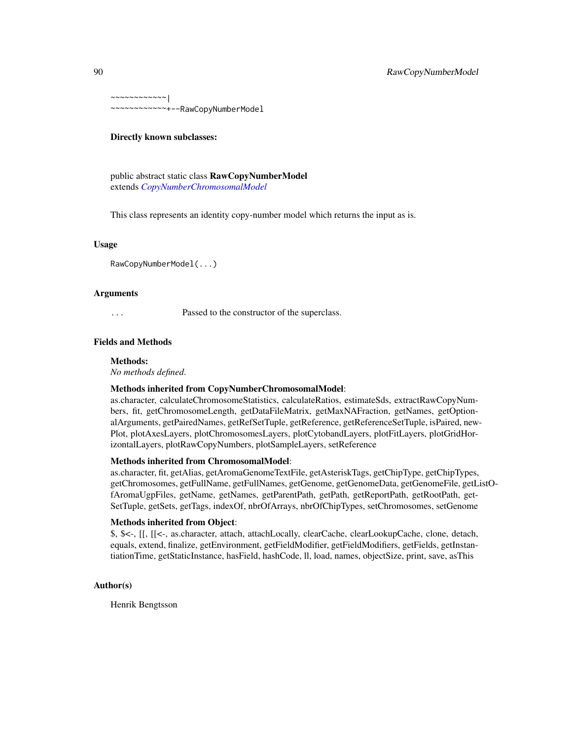```
~~~~~~~~~~~~|
~~~~~~~~~~~~+--RawCopyNumberModel
```

**Directly known subclasses:**

public abstract static class **RawCopyNumberModel**
extends *CopyNumberChromosomalModel*

This class represents an identity copy-number model which returns the input as is.

## Usage

```
RawCopyNumberModel(...)
```

## Arguments

| | |
|---|---|
| ... | Passed to the constructor of the superclass. |

## Fields and Methods

**Methods:**
*No methods defined.*

**Methods inherited from CopyNumberChromosomalModel**:
as.character, calculateChromosomeStatistics, calculateRatios, estimateSds, extractRawCopyNumbers, fit, getChromosomeLength, getDataFileMatrix, getMaxNAFraction, getNames, getOptionalArguments, getPairedNames, getRefSetTuple, getReference, getReferenceSetTuple, isPaired, newPlot, plotAxesLayers, plotChromosomesLayers, plotCytobandLayers, plotFitLayers, plotGridHorizontalLayers, plotRawCopyNumbers, plotSampleLayers, setReference

**Methods inherited from ChromosomalModel**:
as.character, fit, getAlias, getAromaGenomeTextFile, getAsteriskTags, getChipType, getChipTypes, getChromosomes, getFullName, getFullNames, getGenome, getGenomeData, getGenomeFile, getListOfAromaUgpFiles, getName, getNames, getParentPath, getPath, getReportPath, getRootPath, getSetTuple, getSets, getTags, indexOf, nbrOfArrays, nbrOfChipTypes, setChromosomes, setGenome

**Methods inherited from Object**:
$, $<-, [[, [[<-, as.character, attach, attachLocally, clearCache, clearLookupCache, clone, detach, equals, extend, finalize, getEnvironment, getFieldModifier, getFieldModifiers, getFields, getInstantiationTime, getStaticInstance, hasField, hashCode, ll, load, names, objectSize, print, save, asThis

## Author(s)

Henrik Bengtsson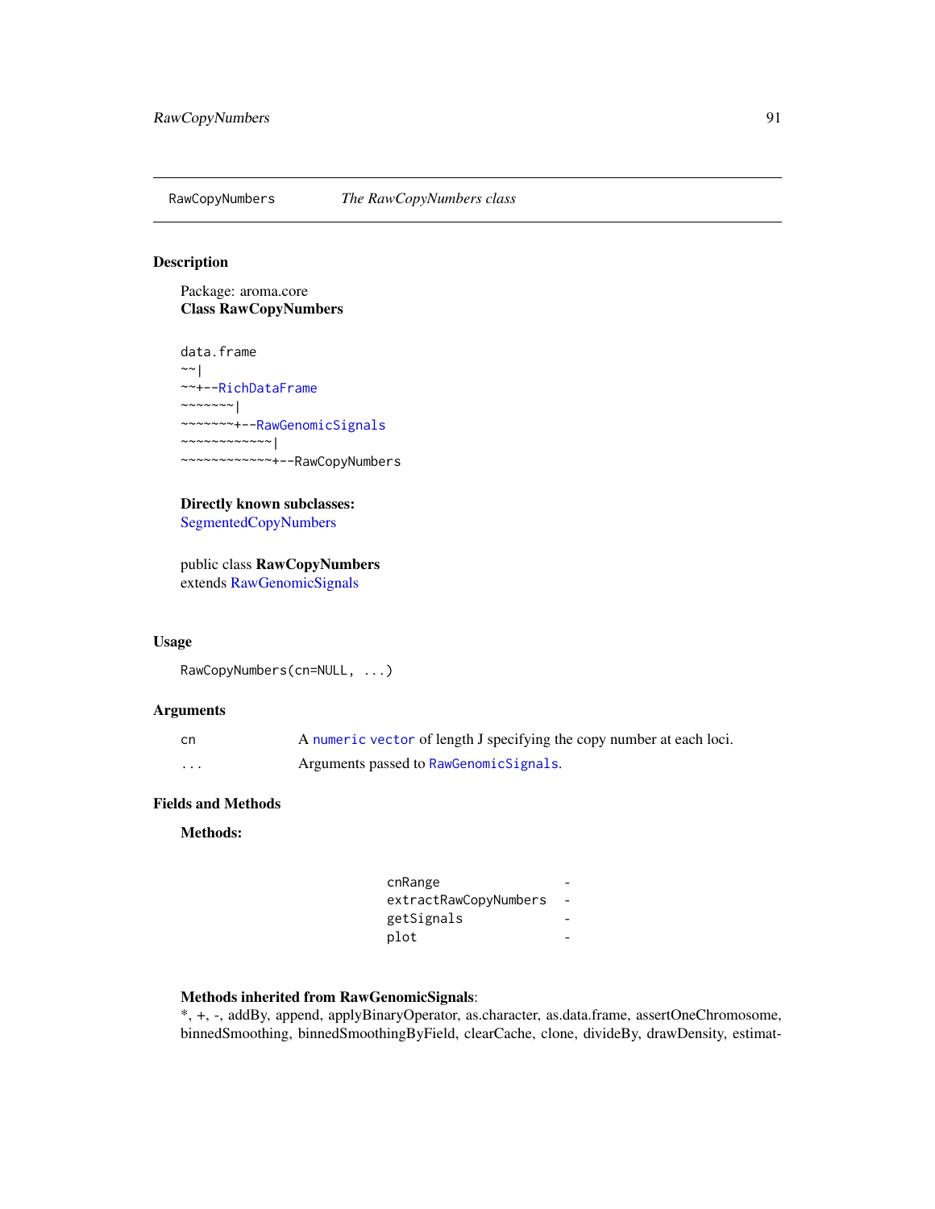RawCopyNumbers *The RawCopyNumbers class*

## Description

Package: aroma.core
**Class RawCopyNumbers**

```
data.frame
~~|
~~+--RichDataFrame
~~~~~~~|
~~~~~~~+--RawGenomicSignals
~~~~~~~~~~~~|
~~~~~~~~~~~~+--RawCopyNumbers
```

**Directly known subclasses:**
SegmentedCopyNumbers

public class **RawCopyNumbers**
extends RawGenomicSignals

## Usage

```
RawCopyNumbers(cn=NULL, ...)
```

## Arguments

| | |
|---|---|
| cn | A `numeric` `vector` of length J specifying the copy number at each loci. |
| ... | Arguments passed to `RawGenomicSignals`. |

## Fields and Methods

**Methods:**

| | |
|---|---|
| cnRange | - |
| extractRawCopyNumbers | - |
| getSignals | - |
| plot | - |

**Methods inherited from RawGenomicSignals**:
*, +, -, addBy, append, applyBinaryOperator, as.character, as.data.frame, assertOneChromosome, binnedSmoothing, binnedSmoothingByField, clearCache, clone, divideBy, drawDensity, estimat-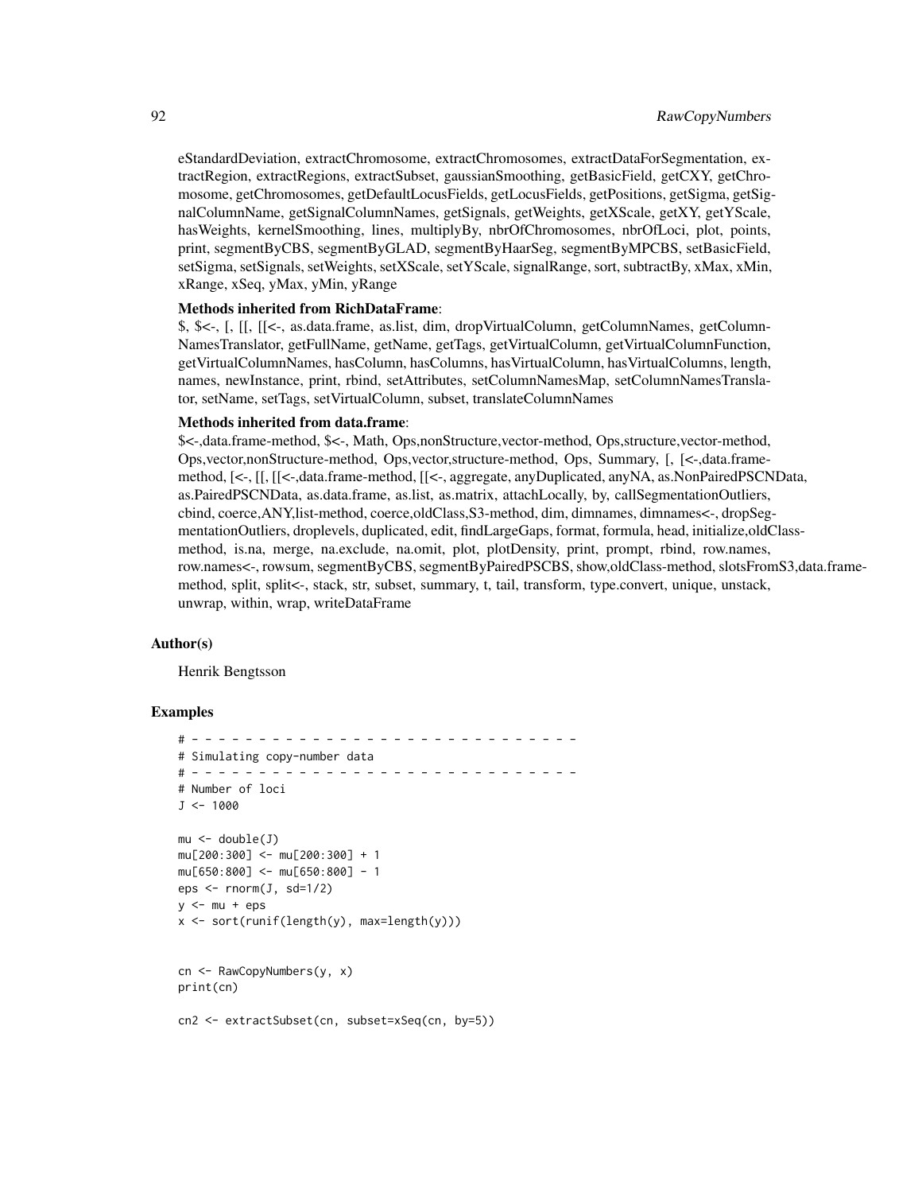eStandardDeviation, extractChromosome, extractChromosomes, extractDataForSegmentation, extractRegion, extractRegions, extractSubset, gaussianSmoothing, getBasicField, getCXY, getChromosome, getChromosomes, getDefaultLocusFields, getLocusFields, getPositions, getSigma, getSignalColumnName, getSignalColumnNames, getSignals, getWeights, getXScale, getXY, getYScale, hasWeights, kernelSmoothing, lines, multiplyBy, nbrOfChromosomes, nbrOfLoci, plot, points, print, segmentByCBS, segmentByGLAD, segmentByHaarSeg, segmentByMPCBS, setBasicField, setSigma, setSignals, setWeights, setXScale, setYScale, signalRange, sort, subtractBy, xMax, xMin, xRange, xSeq, yMax, yMin, yRange

**Methods inherited from RichDataFrame**:
$, $<-, [, [[, [[<-, as.data.frame, as.list, dim, dropVirtualColumn, getColumnNames, getColumnNamesTranslator, getFullName, getName, getTags, getVirtualColumn, getVirtualColumnFunction, getVirtualColumnNames, hasColumn, hasColumns, hasVirtualColumn, hasVirtualColumns, length, names, newInstance, print, rbind, setAttributes, setColumnNamesMap, setColumnNamesTranslator, setName, setTags, setVirtualColumn, subset, translateColumnNames

**Methods inherited from data.frame**:
$<-,data.frame-method, $<-, Math, Ops,nonStructure,vector-method, Ops,structure,vector-method, Ops,vector,nonStructure-method, Ops,vector,structure-method, Ops, Summary, [, [<-,data.frame-method, [<-, [[, [[<-,data.frame-method, [[<-, aggregate, anyDuplicated, anyNA, as.NonPairedPSCNData, as.PairedPSCNData, as.data.frame, as.list, as.matrix, attachLocally, by, callSegmentationOutliers, cbind, coerce,ANY,list-method, coerce,oldClass,S3-method, dim, dimnames, dimnames<-, dropSegmentationOutliers, droplevels, duplicated, edit, findLargeGaps, format, formula, head, initialize,oldClass-method, is.na, merge, na.exclude, na.omit, plot, plotDensity, print, prompt, rbind, row.names, row.names<-, rowsum, segmentByCBS, segmentByPairedPSCBS, show,oldClass-method, slotsFromS3,data.frame-method, split, split<-, stack, str, subset, summary, t, tail, transform, type.convert, unique, unstack, unwrap, within, wrap, writeDataFrame

## Author(s)

Henrik Bengtsson

## Examples

```
# - - - - - - - - - - - - - - - - - - - - - - - - - - - - - -
# Simulating copy-number data
# - - - - - - - - - - - - - - - - - - - - - - - - - - - - - -
# Number of loci
J <- 1000

mu <- double(J)
mu[200:300] <- mu[200:300] + 1
mu[650:800] <- mu[650:800] - 1
eps <- rnorm(J, sd=1/2)
y <- mu + eps
x <- sort(runif(length(y), max=length(y)))


cn <- RawCopyNumbers(y, x)
print(cn)

cn2 <- extractSubset(cn, subset=xSeq(cn, by=5))
```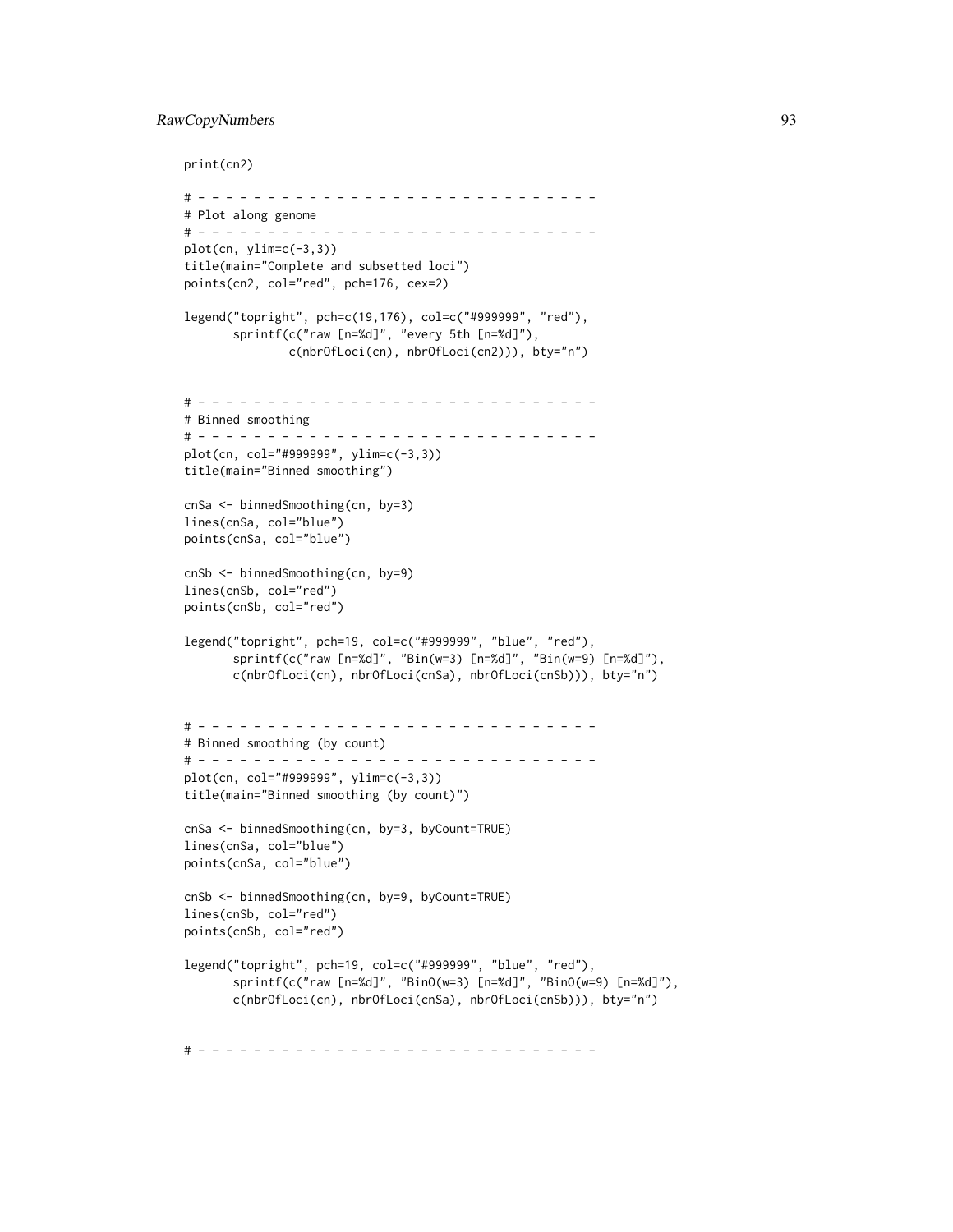```
print(cn2)

# - - - - - - - - - - - - - - - - - - - - - - - - - - - - - -
# Plot along genome
# - - - - - - - - - - - - - - - - - - - - - - - - - - - - - -
plot(cn, ylim=c(-3,3))
title(main="Complete and subsetted loci")
points(cn2, col="red", pch=176, cex=2)

legend("topright", pch=c(19,176), col=c("#999999", "red"),
       sprintf(c("raw [n=%d]", "every 5th [n=%d]"),
               c(nbrOfLoci(cn), nbrOfLoci(cn2))), bty="n")


# - - - - - - - - - - - - - - - - - - - - - - - - - - - - - -
# Binned smoothing
# - - - - - - - - - - - - - - - - - - - - - - - - - - - - - -
plot(cn, col="#999999", ylim=c(-3,3))
title(main="Binned smoothing")

cnSa <- binnedSmoothing(cn, by=3)
lines(cnSa, col="blue")
points(cnSa, col="blue")

cnSb <- binnedSmoothing(cn, by=9)
lines(cnSb, col="red")
points(cnSb, col="red")

legend("topright", pch=19, col=c("#999999", "blue", "red"),
       sprintf(c("raw [n=%d]", "Bin(w=3) [n=%d]", "Bin(w=9) [n=%d]"),
       c(nbrOfLoci(cn), nbrOfLoci(cnSa), nbrOfLoci(cnSb))), bty="n")


# - - - - - - - - - - - - - - - - - - - - - - - - - - - - - -
# Binned smoothing (by count)
# - - - - - - - - - - - - - - - - - - - - - - - - - - - - - -
plot(cn, col="#999999", ylim=c(-3,3))
title(main="Binned smoothing (by count)")

cnSa <- binnedSmoothing(cn, by=3, byCount=TRUE)
lines(cnSa, col="blue")
points(cnSa, col="blue")

cnSb <- binnedSmoothing(cn, by=9, byCount=TRUE)
lines(cnSb, col="red")
points(cnSb, col="red")

legend("topright", pch=19, col=c("#999999", "blue", "red"),
       sprintf(c("raw [n=%d]", "BinO(w=3) [n=%d]", "BinO(w=9) [n=%d]"),
       c(nbrOfLoci(cn), nbrOfLoci(cnSa), nbrOfLoci(cnSb))), bty="n")


# - - - - - - - - - - - - - - - - - - - - - - - - - - - - - -
```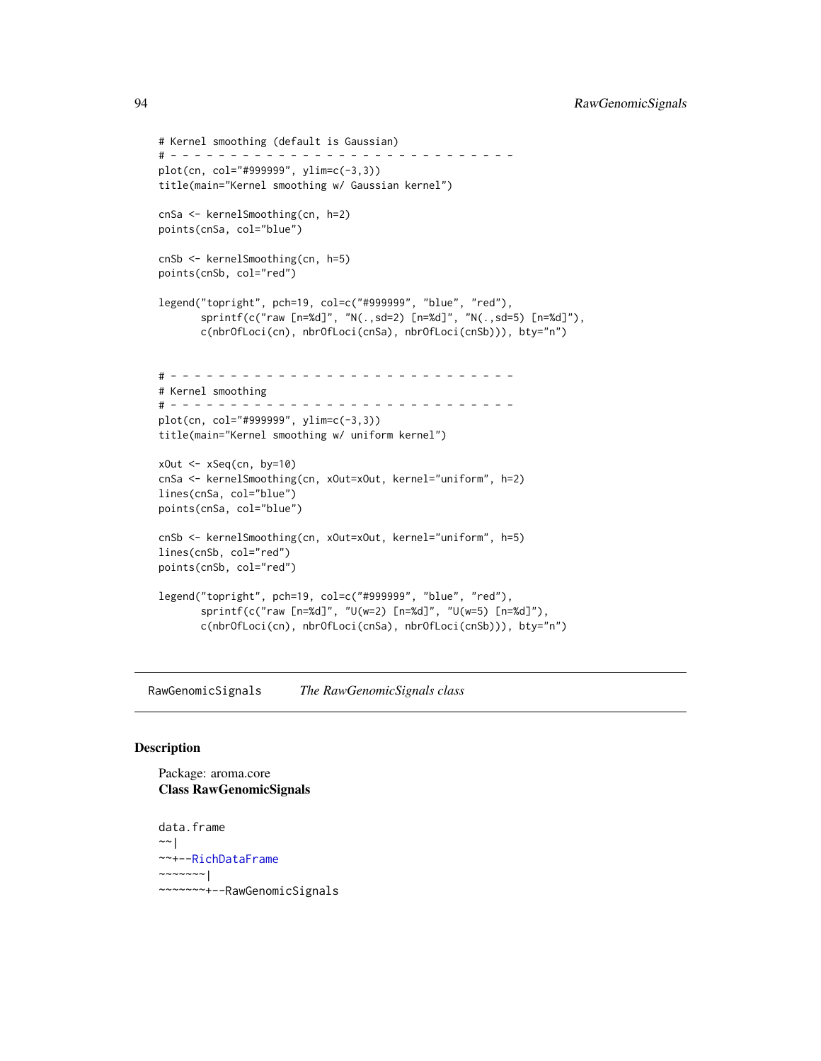```
# Kernel smoothing (default is Gaussian)
# - - - - - - - - - - - - - - - - - - - - - - - - - - - - - -
plot(cn, col="#999999", ylim=c(-3,3))
title(main="Kernel smoothing w/ Gaussian kernel")

cnSa <- kernelSmoothing(cn, h=2)
points(cnSa, col="blue")

cnSb <- kernelSmoothing(cn, h=5)
points(cnSb, col="red")

legend("topright", pch=19, col=c("#999999", "blue", "red"),
       sprintf(c("raw [n=%d]", "N(.,sd=2) [n=%d]", "N(.,sd=5) [n=%d]"),
       c(nbrOfLoci(cn), nbrOfLoci(cnSa), nbrOfLoci(cnSb))), bty="n")


# - - - - - - - - - - - - - - - - - - - - - - - - - - - - - -
# Kernel smoothing
# - - - - - - - - - - - - - - - - - - - - - - - - - - - - - -
plot(cn, col="#999999", ylim=c(-3,3))
title(main="Kernel smoothing w/ uniform kernel")

xOut <- xSeq(cn, by=10)
cnSa <- kernelSmoothing(cn, xOut=xOut, kernel="uniform", h=2)
lines(cnSa, col="blue")
points(cnSa, col="blue")

cnSb <- kernelSmoothing(cn, xOut=xOut, kernel="uniform", h=5)
lines(cnSb, col="red")
points(cnSb, col="red")

legend("topright", pch=19, col=c("#999999", "blue", "red"),
       sprintf(c("raw [n=%d]", "U(w=2) [n=%d]", "U(w=5) [n=%d]"),
       c(nbrOfLoci(cn), nbrOfLoci(cnSa), nbrOfLoci(cnSb))), bty="n")
```

---

RawGenomicSignals *The RawGenomicSignals class*

---

## Description

Package: aroma.core
**Class RawGenomicSignals**

```
data.frame
~~|
~~+--RichDataFrame
~~~~~~~|
~~~~~~~+--RawGenomicSignals
```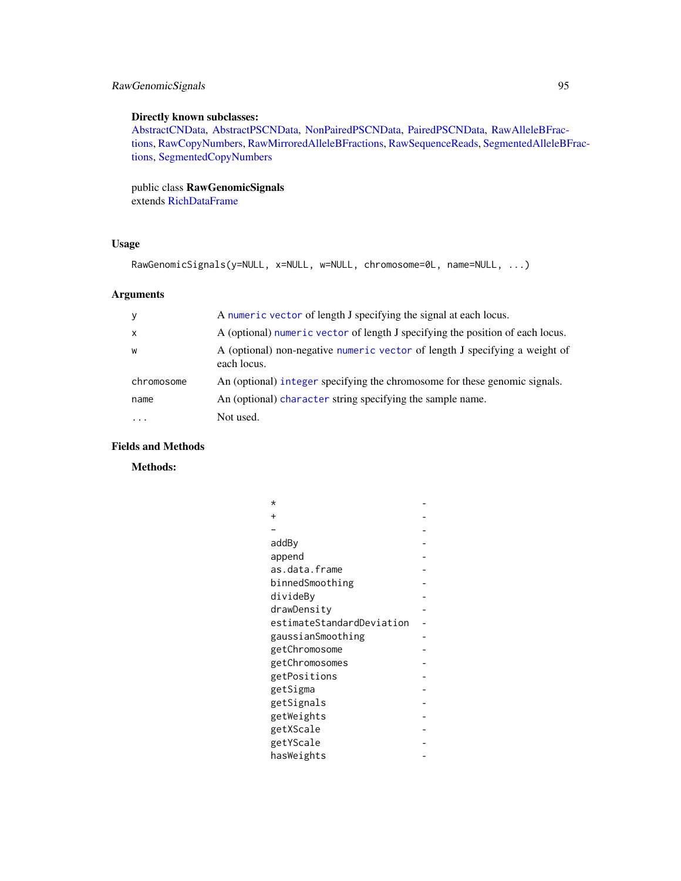**Directly known subclasses:**
AbstractCNData, AbstractPSCNData, NonPairedPSCNData, PairedPSCNData, RawAlleleBFractions, RawCopyNumbers, RawMirroredAlleleBFractions, RawSequenceReads, SegmentedAlleleBFractions, SegmentedCopyNumbers

public class **RawGenomicSignals**
extends RichDataFrame

## Usage

```
RawGenomicSignals(y=NULL, x=NULL, w=NULL, chromosome=0L, name=NULL, ...)
```

## Arguments

| | |
|---|---|
| `y` | A `numeric` `vector` of length J specifying the signal at each locus. |
| `x` | A (optional) `numeric` `vector` of length J specifying the position of each locus. |
| `w` | A (optional) non-negative `numeric` `vector` of length J specifying a weight of each locus. |
| `chromosome` | An (optional) `integer` specifying the chromosome for these genomic signals. |
| `name` | An (optional) `character` string specifying the sample name. |
| `...` | Not used. |

## Fields and Methods

**Methods:**

| | |
|---|---|
| `*` | - |
| `+` | - |
| `-` | - |
| `addBy` | - |
| `append` | - |
| `as.data.frame` | - |
| `binnedSmoothing` | - |
| `divideBy` | - |
| `drawDensity` | - |
| `estimateStandardDeviation` | - |
| `gaussianSmoothing` | - |
| `getChromosome` | - |
| `getChromosomes` | - |
| `getPositions` | - |
| `getSigma` | - |
| `getSignals` | - |
| `getWeights` | - |
| `getXScale` | - |
| `getYScale` | - |
| `hasWeights` | - |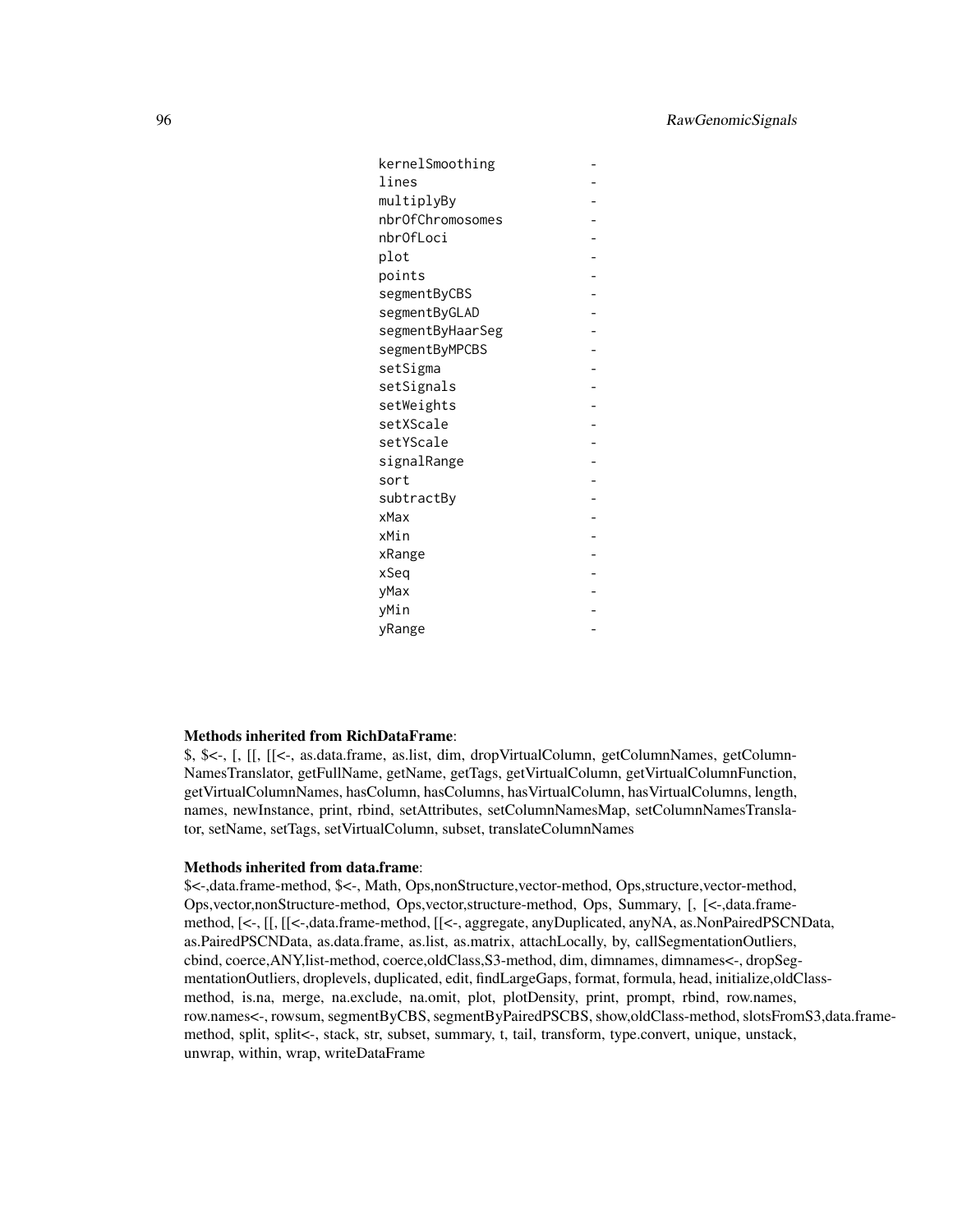| | |
|---|---|
| kernelSmoothing | - |
| lines | - |
| multiplyBy | - |
| nbrOfChromosomes | - |
| nbrOfLoci | - |
| plot | - |
| points | - |
| segmentByCBS | - |
| segmentByGLAD | - |
| segmentByHaarSeg | - |
| segmentByMPCBS | - |
| setSigma | - |
| setSignals | - |
| setWeights | - |
| setXScale | - |
| setYScale | - |
| signalRange | - |
| sort | - |
| subtractBy | - |
| xMax | - |
| xMin | - |
| xRange | - |
| xSeq | - |
| yMax | - |
| yMin | - |
| yRange | - |

**Methods inherited from RichDataFrame**:
$, $<-, [, [[, [[<-, as.data.frame, as.list, dim, dropVirtualColumn, getColumnNames, getColumnNamesTranslator, getFullName, getName, getTags, getVirtualColumn, getVirtualColumnFunction, getVirtualColumnNames, hasColumn, hasColumns, hasVirtualColumn, hasVirtualColumns, length, names, newInstance, print, rbind, setAttributes, setColumnNamesMap, setColumnNamesTranslator, setName, setTags, setVirtualColumn, subset, translateColumnNames

**Methods inherited from data.frame**:
$<-,data.frame-method, $<-, Math, Ops,nonStructure,vector-method, Ops,structure,vector-method, Ops,vector,nonStructure-method, Ops,vector,structure-method, Ops, Summary, [, [<-,data.frame-method, [<-, [[, [[<-,data.frame-method, [[<-, aggregate, anyDuplicated, anyNA, as.NonPairedPSCNData, as.PairedPSCNData, as.data.frame, as.list, as.matrix, attachLocally, by, callSegmentationOutliers, cbind, coerce,ANY,list-method, coerce,oldClass,S3-method, dim, dimnames, dimnames<-, dropSegmentationOutliers, droplevels, duplicated, edit, findLargeGaps, format, formula, head, initialize,oldClass-method, is.na, merge, na.exclude, na.omit, plot, plotDensity, print, prompt, rbind, row.names, row.names<-, rowsum, segmentByCBS, segmentByPairedPSCBS, show,oldClass-method, slotsFromS3,data.frame-method, split, split<-, stack, str, subset, summary, t, tail, transform, type.convert, unique, unstack, unwrap, within, wrap, writeDataFrame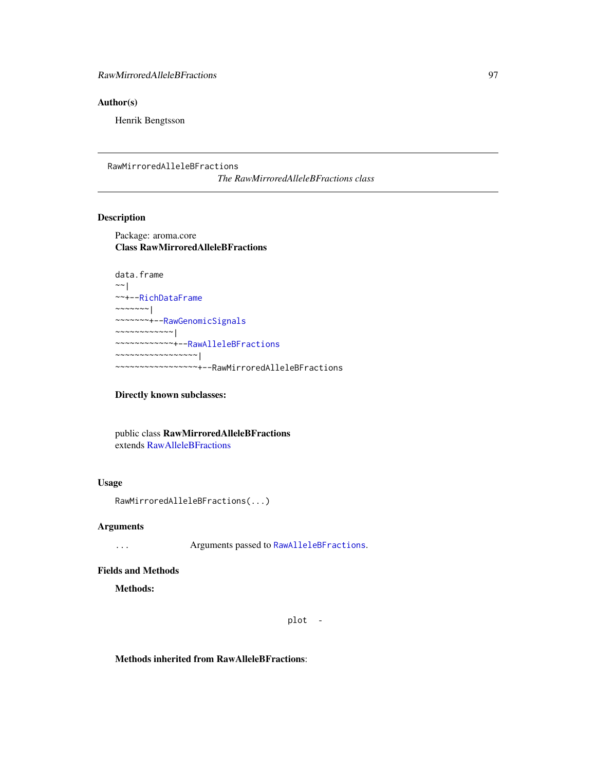## Author(s)

Henrik Bengtsson

---

RawMirroredAlleleBFractions &nbsp;&nbsp;&nbsp;&nbsp;&nbsp;&nbsp;&nbsp;&nbsp;&nbsp;&nbsp;*The RawMirroredAlleleBFractions class*

---

## Description

Package: aroma.core
**Class RawMirroredAlleleBFractions**

```
data.frame
~~|
~~+--RichDataFrame
~~~~~~~|
~~~~~~~+--RawGenomicSignals
~~~~~~~~~~~~|
~~~~~~~~~~~~+--RawAlleleBFractions
~~~~~~~~~~~~~~~~~|
~~~~~~~~~~~~~~~~~+--RawMirroredAlleleBFractions
```

**Directly known subclasses:**

public class **RawMirroredAlleleBFractions**
extends RawAlleleBFractions

## Usage

```
RawMirroredAlleleBFractions(...)
```

## Arguments

| | |
|---|---|
| ... | Arguments passed to RawAlleleBFractions. |

## Fields and Methods

**Methods:**

| | |
|---|---|
| plot | - |

**Methods inherited from RawAlleleBFractions**: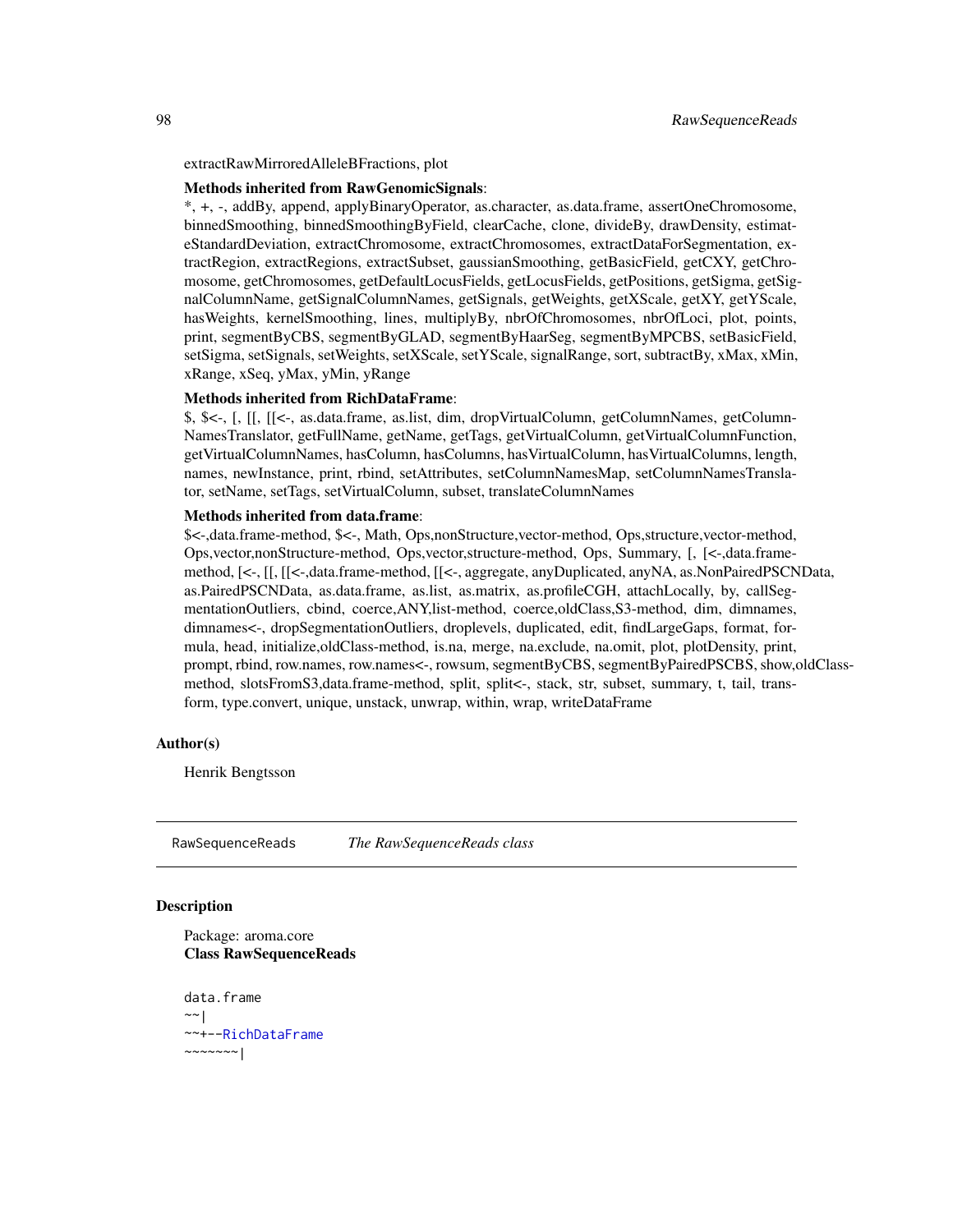extractRawMirroredAlleleBFractions, plot

**Methods inherited from RawGenomicSignals**:
*, +, -, addBy, append, applyBinaryOperator, as.character, as.data.frame, assertOneChromosome, binnedSmoothing, binnedSmoothingByField, clearCache, clone, divideBy, drawDensity, estimateStandardDeviation, extractChromosome, extractChromosomes, extractDataForSegmentation, extractRegion, extractRegions, extractSubset, gaussianSmoothing, getBasicField, getCXY, getChromosome, getChromosomes, getDefaultLocusFields, getLocusFields, getPositions, getSigma, getSignalColumnName, getSignalColumnNames, getSignals, getWeights, getXScale, getXY, getYScale, hasWeights, kernelSmoothing, lines, multiplyBy, nbrOfChromosomes, nbrOfLoci, plot, points, print, segmentByCBS, segmentByGLAD, segmentByHaarSeg, segmentByMPCBS, setBasicField, setSigma, setSignals, setWeights, setXScale, setYScale, signalRange, sort, subtractBy, xMax, xMin, xRange, xSeq, yMax, yMin, yRange

**Methods inherited from RichDataFrame**:
$, $<-, [, [[, [[<-, as.data.frame, as.list, dim, dropVirtualColumn, getColumnNames, getColumnNamesTranslator, getFullName, getName, getTags, getVirtualColumn, getVirtualColumnFunction, getVirtualColumnNames, hasColumn, hasColumns, hasVirtualColumn, hasVirtualColumns, length, names, newInstance, print, rbind, setAttributes, setColumnNamesMap, setColumnNamesTranslator, setName, setTags, setVirtualColumn, subset, translateColumnNames

**Methods inherited from data.frame**:
$<-,data.frame-method, $<-, Math, Ops,nonStructure,vector-method, Ops,structure,vector-method, Ops,vector,nonStructure-method, Ops,vector,structure-method, Ops, Summary, [, [<-,data.frame-method, [<-, [[, [[<-,data.frame-method, [[<-, aggregate, anyDuplicated, anyNA, as.NonPairedPSCNData, as.PairedPSCNData, as.data.frame, as.list, as.matrix, as.profileCGH, attachLocally, by, callSegmentationOutliers, cbind, coerce,ANY,list-method, coerce,oldClass,S3-method, dim, dimnames, dimnames<-, dropSegmentationOutliers, droplevels, duplicated, edit, findLargeGaps, format, formula, head, initialize,oldClass-method, is.na, merge, na.exclude, na.omit, plot, plotDensity, print, prompt, rbind, row.names, row.names<-, rowsum, segmentByCBS, segmentByPairedPSCBS, show,oldClass-method, slotsFromS3,data.frame-method, split, split<-, stack, str, subset, summary, t, tail, transform, type.convert, unique, unstack, unwrap, within, wrap, writeDataFrame

### Author(s)

Henrik Bengtsson

---

## RawSequenceReads — *The RawSequenceReads class*

---

### Description

Package: aroma.core
**Class RawSequenceReads**

```
data.frame
~~|
~~+--RichDataFrame
~~~~~~~|
```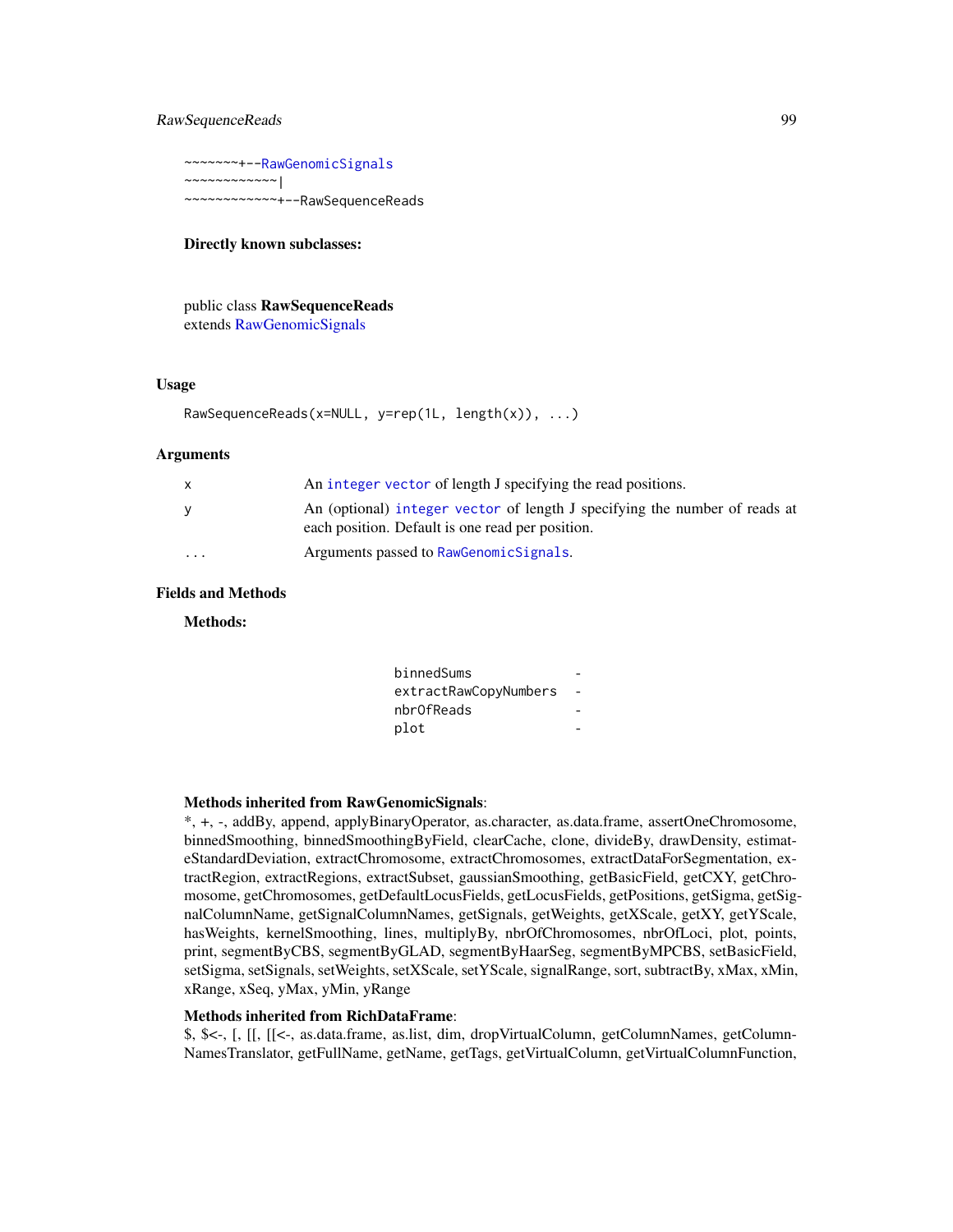```
~~~~~~~+--RawGenomicSignals
~~~~~~~~~~~~|
~~~~~~~~~~~~+--RawSequenceReads
```

**Directly known subclasses:**

public class **RawSequenceReads**
extends RawGenomicSignals

## Usage

```
RawSequenceReads(x=NULL, y=rep(1L, length(x)), ...)
```

## Arguments

| | |
|---|---|
| `x` | An `integer` `vector` of length J specifying the read positions. |
| `y` | An (optional) `integer` `vector` of length J specifying the number of reads at each position. Default is one read per position. |
| `...` | Arguments passed to `RawGenomicSignals`. |

## Fields and Methods

**Methods:**

| | |
|---|---|
| `binnedSums` | - |
| `extractRawCopyNumbers` | - |
| `nbrOfReads` | - |
| `plot` | - |

**Methods inherited from RawGenomicSignals**:
*, +, -, addBy, append, applyBinaryOperator, as.character, as.data.frame, assertOneChromosome, binnedSmoothing, binnedSmoothingByField, clearCache, clone, divideBy, drawDensity, estimateStandardDeviation, extractChromosome, extractChromosomes, extractDataForSegmentation, extractRegion, extractRegions, extractSubset, gaussianSmoothing, getBasicField, getCXY, getChromosome, getChromosomes, getDefaultLocusFields, getLocusFields, getPositions, getSigma, getSignalColumnName, getSignalColumnNames, getSignals, getWeights, getXScale, getXY, getYScale, hasWeights, kernelSmoothing, lines, multiplyBy, nbrOfChromosomes, nbrOfLoci, plot, points, print, segmentByCBS, segmentByGLAD, segmentByHaarSeg, segmentByMPCBS, setBasicField, setSigma, setSignals, setWeights, setXScale, setYScale, signalRange, sort, subtractBy, xMax, xMin, xRange, xSeq, yMax, yMin, yRange

**Methods inherited from RichDataFrame**:
$, $<-, [, [[, [[<-, as.data.frame, as.list, dim, dropVirtualColumn, getColumnNames, getColumnNamesTranslator, getFullName, getName, getTags, getVirtualColumn, getVirtualColumnFunction,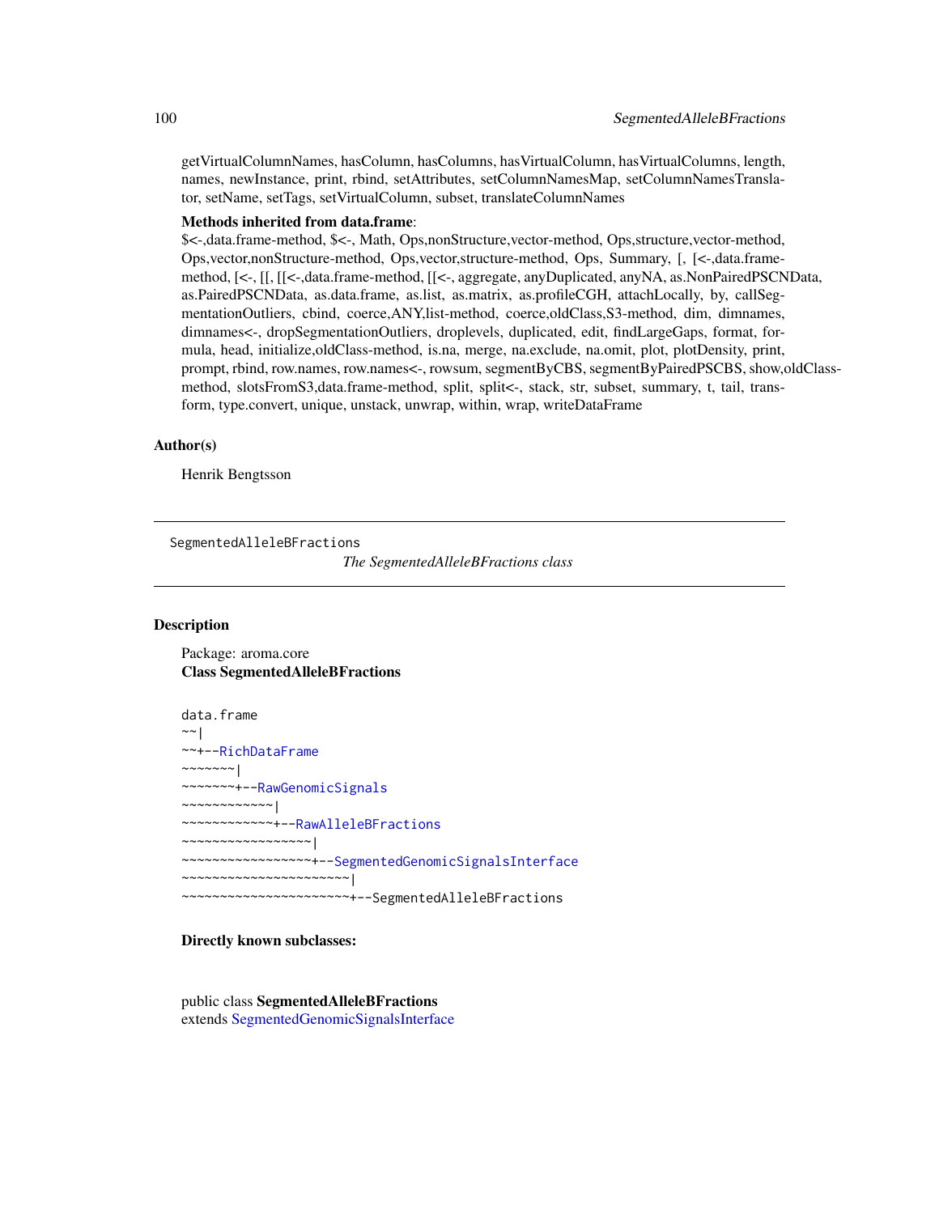getVirtualColumnNames, hasColumn, hasColumns, hasVirtualColumn, hasVirtualColumns, length, names, newInstance, print, rbind, setAttributes, setColumnNamesMap, setColumnNamesTranslator, setName, setTags, setVirtualColumn, subset, translateColumnNames

**Methods inherited from data.frame**:
$<-,data.frame-method, $<-, Math, Ops,nonStructure,vector-method, Ops,structure,vector-method, Ops,vector,nonStructure-method, Ops,vector,structure-method, Ops, Summary, [, [<-,data.frame-method, [<-, [[, [[<-,data.frame-method, [[<-, aggregate, anyDuplicated, anyNA, as.NonPairedPSCNData, as.PairedPSCNData, as.data.frame, as.list, as.matrix, as.profileCGH, attachLocally, by, callSegmentationOutliers, cbind, coerce,ANY,list-method, coerce,oldClass,S3-method, dim, dimnames, dimnames<-, dropSegmentationOutliers, droplevels, duplicated, edit, findLargeGaps, format, formula, head, initialize,oldClass-method, is.na, merge, na.exclude, na.omit, plot, plotDensity, print, prompt, rbind, row.names, row.names<-, rowsum, segmentByCBS, segmentByPairedPSCBS, show,oldClass-method, slotsFromS3,data.frame-method, split, split<-, stack, str, subset, summary, t, tail, transform, type.convert, unique, unstack, unwrap, within, wrap, writeDataFrame

## Author(s)

Henrik Bengtsson

---

SegmentedAlleleBFractions *The SegmentedAlleleBFractions class*

---

## Description

Package: aroma.core
**Class SegmentedAlleleBFractions**

```
data.frame
~~|
~~+--RichDataFrame
~~~~~~~|
~~~~~~~+--RawGenomicSignals
~~~~~~~~~~~~|
~~~~~~~~~~~~+--RawAlleleBFractions
~~~~~~~~~~~~~~~~~|
~~~~~~~~~~~~~~~~~+--SegmentedGenomicSignalsInterface
~~~~~~~~~~~~~~~~~~~~~~|
~~~~~~~~~~~~~~~~~~~~~~+--SegmentedAlleleBFractions
```

**Directly known subclasses:**

public class **SegmentedAlleleBFractions**
extends SegmentedGenomicSignalsInterface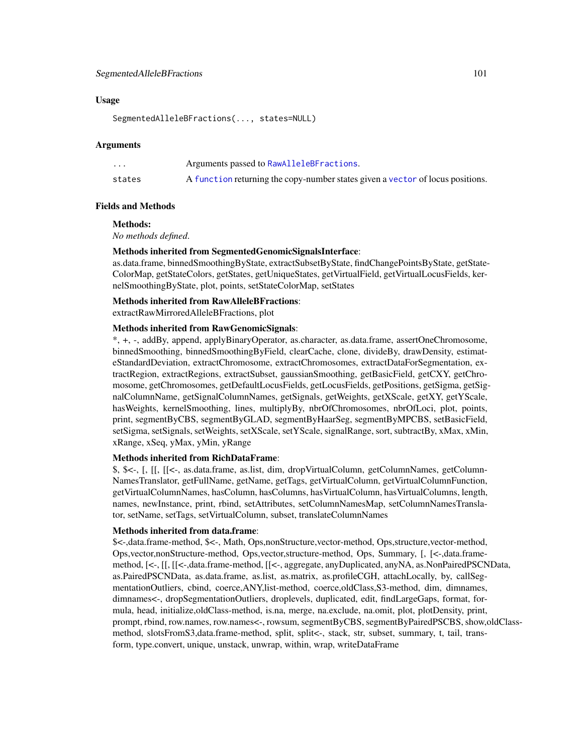## Usage

```
SegmentedAlleleBFractions(..., states=NULL)
```

## Arguments

| | |
|---|---|
| ... | Arguments passed to RawAlleleBFractions. |
| states | A function returning the copy-number states given a vector of locus positions. |

## Fields and Methods

**Methods:**

*No methods defined*.

**Methods inherited from SegmentedGenomicSignalsInterface**:

as.data.frame, binnedSmoothingByState, extractSubsetByState, findChangePointsByState, getStateColorMap, getStateColors, getStates, getUniqueStates, getVirtualField, getVirtualLocusFields, kernelSmoothingByState, plot, points, setStateColorMap, setStates

**Methods inherited from RawAlleleBFractions**:

extractRawMirroredAlleleBFractions, plot

**Methods inherited from RawGenomicSignals**:

*, +, -, addBy, append, applyBinaryOperator, as.character, as.data.frame, assertOneChromosome, binnedSmoothing, binnedSmoothingByField, clearCache, clone, divideBy, drawDensity, estimateStandardDeviation, extractChromosome, extractChromosomes, extractDataForSegmentation, extractRegion, extractRegions, extractSubset, gaussianSmoothing, getBasicField, getCXY, getChromosome, getChromosomes, getDefaultLocusFields, getLocusFields, getPositions, getSigma, getSignalColumnName, getSignalColumnNames, getSignals, getWeights, getXScale, getXY, getYScale, hasWeights, kernelSmoothing, lines, multiplyBy, nbrOfChromosomes, nbrOfLoci, plot, points, print, segmentByCBS, segmentByGLAD, segmentByHaarSeg, segmentByMPCBS, setBasicField, setSigma, setSignals, setWeights, setXScale, setYScale, signalRange, sort, subtractBy, xMax, xMin, xRange, xSeq, yMax, yMin, yRange

**Methods inherited from RichDataFrame**:

$, $<-, [, [[, [[<-, as.data.frame, as.list, dim, dropVirtualColumn, getColumnNames, getColumnNamesTranslator, getFullName, getName, getTags, getVirtualColumn, getVirtualColumnFunction, getVirtualColumnNames, hasColumn, hasColumns, hasVirtualColumn, hasVirtualColumns, length, names, newInstance, print, rbind, setAttributes, setColumnNamesMap, setColumnNamesTranslator, setName, setTags, setVirtualColumn, subset, translateColumnNames

**Methods inherited from data.frame**:

$<-,data.frame-method, $<-, Math, Ops,nonStructure,vector-method, Ops,structure,vector-method, Ops,vector,nonStructure-method, Ops,vector,structure-method, Ops, Summary, [, [<-,data.frame-method, [<-, [[, [[<-,data.frame-method, [[<-, aggregate, anyDuplicated, anyNA, as.NonPairedPSCNData, as.PairedPSCNData, as.data.frame, as.list, as.matrix, as.profileCGH, attachLocally, by, callSegmentationOutliers, cbind, coerce,ANY,list-method, coerce,oldClass,S3-method, dim, dimnames, dimnames<-, dropSegmentationOutliers, droplevels, duplicated, edit, findLargeGaps, format, formula, head, initialize,oldClass-method, is.na, merge, na.exclude, na.omit, plot, plotDensity, print, prompt, rbind, row.names, row.names<-, rowsum, segmentByCBS, segmentByPairedPSCBS, show,oldClass-method, slotsFromS3,data.frame-method, split, split<-, stack, str, subset, summary, t, tail, transform, type.convert, unique, unstack, unwrap, within, wrap, writeDataFrame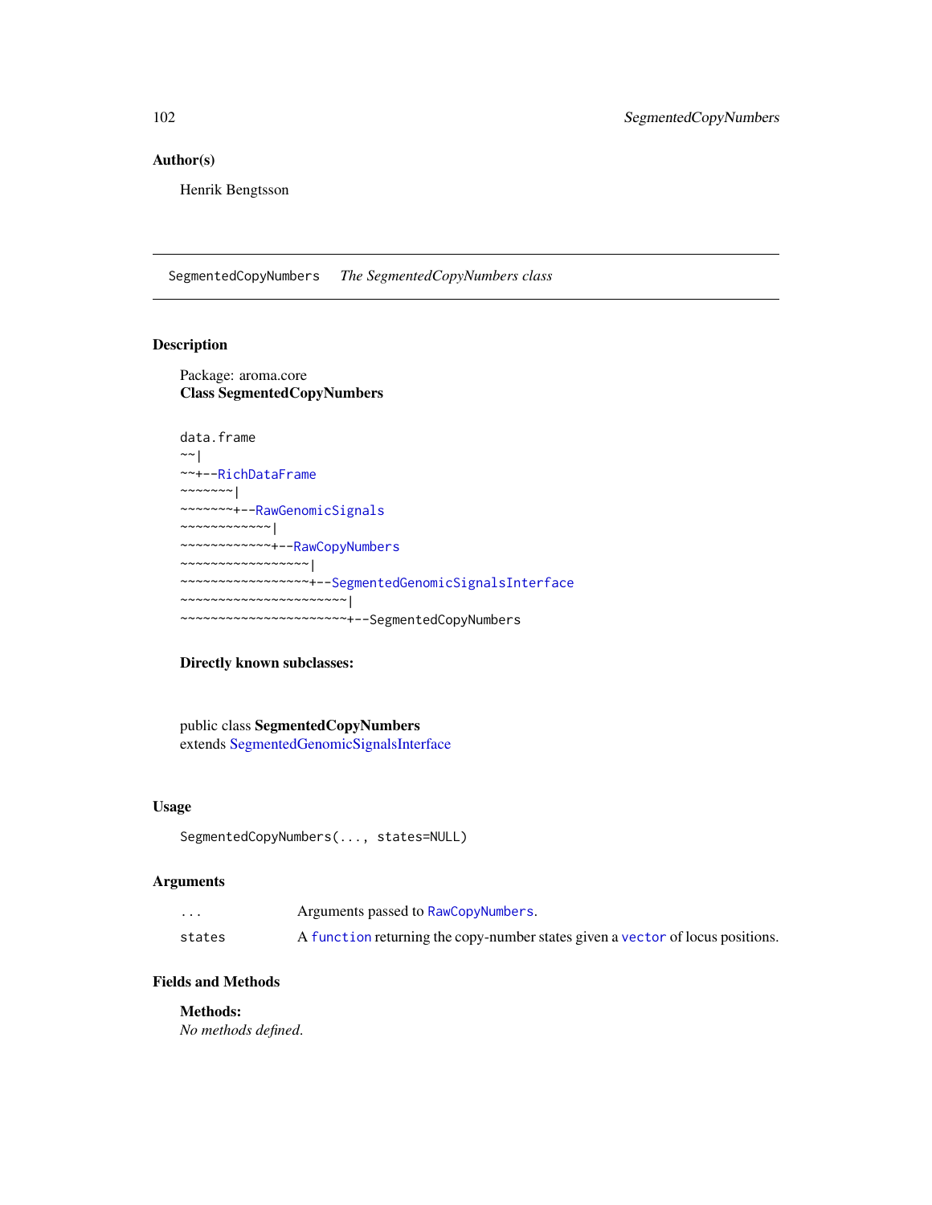## Author(s)

Henrik Bengtsson

---

SegmentedCopyNumbers *The SegmentedCopyNumbers class*

---

## Description

Package: aroma.core
**Class SegmentedCopyNumbers**

```
data.frame
~~|
~~+--RichDataFrame
~~~~~~~|
~~~~~~~+--RawGenomicSignals
~~~~~~~~~~~~|
~~~~~~~~~~~~+--RawCopyNumbers
~~~~~~~~~~~~~~~~~|
~~~~~~~~~~~~~~~~~+--SegmentedGenomicSignalsInterface
~~~~~~~~~~~~~~~~~~~~~~|
~~~~~~~~~~~~~~~~~~~~~~+--SegmentedCopyNumbers
```

**Directly known subclasses:**

public class **SegmentedCopyNumbers**
extends SegmentedGenomicSignalsInterface

## Usage

```
SegmentedCopyNumbers(..., states=NULL)
```

## Arguments

| | |
|---|---|
| `...` | Arguments passed to `RawCopyNumbers`. |
| `states` | A `function` returning the copy-number states given a `vector` of locus positions. |

## Fields and Methods

**Methods:**
*No methods defined.*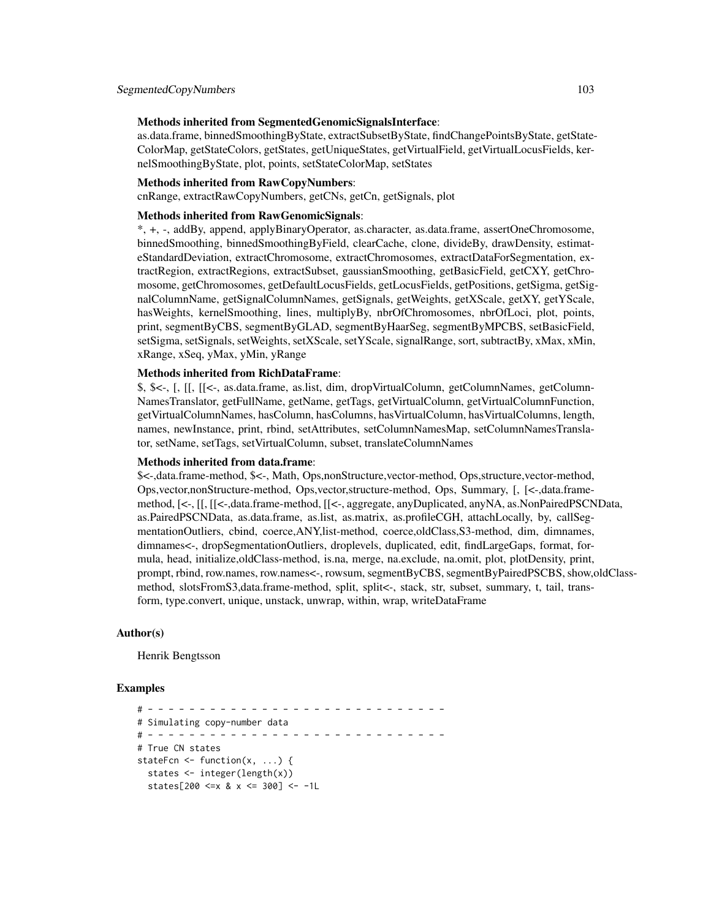**Methods inherited from SegmentedGenomicSignalsInterface**:
as.data.frame, binnedSmoothingByState, extractSubsetByState, findChangePointsByState, getStateColorMap, getStateColors, getStates, getUniqueStates, getVirtualField, getVirtualLocusFields, kernelSmoothingByState, plot, points, setStateColorMap, setStates

**Methods inherited from RawCopyNumbers**:
cnRange, extractRawCopyNumbers, getCNs, getCn, getSignals, plot

**Methods inherited from RawGenomicSignals**:
*, +, -, addBy, append, applyBinaryOperator, as.character, as.data.frame, assertOneChromosome, binnedSmoothing, binnedSmoothingByField, clearCache, clone, divideBy, drawDensity, estimateStandardDeviation, extractChromosome, extractChromosomes, extractDataForSegmentation, extractRegion, extractRegions, extractSubset, gaussianSmoothing, getBasicField, getCXY, getChromosome, getChromosomes, getDefaultLocusFields, getLocusFields, getPositions, getSigma, getSignalColumnName, getSignalColumnNames, getSignals, getWeights, getXScale, getXY, getYScale, hasWeights, kernelSmoothing, lines, multiplyBy, nbrOfChromosomes, nbrOfLoci, plot, points, print, segmentByCBS, segmentByGLAD, segmentByHaarSeg, segmentByMPCBS, setBasicField, setSigma, setSignals, setWeights, setXScale, setYScale, signalRange, sort, subtractBy, xMax, xMin, xRange, xSeq, yMax, yMin, yRange

**Methods inherited from RichDataFrame**:
$, $<-, [, [[, [[<-, as.data.frame, as.list, dim, dropVirtualColumn, getColumnNames, getColumnNamesTranslator, getFullName, getName, getTags, getVirtualColumn, getVirtualColumnFunction, getVirtualColumnNames, hasColumn, hasColumns, hasVirtualColumn, hasVirtualColumns, length, names, newInstance, print, rbind, setAttributes, setColumnNamesMap, setColumnNamesTranslator, setName, setTags, setVirtualColumn, subset, translateColumnNames

**Methods inherited from data.frame**:
$<-,data.frame-method, $<-, Math, Ops,nonStructure,vector-method, Ops,structure,vector-method, Ops,vector,nonStructure-method, Ops,vector,structure-method, Ops, Summary, [, [<-,data.frame-method, [<-, [[, [[<-,data.frame-method, [[<-, aggregate, anyDuplicated, anyNA, as.NonPairedPSCNData, as.PairedPSCNData, as.data.frame, as.list, as.matrix, as.profileCGH, attachLocally, by, callSegmentationOutliers, cbind, coerce,ANY,list-method, coerce,oldClass,S3-method, dim, dimnames, dimnames<-, dropSegmentationOutliers, droplevels, duplicated, edit, findLargeGaps, format, formula, head, initialize,oldClass-method, is.na, merge, na.exclude, na.omit, plot, plotDensity, print, prompt, rbind, row.names, row.names<-, rowsum, segmentByCBS, segmentByPairedPSCBS, show,oldClass-method, slotsFromS3,data.frame-method, split, split<-, stack, str, subset, summary, t, tail, transform, type.convert, unique, unstack, unwrap, within, wrap, writeDataFrame

## Author(s)

Henrik Bengtsson

## Examples

```
# - - - - - - - - - - - - - - - - - - - - - - - - - - - - - -
# Simulating copy-number data
# - - - - - - - - - - - - - - - - - - - - - - - - - - - - - -
# True CN states
stateFcn <- function(x, ...) {
  states <- integer(length(x))
  states[200 <=x & x <= 300] <- -1L
```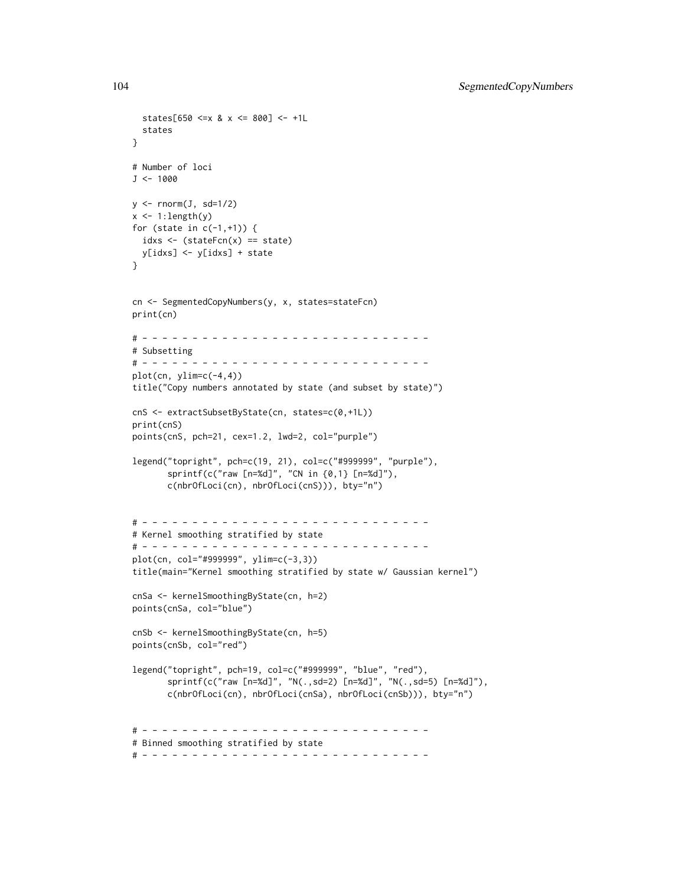```
  states[650 <=x & x <= 800] <- +1L
  states
}

# Number of loci
J <- 1000

y <- rnorm(J, sd=1/2)
x <- 1:length(y)
for (state in c(-1,+1)) {
  idxs <- (stateFcn(x) == state)
  y[idxs] <- y[idxs] + state
}


cn <- SegmentedCopyNumbers(y, x, states=stateFcn)
print(cn)

# - - - - - - - - - - - - - - - - - - - - - - - - - - - - - -
# Subsetting
# - - - - - - - - - - - - - - - - - - - - - - - - - - - - - -
plot(cn, ylim=c(-4,4))
title("Copy numbers annotated by state (and subset by state)")

cnS <- extractSubsetByState(cn, states=c(0,+1L))
print(cnS)
points(cnS, pch=21, cex=1.2, lwd=2, col="purple")

legend("topright", pch=c(19, 21), col=c("#999999", "purple"),
       sprintf(c("raw [n=%d]", "CN in {0,1} [n=%d]"),
       c(nbrOfLoci(cn), nbrOfLoci(cnS))), bty="n")


# - - - - - - - - - - - - - - - - - - - - - - - - - - - - - -
# Kernel smoothing stratified by state
# - - - - - - - - - - - - - - - - - - - - - - - - - - - - - -
plot(cn, col="#999999", ylim=c(-3,3))
title(main="Kernel smoothing stratified by state w/ Gaussian kernel")

cnSa <- kernelSmoothingByState(cn, h=2)
points(cnSa, col="blue")

cnSb <- kernelSmoothingByState(cn, h=5)
points(cnSb, col="red")

legend("topright", pch=19, col=c("#999999", "blue", "red"),
       sprintf(c("raw [n=%d]", "N(.,sd=2) [n=%d]", "N(.,sd=5) [n=%d]"),
       c(nbrOfLoci(cn), nbrOfLoci(cnSa), nbrOfLoci(cnSb))), bty="n")


# - - - - - - - - - - - - - - - - - - - - - - - - - - - - - -
# Binned smoothing stratified by state
# - - - - - - - - - - - - - - - - - - - - - - - - - - - - - -
```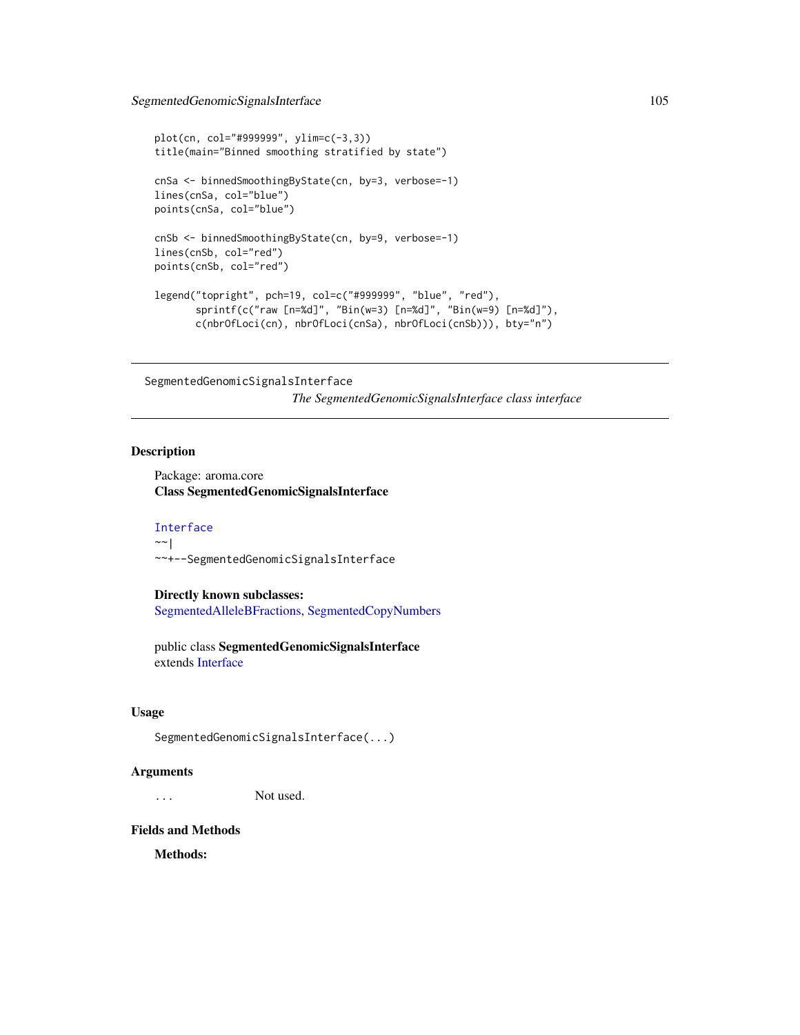```
plot(cn, col="#999999", ylim=c(-3,3))
title(main="Binned smoothing stratified by state")

cnSa <- binnedSmoothingByState(cn, by=3, verbose=-1)
lines(cnSa, col="blue")
points(cnSa, col="blue")

cnSb <- binnedSmoothingByState(cn, by=9, verbose=-1)
lines(cnSb, col="red")
points(cnSb, col="red")

legend("topright", pch=19, col=c("#999999", "blue", "red"),
       sprintf(c("raw [n=%d]", "Bin(w=3) [n=%d]", "Bin(w=9) [n=%d]"),
       c(nbrOfLoci(cn), nbrOfLoci(cnSa), nbrOfLoci(cnSb))), bty="n")
```

---

SegmentedGenomicSignalsInterface

*The SegmentedGenomicSignalsInterface class interface*

---

## Description

Package: aroma.core
**Class SegmentedGenomicSignalsInterface**

```
Interface
~~|
~~+--SegmentedGenomicSignalsInterface
```

**Directly known subclasses:**
SegmentedAlleleBFractions, SegmentedCopyNumbers

public class **SegmentedGenomicSignalsInterface**
extends Interface

## Usage

```
SegmentedGenomicSignalsInterface(...)
```

## Arguments

| | |
|---|---|
| ... | Not used. |

## Fields and Methods

**Methods:**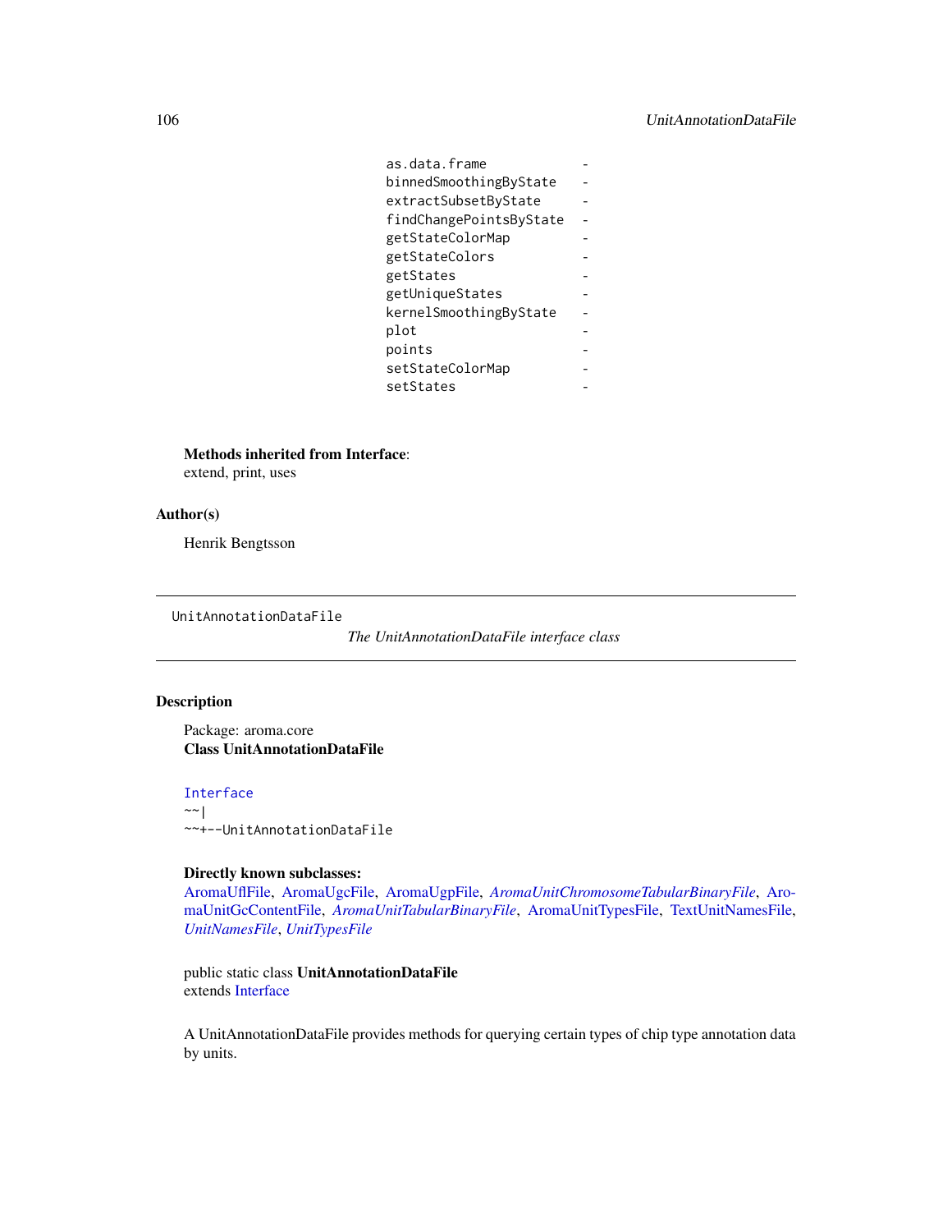```
as.data.frame           -
binnedSmoothingByState  -
extractSubsetByState    -
findChangePointsByState -
getStateColorMap        -
getStateColors          -
getStates               -
getUniqueStates         -
kernelSmoothingByState  -
plot                    -
points                  -
setStateColorMap        -
setStates               -
```

**Methods inherited from Interface**:
extend, print, uses

## Author(s)

Henrik Bengtsson

---

UnitAnnotationDataFile — *The UnitAnnotationDataFile interface class*

---

## Description

Package: aroma.core
**Class UnitAnnotationDataFile**

```
Interface
~~|
~~+--UnitAnnotationDataFile
```

**Directly known subclasses:**
AromaUflFile, AromaUgcFile, AromaUgpFile, *AromaUnitChromosomeTabularBinaryFile*, AromaUnitGcContentFile, *AromaUnitTabularBinaryFile*, AromaUnitTypesFile, TextUnitNamesFile, *UnitNamesFile*, *UnitTypesFile*

public static class **UnitAnnotationDataFile**
extends Interface

A UnitAnnotationDataFile provides methods for querying certain types of chip type annotation data by units.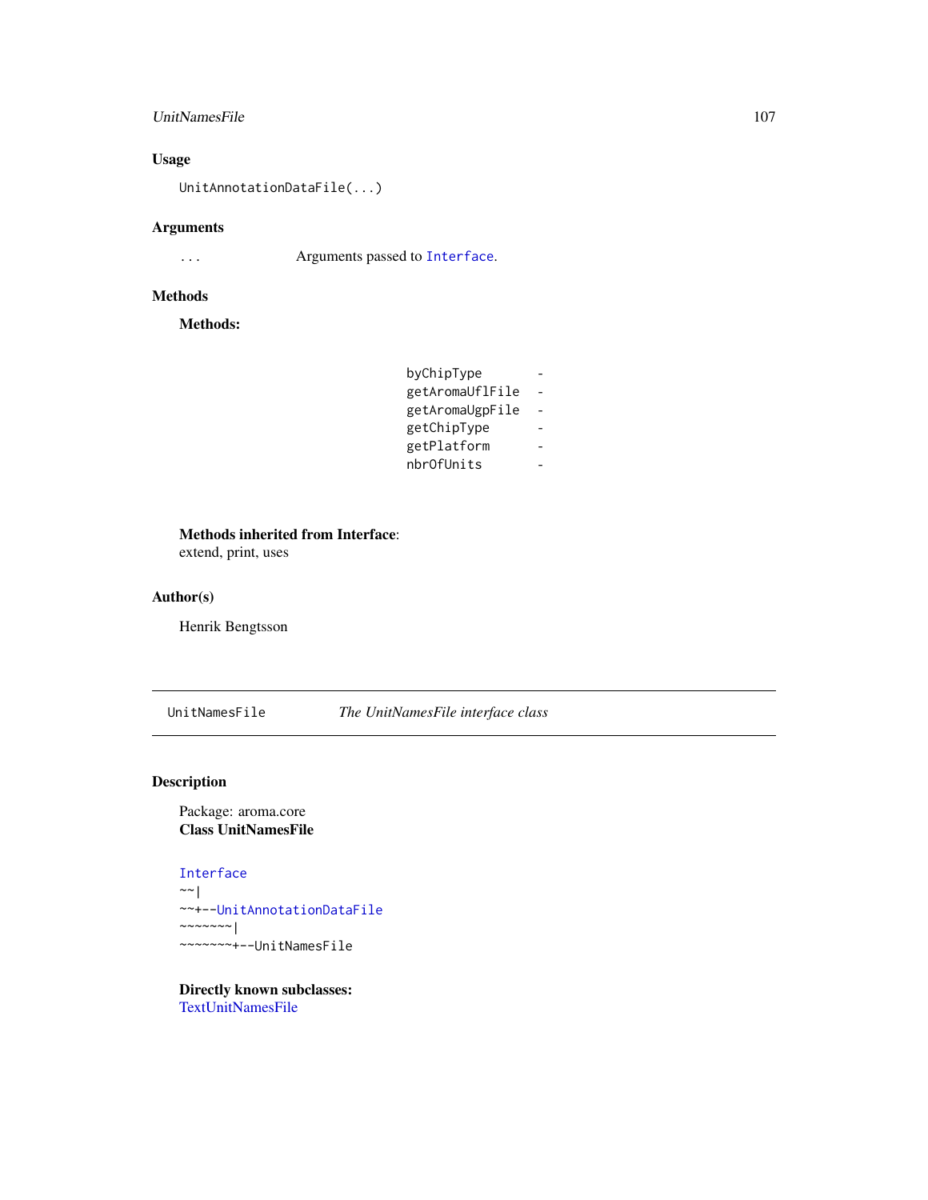## Usage

```
UnitAnnotationDataFile(...)
```

## Arguments

| | |
|---|---|
| ... | Arguments passed to `Interface`. |

## Methods

**Methods:**

| | |
|---|---|
| byChipType | - |
| getAromaUflFile | - |
| getAromaUgpFile | - |
| getChipType | - |
| getPlatform | - |
| nbrOfUnits | - |

**Methods inherited from Interface**:
extend, print, uses

## Author(s)

Henrik Bengtsson

---

# UnitNamesFile — *The UnitNamesFile interface class*

---

## Description

Package: aroma.core
**Class UnitNamesFile**

```
Interface
~~|
~~+--UnitAnnotationDataFile
~~~~~~~|
~~~~~~~+--UnitNamesFile
```

**Directly known subclasses:**
TextUnitNamesFile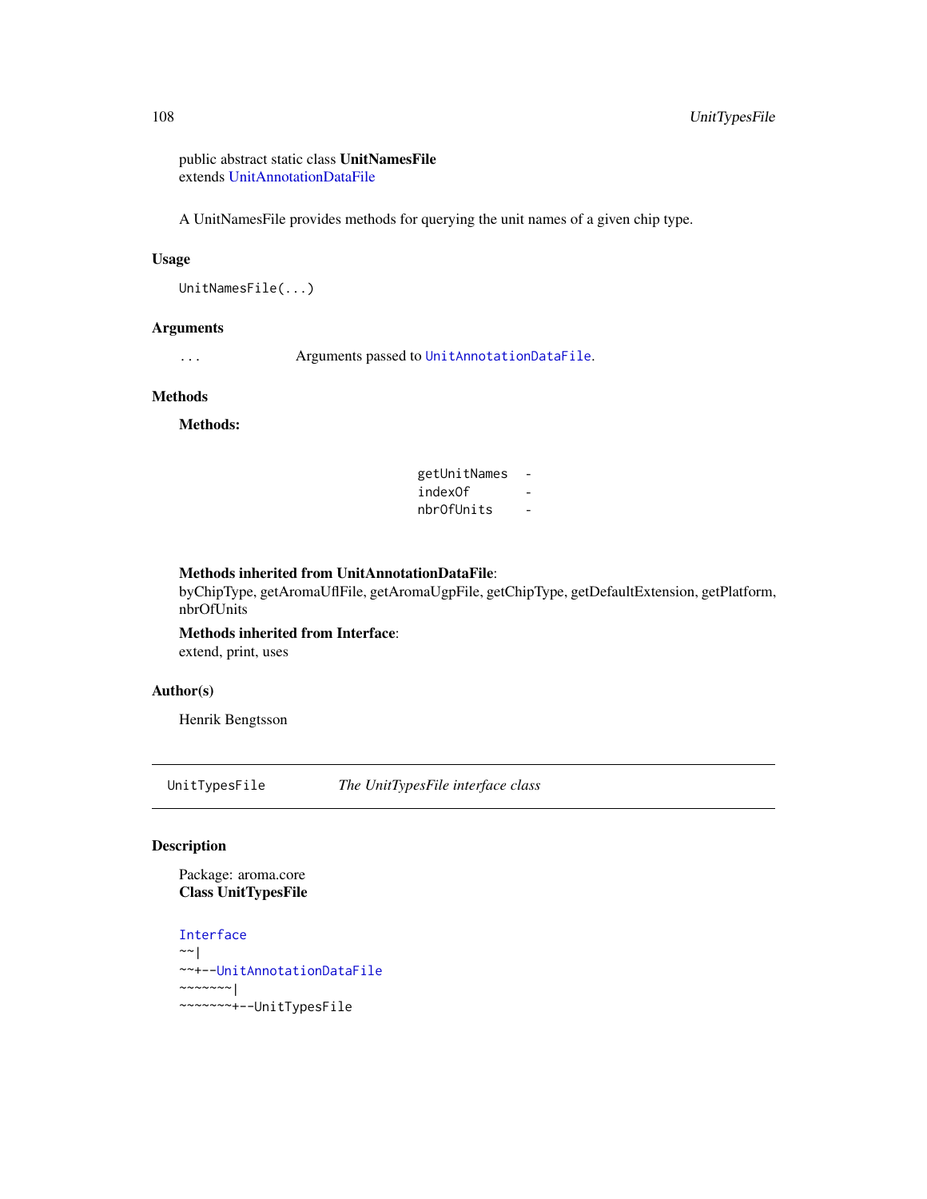public abstract static class **UnitNamesFile**
extends UnitAnnotationDataFile

A UnitNamesFile provides methods for querying the unit names of a given chip type.

## Usage

```
UnitNamesFile(...)
```

## Arguments

| | |
|---|---|
| ... | Arguments passed to `UnitAnnotationDataFile`. |

## Methods

**Methods:**

```
getUnitNames  -
indexOf       -
nbrOfUnits    -
```

**Methods inherited from UnitAnnotationDataFile**:
byChipType, getAromaUflFile, getAromaUgpFile, getChipType, getDefaultExtension, getPlatform, nbrOfUnits

**Methods inherited from Interface**:
extend, print, uses

## Author(s)

Henrik Bengtsson

---

# UnitTypesFile — *The UnitTypesFile interface class*

## Description

Package: aroma.core
**Class UnitTypesFile**

```
Interface
~~|
~~+--UnitAnnotationDataFile
~~~~~~~|
~~~~~~~+--UnitTypesFile
```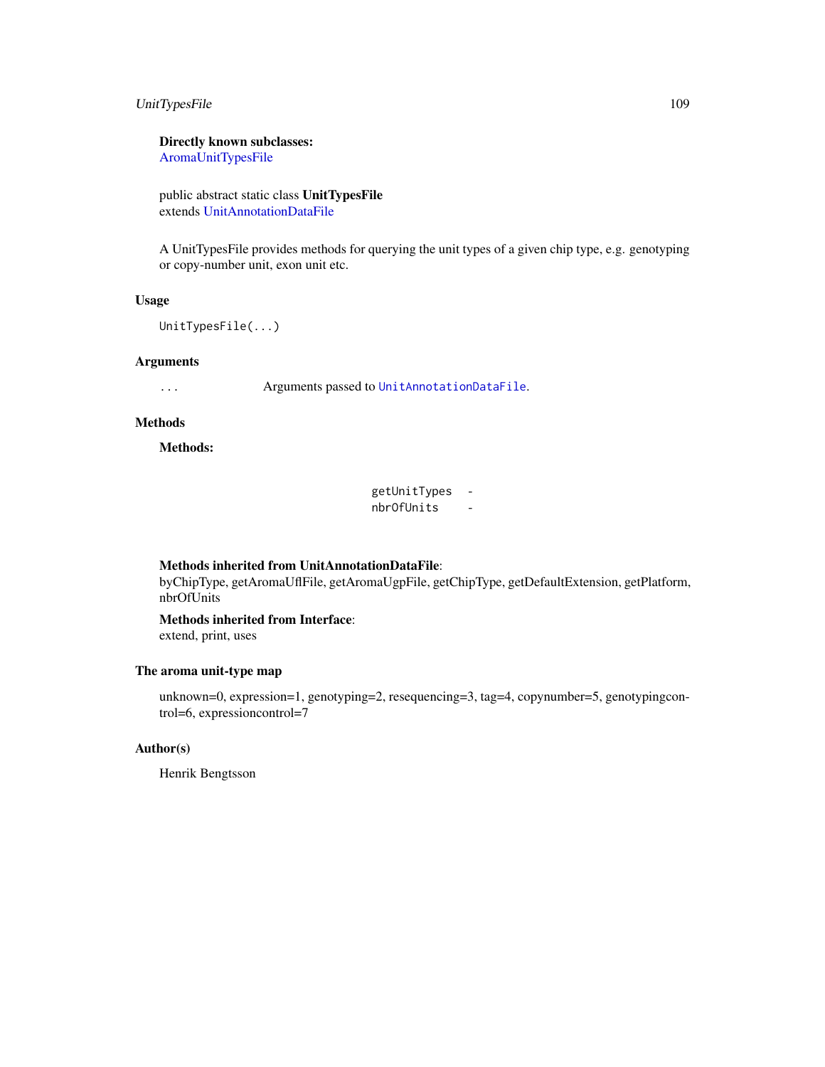**Directly known subclasses:**
AromaUnitTypesFile

public abstract static class **UnitTypesFile**
extends UnitAnnotationDataFile

A UnitTypesFile provides methods for querying the unit types of a given chip type, e.g. genotyping or copy-number unit, exon unit etc.

## Usage

```
UnitTypesFile(...)
```

## Arguments

| | |
|---|---|
| `...` | Arguments passed to `UnitAnnotationDataFile`. |

## Methods

**Methods:**

| | |
|---|---|
| `getUnitTypes` | - |
| `nbrOfUnits` | - |

**Methods inherited from UnitAnnotationDataFile**:
byChipType, getAromaUflFile, getAromaUgpFile, getChipType, getDefaultExtension, getPlatform, nbrOfUnits

**Methods inherited from Interface**:
extend, print, uses

## The aroma unit-type map

unknown=0, expression=1, genotyping=2, resequencing=3, tag=4, copynumber=5, genotypingcontrol=6, expressioncontrol=7

## Author(s)

Henrik Bengtsson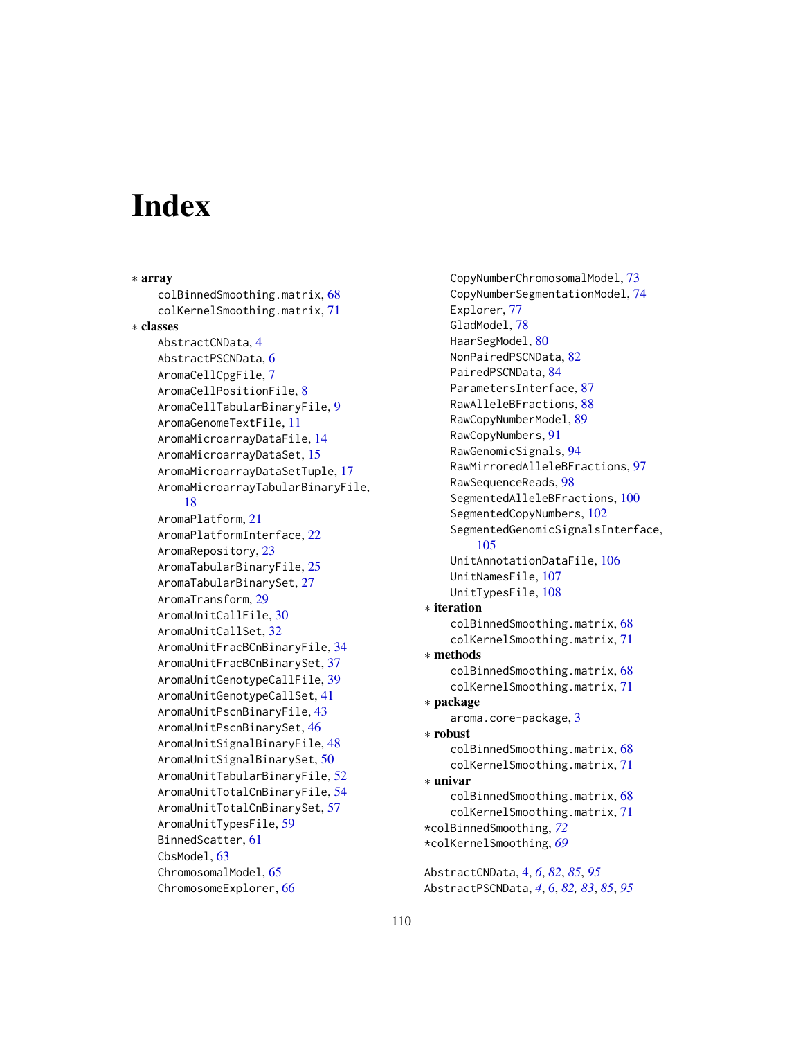# Index

∗ **array**
colBinnedSmoothing.matrix, 68
colKernelSmoothing.matrix, 71

∗ **classes**
AbstractCNData, 4
AbstractPSCNData, 6
AromaCellCpgFile, 7
AromaCellPositionFile, 8
AromaCellTabularBinaryFile, 9
AromaGenomeTextFile, 11
AromaMicroarrayDataFile, 14
AromaMicroarrayDataSet, 15
AromaMicroarrayDataSetTuple, 17
AromaMicroarrayTabularBinaryFile, 18
AromaPlatform, 21
AromaPlatformInterface, 22
AromaRepository, 23
AromaTabularBinaryFile, 25
AromaTabularBinarySet, 27
AromaTransform, 29
AromaUnitCallFile, 30
AromaUnitCallSet, 32
AromaUnitFracBCnBinaryFile, 34
AromaUnitFracBCnBinarySet, 37
AromaUnitGenotypeCallFile, 39
AromaUnitGenotypeCallSet, 41
AromaUnitPscnBinaryFile, 43
AromaUnitPscnBinarySet, 46
AromaUnitSignalBinaryFile, 48
AromaUnitSignalBinarySet, 50
AromaUnitTabularBinaryFile, 52
AromaUnitTotalCnBinaryFile, 54
AromaUnitTotalCnBinarySet, 57
AromaUnitTypesFile, 59
BinnedScatter, 61
CbsModel, 63
ChromosomalModel, 65
ChromosomeExplorer, 66
CopyNumberChromosomalModel, 73
CopyNumberSegmentationModel, 74
Explorer, 77
GladModel, 78
HaarSegModel, 80
NonPairedPSCNData, 82
PairedPSCNData, 84
ParametersInterface, 87
RawAlleleBFractions, 88
RawCopyNumberModel, 89
RawCopyNumbers, 91
RawGenomicSignals, 94
RawMirroredAlleleBFractions, 97
RawSequenceReads, 98
SegmentedAlleleBFractions, 100
SegmentedCopyNumbers, 102
SegmentedGenomicSignalsInterface, 105
UnitAnnotationDataFile, 106
UnitNamesFile, 107
UnitTypesFile, 108

∗ **iteration**
colBinnedSmoothing.matrix, 68
colKernelSmoothing.matrix, 71

∗ **methods**
colBinnedSmoothing.matrix, 68
colKernelSmoothing.matrix, 71

∗ **package**
aroma.core-package, 3

∗ **robust**
colBinnedSmoothing.matrix, 68
colKernelSmoothing.matrix, 71

∗ **univar**
colBinnedSmoothing.matrix, 68
colKernelSmoothing.matrix, 71

*colBinnedSmoothing, *72*
*colKernelSmoothing, *69*

AbstractCNData, 4, *6*, *82*, *85*, *95*
AbstractPSCNData, *4*, 6, *82*, *83*, *85*, *95*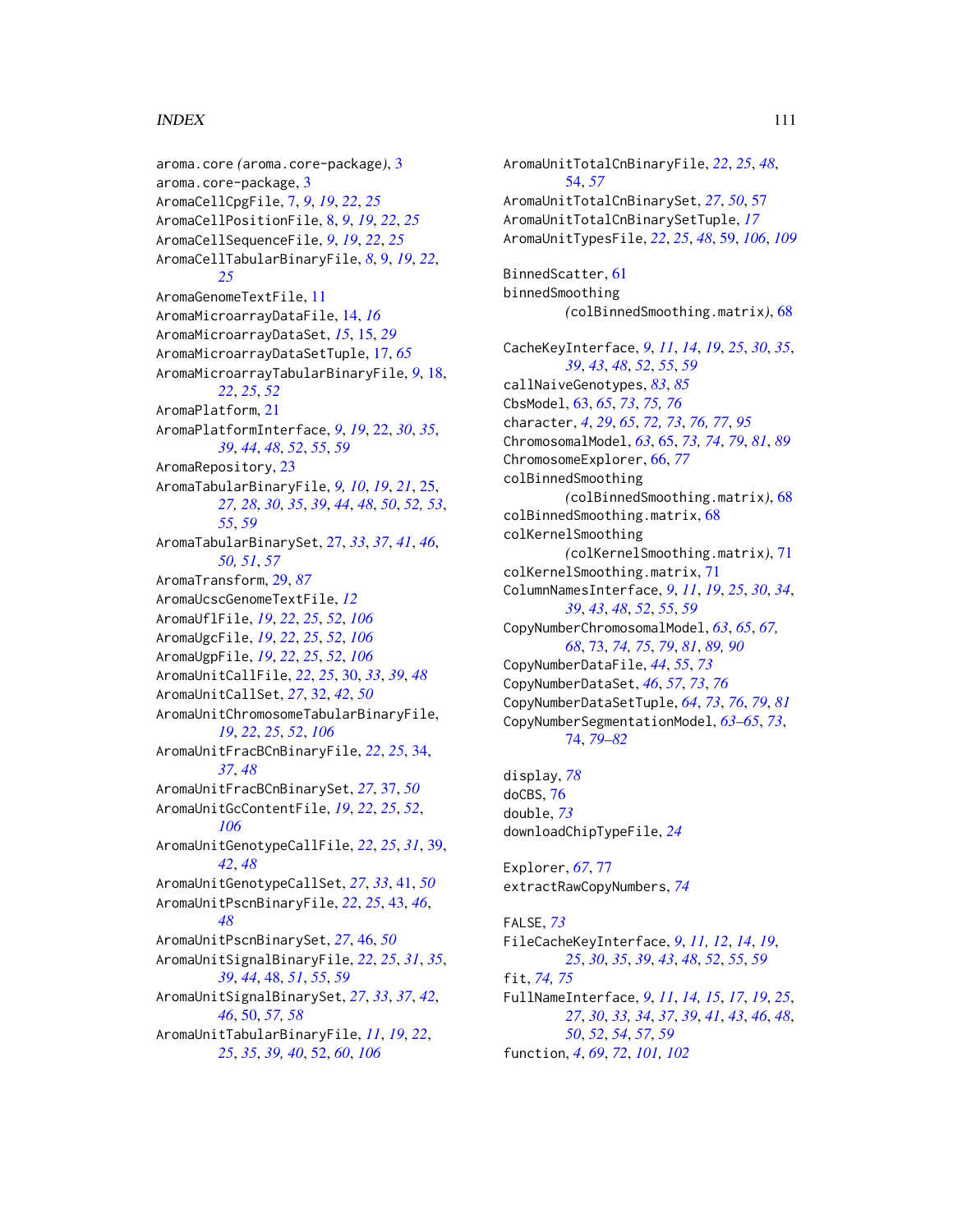aroma.core (aroma.core-package), 3
aroma.core-package, 3
AromaCellCpgFile, 7, *9*, *19*, *22*, *25*
AromaCellPositionFile, 8, *9*, *19*, *22*, *25*
AromaCellSequenceFile, *9*, *19*, *22*, *25*
AromaCellTabularBinaryFile, *8*, 9, *19*, *22*, *25*
AromaGenomeTextFile, 11
AromaMicroarrayDataFile, 14, *16*
AromaMicroarrayDataSet, *15*, 15, *29*
AromaMicroarrayDataSetTuple, 17, *65*
AromaMicroarrayTabularBinaryFile, *9*, 18, *22*, *25*, *52*
AromaPlatform, 21
AromaPlatformInterface, *9*, *19*, 22, *30*, *35*, *39*, *44*, *48*, *52*, *55*, *59*
AromaRepository, 23
AromaTabularBinaryFile, *9, 10*, *19*, *21*, 25, *27, 28*, *30*, *35*, *39*, *44*, *48*, *50*, *52, 53*, *55*, *59*
AromaTabularBinarySet, 27, *33*, *37*, *41*, *46*, *50, 51*, *57*
AromaTransform, 29, *87*
AromaUcscGenomeTextFile, *12*
AromaUflFile, *19*, *22*, *25*, *52*, *106*
AromaUgcFile, *19*, *22*, *25*, *52*, *106*
AromaUgpFile, *19*, *22*, *25*, *52*, *106*
AromaUnitCallFile, *22*, *25*, 30, *33*, *39*, *48*
AromaUnitCallSet, *27*, 32, *42*, *50*
AromaUnitChromosomeTabularBinaryFile, *19*, *22*, *25*, *52*, *106*
AromaUnitFracBCnBinaryFile, *22*, *25*, 34, *37*, *48*
AromaUnitFracBCnBinarySet, *27*, 37, *50*
AromaUnitGcContentFile, *19*, *22*, *25*, *52*, *106*
AromaUnitGenotypeCallFile, *22*, *25*, *31*, 39, *42*, *48*
AromaUnitGenotypeCallSet, *27*, *33*, 41, *50*
AromaUnitPscnBinaryFile, *22*, *25*, 43, *46*, *48*
AromaUnitPscnBinarySet, *27*, 46, *50*
AromaUnitSignalBinaryFile, *22*, *25*, *31*, *35*, *39*, *44*, 48, *51*, *55*, *59*
AromaUnitSignalBinarySet, *27*, *33*, *37*, *42*, *46*, 50, *57, 58*
AromaUnitTabularBinaryFile, *11*, *19*, *22*, *25*, *35*, *39, 40*, 52, *60*, *106*
AromaUnitTotalCnBinaryFile, *22*, *25*, *48*, 54, *57*
AromaUnitTotalCnBinarySet, *27*, *50*, 57
AromaUnitTotalCnBinarySetTuple, *17*
AromaUnitTypesFile, *22*, *25*, *48*, 59, *106*, *109*

BinnedScatter, 61
binnedSmoothing (colBinnedSmoothing.matrix), 68

CacheKeyInterface, *9*, *11*, *14*, *19*, *25*, *30*, *35*, *39*, *43*, *48*, *52*, *55*, *59*
callNaiveGenotypes, *83*, *85*
CbsModel, 63, *65*, *73*, *75, 76*
character, *4*, *29*, *65*, *72, 73*, *76, 77*, *95*
ChromosomalModel, *63*, 65, *73, 74*, *79*, *81*, *89*
ChromosomeExplorer, 66, *77*
colBinnedSmoothing (colBinnedSmoothing.matrix), 68
colBinnedSmoothing.matrix, 68
colKernelSmoothing (colKernelSmoothing.matrix), 71
colKernelSmoothing.matrix, 71
ColumnNamesInterface, *9*, *11*, *19*, *25*, *30*, *34*, *39*, *43*, *48*, *52*, *55*, *59*
CopyNumberChromosomalModel, *63*, *65*, *67*, *68*, 73, *74, 75*, *79*, *81*, *89, 90*
CopyNumberDataFile, *44*, *55*, *73*
CopyNumberDataSet, *46*, *57*, *73*, *76*
CopyNumberDataSetTuple, *64*, *73*, *76*, *79*, *81*
CopyNumberSegmentationModel, *63–65*, *73*, *74*, *79–82*

display, *78*
doCBS, 76
double, *73*
downloadChipTypeFile, *24*

Explorer, *67*, 77
extractRawCopyNumbers, *74*

FALSE, *73*
FileCacheKeyInterface, *9*, *11, 12*, *14*, *19*, *25*, *30*, *35*, *39*, *43*, *48*, *52*, *55*, *59*
fit, *74, 75*
FullNameInterface, *9*, *11*, *14, 15*, *17*, *19*, *25*, *27*, *30*, *33*, *34*, *37*, *39*, *41*, *43*, *46*, *48*, *50*, *52*, *54*, *57*, *59*
function, *4*, *69*, *72*, *101, 102*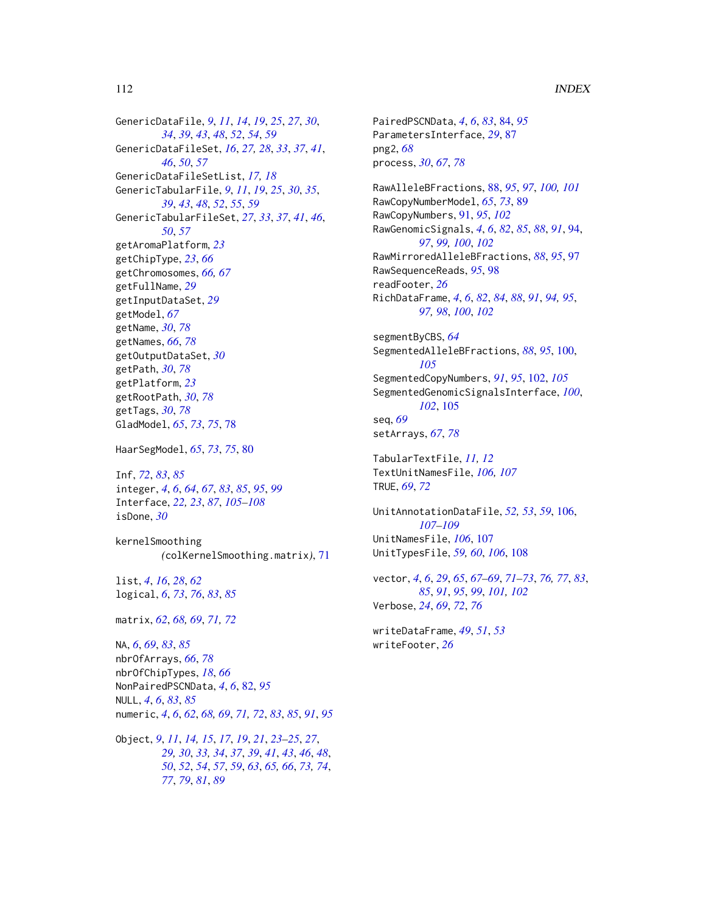GenericDataFile, *9*, *11*, *14*, *19*, *25*, *27*, *30*, *34*, *39*, *43*, *48*, *52*, *54*, *59*
GenericDataFileSet, *16*, *27, 28*, *33*, *37*, *41*, *46*, *50*, *57*
GenericDataFileSetList, *17, 18*
GenericTabularFile, *9*, *11*, *19*, *25*, *30*, *35*, *39*, *43*, *48*, *52*, *55*, *59*
GenericTabularFileSet, *27*, *33*, *37*, *41*, *46*, *50*, *57*
getAromaPlatform, *23*
getChipType, *23*, *66*
getChromosomes, *66, 67*
getFullName, *29*
getInputDataSet, *29*
getModel, *67*
getName, *30*, *78*
getNames, *66*, *78*
getOutputDataSet, *30*
getPath, *30*, *78*
getPlatform, *23*
getRootPath, *30*, *78*
getTags, *30*, *78*
GladModel, *65*, *73*, *75*, 78

HaarSegModel, *65*, *73*, *75*, 80

Inf, *72*, *83*, *85*
integer, *4*, *6*, *64*, *67*, *83*, *85*, *95*, *99*
Interface, *22, 23*, *87*, *105–108*
isDone, *30*

kernelSmoothing
    *(*colKernelSmoothing.matrix*)*, 71

list, *4*, *16*, *28*, *62*
logical, *6*, *73*, *76*, *83*, *85*

matrix, *62*, *68, 69*, *71, 72*

NA, *6*, *69*, *83*, *85*
nbrOfArrays, *66*, *78*
nbrOfChipTypes, *18*, *66*
NonPairedPSCNData, *4*, *6*, 82, *95*
NULL, *4*, *6*, *83*, *85*
numeric, *4*, *6*, *62*, *68, 69*, *71, 72*, *83*, *85*, *91*, *95*

Object, *9*, *11*, *14, 15*, *17*, *19*, *21*, *23–25*, *27*, *29, 30*, *33, 34*, *37*, *39*, *41*, *43*, *46*, *48*, *50*, *52*, *54*, *57*, *59*, *63*, *65, 66*, *73, 74*, *77*, *79*, *81*, *89*

PairedPSCNData, *4*, *6*, *83*, 84, *95*
ParametersInterface, *29*, 87
png2, *68*
process, *30*, *67*, *78*

RawAlleleBFractions, 88, *95*, *97*, *100, 101*
RawCopyNumberModel, *65*, *73*, 89
RawCopyNumbers, 91, *95*, *102*
RawGenomicSignals, *4*, *6*, *82*, *85*, *88*, *91*, 94, *97*, *99, 100*, *102*
RawMirroredAlleleBFractions, *88*, *95*, 97
RawSequenceReads, *95*, 98
readFooter, *26*
RichDataFrame, *4*, *6*, *82*, *84*, *88*, *91*, *94, 95*, *97, 98*, *100*, *102*

segmentByCBS, *64*
SegmentedAlleleBFractions, *88*, *95*, 100, *105*
SegmentedCopyNumbers, *91*, *95*, 102, *105*
SegmentedGenomicSignalsInterface, *100*, *102*, 105
seq, *69*
setArrays, *67*, *78*

TabularTextFile, *11, 12*
TextUnitNamesFile, *106, 107*
TRUE, *69*, *72*

UnitAnnotationDataFile, *52, 53*, *59*, 106, *107–109*
UnitNamesFile, *106*, 107
UnitTypesFile, *59, 60*, *106*, 108

vector, *4*, *6*, *29*, *65*, *67–69*, *71–73*, *76, 77*, *83*, *85*, *91*, *95*, *99*, *101, 102*
Verbose, *24*, *69*, *72*, *76*

writeDataFrame, *49*, *51*, *53*
writeFooter, *26*